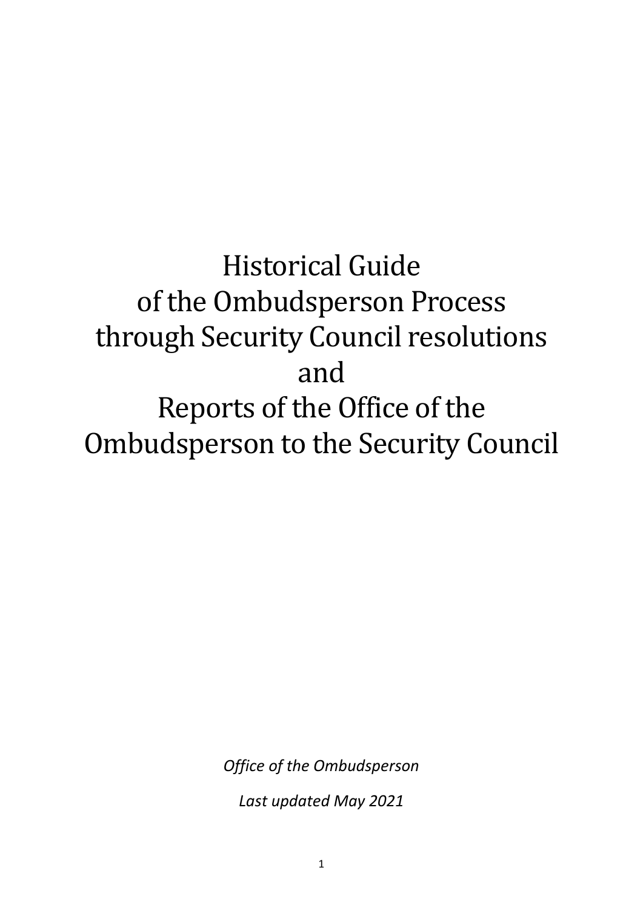# Historical Guide of the Ombudsperson Process through Security Council resolutions and Reports of the Office of the Ombudsperson to the Security Council

*Office of the Ombudsperson*

*Last updated May 2021*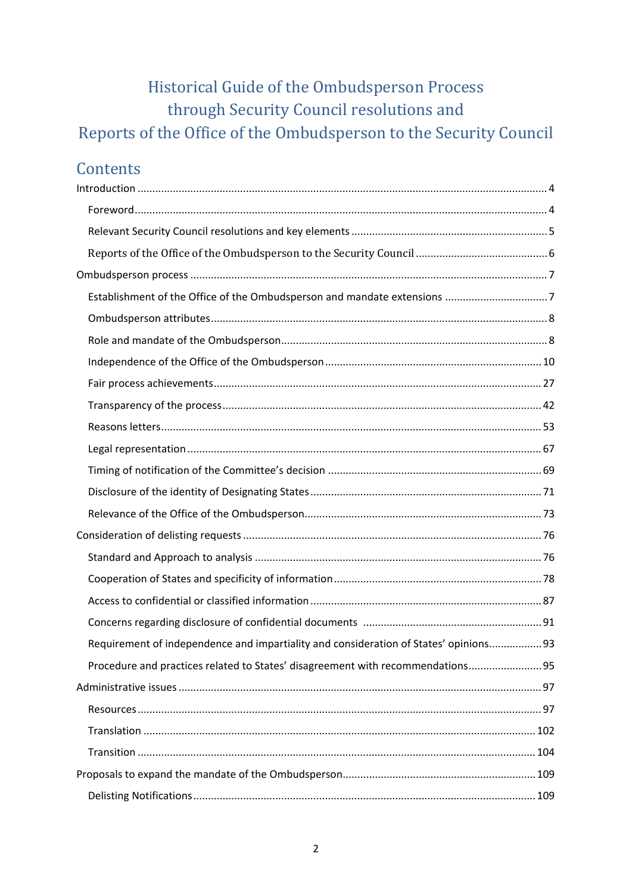# Historical Guide of the Ombudsperson Process through Security Council resolutions and Reports of the Office of the Ombudsperson to the Security Council

## Contents

Introduction .......... 4

- Foreword .......... 4
- Relevant Security Council resolutions and key elements .......... 5
- Reports of the Office of the Ombudsperson to the Security Council .......... 6

Ombudsperson process .......... 7

- Establishment of the Office of the Ombudsperson and mandate extensions .......... 7
- Ombudsperson attributes .......... 8
- Role and mandate of the Ombudsperson .......... 8
- Independence of the Office of the Ombudsperson .......... 10
- Fair process achievements .......... 27
- Transparency of the process .......... 42
- Reasons letters .......... 53
- Legal representation .......... 67
- Timing of notification of the Committee's decision .......... 69
- Disclosure of the identity of Designating States .......... 71
- Relevance of the Office of the Ombudsperson .......... 73

Consideration of delisting requests .......... 76

- Standard and Approach to analysis .......... 76
- Cooperation of States and specificity of information .......... 78
- Access to confidential or classified information .......... 87
- Concerns regarding disclosure of confidential documents .......... 91
- Requirement of independence and impartiality and consideration of States' opinions .......... 93
- Procedure and practices related to States' disagreement with recommendations .......... 95

Administrative issues .......... 97

- Resources .......... 97
- Translation .......... 102
- Transition .......... 104

Proposals to expand the mandate of the Ombudsperson .......... 109

- Delisting Notifications .......... 109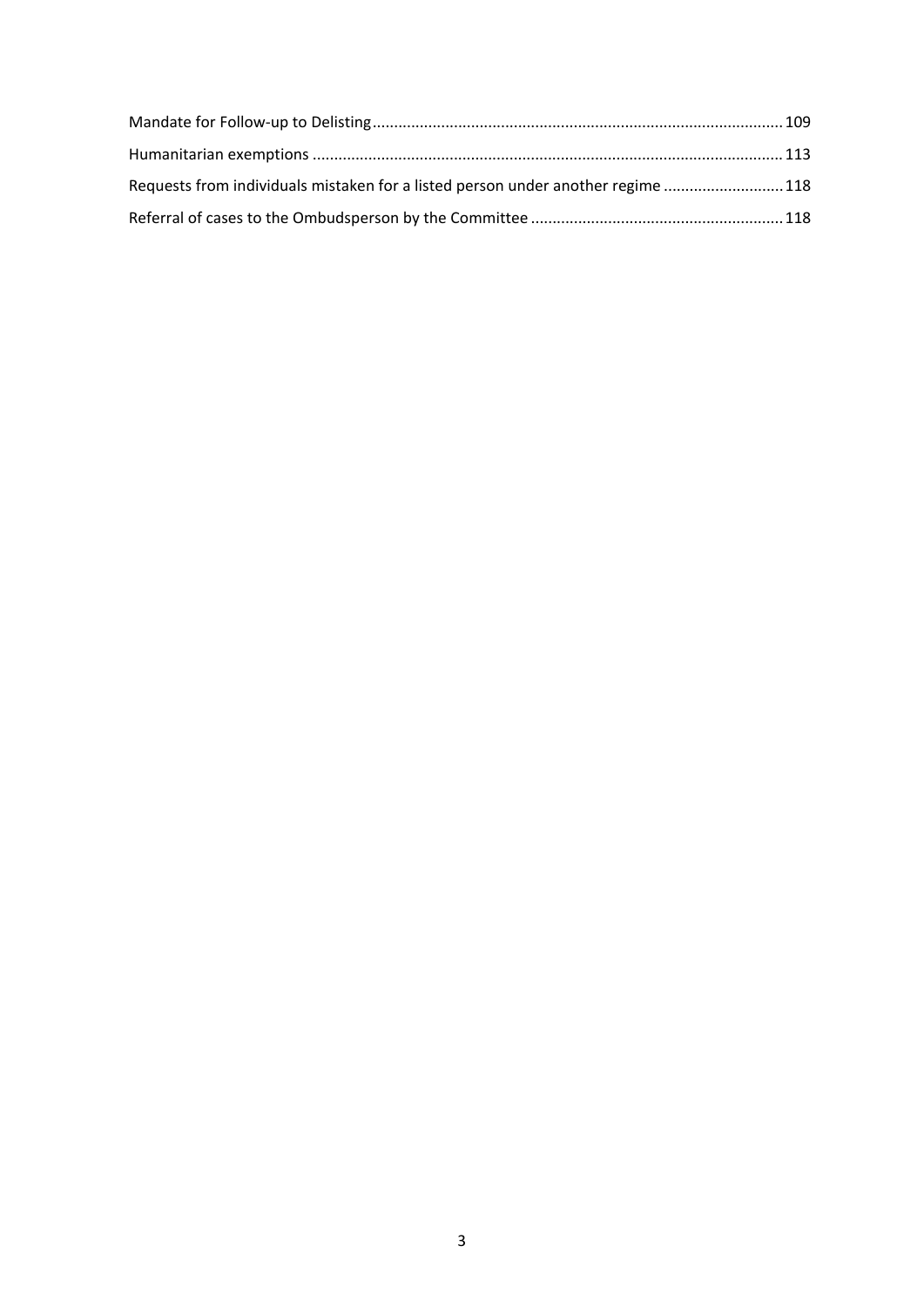Mandate for Follow-up to Delisting .......... 109

Humanitarian exemptions .......... 113

Requests from individuals mistaken for a listed person under another regime .......... 118

Referral of cases to the Ombudsperson by the Committee .......... 118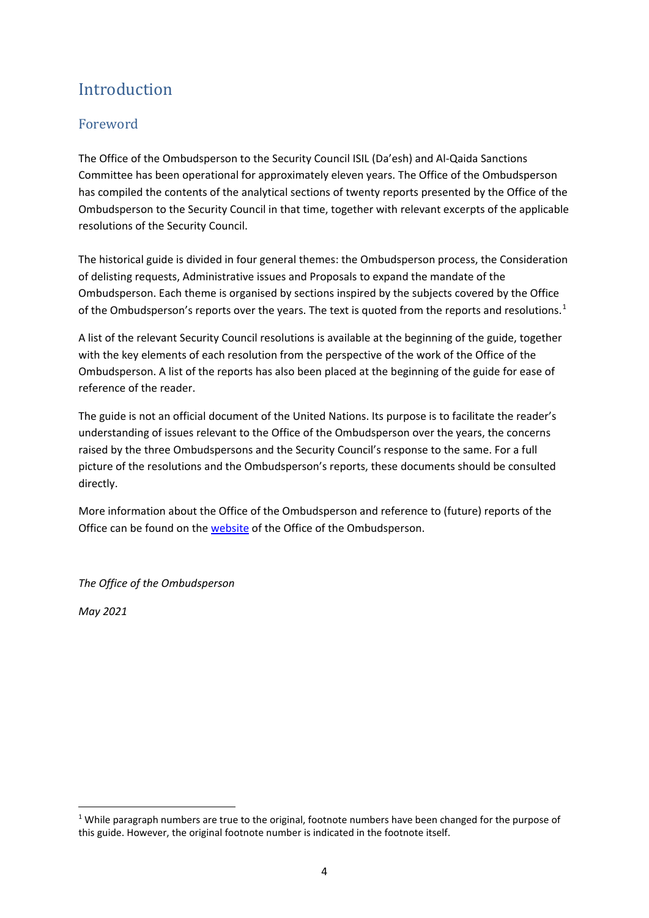# Introduction

## Foreword

The Office of the Ombudsperson to the Security Council ISIL (Da'esh) and Al-Qaida Sanctions Committee has been operational for approximately eleven years. The Office of the Ombudsperson has compiled the contents of the analytical sections of twenty reports presented by the Office of the Ombudsperson to the Security Council in that time, together with relevant excerpts of the applicable resolutions of the Security Council.

The historical guide is divided in four general themes: the Ombudsperson process, the Consideration of delisting requests, Administrative issues and Proposals to expand the mandate of the Ombudsperson. Each theme is organised by sections inspired by the subjects covered by the Office of the Ombudsperson's reports over the years. The text is quoted from the reports and resolutions.[1]

A list of the relevant Security Council resolutions is available at the beginning of the guide, together with the key elements of each resolution from the perspective of the work of the Office of the Ombudsperson. A list of the reports has also been placed at the beginning of the guide for ease of reference of the reader.

The guide is not an official document of the United Nations. Its purpose is to facilitate the reader's understanding of issues relevant to the Office of the Ombudsperson over the years, the concerns raised by the three Ombudspersons and the Security Council's response to the same. For a full picture of the resolutions and the Ombudsperson's reports, these documents should be consulted directly.

More information about the Office of the Ombudsperson and reference to (future) reports of the Office can be found on the website of the Office of the Ombudsperson.

*The Office of the Ombudsperson*

*May 2021*

[1] While paragraph numbers are true to the original, footnote numbers have been changed for the purpose of this guide. However, the original footnote number is indicated in the footnote itself.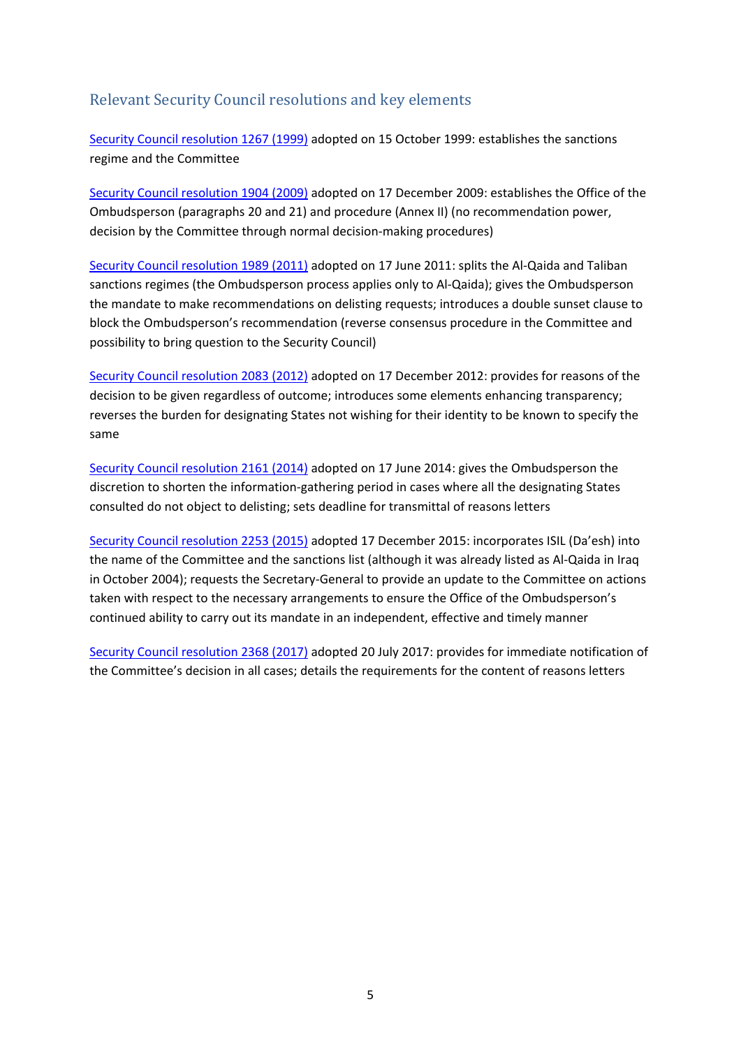## Relevant Security Council resolutions and key elements

Security Council resolution 1267 (1999) adopted on 15 October 1999: establishes the sanctions regime and the Committee

Security Council resolution 1904 (2009) adopted on 17 December 2009: establishes the Office of the Ombudsperson (paragraphs 20 and 21) and procedure (Annex II) (no recommendation power, decision by the Committee through normal decision-making procedures)

Security Council resolution 1989 (2011) adopted on 17 June 2011: splits the Al-Qaida and Taliban sanctions regimes (the Ombudsperson process applies only to Al-Qaida); gives the Ombudsperson the mandate to make recommendations on delisting requests; introduces a double sunset clause to block the Ombudsperson's recommendation (reverse consensus procedure in the Committee and possibility to bring question to the Security Council)

Security Council resolution 2083 (2012) adopted on 17 December 2012: provides for reasons of the decision to be given regardless of outcome; introduces some elements enhancing transparency; reverses the burden for designating States not wishing for their identity to be known to specify the same

Security Council resolution 2161 (2014) adopted on 17 June 2014: gives the Ombudsperson the discretion to shorten the information-gathering period in cases where all the designating States consulted do not object to delisting; sets deadline for transmittal of reasons letters

Security Council resolution 2253 (2015) adopted 17 December 2015: incorporates ISIL (Da'esh) into the name of the Committee and the sanctions list (although it was already listed as Al-Qaida in Iraq in October 2004); requests the Secretary-General to provide an update to the Committee on actions taken with respect to the necessary arrangements to ensure the Office of the Ombudsperson's continued ability to carry out its mandate in an independent, effective and timely manner

Security Council resolution 2368 (2017) adopted 20 July 2017: provides for immediate notification of the Committee's decision in all cases; details the requirements for the content of reasons letters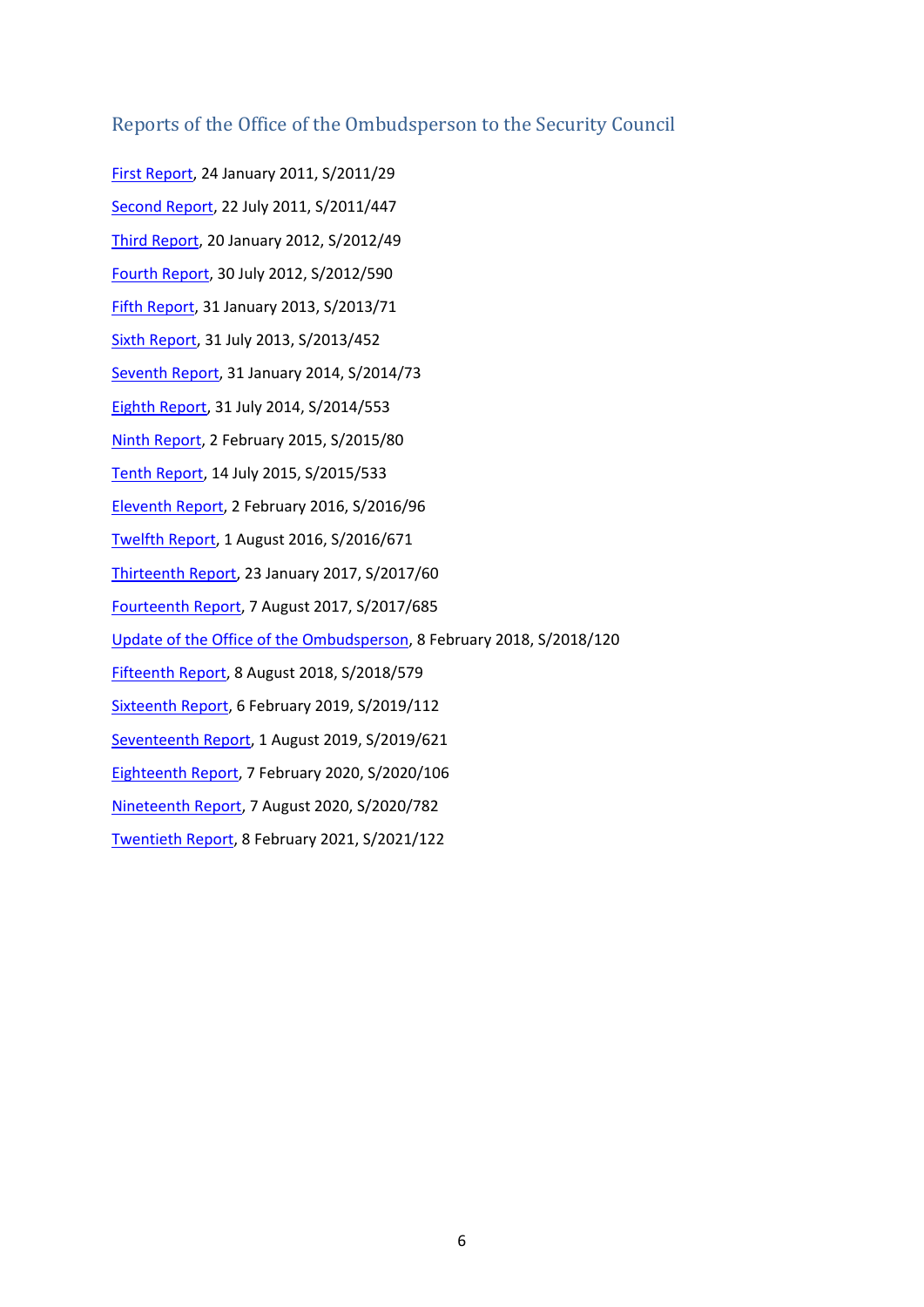## Reports of the Office of the Ombudsperson to the Security Council

First Report, 24 January 2011, S/2011/29

Second Report, 22 July 2011, S/2011/447

Third Report, 20 January 2012, S/2012/49

Fourth Report, 30 July 2012, S/2012/590

Fifth Report, 31 January 2013, S/2013/71

Sixth Report, 31 July 2013, S/2013/452

Seventh Report, 31 January 2014, S/2014/73

Eighth Report, 31 July 2014, S/2014/553

Ninth Report, 2 February 2015, S/2015/80

Tenth Report, 14 July 2015, S/2015/533

Eleventh Report, 2 February 2016, S/2016/96

Twelfth Report, 1 August 2016, S/2016/671

Thirteenth Report, 23 January 2017, S/2017/60

Fourteenth Report, 7 August 2017, S/2017/685

Update of the Office of the Ombudsperson, 8 February 2018, S/2018/120

Fifteenth Report, 8 August 2018, S/2018/579

Sixteenth Report, 6 February 2019, S/2019/112

Seventeenth Report, 1 August 2019, S/2019/621

Eighteenth Report, 7 February 2020, S/2020/106

Nineteenth Report, 7 August 2020, S/2020/782

Twentieth Report, 8 February 2021, S/2021/122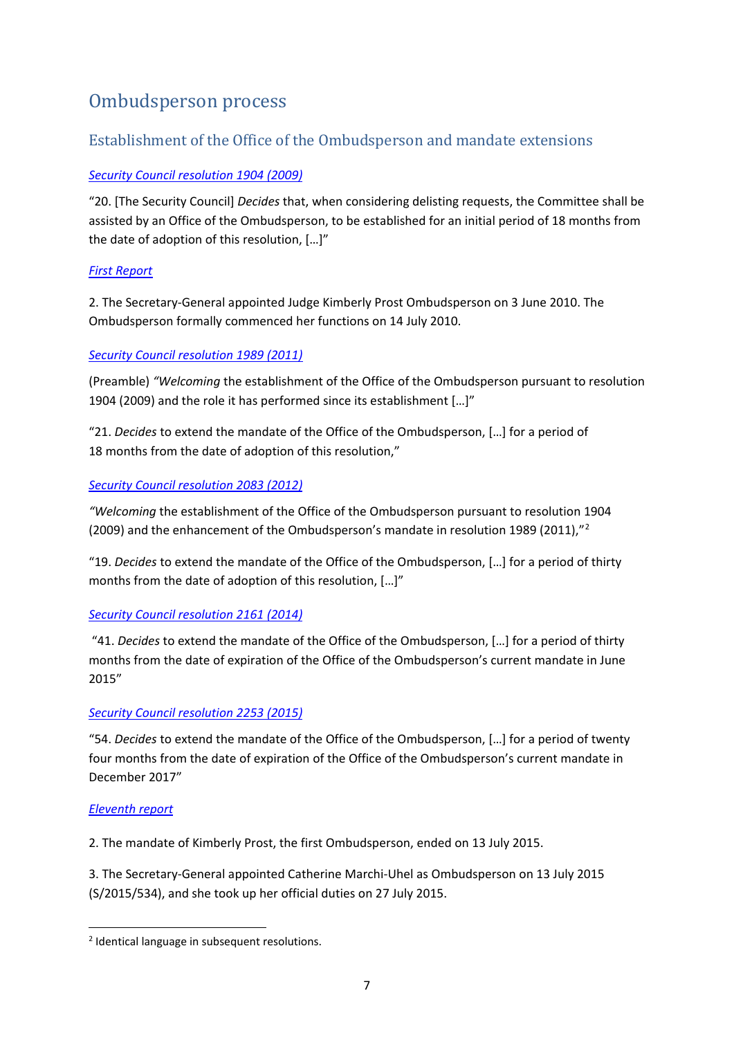# Ombudsperson process

## Establishment of the Office of the Ombudsperson and mandate extensions

*Security Council resolution 1904 (2009)*

"20. [The Security Council] *Decides* that, when considering delisting requests, the Committee shall be assisted by an Office of the Ombudsperson, to be established for an initial period of 18 months from the date of adoption of this resolution, […]"

*First Report*

2. The Secretary-General appointed Judge Kimberly Prost Ombudsperson on 3 June 2010. The Ombudsperson formally commenced her functions on 14 July 2010.

*Security Council resolution 1989 (2011)*

(Preamble) *"Welcoming* the establishment of the Office of the Ombudsperson pursuant to resolution 1904 (2009) and the role it has performed since its establishment […]"

"21. *Decides* to extend the mandate of the Office of the Ombudsperson, […] for a period of 18 months from the date of adoption of this resolution,"

*Security Council resolution 2083 (2012)*

*"Welcoming* the establishment of the Office of the Ombudsperson pursuant to resolution 1904 (2009) and the enhancement of the Ombudsperson's mandate in resolution 1989 (2011),"[2]

"19. *Decides* to extend the mandate of the Office of the Ombudsperson, […] for a period of thirty months from the date of adoption of this resolution, […]"

*Security Council resolution 2161 (2014)*

"41. *Decides* to extend the mandate of the Office of the Ombudsperson, […] for a period of thirty months from the date of expiration of the Office of the Ombudsperson's current mandate in June 2015"

*Security Council resolution 2253 (2015)*

"54. *Decides* to extend the mandate of the Office of the Ombudsperson, […] for a period of twenty four months from the date of expiration of the Office of the Ombudsperson's current mandate in December 2017"

*Eleventh report*

2. The mandate of Kimberly Prost, the first Ombudsperson, ended on 13 July 2015.

3. The Secretary-General appointed Catherine Marchi-Uhel as Ombudsperson on 13 July 2015 (S/2015/534), and she took up her official duties on 27 July 2015.

[2] Identical language in subsequent resolutions.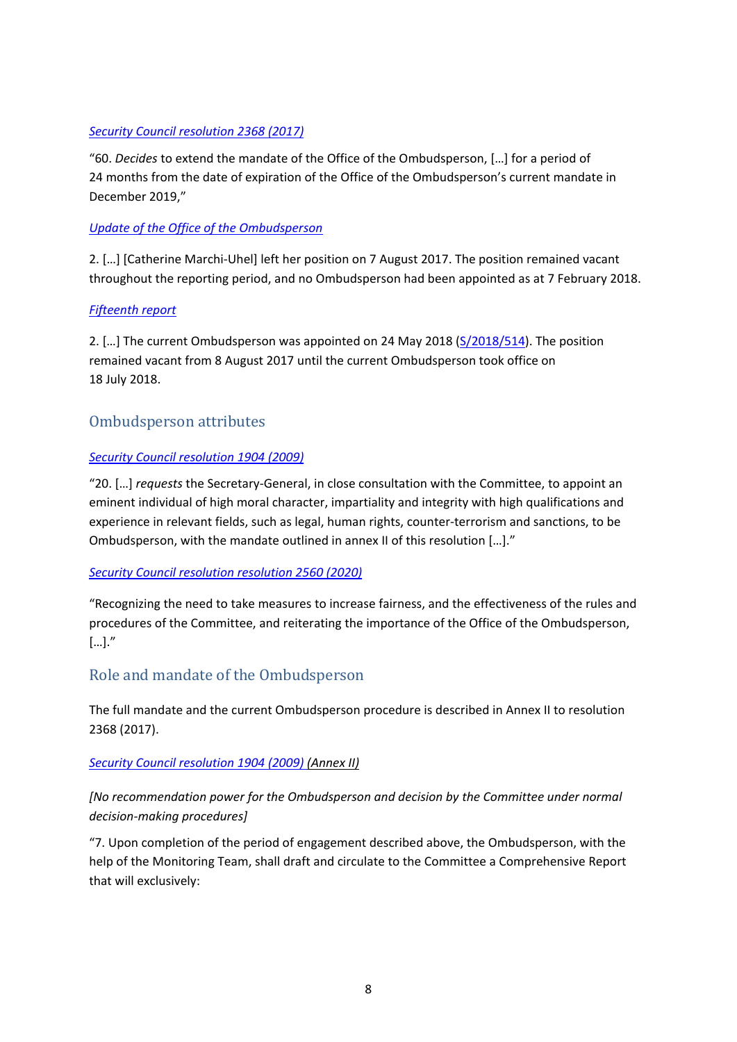*Security Council resolution 2368 (2017)*

"60. *Decides* to extend the mandate of the Office of the Ombudsperson, […] for a period of 24 months from the date of expiration of the Office of the Ombudsperson's current mandate in December 2019,"

*Update of the Office of the Ombudsperson*

2. […] [Catherine Marchi-Uhel] left her position on 7 August 2017. The position remained vacant throughout the reporting period, and no Ombudsperson had been appointed as at 7 February 2018.

*Fifteenth report*

2. […] The current Ombudsperson was appointed on 24 May 2018 (S/2018/514). The position remained vacant from 8 August 2017 until the current Ombudsperson took office on 18 July 2018.

## Ombudsperson attributes

*Security Council resolution 1904 (2009)*

"20. […] *requests* the Secretary-General, in close consultation with the Committee, to appoint an eminent individual of high moral character, impartiality and integrity with high qualifications and experience in relevant fields, such as legal, human rights, counter-terrorism and sanctions, to be Ombudsperson, with the mandate outlined in annex II of this resolution […]."

*Security Council resolution resolution 2560 (2020)*

"Recognizing the need to take measures to increase fairness, and the effectiveness of the rules and procedures of the Committee, and reiterating the importance of the Office of the Ombudsperson, […]."

## Role and mandate of the Ombudsperson

The full mandate and the current Ombudsperson procedure is described in Annex II to resolution 2368 (2017).

*Security Council resolution 1904 (2009) (Annex II)*

*[No recommendation power for the Ombudsperson and decision by the Committee under normal decision-making procedures]*

"7. Upon completion of the period of engagement described above, the Ombudsperson, with the help of the Monitoring Team, shall draft and circulate to the Committee a Comprehensive Report that will exclusively: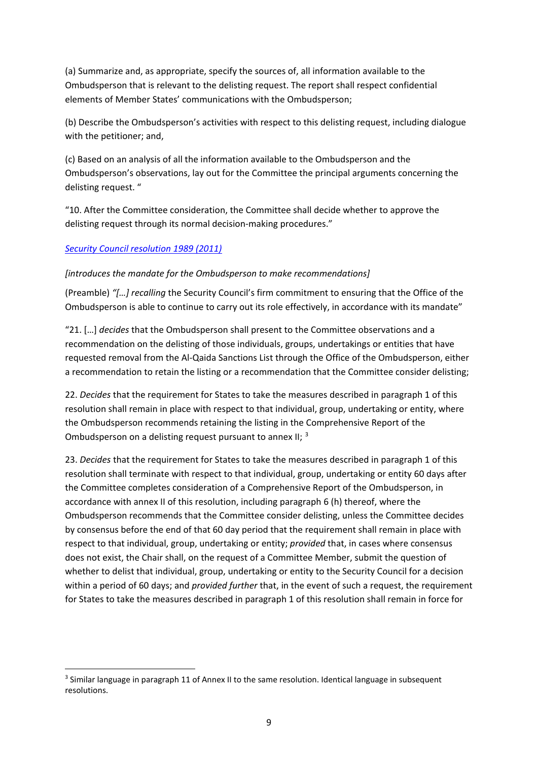(a) Summarize and, as appropriate, specify the sources of, all information available to the Ombudsperson that is relevant to the delisting request. The report shall respect confidential elements of Member States' communications with the Ombudsperson;

(b) Describe the Ombudsperson's activities with respect to this delisting request, including dialogue with the petitioner; and,

(c) Based on an analysis of all the information available to the Ombudsperson and the Ombudsperson's observations, lay out for the Committee the principal arguments concerning the delisting request. "

"10. After the Committee consideration, the Committee shall decide whether to approve the delisting request through its normal decision-making procedures."

*Security Council resolution 1989 (2011)*

*[introduces the mandate for the Ombudsperson to make recommendations]*

(Preamble) *"[…] recalling* the Security Council's firm commitment to ensuring that the Office of the Ombudsperson is able to continue to carry out its role effectively, in accordance with its mandate"

"21. […] *decides* that the Ombudsperson shall present to the Committee observations and a recommendation on the delisting of those individuals, groups, undertakings or entities that have requested removal from the Al-Qaida Sanctions List through the Office of the Ombudsperson, either a recommendation to retain the listing or a recommendation that the Committee consider delisting;

22. *Decides* that the requirement for States to take the measures described in paragraph 1 of this resolution shall remain in place with respect to that individual, group, undertaking or entity, where the Ombudsperson recommends retaining the listing in the Comprehensive Report of the Ombudsperson on a delisting request pursuant to annex II; [3]

23. *Decides* that the requirement for States to take the measures described in paragraph 1 of this resolution shall terminate with respect to that individual, group, undertaking or entity 60 days after the Committee completes consideration of a Comprehensive Report of the Ombudsperson, in accordance with annex II of this resolution, including paragraph 6 (h) thereof, where the Ombudsperson recommends that the Committee consider delisting, unless the Committee decides by consensus before the end of that 60 day period that the requirement shall remain in place with respect to that individual, group, undertaking or entity; *provided* that, in cases where consensus does not exist, the Chair shall, on the request of a Committee Member, submit the question of whether to delist that individual, group, undertaking or entity to the Security Council for a decision within a period of 60 days; and *provided further* that, in the event of such a request, the requirement for States to take the measures described in paragraph 1 of this resolution shall remain in force for

---

[3] Similar language in paragraph 11 of Annex II to the same resolution. Identical language in subsequent resolutions.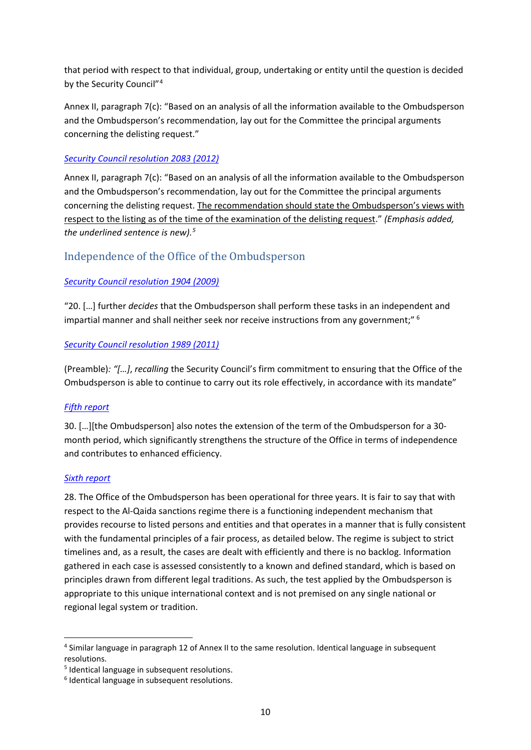that period with respect to that individual, group, undertaking or entity until the question is decided by the Security Council"[4]

Annex II, paragraph 7(c): "Based on an analysis of all the information available to the Ombudsperson and the Ombudsperson's recommendation, lay out for the Committee the principal arguments concerning the delisting request."

*Security Council resolution 2083 (2012)*

Annex II, paragraph 7(c): "Based on an analysis of all the information available to the Ombudsperson and the Ombudsperson's recommendation, lay out for the Committee the principal arguments concerning the delisting request. <u>The recommendation should state the Ombudsperson's views with respect to the listing as of the time of the examination of the delisting request</u>." *(Emphasis added, the underlined sentence is new).*[5]

## Independence of the Office of the Ombudsperson

*Security Council resolution 1904 (2009)*

"20. […] further *decides* that the Ombudsperson shall perform these tasks in an independent and impartial manner and shall neither seek nor receive instructions from any government;" [6]

*Security Council resolution 1989 (2011)*

(Preamble)*: "[…]*, *recalling* the Security Council's firm commitment to ensuring that the Office of the Ombudsperson is able to continue to carry out its role effectively, in accordance with its mandate"

*Fifth report*

30. […][the Ombudsperson] also notes the extension of the term of the Ombudsperson for a 30-month period, which significantly strengthens the structure of the Office in terms of independence and contributes to enhanced efficiency.

*Sixth report*

28. The Office of the Ombudsperson has been operational for three years. It is fair to say that with respect to the Al-Qaida sanctions regime there is a functioning independent mechanism that provides recourse to listed persons and entities and that operates in a manner that is fully consistent with the fundamental principles of a fair process, as detailed below. The regime is subject to strict timelines and, as a result, the cases are dealt with efficiently and there is no backlog. Information gathered in each case is assessed consistently to a known and defined standard, which is based on principles drawn from different legal traditions. As such, the test applied by the Ombudsperson is appropriate to this unique international context and is not premised on any single national or regional legal system or tradition.

---

[4] Similar language in paragraph 12 of Annex II to the same resolution. Identical language in subsequent resolutions.

[5] Identical language in subsequent resolutions.

[6] Identical language in subsequent resolutions.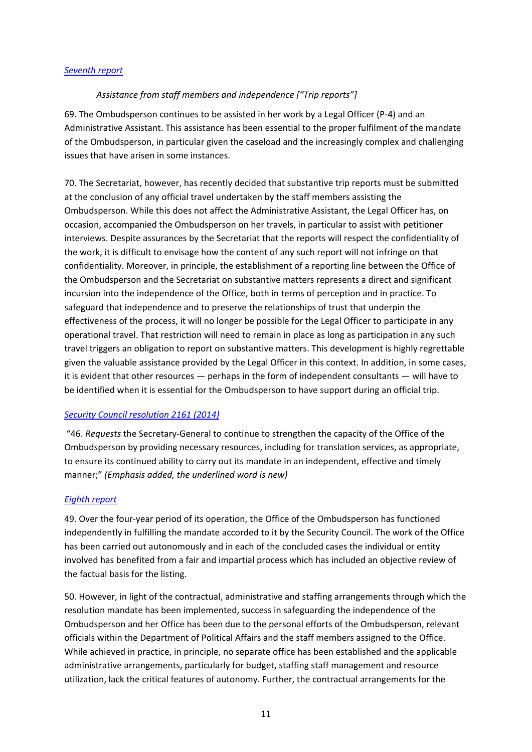*Seventh report*

*Assistance from staff members and independence ["Trip reports"]*

69. The Ombudsperson continues to be assisted in her work by a Legal Officer (P-4) and an Administrative Assistant. This assistance has been essential to the proper fulfilment of the mandate of the Ombudsperson, in particular given the caseload and the increasingly complex and challenging issues that have arisen in some instances.

70. The Secretariat, however, has recently decided that substantive trip reports must be submitted at the conclusion of any official travel undertaken by the staff members assisting the Ombudsperson. While this does not affect the Administrative Assistant, the Legal Officer has, on occasion, accompanied the Ombudsperson on her travels, in particular to assist with petitioner interviews. Despite assurances by the Secretariat that the reports will respect the confidentiality of the work, it is difficult to envisage how the content of any such report will not infringe on that confidentiality. Moreover, in principle, the establishment of a reporting line between the Office of the Ombudsperson and the Secretariat on substantive matters represents a direct and significant incursion into the independence of the Office, both in terms of perception and in practice. To safeguard that independence and to preserve the relationships of trust that underpin the effectiveness of the process, it will no longer be possible for the Legal Officer to participate in any operational travel. That restriction will need to remain in place as long as participation in any such travel triggers an obligation to report on substantive matters. This development is highly regrettable given the valuable assistance provided by the Legal Officer in this context. In addition, in some cases, it is evident that other resources — perhaps in the form of independent consultants — will have to be identified when it is essential for the Ombudsperson to have support during an official trip.

*Security Council resolution 2161 (2014)*

"46. *Requests* the Secretary-General to continue to strengthen the capacity of the Office of the Ombudsperson by providing necessary resources, including for translation services, as appropriate, to ensure its continued ability to carry out its mandate in an <u>independent</u>, effective and timely manner;" *(Emphasis added, the underlined word is new)*

*Eighth report*

49. Over the four-year period of its operation, the Office of the Ombudsperson has functioned independently in fulfilling the mandate accorded to it by the Security Council. The work of the Office has been carried out autonomously and in each of the concluded cases the individual or entity involved has benefited from a fair and impartial process which has included an objective review of the factual basis for the listing.

50. However, in light of the contractual, administrative and staffing arrangements through which the resolution mandate has been implemented, success in safeguarding the independence of the Ombudsperson and her Office has been due to the personal efforts of the Ombudsperson, relevant officials within the Department of Political Affairs and the staff members assigned to the Office. While achieved in practice, in principle, no separate office has been established and the applicable administrative arrangements, particularly for budget, staffing staff management and resource utilization, lack the critical features of autonomy. Further, the contractual arrangements for the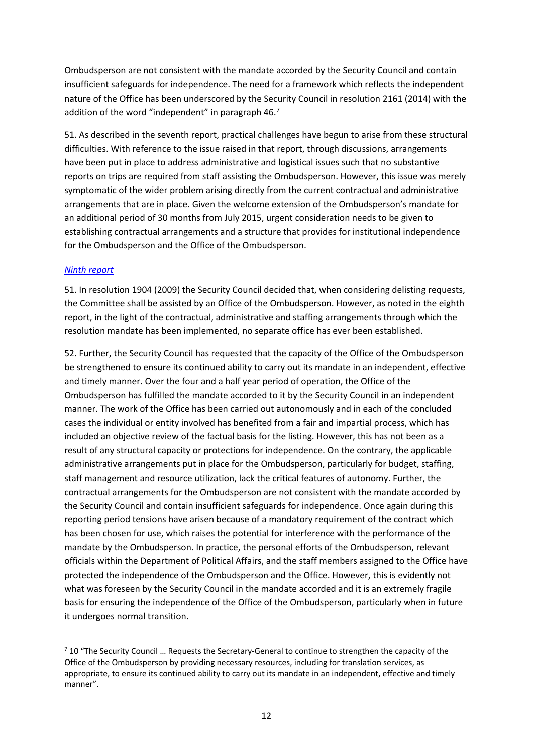Ombudsperson are not consistent with the mandate accorded by the Security Council and contain insufficient safeguards for independence. The need for a framework which reflects the independent nature of the Office has been underscored by the Security Council in resolution 2161 (2014) with the addition of the word "independent" in paragraph 46.[7]

51. As described in the seventh report, practical challenges have begun to arise from these structural difficulties. With reference to the issue raised in that report, through discussions, arrangements have been put in place to address administrative and logistical issues such that no substantive reports on trips are required from staff assisting the Ombudsperson. However, this issue was merely symptomatic of the wider problem arising directly from the current contractual and administrative arrangements that are in place. Given the welcome extension of the Ombudsperson's mandate for an additional period of 30 months from July 2015, urgent consideration needs to be given to establishing contractual arrangements and a structure that provides for institutional independence for the Ombudsperson and the Office of the Ombudsperson.

*Ninth report*

51. In resolution 1904 (2009) the Security Council decided that, when considering delisting requests, the Committee shall be assisted by an Office of the Ombudsperson. However, as noted in the eighth report, in the light of the contractual, administrative and staffing arrangements through which the resolution mandate has been implemented, no separate office has ever been established.

52. Further, the Security Council has requested that the capacity of the Office of the Ombudsperson be strengthened to ensure its continued ability to carry out its mandate in an independent, effective and timely manner. Over the four and a half year period of operation, the Office of the Ombudsperson has fulfilled the mandate accorded to it by the Security Council in an independent manner. The work of the Office has been carried out autonomously and in each of the concluded cases the individual or entity involved has benefited from a fair and impartial process, which has included an objective review of the factual basis for the listing. However, this has not been as a result of any structural capacity or protections for independence. On the contrary, the applicable administrative arrangements put in place for the Ombudsperson, particularly for budget, staffing, staff management and resource utilization, lack the critical features of autonomy. Further, the contractual arrangements for the Ombudsperson are not consistent with the mandate accorded by the Security Council and contain insufficient safeguards for independence. Once again during this reporting period tensions have arisen because of a mandatory requirement of the contract which has been chosen for use, which raises the potential for interference with the performance of the mandate by the Ombudsperson. In practice, the personal efforts of the Ombudsperson, relevant officials within the Department of Political Affairs, and the staff members assigned to the Office have protected the independence of the Ombudsperson and the Office. However, this is evidently not what was foreseen by the Security Council in the mandate accorded and it is an extremely fragile basis for ensuring the independence of the Office of the Ombudsperson, particularly when in future it undergoes normal transition.

---

[7] 10 "The Security Council … Requests the Secretary-General to continue to strengthen the capacity of the Office of the Ombudsperson by providing necessary resources, including for translation services, as appropriate, to ensure its continued ability to carry out its mandate in an independent, effective and timely manner".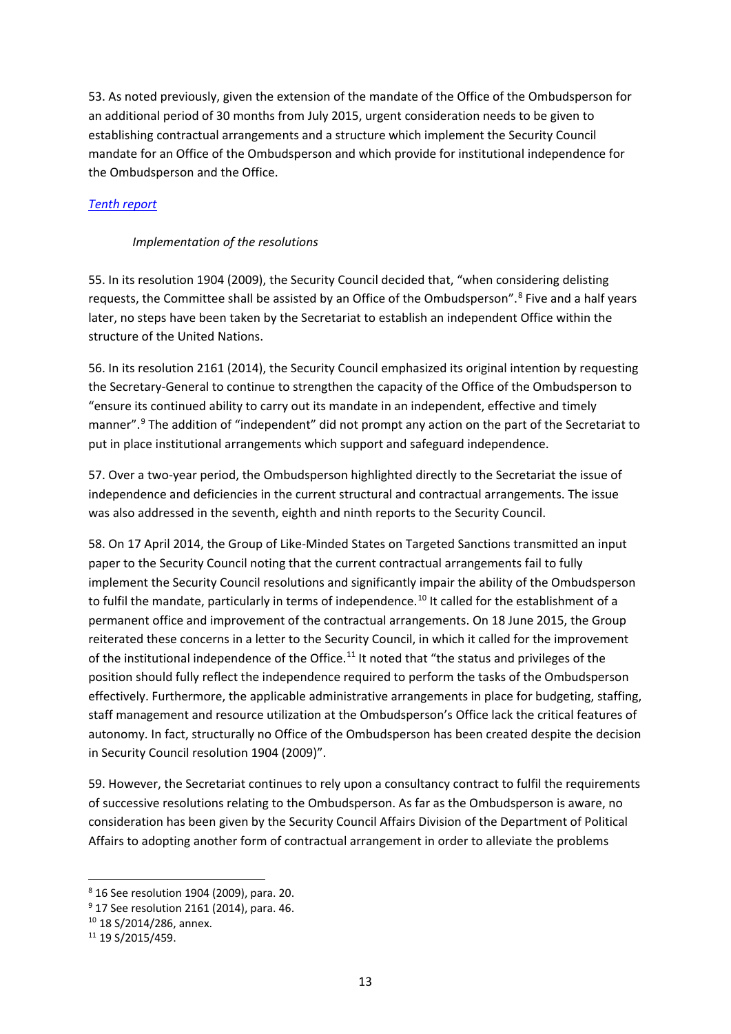53. As noted previously, given the extension of the mandate of the Office of the Ombudsperson for an additional period of 30 months from July 2015, urgent consideration needs to be given to establishing contractual arrangements and a structure which implement the Security Council mandate for an Office of the Ombudsperson and which provide for institutional independence for the Ombudsperson and the Office.

*Tenth report*

*Implementation of the resolutions*

55. In its resolution 1904 (2009), the Security Council decided that, "when considering delisting requests, the Committee shall be assisted by an Office of the Ombudsperson".[8] Five and a half years later, no steps have been taken by the Secretariat to establish an independent Office within the structure of the United Nations.

56. In its resolution 2161 (2014), the Security Council emphasized its original intention by requesting the Secretary-General to continue to strengthen the capacity of the Office of the Ombudsperson to "ensure its continued ability to carry out its mandate in an independent, effective and timely manner".[9] The addition of "independent" did not prompt any action on the part of the Secretariat to put in place institutional arrangements which support and safeguard independence.

57. Over a two-year period, the Ombudsperson highlighted directly to the Secretariat the issue of independence and deficiencies in the current structural and contractual arrangements. The issue was also addressed in the seventh, eighth and ninth reports to the Security Council.

58. On 17 April 2014, the Group of Like-Minded States on Targeted Sanctions transmitted an input paper to the Security Council noting that the current contractual arrangements fail to fully implement the Security Council resolutions and significantly impair the ability of the Ombudsperson to fulfil the mandate, particularly in terms of independence.[10] It called for the establishment of a permanent office and improvement of the contractual arrangements. On 18 June 2015, the Group reiterated these concerns in a letter to the Security Council, in which it called for the improvement of the institutional independence of the Office.[11] It noted that "the status and privileges of the position should fully reflect the independence required to perform the tasks of the Ombudsperson effectively. Furthermore, the applicable administrative arrangements in place for budgeting, staffing, staff management and resource utilization at the Ombudsperson's Office lack the critical features of autonomy. In fact, structurally no Office of the Ombudsperson has been created despite the decision in Security Council resolution 1904 (2009)".

59. However, the Secretariat continues to rely upon a consultancy contract to fulfil the requirements of successive resolutions relating to the Ombudsperson. As far as the Ombudsperson is aware, no consideration has been given by the Security Council Affairs Division of the Department of Political Affairs to adopting another form of contractual arrangement in order to alleviate the problems

---

[8] 16 See resolution 1904 (2009), para. 20.

[9] 17 See resolution 2161 (2014), para. 46.

[10] 18 S/2014/286, annex.

[11] 19 S/2015/459.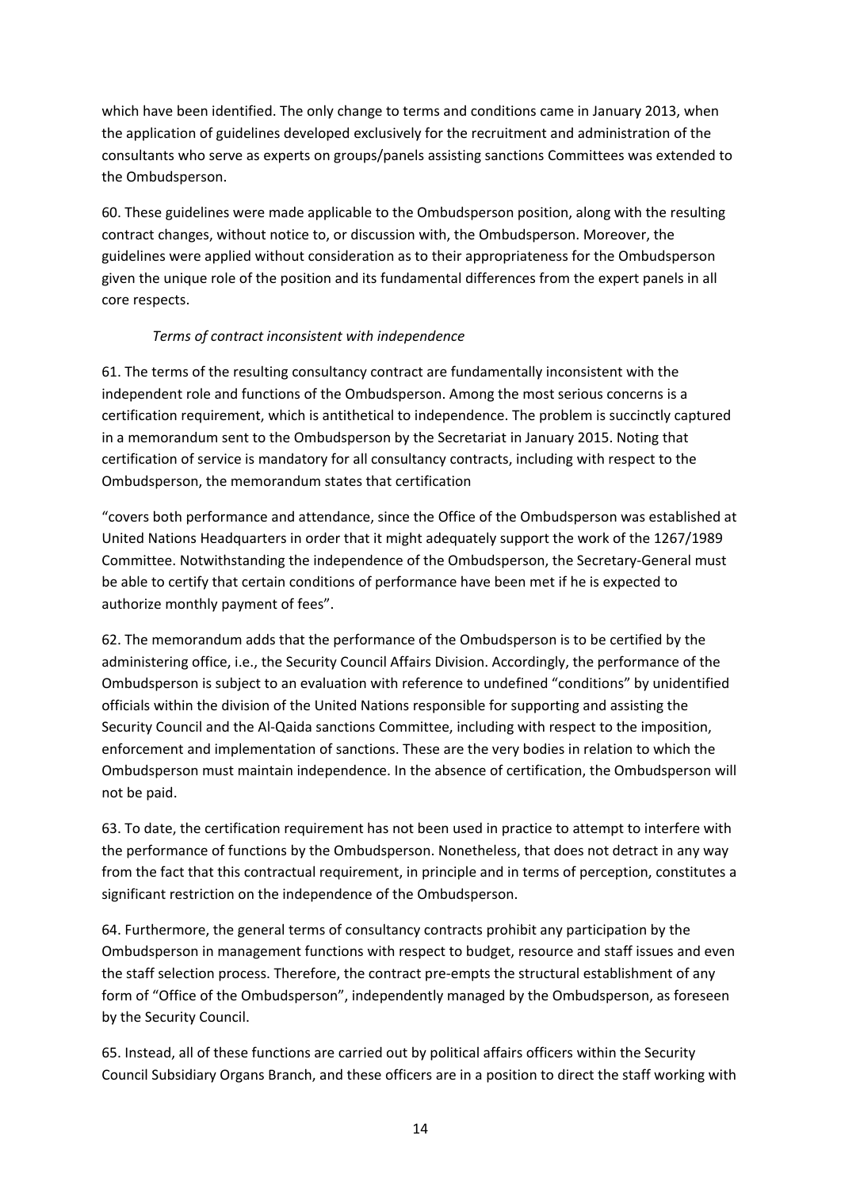which have been identified. The only change to terms and conditions came in January 2013, when the application of guidelines developed exclusively for the recruitment and administration of the consultants who serve as experts on groups/panels assisting sanctions Committees was extended to the Ombudsperson.

60. These guidelines were made applicable to the Ombudsperson position, along with the resulting contract changes, without notice to, or discussion with, the Ombudsperson. Moreover, the guidelines were applied without consideration as to their appropriateness for the Ombudsperson given the unique role of the position and its fundamental differences from the expert panels in all core respects.

*Terms of contract inconsistent with independence*

61. The terms of the resulting consultancy contract are fundamentally inconsistent with the independent role and functions of the Ombudsperson. Among the most serious concerns is a certification requirement, which is antithetical to independence. The problem is succinctly captured in a memorandum sent to the Ombudsperson by the Secretariat in January 2015. Noting that certification of service is mandatory for all consultancy contracts, including with respect to the Ombudsperson, the memorandum states that certification

"covers both performance and attendance, since the Office of the Ombudsperson was established at United Nations Headquarters in order that it might adequately support the work of the 1267/1989 Committee. Notwithstanding the independence of the Ombudsperson, the Secretary-General must be able to certify that certain conditions of performance have been met if he is expected to authorize monthly payment of fees".

62. The memorandum adds that the performance of the Ombudsperson is to be certified by the administering office, i.e., the Security Council Affairs Division. Accordingly, the performance of the Ombudsperson is subject to an evaluation with reference to undefined "conditions" by unidentified officials within the division of the United Nations responsible for supporting and assisting the Security Council and the Al-Qaida sanctions Committee, including with respect to the imposition, enforcement and implementation of sanctions. These are the very bodies in relation to which the Ombudsperson must maintain independence. In the absence of certification, the Ombudsperson will not be paid.

63. To date, the certification requirement has not been used in practice to attempt to interfere with the performance of functions by the Ombudsperson. Nonetheless, that does not detract in any way from the fact that this contractual requirement, in principle and in terms of perception, constitutes a significant restriction on the independence of the Ombudsperson.

64. Furthermore, the general terms of consultancy contracts prohibit any participation by the Ombudsperson in management functions with respect to budget, resource and staff issues and even the staff selection process. Therefore, the contract pre-empts the structural establishment of any form of "Office of the Ombudsperson", independently managed by the Ombudsperson, as foreseen by the Security Council.

65. Instead, all of these functions are carried out by political affairs officers within the Security Council Subsidiary Organs Branch, and these officers are in a position to direct the staff working with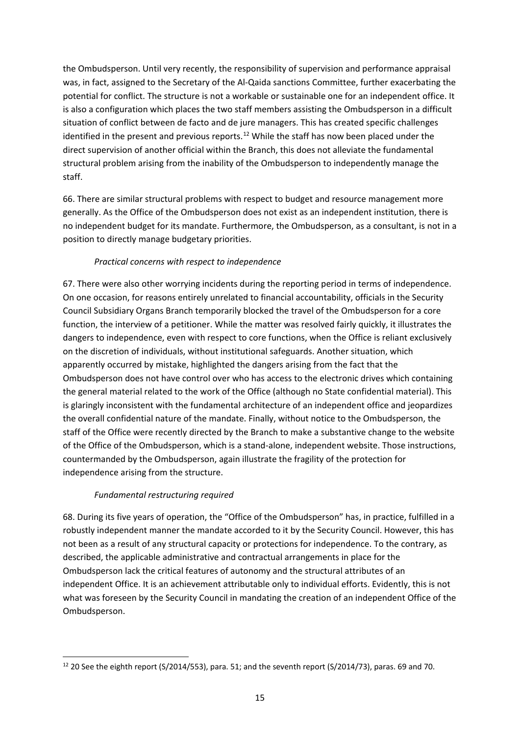the Ombudsperson. Until very recently, the responsibility of supervision and performance appraisal was, in fact, assigned to the Secretary of the Al-Qaida sanctions Committee, further exacerbating the potential for conflict. The structure is not a workable or sustainable one for an independent office. It is also a configuration which places the two staff members assisting the Ombudsperson in a difficult situation of conflict between de facto and de jure managers. This has created specific challenges identified in the present and previous reports.[12] While the staff has now been placed under the direct supervision of another official within the Branch, this does not alleviate the fundamental structural problem arising from the inability of the Ombudsperson to independently manage the staff.

66. There are similar structural problems with respect to budget and resource management more generally. As the Office of the Ombudsperson does not exist as an independent institution, there is no independent budget for its mandate. Furthermore, the Ombudsperson, as a consultant, is not in a position to directly manage budgetary priorities.

*Practical concerns with respect to independence*

67. There were also other worrying incidents during the reporting period in terms of independence. On one occasion, for reasons entirely unrelated to financial accountability, officials in the Security Council Subsidiary Organs Branch temporarily blocked the travel of the Ombudsperson for a core function, the interview of a petitioner. While the matter was resolved fairly quickly, it illustrates the dangers to independence, even with respect to core functions, when the Office is reliant exclusively on the discretion of individuals, without institutional safeguards. Another situation, which apparently occurred by mistake, highlighted the dangers arising from the fact that the Ombudsperson does not have control over who has access to the electronic drives which containing the general material related to the work of the Office (although no State confidential material). This is glaringly inconsistent with the fundamental architecture of an independent office and jeopardizes the overall confidential nature of the mandate. Finally, without notice to the Ombudsperson, the staff of the Office were recently directed by the Branch to make a substantive change to the website of the Office of the Ombudsperson, which is a stand-alone, independent website. Those instructions, countermanded by the Ombudsperson, again illustrate the fragility of the protection for independence arising from the structure.

*Fundamental restructuring required*

68. During its five years of operation, the "Office of the Ombudsperson" has, in practice, fulfilled in a robustly independent manner the mandate accorded to it by the Security Council. However, this has not been as a result of any structural capacity or protections for independence. To the contrary, as described, the applicable administrative and contractual arrangements in place for the Ombudsperson lack the critical features of autonomy and the structural attributes of an independent Office. It is an achievement attributable only to individual efforts. Evidently, this is not what was foreseen by the Security Council in mandating the creation of an independent Office of the Ombudsperson.

---

[12] 20 See the eighth report (S/2014/553), para. 51; and the seventh report (S/2014/73), paras. 69 and 70.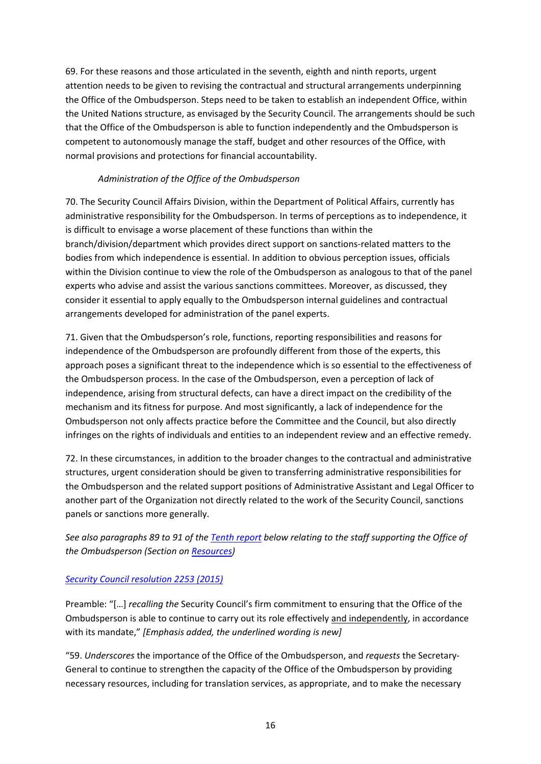69. For these reasons and those articulated in the seventh, eighth and ninth reports, urgent attention needs to be given to revising the contractual and structural arrangements underpinning the Office of the Ombudsperson. Steps need to be taken to establish an independent Office, within the United Nations structure, as envisaged by the Security Council. The arrangements should be such that the Office of the Ombudsperson is able to function independently and the Ombudsperson is competent to autonomously manage the staff, budget and other resources of the Office, with normal provisions and protections for financial accountability.

*Administration of the Office of the Ombudsperson*

70. The Security Council Affairs Division, within the Department of Political Affairs, currently has administrative responsibility for the Ombudsperson. In terms of perceptions as to independence, it is difficult to envisage a worse placement of these functions than within the branch/division/department which provides direct support on sanctions-related matters to the bodies from which independence is essential. In addition to obvious perception issues, officials within the Division continue to view the role of the Ombudsperson as analogous to that of the panel experts who advise and assist the various sanctions committees. Moreover, as discussed, they consider it essential to apply equally to the Ombudsperson internal guidelines and contractual arrangements developed for administration of the panel experts.

71. Given that the Ombudsperson's role, functions, reporting responsibilities and reasons for independence of the Ombudsperson are profoundly different from those of the experts, this approach poses a significant threat to the independence which is so essential to the effectiveness of the Ombudsperson process. In the case of the Ombudsperson, even a perception of lack of independence, arising from structural defects, can have a direct impact on the credibility of the mechanism and its fitness for purpose. And most significantly, a lack of independence for the Ombudsperson not only affects practice before the Committee and the Council, but also directly infringes on the rights of individuals and entities to an independent review and an effective remedy.

72. In these circumstances, in addition to the broader changes to the contractual and administrative structures, urgent consideration should be given to transferring administrative responsibilities for the Ombudsperson and the related support positions of Administrative Assistant and Legal Officer to another part of the Organization not directly related to the work of the Security Council, sanctions panels or sanctions more generally.

*See also paragraphs 89 to 91 of the Tenth report below relating to the staff supporting the Office of the Ombudsperson (Section on Resources)*

Security Council resolution 2253 (2015)

Preamble: "[…] *recalling the* Security Council's firm commitment to ensuring that the Office of the Ombudsperson is able to continue to carry out its role effectively and independently, in accordance with its mandate," *[Emphasis added, the underlined wording is new]*

"59. *Underscores* the importance of the Office of the Ombudsperson, and *requests* the Secretary-General to continue to strengthen the capacity of the Office of the Ombudsperson by providing necessary resources, including for translation services, as appropriate, and to make the necessary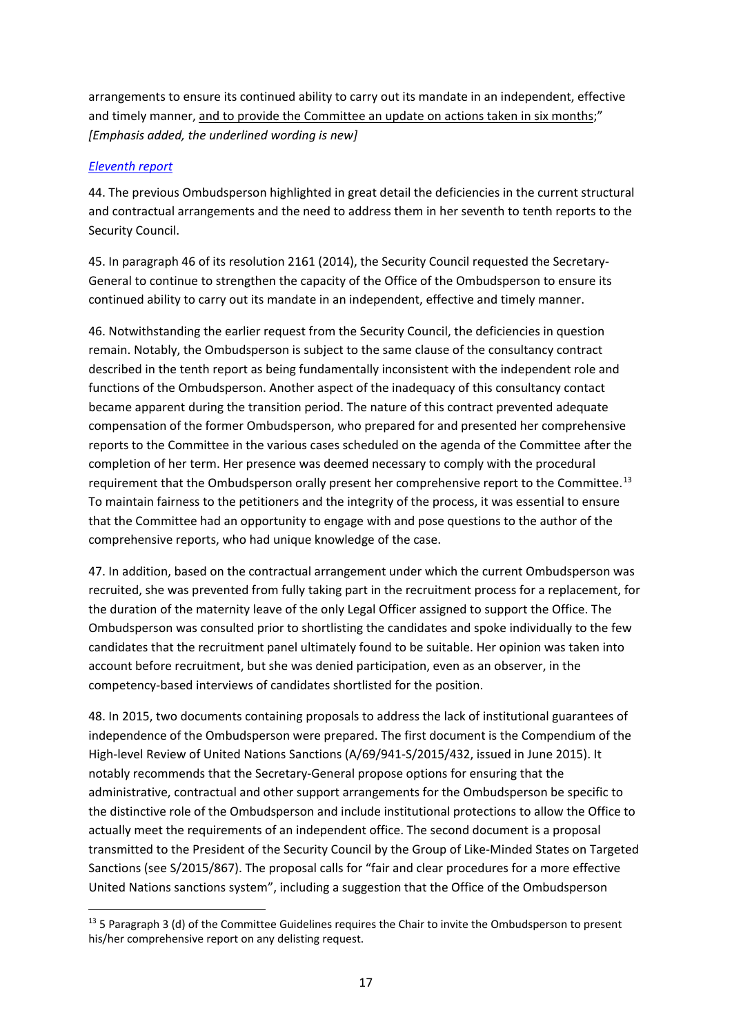arrangements to ensure its continued ability to carry out its mandate in an independent, effective and timely manner, <u>and to provide the Committee an update on actions taken in six months</u>;" *[Emphasis added, the underlined wording is new]*

*Eleventh report*

44. The previous Ombudsperson highlighted in great detail the deficiencies in the current structural and contractual arrangements and the need to address them in her seventh to tenth reports to the Security Council.

45. In paragraph 46 of its resolution 2161 (2014), the Security Council requested the Secretary-General to continue to strengthen the capacity of the Office of the Ombudsperson to ensure its continued ability to carry out its mandate in an independent, effective and timely manner.

46. Notwithstanding the earlier request from the Security Council, the deficiencies in question remain. Notably, the Ombudsperson is subject to the same clause of the consultancy contract described in the tenth report as being fundamentally inconsistent with the independent role and functions of the Ombudsperson. Another aspect of the inadequacy of this consultancy contact became apparent during the transition period. The nature of this contract prevented adequate compensation of the former Ombudsperson, who prepared for and presented her comprehensive reports to the Committee in the various cases scheduled on the agenda of the Committee after the completion of her term. Her presence was deemed necessary to comply with the procedural requirement that the Ombudsperson orally present her comprehensive report to the Committee.[13] To maintain fairness to the petitioners and the integrity of the process, it was essential to ensure that the Committee had an opportunity to engage with and pose questions to the author of the comprehensive reports, who had unique knowledge of the case.

47. In addition, based on the contractual arrangement under which the current Ombudsperson was recruited, she was prevented from fully taking part in the recruitment process for a replacement, for the duration of the maternity leave of the only Legal Officer assigned to support the Office. The Ombudsperson was consulted prior to shortlisting the candidates and spoke individually to the few candidates that the recruitment panel ultimately found to be suitable. Her opinion was taken into account before recruitment, but she was denied participation, even as an observer, in the competency-based interviews of candidates shortlisted for the position.

48. In 2015, two documents containing proposals to address the lack of institutional guarantees of independence of the Ombudsperson were prepared. The first document is the Compendium of the High-level Review of United Nations Sanctions (A/69/941-S/2015/432, issued in June 2015). It notably recommends that the Secretary-General propose options for ensuring that the administrative, contractual and other support arrangements for the Ombudsperson be specific to the distinctive role of the Ombudsperson and include institutional protections to allow the Office to actually meet the requirements of an independent office. The second document is a proposal transmitted to the President of the Security Council by the Group of Like-Minded States on Targeted Sanctions (see S/2015/867). The proposal calls for "fair and clear procedures for a more effective United Nations sanctions system", including a suggestion that the Office of the Ombudsperson

---

[13] 5 Paragraph 3 (d) of the Committee Guidelines requires the Chair to invite the Ombudsperson to present his/her comprehensive report on any delisting request.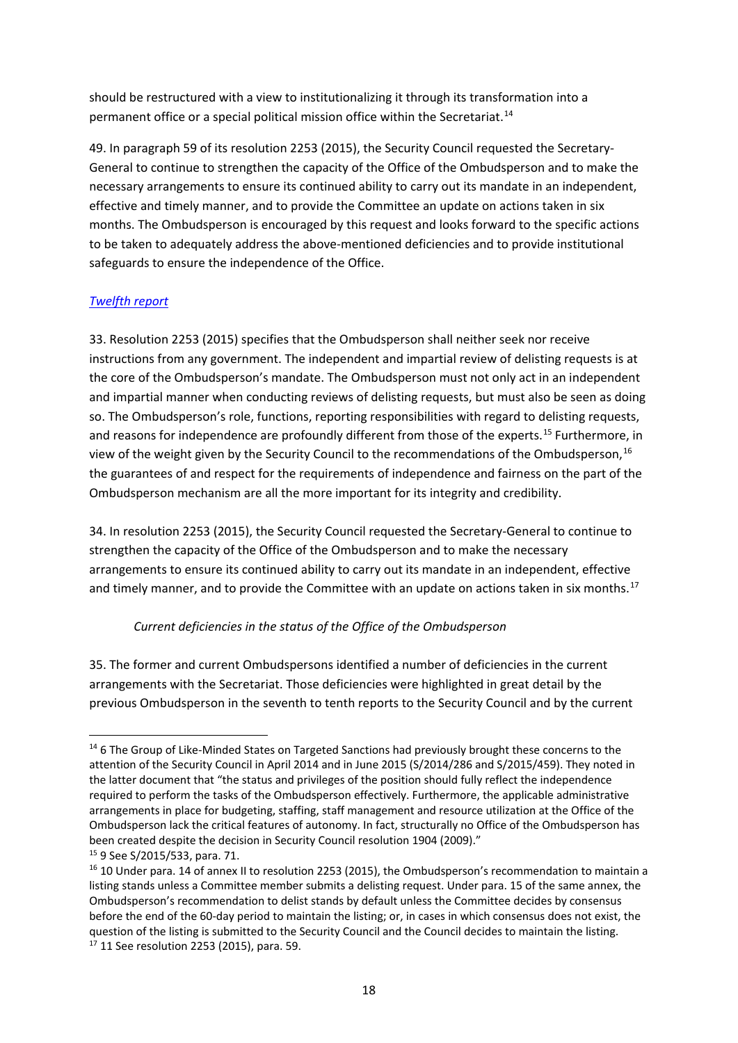should be restructured with a view to institutionalizing it through its transformation into a permanent office or a special political mission office within the Secretariat.[14]

49. In paragraph 59 of its resolution 2253 (2015), the Security Council requested the Secretary-General to continue to strengthen the capacity of the Office of the Ombudsperson and to make the necessary arrangements to ensure its continued ability to carry out its mandate in an independent, effective and timely manner, and to provide the Committee an update on actions taken in six months. The Ombudsperson is encouraged by this request and looks forward to the specific actions to be taken to adequately address the above-mentioned deficiencies and to provide institutional safeguards to ensure the independence of the Office.

*Twelfth report*

33. Resolution 2253 (2015) specifies that the Ombudsperson shall neither seek nor receive instructions from any government. The independent and impartial review of delisting requests is at the core of the Ombudsperson's mandate. The Ombudsperson must not only act in an independent and impartial manner when conducting reviews of delisting requests, but must also be seen as doing so. The Ombudsperson's role, functions, reporting responsibilities with regard to delisting requests, and reasons for independence are profoundly different from those of the experts.[15] Furthermore, in view of the weight given by the Security Council to the recommendations of the Ombudsperson,[16] the guarantees of and respect for the requirements of independence and fairness on the part of the Ombudsperson mechanism are all the more important for its integrity and credibility.

34. In resolution 2253 (2015), the Security Council requested the Secretary-General to continue to strengthen the capacity of the Office of the Ombudsperson and to make the necessary arrangements to ensure its continued ability to carry out its mandate in an independent, effective and timely manner, and to provide the Committee with an update on actions taken in six months.[17]

*Current deficiencies in the status of the Office of the Ombudsperson*

35. The former and current Ombudspersons identified a number of deficiencies in the current arrangements with the Secretariat. Those deficiencies were highlighted in great detail by the previous Ombudsperson in the seventh to tenth reports to the Security Council and by the current

---

[14] 6 The Group of Like-Minded States on Targeted Sanctions had previously brought these concerns to the attention of the Security Council in April 2014 and in June 2015 (S/2014/286 and S/2015/459). They noted in the latter document that "the status and privileges of the position should fully reflect the independence required to perform the tasks of the Ombudsperson effectively. Furthermore, the applicable administrative arrangements in place for budgeting, staffing, staff management and resource utilization at the Office of the Ombudsperson lack the critical features of autonomy. In fact, structurally no Office of the Ombudsperson has been created despite the decision in Security Council resolution 1904 (2009)."

[15] 9 See S/2015/533, para. 71.

[16] 10 Under para. 14 of annex II to resolution 2253 (2015), the Ombudsperson's recommendation to maintain a listing stands unless a Committee member submits a delisting request. Under para. 15 of the same annex, the Ombudsperson's recommendation to delist stands by default unless the Committee decides by consensus before the end of the 60-day period to maintain the listing; or, in cases in which consensus does not exist, the question of the listing is submitted to the Security Council and the Council decides to maintain the listing.

[17] 11 See resolution 2253 (2015), para. 59.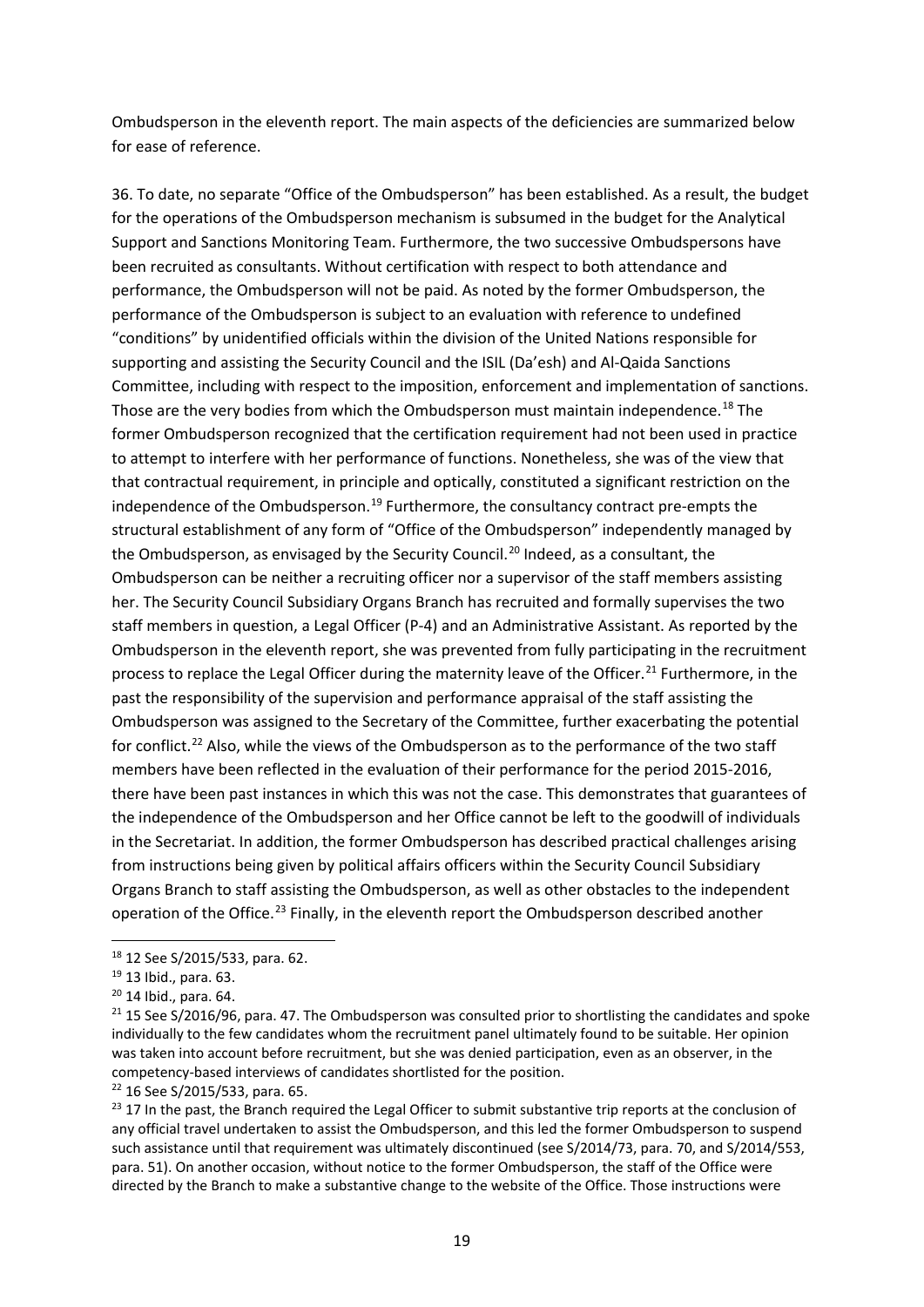Ombudsperson in the eleventh report. The main aspects of the deficiencies are summarized below for ease of reference.

36. To date, no separate "Office of the Ombudsperson" has been established. As a result, the budget for the operations of the Ombudsperson mechanism is subsumed in the budget for the Analytical Support and Sanctions Monitoring Team. Furthermore, the two successive Ombudspersons have been recruited as consultants. Without certification with respect to both attendance and performance, the Ombudsperson will not be paid. As noted by the former Ombudsperson, the performance of the Ombudsperson is subject to an evaluation with reference to undefined "conditions" by unidentified officials within the division of the United Nations responsible for supporting and assisting the Security Council and the ISIL (Da'esh) and Al-Qaida Sanctions Committee, including with respect to the imposition, enforcement and implementation of sanctions. Those are the very bodies from which the Ombudsperson must maintain independence.[18] The former Ombudsperson recognized that the certification requirement had not been used in practice to attempt to interfere with her performance of functions. Nonetheless, she was of the view that that contractual requirement, in principle and optically, constituted a significant restriction on the independence of the Ombudsperson.[19] Furthermore, the consultancy contract pre-empts the structural establishment of any form of "Office of the Ombudsperson" independently managed by the Ombudsperson, as envisaged by the Security Council.[20] Indeed, as a consultant, the Ombudsperson can be neither a recruiting officer nor a supervisor of the staff members assisting her. The Security Council Subsidiary Organs Branch has recruited and formally supervises the two staff members in question, a Legal Officer (P-4) and an Administrative Assistant. As reported by the Ombudsperson in the eleventh report, she was prevented from fully participating in the recruitment process to replace the Legal Officer during the maternity leave of the Officer.[21] Furthermore, in the past the responsibility of the supervision and performance appraisal of the staff assisting the Ombudsperson was assigned to the Secretary of the Committee, further exacerbating the potential for conflict.[22] Also, while the views of the Ombudsperson as to the performance of the two staff members have been reflected in the evaluation of their performance for the period 2015-2016, there have been past instances in which this was not the case. This demonstrates that guarantees of the independence of the Ombudsperson and her Office cannot be left to the goodwill of individuals in the Secretariat. In addition, the former Ombudsperson has described practical challenges arising from instructions being given by political affairs officers within the Security Council Subsidiary Organs Branch to staff assisting the Ombudsperson, as well as other obstacles to the independent operation of the Office.[23] Finally, in the eleventh report the Ombudsperson described another

---

[18] 12 See S/2015/533, para. 62.

[19] 13 Ibid., para. 63.

[20] 14 Ibid., para. 64.

[21] 15 See S/2016/96, para. 47. The Ombudsperson was consulted prior to shortlisting the candidates and spoke individually to the few candidates whom the recruitment panel ultimately found to be suitable. Her opinion was taken into account before recruitment, but she was denied participation, even as an observer, in the competency-based interviews of candidates shortlisted for the position.

[22] 16 See S/2015/533, para. 65.

[23] 17 In the past, the Branch required the Legal Officer to submit substantive trip reports at the conclusion of any official travel undertaken to assist the Ombudsperson, and this led the former Ombudsperson to suspend such assistance until that requirement was ultimately discontinued (see S/2014/73, para. 70, and S/2014/553, para. 51). On another occasion, without notice to the former Ombudsperson, the staff of the Office were directed by the Branch to make a substantive change to the website of the Office. Those instructions were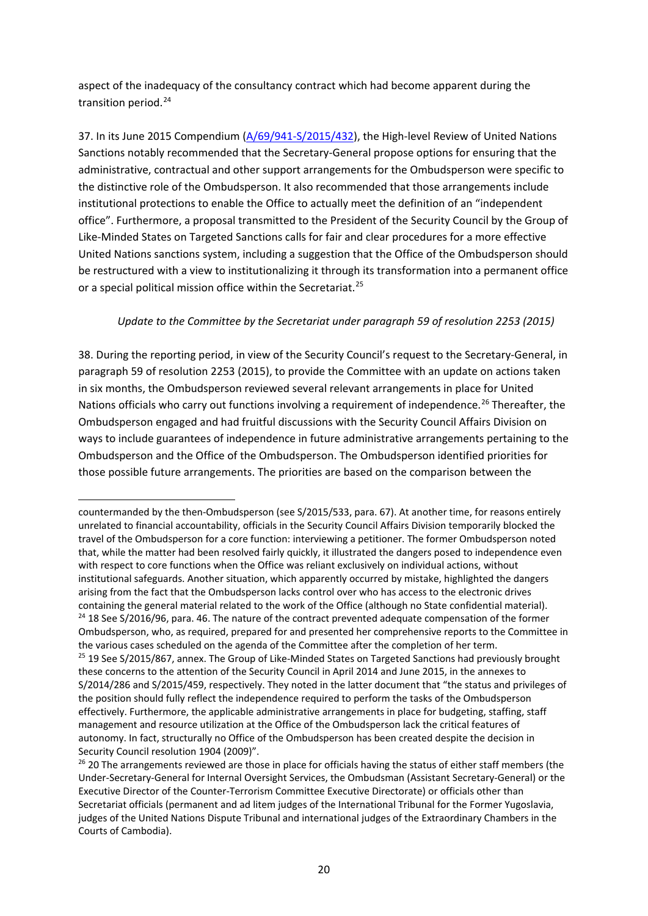aspect of the inadequacy of the consultancy contract which had become apparent during the transition period.[24]

37. In its June 2015 Compendium (A/69/941-S/2015/432), the High-level Review of United Nations Sanctions notably recommended that the Secretary-General propose options for ensuring that the administrative, contractual and other support arrangements for the Ombudsperson were specific to the distinctive role of the Ombudsperson. It also recommended that those arrangements include institutional protections to enable the Office to actually meet the definition of an "independent office". Furthermore, a proposal transmitted to the President of the Security Council by the Group of Like-Minded States on Targeted Sanctions calls for fair and clear procedures for a more effective United Nations sanctions system, including a suggestion that the Office of the Ombudsperson should be restructured with a view to institutionalizing it through its transformation into a permanent office or a special political mission office within the Secretariat.[25]

*Update to the Committee by the Secretariat under paragraph 59 of resolution 2253 (2015)*

38. During the reporting period, in view of the Security Council's request to the Secretary-General, in paragraph 59 of resolution 2253 (2015), to provide the Committee with an update on actions taken in six months, the Ombudsperson reviewed several relevant arrangements in place for United Nations officials who carry out functions involving a requirement of independence.[26] Thereafter, the Ombudsperson engaged and had fruitful discussions with the Security Council Affairs Division on ways to include guarantees of independence in future administrative arrangements pertaining to the Ombudsperson and the Office of the Ombudsperson. The Ombudsperson identified priorities for those possible future arrangements. The priorities are based on the comparison between the

---

countermanded by the then-Ombudsperson (see S/2015/533, para. 67). At another time, for reasons entirely unrelated to financial accountability, officials in the Security Council Affairs Division temporarily blocked the travel of the Ombudsperson for a core function: interviewing a petitioner. The former Ombudsperson noted that, while the matter had been resolved fairly quickly, it illustrated the dangers posed to independence even with respect to core functions when the Office was reliant exclusively on individual actions, without institutional safeguards. Another situation, which apparently occurred by mistake, highlighted the dangers arising from the fact that the Ombudsperson lacks control over who has access to the electronic drives containing the general material related to the work of the Office (although no State confidential material).

[24] 18 See S/2016/96, para. 46. The nature of the contract prevented adequate compensation of the former Ombudsperson, who, as required, prepared for and presented her comprehensive reports to the Committee in the various cases scheduled on the agenda of the Committee after the completion of her term.

[25] 19 See S/2015/867, annex. The Group of Like-Minded States on Targeted Sanctions had previously brought these concerns to the attention of the Security Council in April 2014 and June 2015, in the annexes to S/2014/286 and S/2015/459, respectively. They noted in the latter document that "the status and privileges of the position should fully reflect the independence required to perform the tasks of the Ombudsperson effectively. Furthermore, the applicable administrative arrangements in place for budgeting, staffing, staff management and resource utilization at the Office of the Ombudsperson lack the critical features of autonomy. In fact, structurally no Office of the Ombudsperson has been created despite the decision in Security Council resolution 1904 (2009)".

[26] 20 The arrangements reviewed are those in place for officials having the status of either staff members (the Under-Secretary-General for Internal Oversight Services, the Ombudsman (Assistant Secretary-General) or the Executive Director of the Counter-Terrorism Committee Executive Directorate) or officials other than Secretariat officials (permanent and ad litem judges of the International Tribunal for the Former Yugoslavia, judges of the United Nations Dispute Tribunal and international judges of the Extraordinary Chambers in the Courts of Cambodia).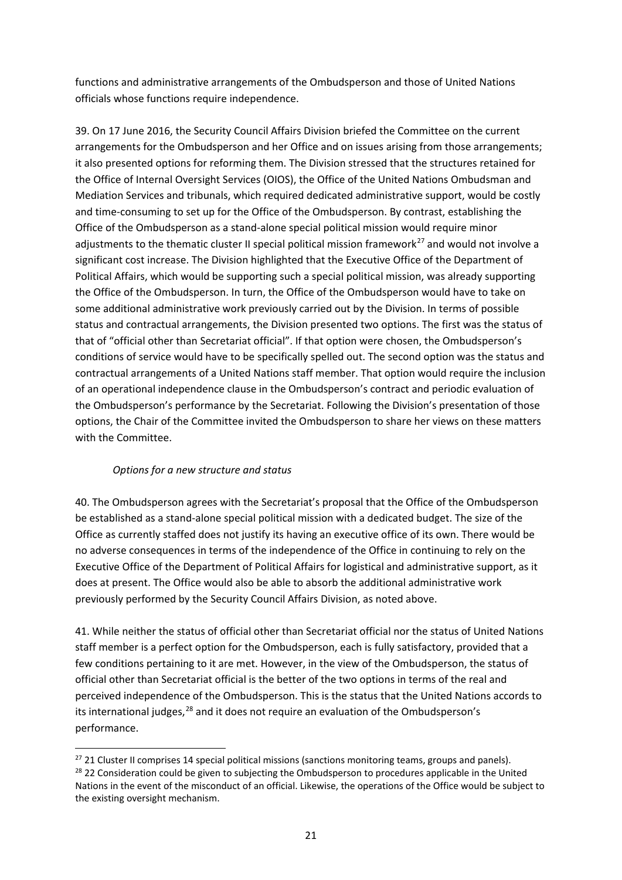functions and administrative arrangements of the Ombudsperson and those of United Nations officials whose functions require independence.

39. On 17 June 2016, the Security Council Affairs Division briefed the Committee on the current arrangements for the Ombudsperson and her Office and on issues arising from those arrangements; it also presented options for reforming them. The Division stressed that the structures retained for the Office of Internal Oversight Services (OIOS), the Office of the United Nations Ombudsman and Mediation Services and tribunals, which required dedicated administrative support, would be costly and time-consuming to set up for the Office of the Ombudsperson. By contrast, establishing the Office of the Ombudsperson as a stand-alone special political mission would require minor adjustments to the thematic cluster II special political mission framework[27] and would not involve a significant cost increase. The Division highlighted that the Executive Office of the Department of Political Affairs, which would be supporting such a special political mission, was already supporting the Office of the Ombudsperson. In turn, the Office of the Ombudsperson would have to take on some additional administrative work previously carried out by the Division. In terms of possible status and contractual arrangements, the Division presented two options. The first was the status of that of "official other than Secretariat official". If that option were chosen, the Ombudsperson's conditions of service would have to be specifically spelled out. The second option was the status and contractual arrangements of a United Nations staff member. That option would require the inclusion of an operational independence clause in the Ombudsperson's contract and periodic evaluation of the Ombudsperson's performance by the Secretariat. Following the Division's presentation of those options, the Chair of the Committee invited the Ombudsperson to share her views on these matters with the Committee.

*Options for a new structure and status*

40. The Ombudsperson agrees with the Secretariat's proposal that the Office of the Ombudsperson be established as a stand-alone special political mission with a dedicated budget. The size of the Office as currently staffed does not justify its having an executive office of its own. There would be no adverse consequences in terms of the independence of the Office in continuing to rely on the Executive Office of the Department of Political Affairs for logistical and administrative support, as it does at present. The Office would also be able to absorb the additional administrative work previously performed by the Security Council Affairs Division, as noted above.

41. While neither the status of official other than Secretariat official nor the status of United Nations staff member is a perfect option for the Ombudsperson, each is fully satisfactory, provided that a few conditions pertaining to it are met. However, in the view of the Ombudsperson, the status of official other than Secretariat official is the better of the two options in terms of the real and perceived independence of the Ombudsperson. This is the status that the United Nations accords to its international judges,[28] and it does not require an evaluation of the Ombudsperson's performance.

[27] 21 Cluster II comprises 14 special political missions (sanctions monitoring teams, groups and panels).

[28] 22 Consideration could be given to subjecting the Ombudsperson to procedures applicable in the United Nations in the event of the misconduct of an official. Likewise, the operations of the Office would be subject to the existing oversight mechanism.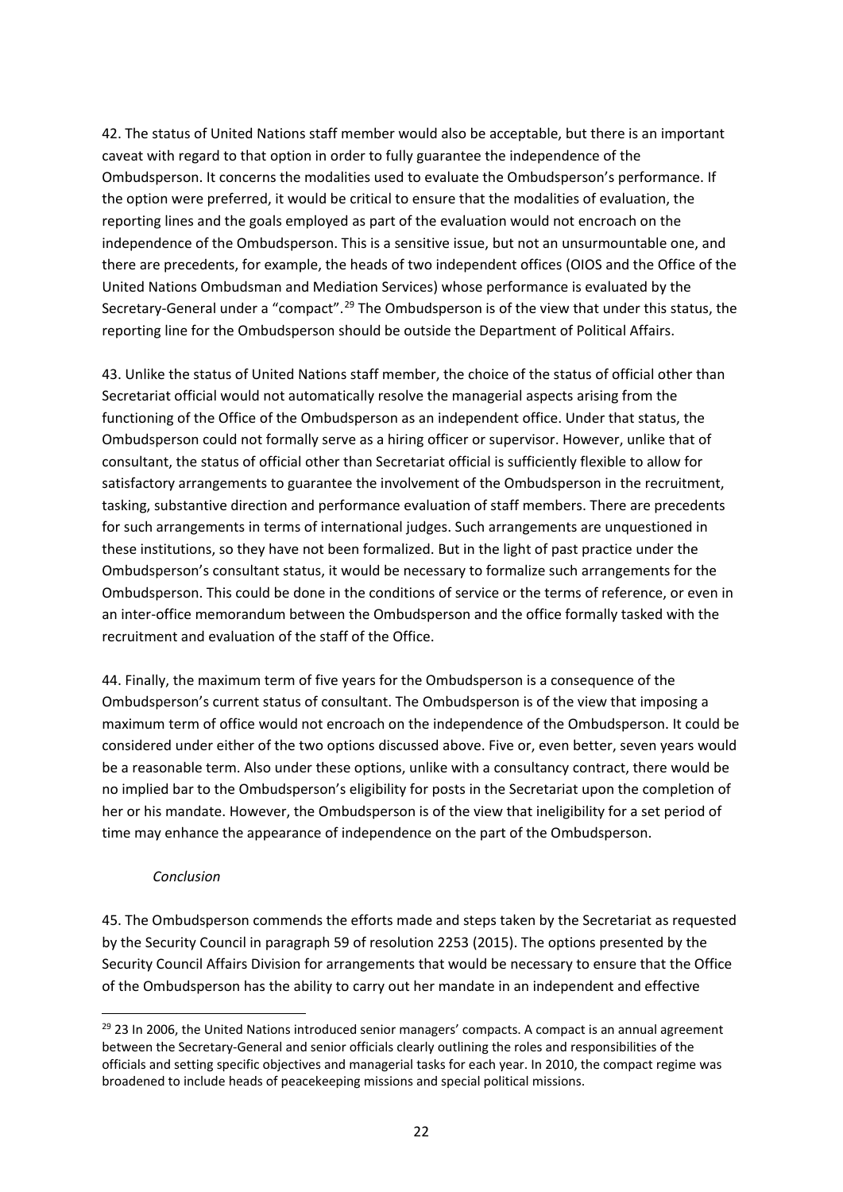42. The status of United Nations staff member would also be acceptable, but there is an important caveat with regard to that option in order to fully guarantee the independence of the Ombudsperson. It concerns the modalities used to evaluate the Ombudsperson's performance. If the option were preferred, it would be critical to ensure that the modalities of evaluation, the reporting lines and the goals employed as part of the evaluation would not encroach on the independence of the Ombudsperson. This is a sensitive issue, but not an unsurmountable one, and there are precedents, for example, the heads of two independent offices (OIOS and the Office of the United Nations Ombudsman and Mediation Services) whose performance is evaluated by the Secretary-General under a "compact".[29] The Ombudsperson is of the view that under this status, the reporting line for the Ombudsperson should be outside the Department of Political Affairs.

43. Unlike the status of United Nations staff member, the choice of the status of official other than Secretariat official would not automatically resolve the managerial aspects arising from the functioning of the Office of the Ombudsperson as an independent office. Under that status, the Ombudsperson could not formally serve as a hiring officer or supervisor. However, unlike that of consultant, the status of official other than Secretariat official is sufficiently flexible to allow for satisfactory arrangements to guarantee the involvement of the Ombudsperson in the recruitment, tasking, substantive direction and performance evaluation of staff members. There are precedents for such arrangements in terms of international judges. Such arrangements are unquestioned in these institutions, so they have not been formalized. But in the light of past practice under the Ombudsperson's consultant status, it would be necessary to formalize such arrangements for the Ombudsperson. This could be done in the conditions of service or the terms of reference, or even in an inter-office memorandum between the Ombudsperson and the office formally tasked with the recruitment and evaluation of the staff of the Office.

44. Finally, the maximum term of five years for the Ombudsperson is a consequence of the Ombudsperson's current status of consultant. The Ombudsperson is of the view that imposing a maximum term of office would not encroach on the independence of the Ombudsperson. It could be considered under either of the two options discussed above. Five or, even better, seven years would be a reasonable term. Also under these options, unlike with a consultancy contract, there would be no implied bar to the Ombudsperson's eligibility for posts in the Secretariat upon the completion of her or his mandate. However, the Ombudsperson is of the view that ineligibility for a set period of time may enhance the appearance of independence on the part of the Ombudsperson.

*Conclusion*

45. The Ombudsperson commends the efforts made and steps taken by the Secretariat as requested by the Security Council in paragraph 59 of resolution 2253 (2015). The options presented by the Security Council Affairs Division for arrangements that would be necessary to ensure that the Office of the Ombudsperson has the ability to carry out her mandate in an independent and effective

---

[29] 23 In 2006, the United Nations introduced senior managers' compacts. A compact is an annual agreement between the Secretary-General and senior officials clearly outlining the roles and responsibilities of the officials and setting specific objectives and managerial tasks for each year. In 2010, the compact regime was broadened to include heads of peacekeeping missions and special political missions.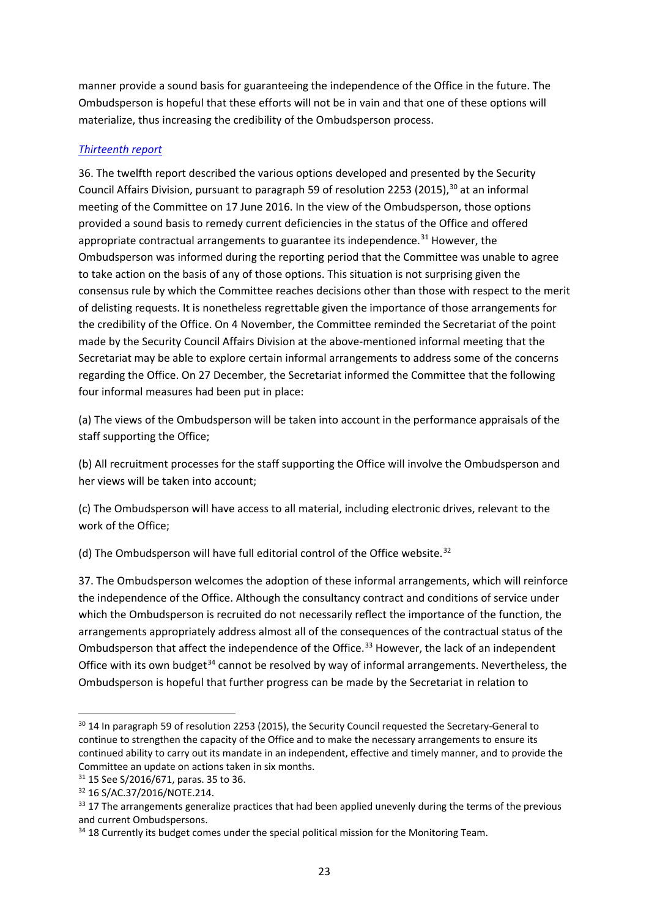manner provide a sound basis for guaranteeing the independence of the Office in the future. The Ombudsperson is hopeful that these efforts will not be in vain and that one of these options will materialize, thus increasing the credibility of the Ombudsperson process.

*Thirteenth report*

36. The twelfth report described the various options developed and presented by the Security Council Affairs Division, pursuant to paragraph 59 of resolution 2253 (2015),[30] at an informal meeting of the Committee on 17 June 2016. In the view of the Ombudsperson, those options provided a sound basis to remedy current deficiencies in the status of the Office and offered appropriate contractual arrangements to guarantee its independence.[31] However, the Ombudsperson was informed during the reporting period that the Committee was unable to agree to take action on the basis of any of those options. This situation is not surprising given the consensus rule by which the Committee reaches decisions other than those with respect to the merit of delisting requests. It is nonetheless regrettable given the importance of those arrangements for the credibility of the Office. On 4 November, the Committee reminded the Secretariat of the point made by the Security Council Affairs Division at the above-mentioned informal meeting that the Secretariat may be able to explore certain informal arrangements to address some of the concerns regarding the Office. On 27 December, the Secretariat informed the Committee that the following four informal measures had been put in place:

(a) The views of the Ombudsperson will be taken into account in the performance appraisals of the staff supporting the Office;

(b) All recruitment processes for the staff supporting the Office will involve the Ombudsperson and her views will be taken into account;

(c) The Ombudsperson will have access to all material, including electronic drives, relevant to the work of the Office;

(d) The Ombudsperson will have full editorial control of the Office website.[32]

37. The Ombudsperson welcomes the adoption of these informal arrangements, which will reinforce the independence of the Office. Although the consultancy contract and conditions of service under which the Ombudsperson is recruited do not necessarily reflect the importance of the function, the arrangements appropriately address almost all of the consequences of the contractual status of the Ombudsperson that affect the independence of the Office.[33] However, the lack of an independent Office with its own budget[34] cannot be resolved by way of informal arrangements. Nevertheless, the Ombudsperson is hopeful that further progress can be made by the Secretariat in relation to

[30] 14 In paragraph 59 of resolution 2253 (2015), the Security Council requested the Secretary-General to continue to strengthen the capacity of the Office and to make the necessary arrangements to ensure its continued ability to carry out its mandate in an independent, effective and timely manner, and to provide the Committee an update on actions taken in six months.

[31] 15 See S/2016/671, paras. 35 to 36.

[32] 16 S/AC.37/2016/NOTE.214.

[33] 17 The arrangements generalize practices that had been applied unevenly during the terms of the previous and current Ombudspersons.

[34] 18 Currently its budget comes under the special political mission for the Monitoring Team.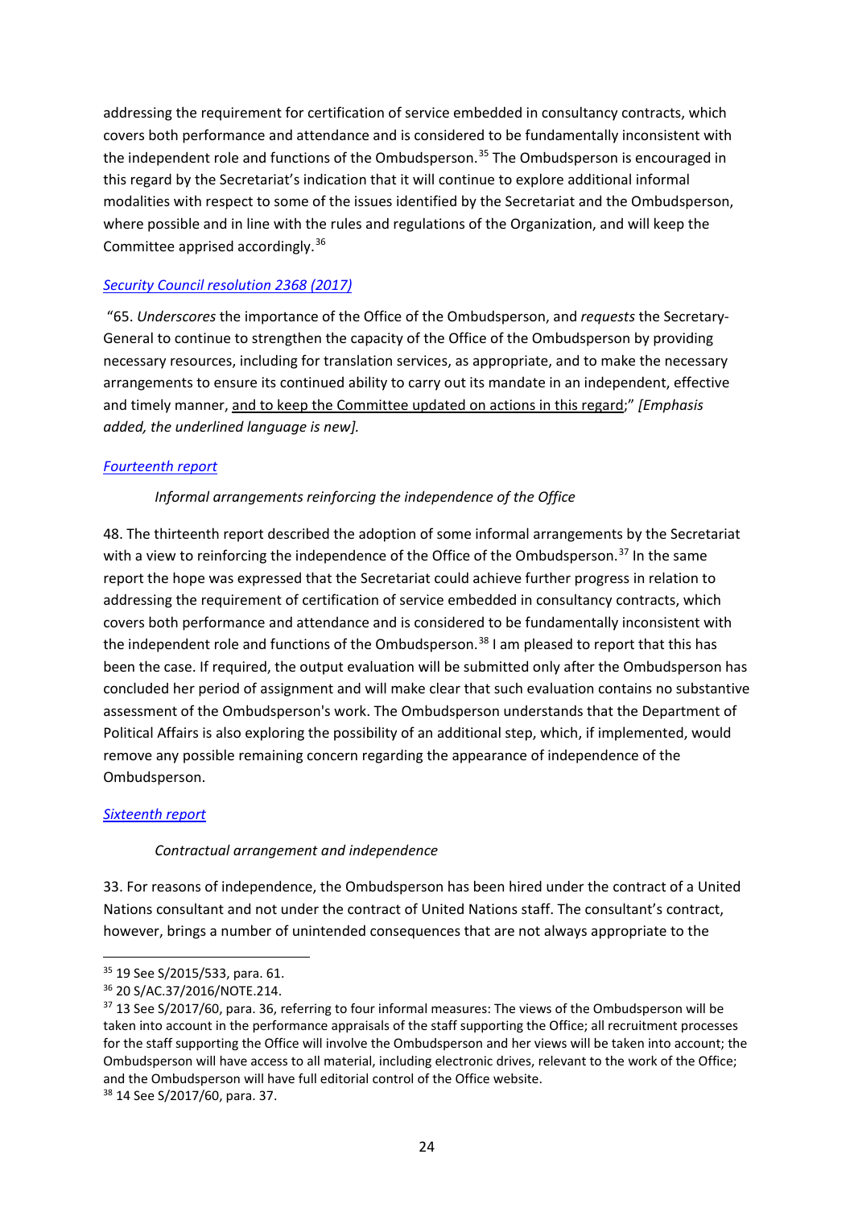addressing the requirement for certification of service embedded in consultancy contracts, which covers both performance and attendance and is considered to be fundamentally inconsistent with the independent role and functions of the Ombudsperson.[35] The Ombudsperson is encouraged in this regard by the Secretariat's indication that it will continue to explore additional informal modalities with respect to some of the issues identified by the Secretariat and the Ombudsperson, where possible and in line with the rules and regulations of the Organization, and will keep the Committee apprised accordingly.[36]

*Security Council resolution 2368 (2017)*

"65. *Underscores* the importance of the Office of the Ombudsperson, and *requests* the Secretary-General to continue to strengthen the capacity of the Office of the Ombudsperson by providing necessary resources, including for translation services, as appropriate, and to make the necessary arrangements to ensure its continued ability to carry out its mandate in an independent, effective and timely manner, <u>and to keep the Committee updated on actions in this regard</u>;" *[Emphasis added, the underlined language is new].*

*Fourteenth report*

*Informal arrangements reinforcing the independence of the Office*

48. The thirteenth report described the adoption of some informal arrangements by the Secretariat with a view to reinforcing the independence of the Office of the Ombudsperson.[37] In the same report the hope was expressed that the Secretariat could achieve further progress in relation to addressing the requirement of certification of service embedded in consultancy contracts, which covers both performance and attendance and is considered to be fundamentally inconsistent with the independent role and functions of the Ombudsperson.[38] I am pleased to report that this has been the case. If required, the output evaluation will be submitted only after the Ombudsperson has concluded her period of assignment and will make clear that such evaluation contains no substantive assessment of the Ombudsperson's work. The Ombudsperson understands that the Department of Political Affairs is also exploring the possibility of an additional step, which, if implemented, would remove any possible remaining concern regarding the appearance of independence of the Ombudsperson.

*Sixteenth report*

*Contractual arrangement and independence*

33. For reasons of independence, the Ombudsperson has been hired under the contract of a United Nations consultant and not under the contract of United Nations staff. The consultant's contract, however, brings a number of unintended consequences that are not always appropriate to the

---

[35] 19 See S/2015/533, para. 61.

[36] 20 S/AC.37/2016/NOTE.214.

[37] 13 See S/2017/60, para. 36, referring to four informal measures: The views of the Ombudsperson will be taken into account in the performance appraisals of the staff supporting the Office; all recruitment processes for the staff supporting the Office will involve the Ombudsperson and her views will be taken into account; the Ombudsperson will have access to all material, including electronic drives, relevant to the work of the Office; and the Ombudsperson will have full editorial control of the Office website.

[38] 14 See S/2017/60, para. 37.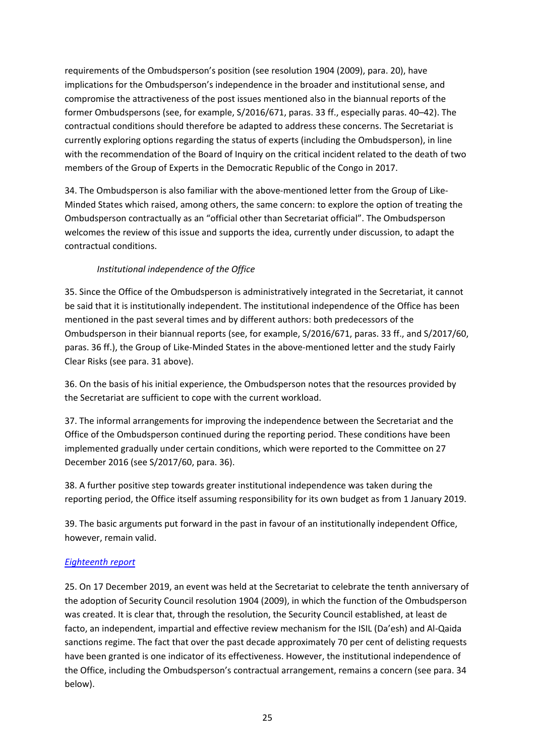requirements of the Ombudsperson's position (see resolution 1904 (2009), para. 20), have implications for the Ombudsperson's independence in the broader and institutional sense, and compromise the attractiveness of the post issues mentioned also in the biannual reports of the former Ombudspersons (see, for example, S/2016/671, paras. 33 ff., especially paras. 40–42). The contractual conditions should therefore be adapted to address these concerns. The Secretariat is currently exploring options regarding the status of experts (including the Ombudsperson), in line with the recommendation of the Board of Inquiry on the critical incident related to the death of two members of the Group of Experts in the Democratic Republic of the Congo in 2017.

34. The Ombudsperson is also familiar with the above-mentioned letter from the Group of Like-Minded States which raised, among others, the same concern: to explore the option of treating the Ombudsperson contractually as an "official other than Secretariat official". The Ombudsperson welcomes the review of this issue and supports the idea, currently under discussion, to adapt the contractual conditions.

*Institutional independence of the Office*

35. Since the Office of the Ombudsperson is administratively integrated in the Secretariat, it cannot be said that it is institutionally independent. The institutional independence of the Office has been mentioned in the past several times and by different authors: both predecessors of the Ombudsperson in their biannual reports (see, for example, S/2016/671, paras. 33 ff., and S/2017/60, paras. 36 ff.), the Group of Like-Minded States in the above-mentioned letter and the study Fairly Clear Risks (see para. 31 above).

36. On the basis of his initial experience, the Ombudsperson notes that the resources provided by the Secretariat are sufficient to cope with the current workload.

37. The informal arrangements for improving the independence between the Secretariat and the Office of the Ombudsperson continued during the reporting period. These conditions have been implemented gradually under certain conditions, which were reported to the Committee on 27 December 2016 (see S/2017/60, para. 36).

38. A further positive step towards greater institutional independence was taken during the reporting period, the Office itself assuming responsibility for its own budget as from 1 January 2019.

39. The basic arguments put forward in the past in favour of an institutionally independent Office, however, remain valid.

*Eighteenth report*

25. On 17 December 2019, an event was held at the Secretariat to celebrate the tenth anniversary of the adoption of Security Council resolution 1904 (2009), in which the function of the Ombudsperson was created. It is clear that, through the resolution, the Security Council established, at least de facto, an independent, impartial and effective review mechanism for the ISIL (Da'esh) and Al-Qaida sanctions regime. The fact that over the past decade approximately 70 per cent of delisting requests have been granted is one indicator of its effectiveness. However, the institutional independence of the Office, including the Ombudsperson's contractual arrangement, remains a concern (see para. 34 below).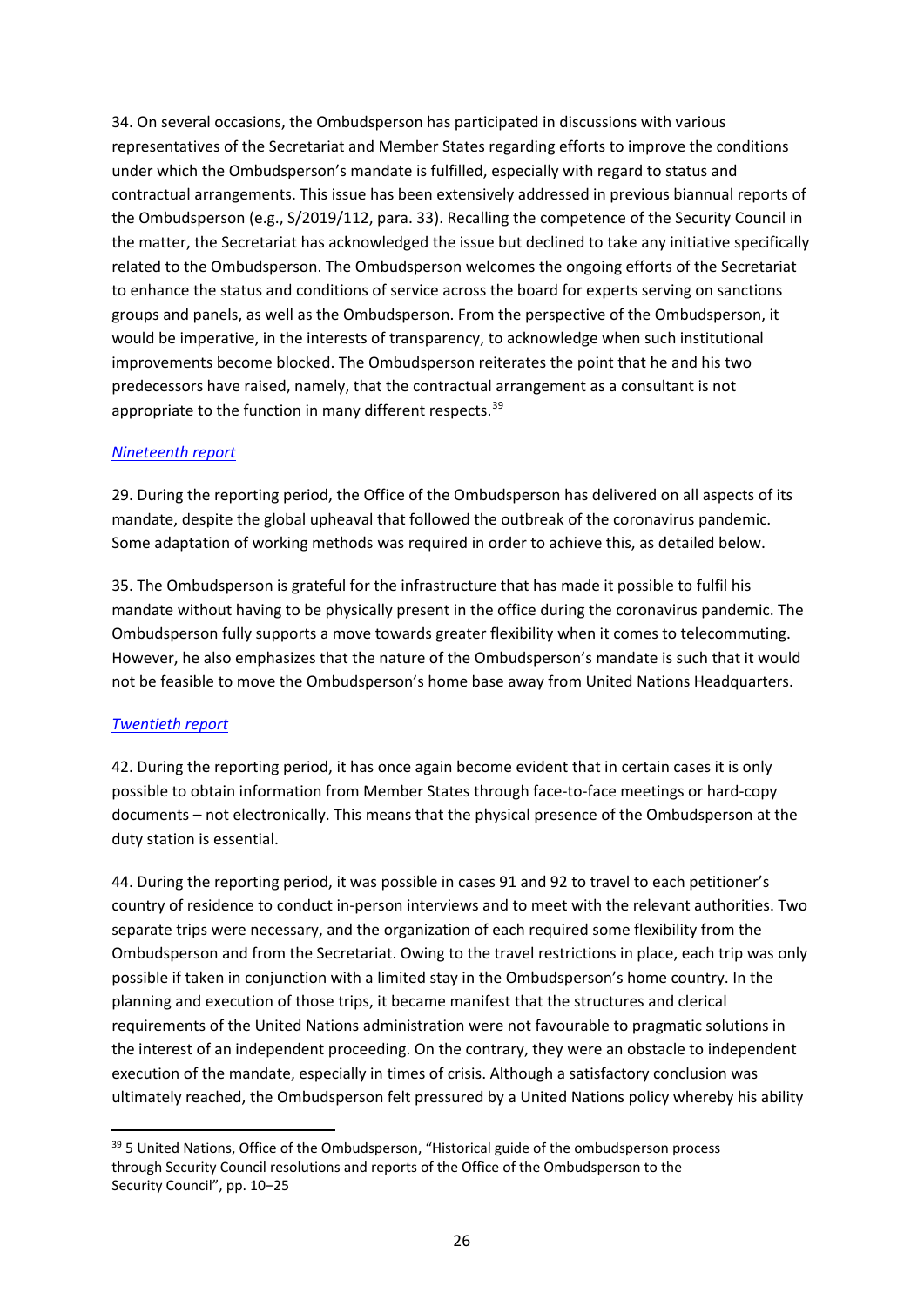34. On several occasions, the Ombudsperson has participated in discussions with various representatives of the Secretariat and Member States regarding efforts to improve the conditions under which the Ombudsperson's mandate is fulfilled, especially with regard to status and contractual arrangements. This issue has been extensively addressed in previous biannual reports of the Ombudsperson (e.g., S/2019/112, para. 33). Recalling the competence of the Security Council in the matter, the Secretariat has acknowledged the issue but declined to take any initiative specifically related to the Ombudsperson. The Ombudsperson welcomes the ongoing efforts of the Secretariat to enhance the status and conditions of service across the board for experts serving on sanctions groups and panels, as well as the Ombudsperson. From the perspective of the Ombudsperson, it would be imperative, in the interests of transparency, to acknowledge when such institutional improvements become blocked. The Ombudsperson reiterates the point that he and his two predecessors have raised, namely, that the contractual arrangement as a consultant is not appropriate to the function in many different respects.[39]

*Nineteenth report*

29. During the reporting period, the Office of the Ombudsperson has delivered on all aspects of its mandate, despite the global upheaval that followed the outbreak of the coronavirus pandemic. Some adaptation of working methods was required in order to achieve this, as detailed below.

35. The Ombudsperson is grateful for the infrastructure that has made it possible to fulfil his mandate without having to be physically present in the office during the coronavirus pandemic. The Ombudsperson fully supports a move towards greater flexibility when it comes to telecommuting. However, he also emphasizes that the nature of the Ombudsperson's mandate is such that it would not be feasible to move the Ombudsperson's home base away from United Nations Headquarters.

*Twentieth report*

42. During the reporting period, it has once again become evident that in certain cases it is only possible to obtain information from Member States through face-to-face meetings or hard-copy documents – not electronically. This means that the physical presence of the Ombudsperson at the duty station is essential.

44. During the reporting period, it was possible in cases 91 and 92 to travel to each petitioner's country of residence to conduct in-person interviews and to meet with the relevant authorities. Two separate trips were necessary, and the organization of each required some flexibility from the Ombudsperson and from the Secretariat. Owing to the travel restrictions in place, each trip was only possible if taken in conjunction with a limited stay in the Ombudsperson's home country. In the planning and execution of those trips, it became manifest that the structures and clerical requirements of the United Nations administration were not favourable to pragmatic solutions in the interest of an independent proceeding. On the contrary, they were an obstacle to independent execution of the mandate, especially in times of crisis. Although a satisfactory conclusion was ultimately reached, the Ombudsperson felt pressured by a United Nations policy whereby his ability

[39] 5 United Nations, Office of the Ombudsperson, "Historical guide of the ombudsperson process through Security Council resolutions and reports of the Office of the Ombudsperson to the Security Council", pp. 10–25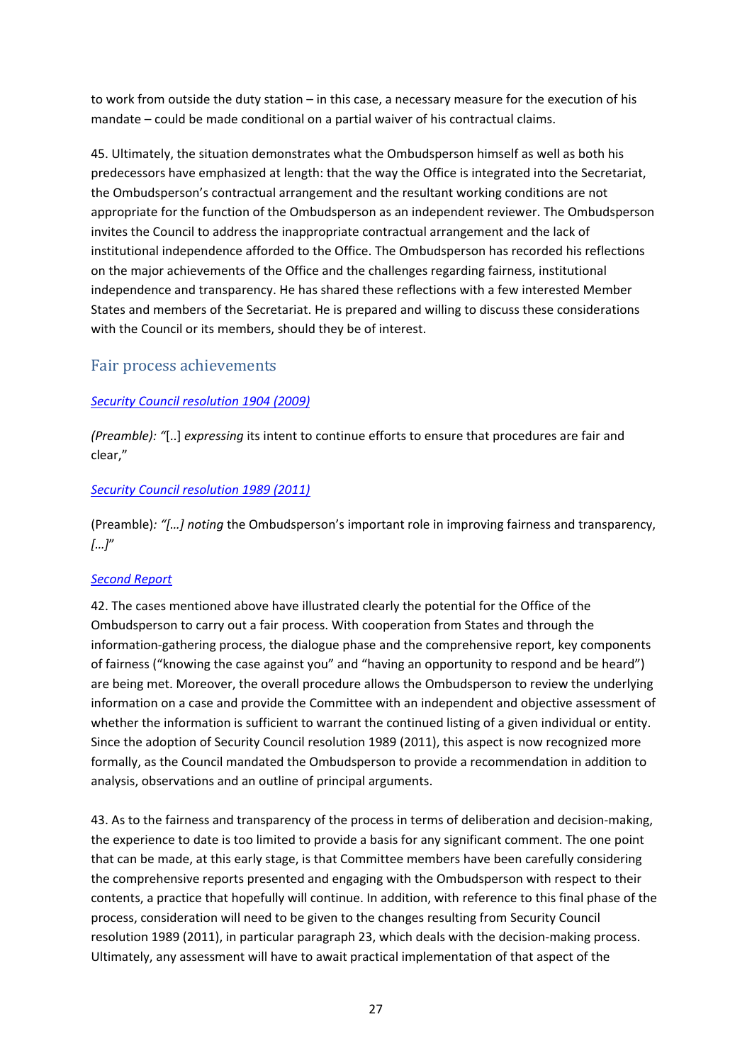to work from outside the duty station – in this case, a necessary measure for the execution of his mandate – could be made conditional on a partial waiver of his contractual claims.

45. Ultimately, the situation demonstrates what the Ombudsperson himself as well as both his predecessors have emphasized at length: that the way the Office is integrated into the Secretariat, the Ombudsperson's contractual arrangement and the resultant working conditions are not appropriate for the function of the Ombudsperson as an independent reviewer. The Ombudsperson invites the Council to address the inappropriate contractual arrangement and the lack of institutional independence afforded to the Office. The Ombudsperson has recorded his reflections on the major achievements of the Office and the challenges regarding fairness, institutional independence and transparency. He has shared these reflections with a few interested Member States and members of the Secretariat. He is prepared and willing to discuss these considerations with the Council or its members, should they be of interest.

## Fair process achievements

*Security Council resolution 1904 (2009)*

*(Preamble): "*[..] *expressing* its intent to continue efforts to ensure that procedures are fair and clear,"

*Security Council resolution 1989 (2011)*

(Preamble)*: "[…] noting* the Ombudsperson's important role in improving fairness and transparency, *[…]"*

*Second Report*

42. The cases mentioned above have illustrated clearly the potential for the Office of the Ombudsperson to carry out a fair process. With cooperation from States and through the information-gathering process, the dialogue phase and the comprehensive report, key components of fairness ("knowing the case against you" and "having an opportunity to respond and be heard") are being met. Moreover, the overall procedure allows the Ombudsperson to review the underlying information on a case and provide the Committee with an independent and objective assessment of whether the information is sufficient to warrant the continued listing of a given individual or entity. Since the adoption of Security Council resolution 1989 (2011), this aspect is now recognized more formally, as the Council mandated the Ombudsperson to provide a recommendation in addition to analysis, observations and an outline of principal arguments.

43. As to the fairness and transparency of the process in terms of deliberation and decision-making, the experience to date is too limited to provide a basis for any significant comment. The one point that can be made, at this early stage, is that Committee members have been carefully considering the comprehensive reports presented and engaging with the Ombudsperson with respect to their contents, a practice that hopefully will continue. In addition, with reference to this final phase of the process, consideration will need to be given to the changes resulting from Security Council resolution 1989 (2011), in particular paragraph 23, which deals with the decision-making process. Ultimately, any assessment will have to await practical implementation of that aspect of the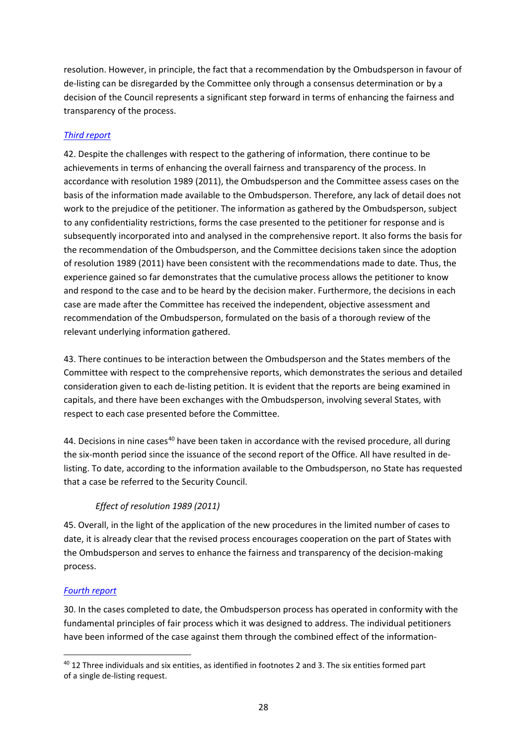resolution. However, in principle, the fact that a recommendation by the Ombudsperson in favour of de-listing can be disregarded by the Committee only through a consensus determination or by a decision of the Council represents a significant step forward in terms of enhancing the fairness and transparency of the process.

*Third report*

42. Despite the challenges with respect to the gathering of information, there continue to be achievements in terms of enhancing the overall fairness and transparency of the process. In accordance with resolution 1989 (2011), the Ombudsperson and the Committee assess cases on the basis of the information made available to the Ombudsperson. Therefore, any lack of detail does not work to the prejudice of the petitioner. The information as gathered by the Ombudsperson, subject to any confidentiality restrictions, forms the case presented to the petitioner for response and is subsequently incorporated into and analysed in the comprehensive report. It also forms the basis for the recommendation of the Ombudsperson, and the Committee decisions taken since the adoption of resolution 1989 (2011) have been consistent with the recommendations made to date. Thus, the experience gained so far demonstrates that the cumulative process allows the petitioner to know and respond to the case and to be heard by the decision maker. Furthermore, the decisions in each case are made after the Committee has received the independent, objective assessment and recommendation of the Ombudsperson, formulated on the basis of a thorough review of the relevant underlying information gathered.

43. There continues to be interaction between the Ombudsperson and the States members of the Committee with respect to the comprehensive reports, which demonstrates the serious and detailed consideration given to each de-listing petition. It is evident that the reports are being examined in capitals, and there have been exchanges with the Ombudsperson, involving several States, with respect to each case presented before the Committee.

44. Decisions in nine cases[40] have been taken in accordance with the revised procedure, all during the six-month period since the issuance of the second report of the Office. All have resulted in de-listing. To date, according to the information available to the Ombudsperson, no State has requested that a case be referred to the Security Council.

*Effect of resolution 1989 (2011)*

45. Overall, in the light of the application of the new procedures in the limited number of cases to date, it is already clear that the revised process encourages cooperation on the part of States with the Ombudsperson and serves to enhance the fairness and transparency of the decision-making process.

*Fourth report*

30. In the cases completed to date, the Ombudsperson process has operated in conformity with the fundamental principles of fair process which it was designed to address. The individual petitioners have been informed of the case against them through the combined effect of the information-

---

[40] 12 Three individuals and six entities, as identified in footnotes 2 and 3. The six entities formed part of a single de-listing request.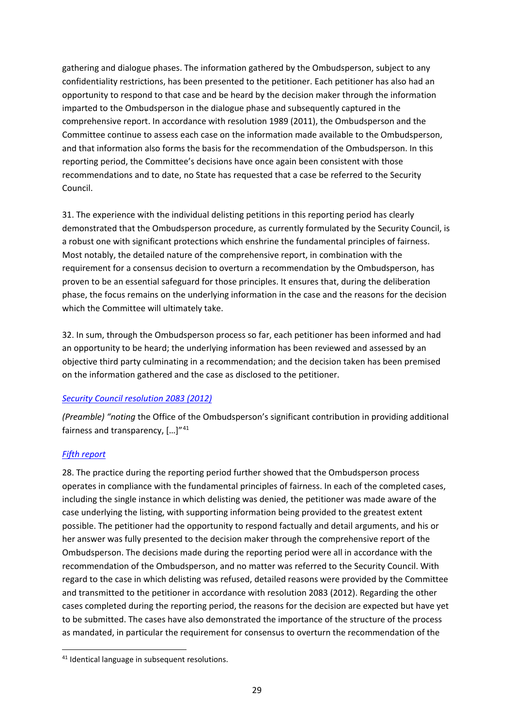gathering and dialogue phases. The information gathered by the Ombudsperson, subject to any confidentiality restrictions, has been presented to the petitioner. Each petitioner has also had an opportunity to respond to that case and be heard by the decision maker through the information imparted to the Ombudsperson in the dialogue phase and subsequently captured in the comprehensive report. In accordance with resolution 1989 (2011), the Ombudsperson and the Committee continue to assess each case on the information made available to the Ombudsperson, and that information also forms the basis for the recommendation of the Ombudsperson. In this reporting period, the Committee's decisions have once again been consistent with those recommendations and to date, no State has requested that a case be referred to the Security Council.

31. The experience with the individual delisting petitions in this reporting period has clearly demonstrated that the Ombudsperson procedure, as currently formulated by the Security Council, is a robust one with significant protections which enshrine the fundamental principles of fairness. Most notably, the detailed nature of the comprehensive report, in combination with the requirement for a consensus decision to overturn a recommendation by the Ombudsperson, has proven to be an essential safeguard for those principles. It ensures that, during the deliberation phase, the focus remains on the underlying information in the case and the reasons for the decision which the Committee will ultimately take.

32. In sum, through the Ombudsperson process so far, each petitioner has been informed and had an opportunity to be heard; the underlying information has been reviewed and assessed by an objective third party culminating in a recommendation; and the decision taken has been premised on the information gathered and the case as disclosed to the petitioner.

*Security Council resolution 2083 (2012)*

*(Preamble) "noting* the Office of the Ombudsperson's significant contribution in providing additional fairness and transparency, […]"[41]

*Fifth report*

28. The practice during the reporting period further showed that the Ombudsperson process operates in compliance with the fundamental principles of fairness. In each of the completed cases, including the single instance in which delisting was denied, the petitioner was made aware of the case underlying the listing, with supporting information being provided to the greatest extent possible. The petitioner had the opportunity to respond factually and detail arguments, and his or her answer was fully presented to the decision maker through the comprehensive report of the Ombudsperson. The decisions made during the reporting period were all in accordance with the recommendation of the Ombudsperson, and no matter was referred to the Security Council. With regard to the case in which delisting was refused, detailed reasons were provided by the Committee and transmitted to the petitioner in accordance with resolution 2083 (2012). Regarding the other cases completed during the reporting period, the reasons for the decision are expected but have yet to be submitted. The cases have also demonstrated the importance of the structure of the process as mandated, in particular the requirement for consensus to overturn the recommendation of the

[41] Identical language in subsequent resolutions.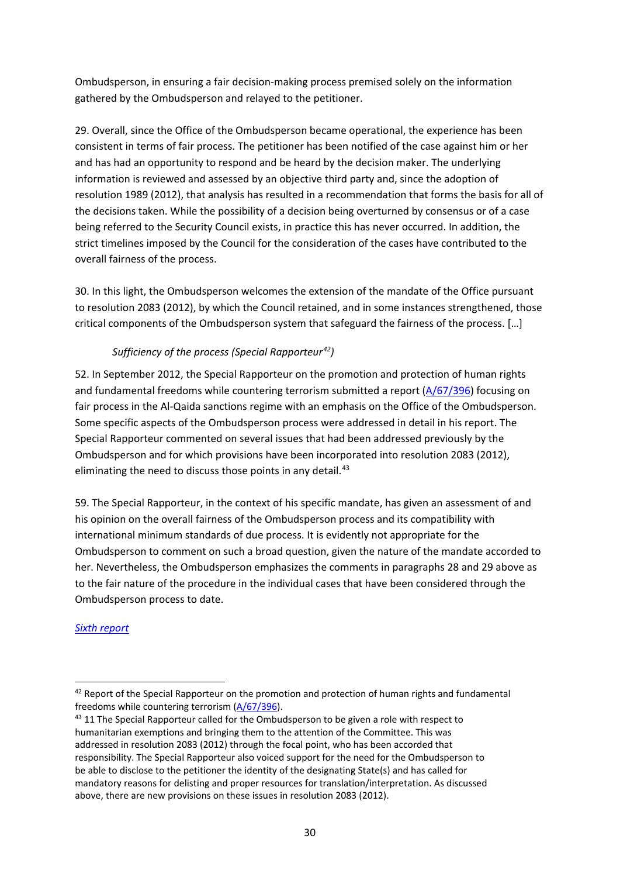Ombudsperson, in ensuring a fair decision-making process premised solely on the information gathered by the Ombudsperson and relayed to the petitioner.

29. Overall, since the Office of the Ombudsperson became operational, the experience has been consistent in terms of fair process. The petitioner has been notified of the case against him or her and has had an opportunity to respond and be heard by the decision maker. The underlying information is reviewed and assessed by an objective third party and, since the adoption of resolution 1989 (2012), that analysis has resulted in a recommendation that forms the basis for all of the decisions taken. While the possibility of a decision being overturned by consensus or of a case being referred to the Security Council exists, in practice this has never occurred. In addition, the strict timelines imposed by the Council for the consideration of the cases have contributed to the overall fairness of the process.

30. In this light, the Ombudsperson welcomes the extension of the mandate of the Office pursuant to resolution 2083 (2012), by which the Council retained, and in some instances strengthened, those critical components of the Ombudsperson system that safeguard the fairness of the process. […]

*Sufficiency of the process (Special Rapporteur[42])*

52. In September 2012, the Special Rapporteur on the promotion and protection of human rights and fundamental freedoms while countering terrorism submitted a report ([A/67/396]) focusing on fair process in the Al-Qaida sanctions regime with an emphasis on the Office of the Ombudsperson. Some specific aspects of the Ombudsperson process were addressed in detail in his report. The Special Rapporteur commented on several issues that had been addressed previously by the Ombudsperson and for which provisions have been incorporated into resolution 2083 (2012), eliminating the need to discuss those points in any detail.[43]

59. The Special Rapporteur, in the context of his specific mandate, has given an assessment of and his opinion on the overall fairness of the Ombudsperson process and its compatibility with international minimum standards of due process. It is evidently not appropriate for the Ombudsperson to comment on such a broad question, given the nature of the mandate accorded to her. Nevertheless, the Ombudsperson emphasizes the comments in paragraphs 28 and 29 above as to the fair nature of the procedure in the individual cases that have been considered through the Ombudsperson process to date.

*Sixth report*

---

[42] Report of the Special Rapporteur on the promotion and protection of human rights and fundamental freedoms while countering terrorism (A/67/396).

[43] 11 The Special Rapporteur called for the Ombudsperson to be given a role with respect to humanitarian exemptions and bringing them to the attention of the Committee. This was addressed in resolution 2083 (2012) through the focal point, who has been accorded that responsibility. The Special Rapporteur also voiced support for the need for the Ombudsperson to be able to disclose to the petitioner the identity of the designating State(s) and has called for mandatory reasons for delisting and proper resources for translation/interpretation. As discussed above, there are new provisions on these issues in resolution 2083 (2012).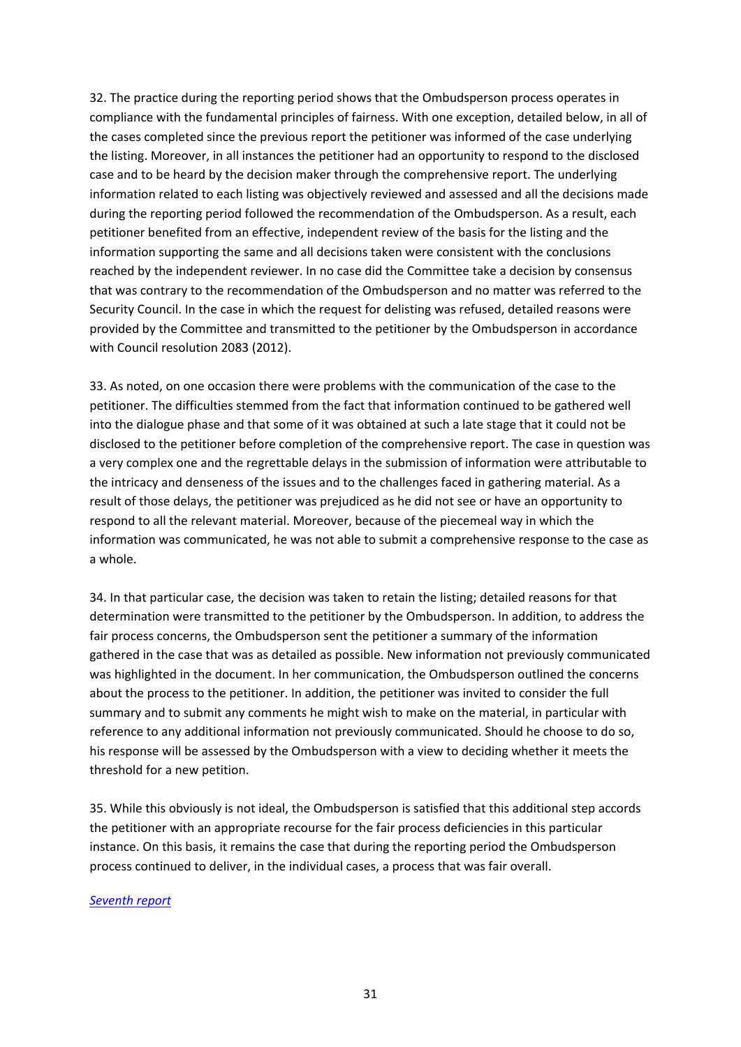32. The practice during the reporting period shows that the Ombudsperson process operates in compliance with the fundamental principles of fairness. With one exception, detailed below, in all of the cases completed since the previous report the petitioner was informed of the case underlying the listing. Moreover, in all instances the petitioner had an opportunity to respond to the disclosed case and to be heard by the decision maker through the comprehensive report. The underlying information related to each listing was objectively reviewed and assessed and all the decisions made during the reporting period followed the recommendation of the Ombudsperson. As a result, each petitioner benefited from an effective, independent review of the basis for the listing and the information supporting the same and all decisions taken were consistent with the conclusions reached by the independent reviewer. In no case did the Committee take a decision by consensus that was contrary to the recommendation of the Ombudsperson and no matter was referred to the Security Council. In the case in which the request for delisting was refused, detailed reasons were provided by the Committee and transmitted to the petitioner by the Ombudsperson in accordance with Council resolution 2083 (2012).

33. As noted, on one occasion there were problems with the communication of the case to the petitioner. The difficulties stemmed from the fact that information continued to be gathered well into the dialogue phase and that some of it was obtained at such a late stage that it could not be disclosed to the petitioner before completion of the comprehensive report. The case in question was a very complex one and the regrettable delays in the submission of information were attributable to the intricacy and denseness of the issues and to the challenges faced in gathering material. As a result of those delays, the petitioner was prejudiced as he did not see or have an opportunity to respond to all the relevant material. Moreover, because of the piecemeal way in which the information was communicated, he was not able to submit a comprehensive response to the case as a whole.

34. In that particular case, the decision was taken to retain the listing; detailed reasons for that determination were transmitted to the petitioner by the Ombudsperson. In addition, to address the fair process concerns, the Ombudsperson sent the petitioner a summary of the information gathered in the case that was as detailed as possible. New information not previously communicated was highlighted in the document. In her communication, the Ombudsperson outlined the concerns about the process to the petitioner. In addition, the petitioner was invited to consider the full summary and to submit any comments he might wish to make on the material, in particular with reference to any additional information not previously communicated. Should he choose to do so, his response will be assessed by the Ombudsperson with a view to deciding whether it meets the threshold for a new petition.

35. While this obviously is not ideal, the Ombudsperson is satisfied that this additional step accords the petitioner with an appropriate recourse for the fair process deficiencies in this particular instance. On this basis, it remains the case that during the reporting period the Ombudsperson process continued to deliver, in the individual cases, a process that was fair overall.

*Seventh report*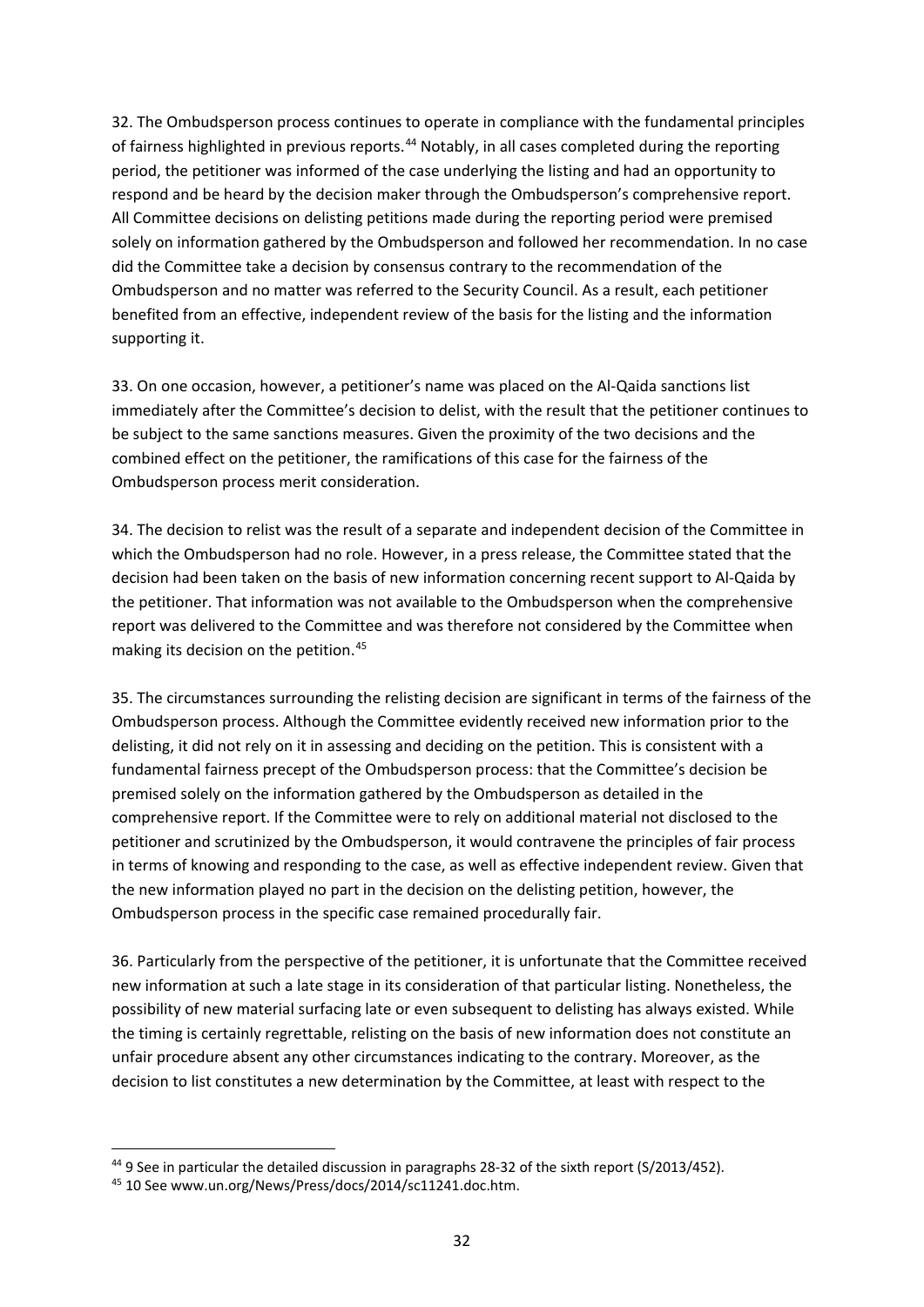32. The Ombudsperson process continues to operate in compliance with the fundamental principles of fairness highlighted in previous reports.[44] Notably, in all cases completed during the reporting period, the petitioner was informed of the case underlying the listing and had an opportunity to respond and be heard by the decision maker through the Ombudsperson's comprehensive report. All Committee decisions on delisting petitions made during the reporting period were premised solely on information gathered by the Ombudsperson and followed her recommendation. In no case did the Committee take a decision by consensus contrary to the recommendation of the Ombudsperson and no matter was referred to the Security Council. As a result, each petitioner benefited from an effective, independent review of the basis for the listing and the information supporting it.

33. On one occasion, however, a petitioner's name was placed on the Al-Qaida sanctions list immediately after the Committee's decision to delist, with the result that the petitioner continues to be subject to the same sanctions measures. Given the proximity of the two decisions and the combined effect on the petitioner, the ramifications of this case for the fairness of the Ombudsperson process merit consideration.

34. The decision to relist was the result of a separate and independent decision of the Committee in which the Ombudsperson had no role. However, in a press release, the Committee stated that the decision had been taken on the basis of new information concerning recent support to Al-Qaida by the petitioner. That information was not available to the Ombudsperson when the comprehensive report was delivered to the Committee and was therefore not considered by the Committee when making its decision on the petition.[45]

35. The circumstances surrounding the relisting decision are significant in terms of the fairness of the Ombudsperson process. Although the Committee evidently received new information prior to the delisting, it did not rely on it in assessing and deciding on the petition. This is consistent with a fundamental fairness precept of the Ombudsperson process: that the Committee's decision be premised solely on the information gathered by the Ombudsperson as detailed in the comprehensive report. If the Committee were to rely on additional material not disclosed to the petitioner and scrutinized by the Ombudsperson, it would contravene the principles of fair process in terms of knowing and responding to the case, as well as effective independent review. Given that the new information played no part in the decision on the delisting petition, however, the Ombudsperson process in the specific case remained procedurally fair.

36. Particularly from the perspective of the petitioner, it is unfortunate that the Committee received new information at such a late stage in its consideration of that particular listing. Nonetheless, the possibility of new material surfacing late or even subsequent to delisting has always existed. While the timing is certainly regrettable, relisting on the basis of new information does not constitute an unfair procedure absent any other circumstances indicating to the contrary. Moreover, as the decision to list constitutes a new determination by the Committee, at least with respect to the

---

[44] 9 See in particular the detailed discussion in paragraphs 28-32 of the sixth report (S/2013/452).

[45] 10 See www.un.org/News/Press/docs/2014/sc11241.doc.htm.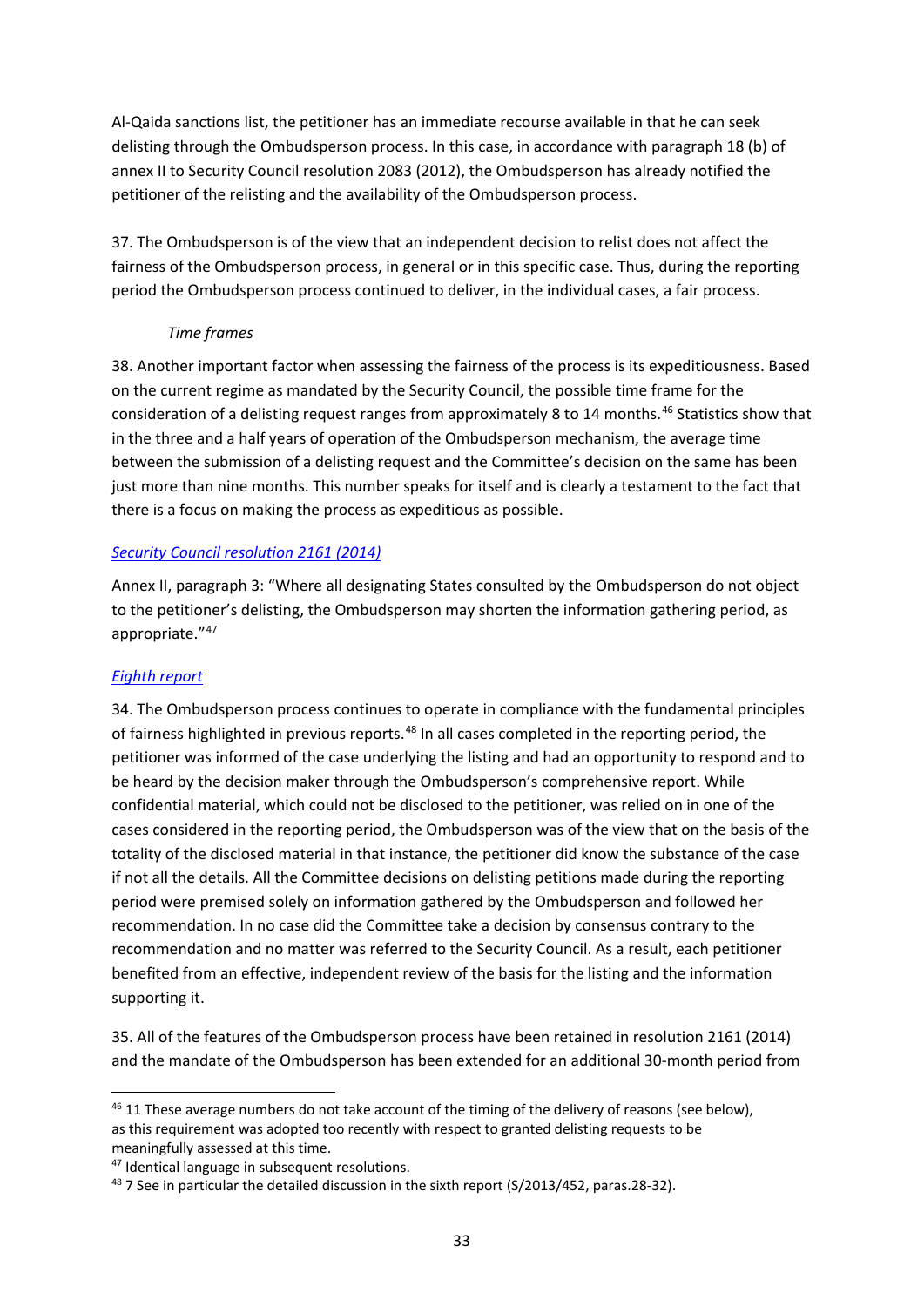Al-Qaida sanctions list, the petitioner has an immediate recourse available in that he can seek delisting through the Ombudsperson process. In this case, in accordance with paragraph 18 (b) of annex II to Security Council resolution 2083 (2012), the Ombudsperson has already notified the petitioner of the relisting and the availability of the Ombudsperson process.

37. The Ombudsperson is of the view that an independent decision to relist does not affect the fairness of the Ombudsperson process, in general or in this specific case. Thus, during the reporting period the Ombudsperson process continued to deliver, in the individual cases, a fair process.

*Time frames*

38. Another important factor when assessing the fairness of the process is its expeditiousness. Based on the current regime as mandated by the Security Council, the possible time frame for the consideration of a delisting request ranges from approximately 8 to 14 months.[46] Statistics show that in the three and a half years of operation of the Ombudsperson mechanism, the average time between the submission of a delisting request and the Committee's decision on the same has been just more than nine months. This number speaks for itself and is clearly a testament to the fact that there is a focus on making the process as expeditious as possible.

*Security Council resolution 2161 (2014)*

Annex II, paragraph 3: "Where all designating States consulted by the Ombudsperson do not object to the petitioner's delisting, the Ombudsperson may shorten the information gathering period, as appropriate."[47]

*Eighth report*

34. The Ombudsperson process continues to operate in compliance with the fundamental principles of fairness highlighted in previous reports.[48] In all cases completed in the reporting period, the petitioner was informed of the case underlying the listing and had an opportunity to respond and to be heard by the decision maker through the Ombudsperson's comprehensive report. While confidential material, which could not be disclosed to the petitioner, was relied on in one of the cases considered in the reporting period, the Ombudsperson was of the view that on the basis of the totality of the disclosed material in that instance, the petitioner did know the substance of the case if not all the details. All the Committee decisions on delisting petitions made during the reporting period were premised solely on information gathered by the Ombudsperson and followed her recommendation. In no case did the Committee take a decision by consensus contrary to the recommendation and no matter was referred to the Security Council. As a result, each petitioner benefited from an effective, independent review of the basis for the listing and the information supporting it.

35. All of the features of the Ombudsperson process have been retained in resolution 2161 (2014) and the mandate of the Ombudsperson has been extended for an additional 30-month period from

[46] 11 These average numbers do not take account of the timing of the delivery of reasons (see below), as this requirement was adopted too recently with respect to granted delisting requests to be meaningfully assessed at this time.

[47] Identical language in subsequent resolutions.

[48] 7 See in particular the detailed discussion in the sixth report (S/2013/452, paras.28-32).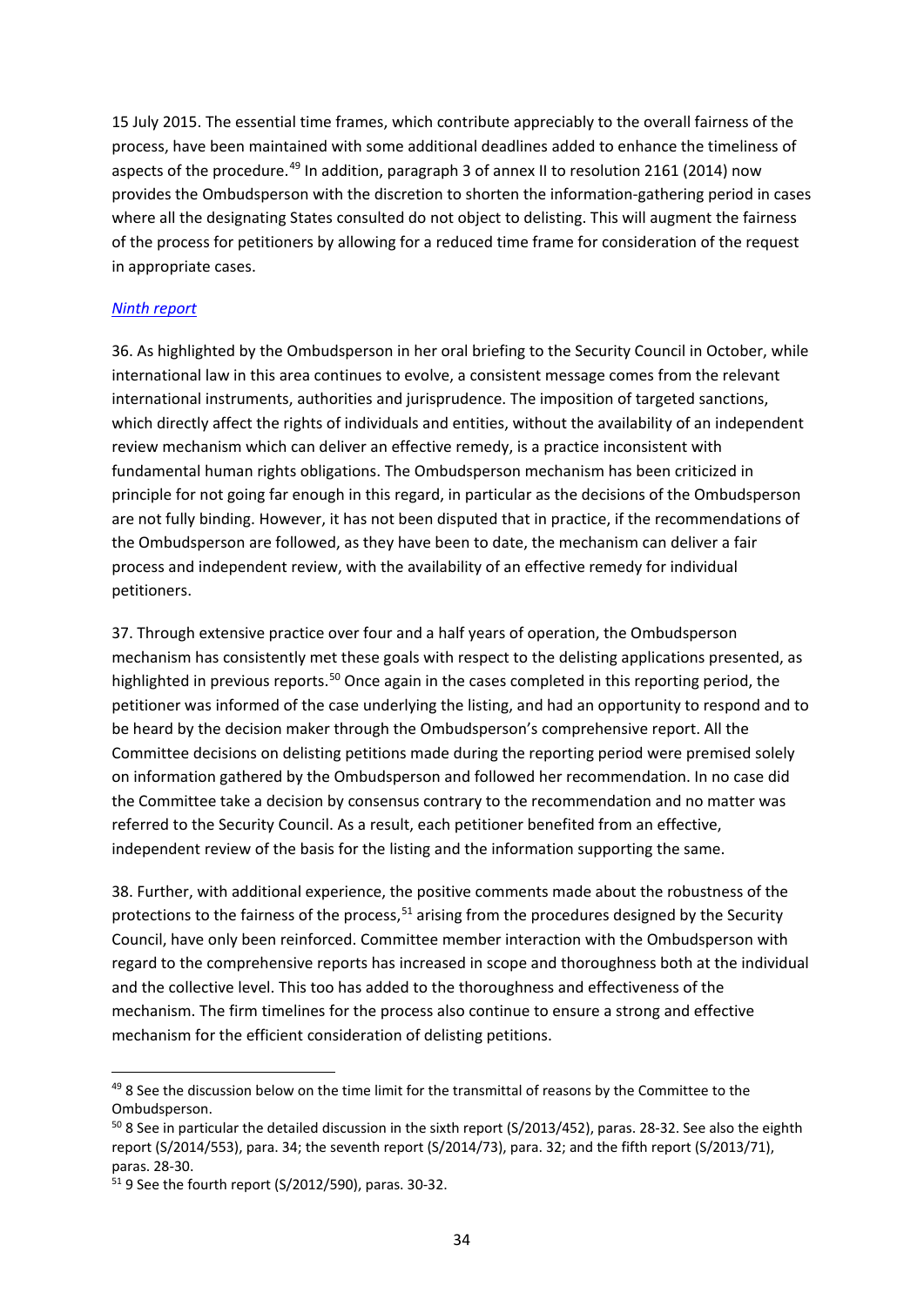15 July 2015. The essential time frames, which contribute appreciably to the overall fairness of the process, have been maintained with some additional deadlines added to enhance the timeliness of aspects of the procedure.[49] In addition, paragraph 3 of annex II to resolution 2161 (2014) now provides the Ombudsperson with the discretion to shorten the information-gathering period in cases where all the designating States consulted do not object to delisting. This will augment the fairness of the process for petitioners by allowing for a reduced time frame for consideration of the request in appropriate cases.

*Ninth report*

36. As highlighted by the Ombudsperson in her oral briefing to the Security Council in October, while international law in this area continues to evolve, a consistent message comes from the relevant international instruments, authorities and jurisprudence. The imposition of targeted sanctions, which directly affect the rights of individuals and entities, without the availability of an independent review mechanism which can deliver an effective remedy, is a practice inconsistent with fundamental human rights obligations. The Ombudsperson mechanism has been criticized in principle for not going far enough in this regard, in particular as the decisions of the Ombudsperson are not fully binding. However, it has not been disputed that in practice, if the recommendations of the Ombudsperson are followed, as they have been to date, the mechanism can deliver a fair process and independent review, with the availability of an effective remedy for individual petitioners.

37. Through extensive practice over four and a half years of operation, the Ombudsperson mechanism has consistently met these goals with respect to the delisting applications presented, as highlighted in previous reports.[50] Once again in the cases completed in this reporting period, the petitioner was informed of the case underlying the listing, and had an opportunity to respond and to be heard by the decision maker through the Ombudsperson's comprehensive report. All the Committee decisions on delisting petitions made during the reporting period were premised solely on information gathered by the Ombudsperson and followed her recommendation. In no case did the Committee take a decision by consensus contrary to the recommendation and no matter was referred to the Security Council. As a result, each petitioner benefited from an effective, independent review of the basis for the listing and the information supporting the same.

38. Further, with additional experience, the positive comments made about the robustness of the protections to the fairness of the process,[51] arising from the procedures designed by the Security Council, have only been reinforced. Committee member interaction with the Ombudsperson with regard to the comprehensive reports has increased in scope and thoroughness both at the individual and the collective level. This too has added to the thoroughness and effectiveness of the mechanism. The firm timelines for the process also continue to ensure a strong and effective mechanism for the efficient consideration of delisting petitions.

---

[49] 8 See the discussion below on the time limit for the transmittal of reasons by the Committee to the Ombudsperson.

[50] 8 See in particular the detailed discussion in the sixth report (S/2013/452), paras. 28-32. See also the eighth report (S/2014/553), para. 34; the seventh report (S/2014/73), para. 32; and the fifth report (S/2013/71), paras. 28-30.

[51] 9 See the fourth report (S/2012/590), paras. 30-32.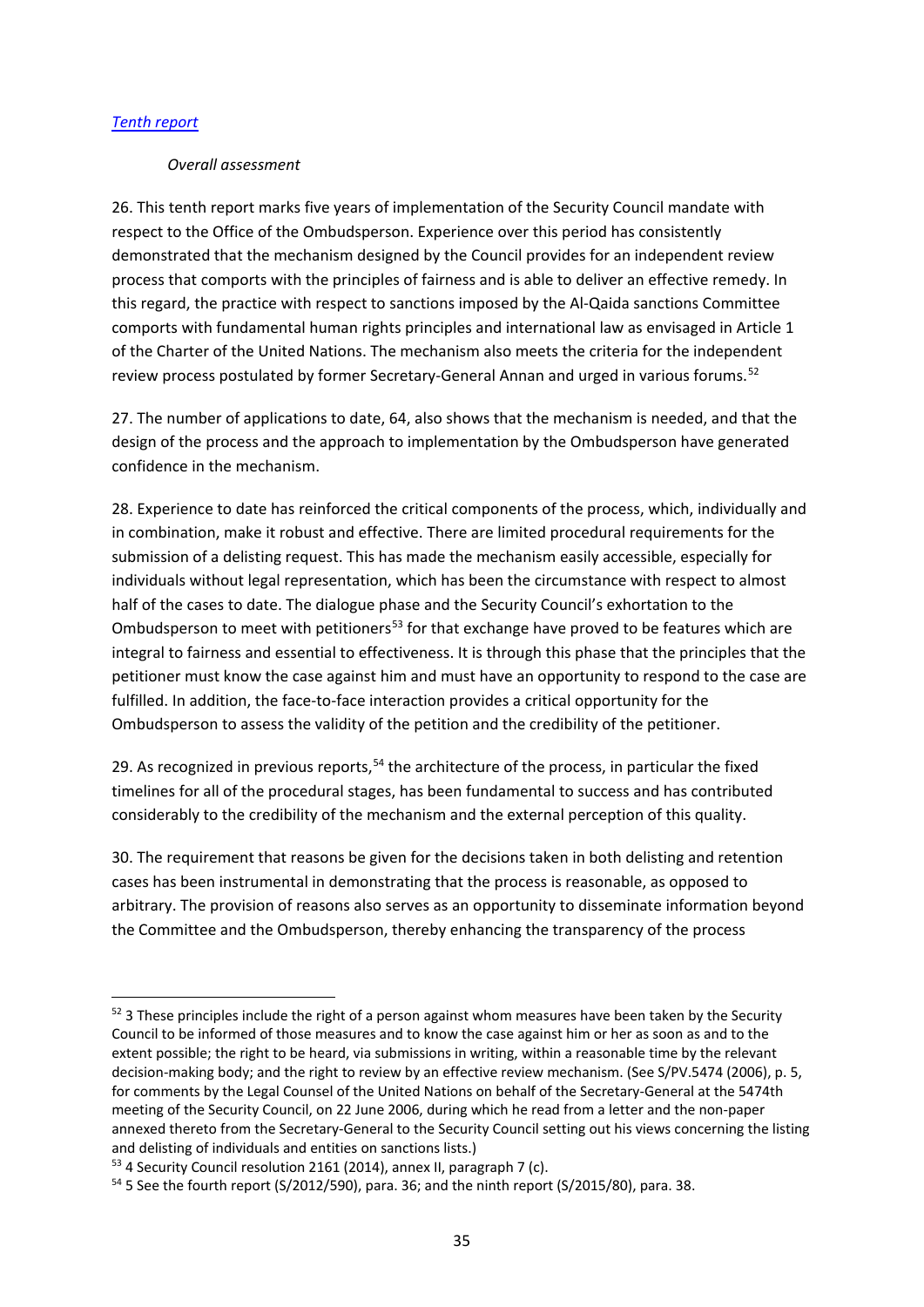*[Tenth report](#)*

*Overall assessment*

26. This tenth report marks five years of implementation of the Security Council mandate with respect to the Office of the Ombudsperson. Experience over this period has consistently demonstrated that the mechanism designed by the Council provides for an independent review process that comports with the principles of fairness and is able to deliver an effective remedy. In this regard, the practice with respect to sanctions imposed by the Al-Qaida sanctions Committee comports with fundamental human rights principles and international law as envisaged in Article 1 of the Charter of the United Nations. The mechanism also meets the criteria for the independent review process postulated by former Secretary-General Annan and urged in various forums.[52]

27. The number of applications to date, 64, also shows that the mechanism is needed, and that the design of the process and the approach to implementation by the Ombudsperson have generated confidence in the mechanism.

28. Experience to date has reinforced the critical components of the process, which, individually and in combination, make it robust and effective. There are limited procedural requirements for the submission of a delisting request. This has made the mechanism easily accessible, especially for individuals without legal representation, which has been the circumstance with respect to almost half of the cases to date. The dialogue phase and the Security Council's exhortation to the Ombudsperson to meet with petitioners[53] for that exchange have proved to be features which are integral to fairness and essential to effectiveness. It is through this phase that the principles that the petitioner must know the case against him and must have an opportunity to respond to the case are fulfilled. In addition, the face-to-face interaction provides a critical opportunity for the Ombudsperson to assess the validity of the petition and the credibility of the petitioner.

29. As recognized in previous reports,[54] the architecture of the process, in particular the fixed timelines for all of the procedural stages, has been fundamental to success and has contributed considerably to the credibility of the mechanism and the external perception of this quality.

30. The requirement that reasons be given for the decisions taken in both delisting and retention cases has been instrumental in demonstrating that the process is reasonable, as opposed to arbitrary. The provision of reasons also serves as an opportunity to disseminate information beyond the Committee and the Ombudsperson, thereby enhancing the transparency of the process

---

[52] 3 These principles include the right of a person against whom measures have been taken by the Security Council to be informed of those measures and to know the case against him or her as soon as and to the extent possible; the right to be heard, via submissions in writing, within a reasonable time by the relevant decision-making body; and the right to review by an effective review mechanism. (See S/PV.5474 (2006), p. 5, for comments by the Legal Counsel of the United Nations on behalf of the Secretary-General at the 5474th meeting of the Security Council, on 22 June 2006, during which he read from a letter and the non-paper annexed thereto from the Secretary-General to the Security Council setting out his views concerning the listing and delisting of individuals and entities on sanctions lists.)

[53] 4 Security Council resolution 2161 (2014), annex II, paragraph 7 (c).

[54] 5 See the fourth report (S/2012/590), para. 36; and the ninth report (S/2015/80), para. 38.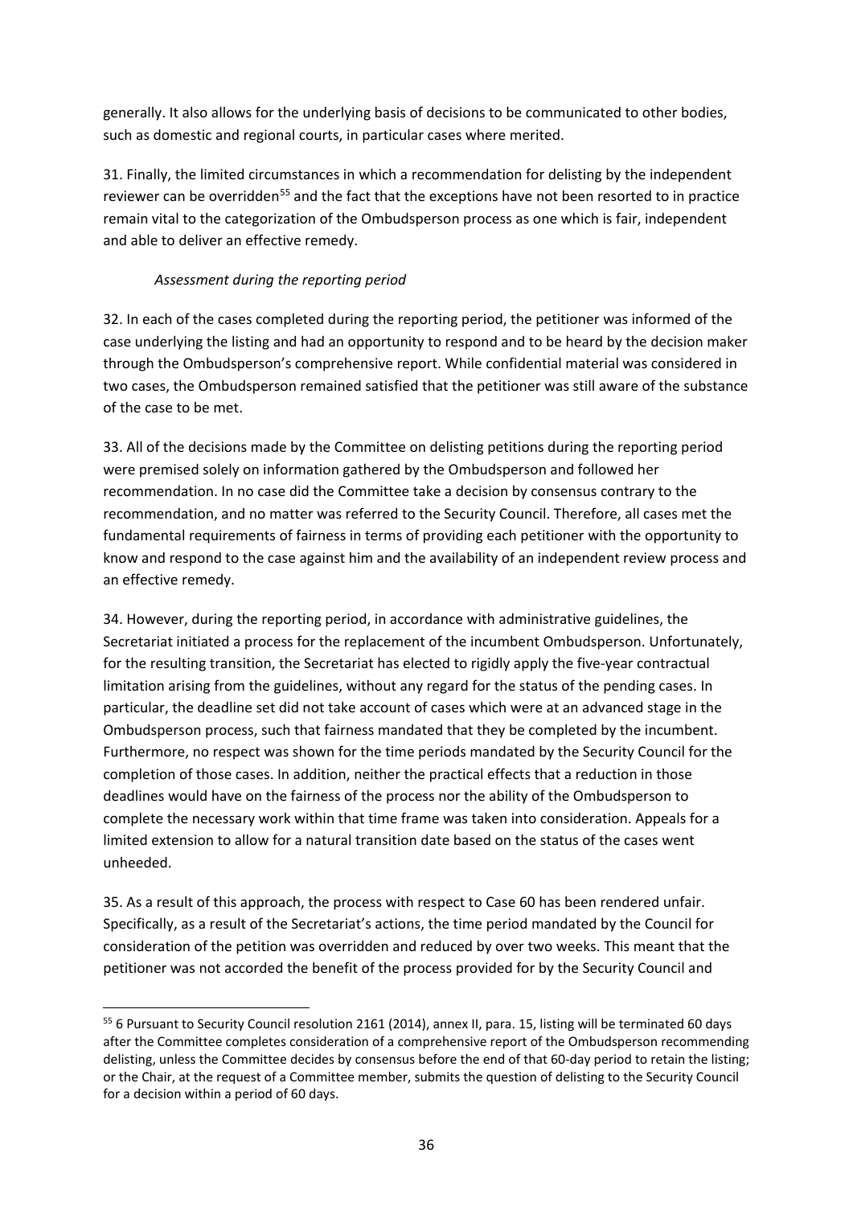generally. It also allows for the underlying basis of decisions to be communicated to other bodies, such as domestic and regional courts, in particular cases where merited.

31. Finally, the limited circumstances in which a recommendation for delisting by the independent reviewer can be overridden[55] and the fact that the exceptions have not been resorted to in practice remain vital to the categorization of the Ombudsperson process as one which is fair, independent and able to deliver an effective remedy.

*Assessment during the reporting period*

32. In each of the cases completed during the reporting period, the petitioner was informed of the case underlying the listing and had an opportunity to respond and to be heard by the decision maker through the Ombudsperson's comprehensive report. While confidential material was considered in two cases, the Ombudsperson remained satisfied that the petitioner was still aware of the substance of the case to be met.

33. All of the decisions made by the Committee on delisting petitions during the reporting period were premised solely on information gathered by the Ombudsperson and followed her recommendation. In no case did the Committee take a decision by consensus contrary to the recommendation, and no matter was referred to the Security Council. Therefore, all cases met the fundamental requirements of fairness in terms of providing each petitioner with the opportunity to know and respond to the case against him and the availability of an independent review process and an effective remedy.

34. However, during the reporting period, in accordance with administrative guidelines, the Secretariat initiated a process for the replacement of the incumbent Ombudsperson. Unfortunately, for the resulting transition, the Secretariat has elected to rigidly apply the five-year contractual limitation arising from the guidelines, without any regard for the status of the pending cases. In particular, the deadline set did not take account of cases which were at an advanced stage in the Ombudsperson process, such that fairness mandated that they be completed by the incumbent. Furthermore, no respect was shown for the time periods mandated by the Security Council for the completion of those cases. In addition, neither the practical effects that a reduction in those deadlines would have on the fairness of the process nor the ability of the Ombudsperson to complete the necessary work within that time frame was taken into consideration. Appeals for a limited extension to allow for a natural transition date based on the status of the cases went unheeded.

35. As a result of this approach, the process with respect to Case 60 has been rendered unfair. Specifically, as a result of the Secretariat's actions, the time period mandated by the Council for consideration of the petition was overridden and reduced by over two weeks. This meant that the petitioner was not accorded the benefit of the process provided for by the Security Council and

[55] 6 Pursuant to Security Council resolution 2161 (2014), annex II, para. 15, listing will be terminated 60 days after the Committee completes consideration of a comprehensive report of the Ombudsperson recommending delisting, unless the Committee decides by consensus before the end of that 60-day period to retain the listing; or the Chair, at the request of a Committee member, submits the question of delisting to the Security Council for a decision within a period of 60 days.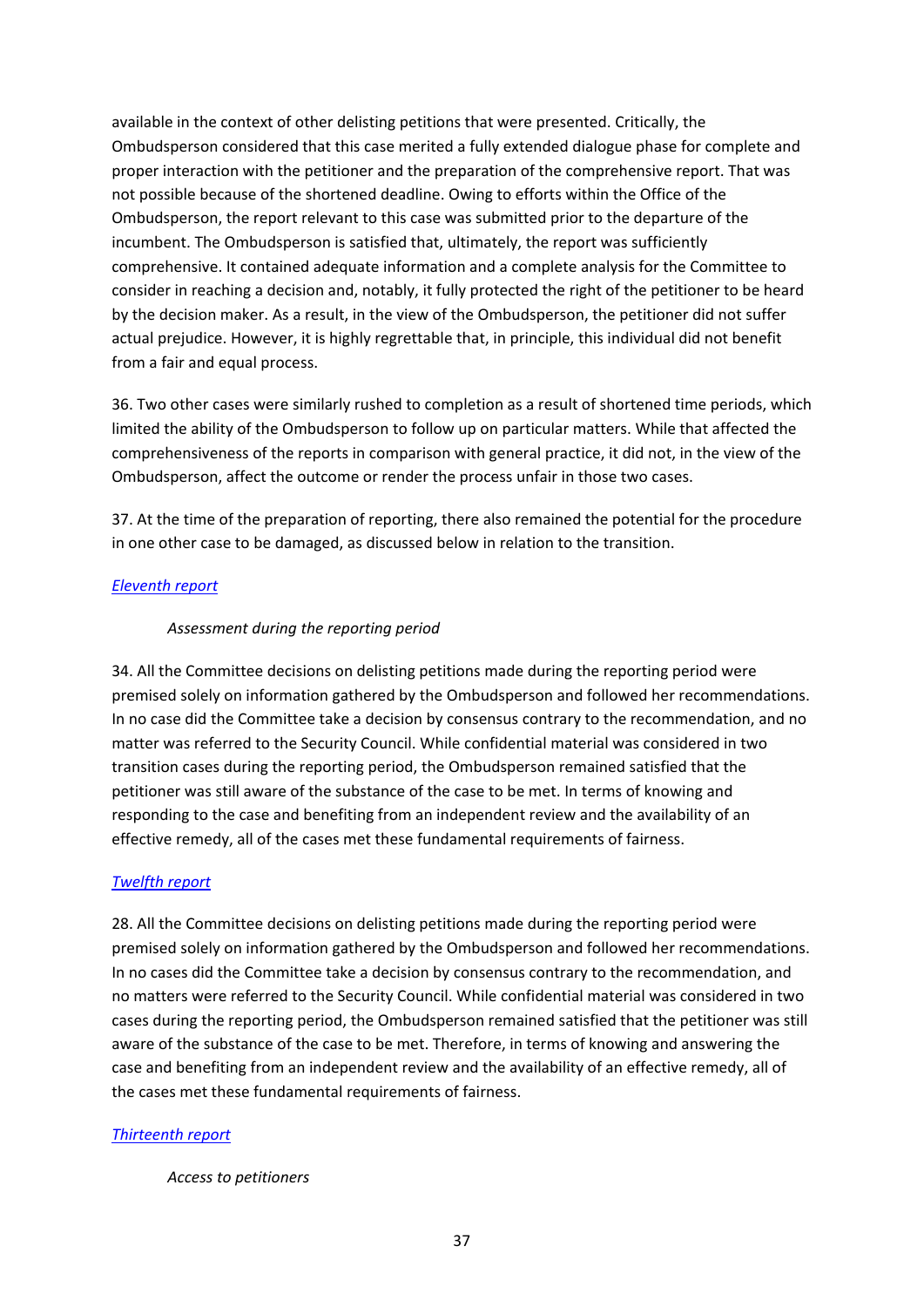available in the context of other delisting petitions that were presented. Critically, the Ombudsperson considered that this case merited a fully extended dialogue phase for complete and proper interaction with the petitioner and the preparation of the comprehensive report. That was not possible because of the shortened deadline. Owing to efforts within the Office of the Ombudsperson, the report relevant to this case was submitted prior to the departure of the incumbent. The Ombudsperson is satisfied that, ultimately, the report was sufficiently comprehensive. It contained adequate information and a complete analysis for the Committee to consider in reaching a decision and, notably, it fully protected the right of the petitioner to be heard by the decision maker. As a result, in the view of the Ombudsperson, the petitioner did not suffer actual prejudice. However, it is highly regrettable that, in principle, this individual did not benefit from a fair and equal process.

36. Two other cases were similarly rushed to completion as a result of shortened time periods, which limited the ability of the Ombudsperson to follow up on particular matters. While that affected the comprehensiveness of the reports in comparison with general practice, it did not, in the view of the Ombudsperson, affect the outcome or render the process unfair in those two cases.

37. At the time of the preparation of reporting, there also remained the potential for the procedure in one other case to be damaged, as discussed below in relation to the transition.

[Eleventh report]

*Assessment during the reporting period*

34. All the Committee decisions on delisting petitions made during the reporting period were premised solely on information gathered by the Ombudsperson and followed her recommendations. In no case did the Committee take a decision by consensus contrary to the recommendation, and no matter was referred to the Security Council. While confidential material was considered in two transition cases during the reporting period, the Ombudsperson remained satisfied that the petitioner was still aware of the substance of the case to be met. In terms of knowing and responding to the case and benefiting from an independent review and the availability of an effective remedy, all of the cases met these fundamental requirements of fairness.

[Twelfth report]

28. All the Committee decisions on delisting petitions made during the reporting period were premised solely on information gathered by the Ombudsperson and followed her recommendations. In no cases did the Committee take a decision by consensus contrary to the recommendation, and no matters were referred to the Security Council. While confidential material was considered in two cases during the reporting period, the Ombudsperson remained satisfied that the petitioner was still aware of the substance of the case to be met. Therefore, in terms of knowing and answering the case and benefiting from an independent review and the availability of an effective remedy, all of the cases met these fundamental requirements of fairness.

[Thirteenth report]

*Access to petitioners*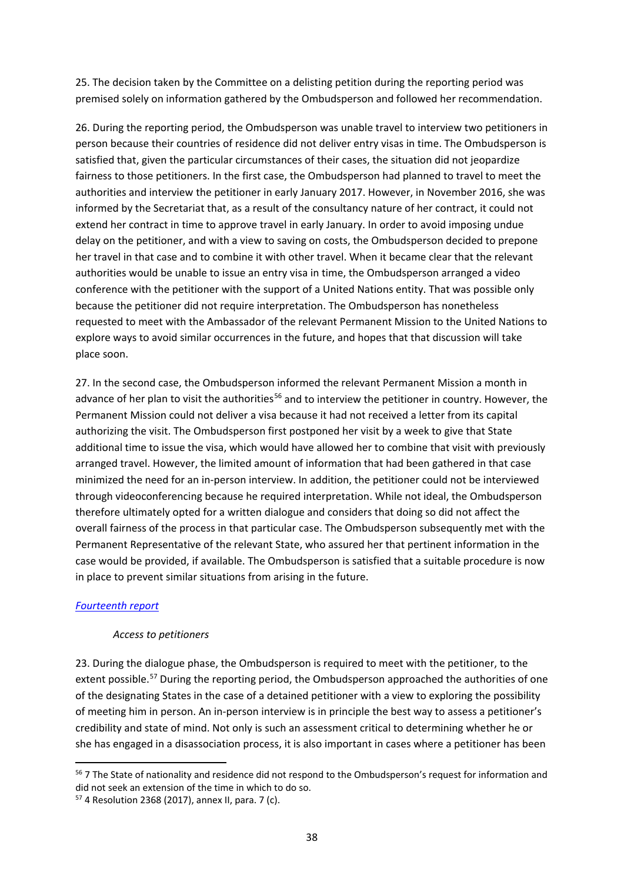25. The decision taken by the Committee on a delisting petition during the reporting period was premised solely on information gathered by the Ombudsperson and followed her recommendation.

26. During the reporting period, the Ombudsperson was unable travel to interview two petitioners in person because their countries of residence did not deliver entry visas in time. The Ombudsperson is satisfied that, given the particular circumstances of their cases, the situation did not jeopardize fairness to those petitioners. In the first case, the Ombudsperson had planned to travel to meet the authorities and interview the petitioner in early January 2017. However, in November 2016, she was informed by the Secretariat that, as a result of the consultancy nature of her contract, it could not extend her contract in time to approve travel in early January. In order to avoid imposing undue delay on the petitioner, and with a view to saving on costs, the Ombudsperson decided to prepone her travel in that case and to combine it with other travel. When it became clear that the relevant authorities would be unable to issue an entry visa in time, the Ombudsperson arranged a video conference with the petitioner with the support of a United Nations entity. That was possible only because the petitioner did not require interpretation. The Ombudsperson has nonetheless requested to meet with the Ambassador of the relevant Permanent Mission to the United Nations to explore ways to avoid similar occurrences in the future, and hopes that that discussion will take place soon.

27. In the second case, the Ombudsperson informed the relevant Permanent Mission a month in advance of her plan to visit the authorities[56] and to interview the petitioner in country. However, the Permanent Mission could not deliver a visa because it had not received a letter from its capital authorizing the visit. The Ombudsperson first postponed her visit by a week to give that State additional time to issue the visa, which would have allowed her to combine that visit with previously arranged travel. However, the limited amount of information that had been gathered in that case minimized the need for an in-person interview. In addition, the petitioner could not be interviewed through videoconferencing because he required interpretation. While not ideal, the Ombudsperson therefore ultimately opted for a written dialogue and considers that doing so did not affect the overall fairness of the process in that particular case. The Ombudsperson subsequently met with the Permanent Representative of the relevant State, who assured her that pertinent information in the case would be provided, if available. The Ombudsperson is satisfied that a suitable procedure is now in place to prevent similar situations from arising in the future.

*Fourteenth report*

*Access to petitioners*

23. During the dialogue phase, the Ombudsperson is required to meet with the petitioner, to the extent possible.[57] During the reporting period, the Ombudsperson approached the authorities of one of the designating States in the case of a detained petitioner with a view to exploring the possibility of meeting him in person. An in-person interview is in principle the best way to assess a petitioner's credibility and state of mind. Not only is such an assessment critical to determining whether he or she has engaged in a disassociation process, it is also important in cases where a petitioner has been

[56] 7 The State of nationality and residence did not respond to the Ombudsperson's request for information and did not seek an extension of the time in which to do so.

[57] 4 Resolution 2368 (2017), annex II, para. 7 (c).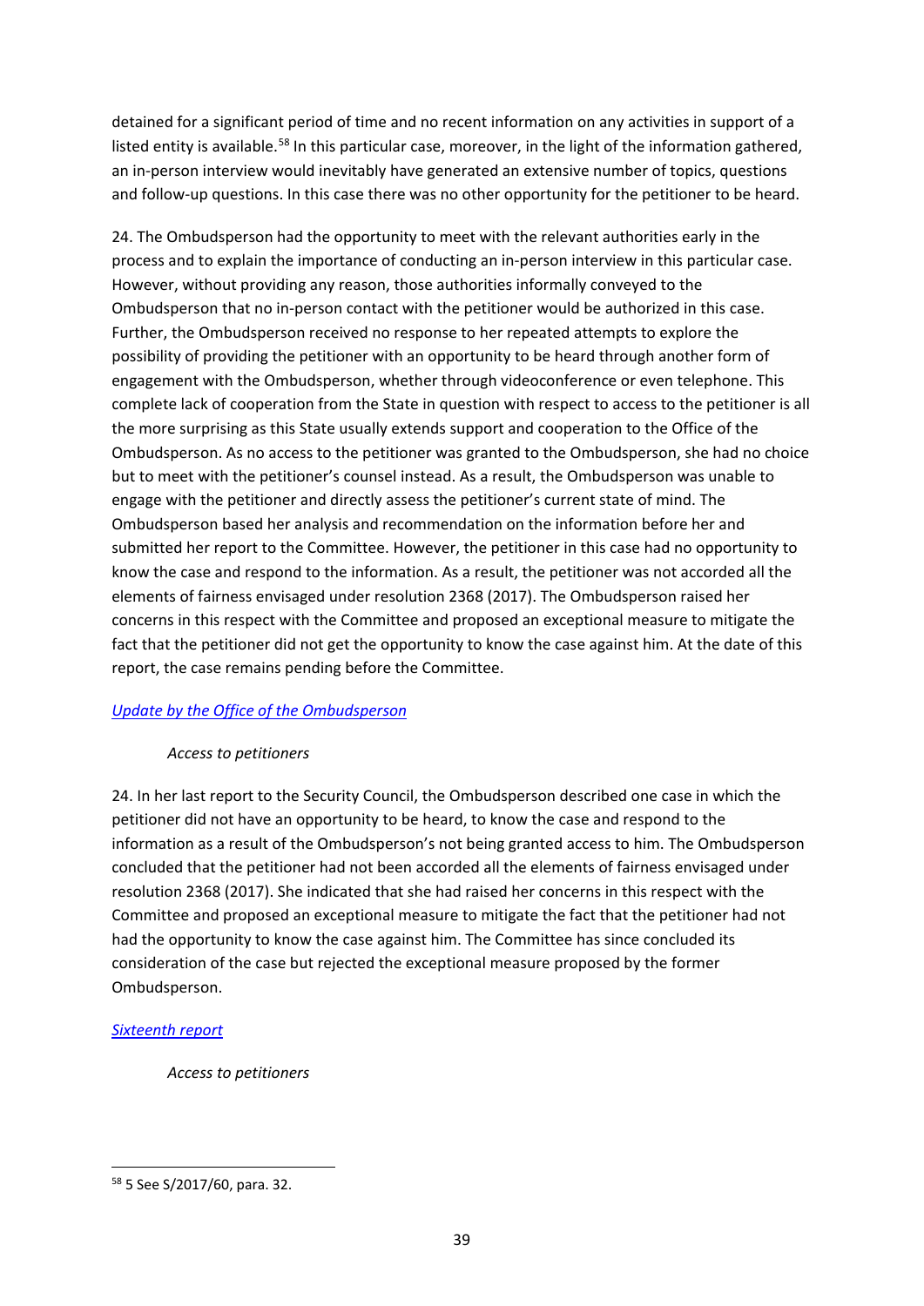detained for a significant period of time and no recent information on any activities in support of a listed entity is available.[58] In this particular case, moreover, in the light of the information gathered, an in-person interview would inevitably have generated an extensive number of topics, questions and follow-up questions. In this case there was no other opportunity for the petitioner to be heard.

24. The Ombudsperson had the opportunity to meet with the relevant authorities early in the process and to explain the importance of conducting an in-person interview in this particular case. However, without providing any reason, those authorities informally conveyed to the Ombudsperson that no in-person contact with the petitioner would be authorized in this case. Further, the Ombudsperson received no response to her repeated attempts to explore the possibility of providing the petitioner with an opportunity to be heard through another form of engagement with the Ombudsperson, whether through videoconference or even telephone. This complete lack of cooperation from the State in question with respect to access to the petitioner is all the more surprising as this State usually extends support and cooperation to the Office of the Ombudsperson. As no access to the petitioner was granted to the Ombudsperson, she had no choice but to meet with the petitioner's counsel instead. As a result, the Ombudsperson was unable to engage with the petitioner and directly assess the petitioner's current state of mind. The Ombudsperson based her analysis and recommendation on the information before her and submitted her report to the Committee. However, the petitioner in this case had no opportunity to know the case and respond to the information. As a result, the petitioner was not accorded all the elements of fairness envisaged under resolution 2368 (2017). The Ombudsperson raised her concerns in this respect with the Committee and proposed an exceptional measure to mitigate the fact that the petitioner did not get the opportunity to know the case against him. At the date of this report, the case remains pending before the Committee.

[Update by the Office of the Ombudsperson]

*Access to petitioners*

24. In her last report to the Security Council, the Ombudsperson described one case in which the petitioner did not have an opportunity to be heard, to know the case and respond to the information as a result of the Ombudsperson's not being granted access to him. The Ombudsperson concluded that the petitioner had not been accorded all the elements of fairness envisaged under resolution 2368 (2017). She indicated that she had raised her concerns in this respect with the Committee and proposed an exceptional measure to mitigate the fact that the petitioner had not had the opportunity to know the case against him. The Committee has since concluded its consideration of the case but rejected the exceptional measure proposed by the former Ombudsperson.

[Sixteenth report]

*Access to petitioners*

[58] 5 See S/2017/60, para. 32.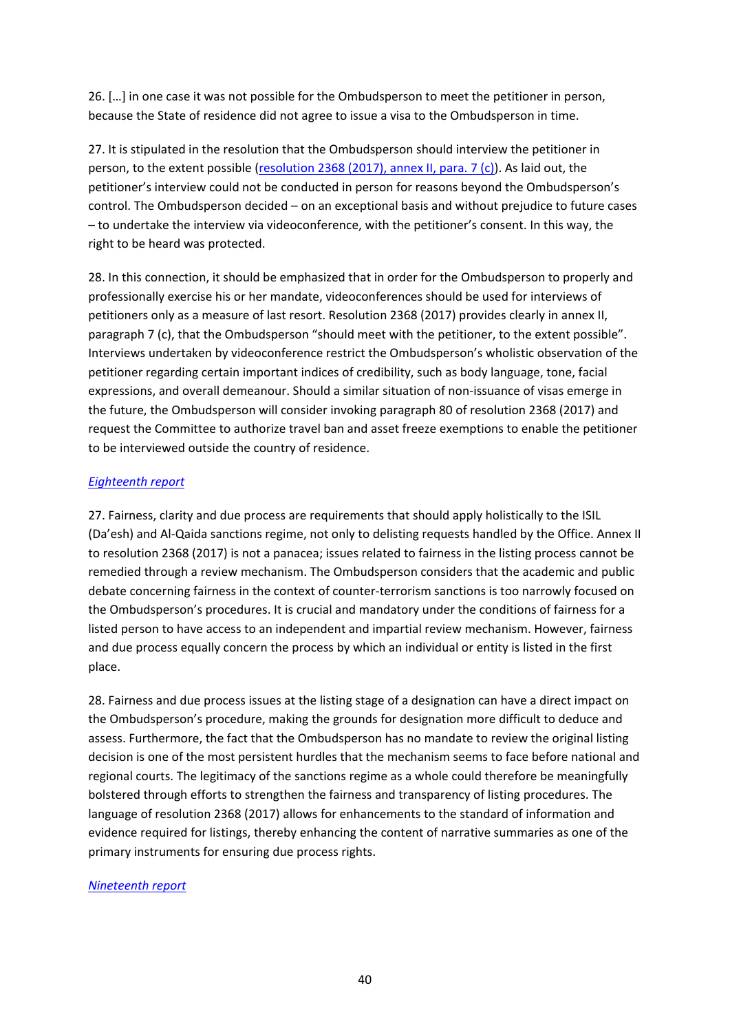26. […] in one case it was not possible for the Ombudsperson to meet the petitioner in person, because the State of residence did not agree to issue a visa to the Ombudsperson in time.

27. It is stipulated in the resolution that the Ombudsperson should interview the petitioner in person, to the extent possible ([resolution 2368 (2017), annex II, para. 7 (c)](#)). As laid out, the petitioner's interview could not be conducted in person for reasons beyond the Ombudsperson's control. The Ombudsperson decided – on an exceptional basis and without prejudice to future cases – to undertake the interview via videoconference, with the petitioner's consent. In this way, the right to be heard was protected.

28. In this connection, it should be emphasized that in order for the Ombudsperson to properly and professionally exercise his or her mandate, videoconferences should be used for interviews of petitioners only as a measure of last resort. Resolution 2368 (2017) provides clearly in annex II, paragraph 7 (c), that the Ombudsperson "should meet with the petitioner, to the extent possible". Interviews undertaken by videoconference restrict the Ombudsperson's wholistic observation of the petitioner regarding certain important indices of credibility, such as body language, tone, facial expressions, and overall demeanour. Should a similar situation of non-issuance of visas emerge in the future, the Ombudsperson will consider invoking paragraph 80 of resolution 2368 (2017) and request the Committee to authorize travel ban and asset freeze exemptions to enable the petitioner to be interviewed outside the country of residence.

*[Eighteenth report](#)*

27. Fairness, clarity and due process are requirements that should apply holistically to the ISIL (Da'esh) and Al-Qaida sanctions regime, not only to delisting requests handled by the Office. Annex II to resolution 2368 (2017) is not a panacea; issues related to fairness in the listing process cannot be remedied through a review mechanism. The Ombudsperson considers that the academic and public debate concerning fairness in the context of counter-terrorism sanctions is too narrowly focused on the Ombudsperson's procedures. It is crucial and mandatory under the conditions of fairness for a listed person to have access to an independent and impartial review mechanism. However, fairness and due process equally concern the process by which an individual or entity is listed in the first place.

28. Fairness and due process issues at the listing stage of a designation can have a direct impact on the Ombudsperson's procedure, making the grounds for designation more difficult to deduce and assess. Furthermore, the fact that the Ombudsperson has no mandate to review the original listing decision is one of the most persistent hurdles that the mechanism seems to face before national and regional courts. The legitimacy of the sanctions regime as a whole could therefore be meaningfully bolstered through efforts to strengthen the fairness and transparency of listing procedures. The language of resolution 2368 (2017) allows for enhancements to the standard of information and evidence required for listings, thereby enhancing the content of narrative summaries as one of the primary instruments for ensuring due process rights.

*[Nineteenth report](#)*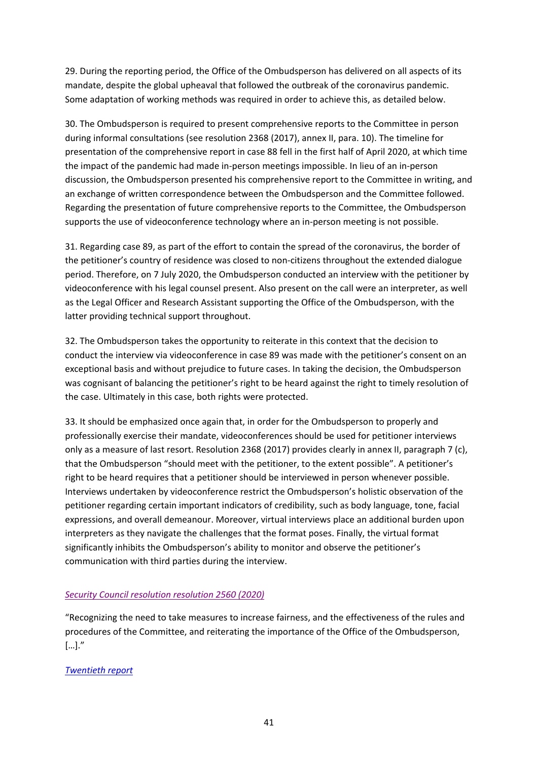29. During the reporting period, the Office of the Ombudsperson has delivered on all aspects of its mandate, despite the global upheaval that followed the outbreak of the coronavirus pandemic. Some adaptation of working methods was required in order to achieve this, as detailed below.

30. The Ombudsperson is required to present comprehensive reports to the Committee in person during informal consultations (see resolution 2368 (2017), annex II, para. 10). The timeline for presentation of the comprehensive report in case 88 fell in the first half of April 2020, at which time the impact of the pandemic had made in-person meetings impossible. In lieu of an in-person discussion, the Ombudsperson presented his comprehensive report to the Committee in writing, and an exchange of written correspondence between the Ombudsperson and the Committee followed. Regarding the presentation of future comprehensive reports to the Committee, the Ombudsperson supports the use of videoconference technology where an in-person meeting is not possible.

31. Regarding case 89, as part of the effort to contain the spread of the coronavirus, the border of the petitioner's country of residence was closed to non-citizens throughout the extended dialogue period. Therefore, on 7 July 2020, the Ombudsperson conducted an interview with the petitioner by videoconference with his legal counsel present. Also present on the call were an interpreter, as well as the Legal Officer and Research Assistant supporting the Office of the Ombudsperson, with the latter providing technical support throughout.

32. The Ombudsperson takes the opportunity to reiterate in this context that the decision to conduct the interview via videoconference in case 89 was made with the petitioner's consent on an exceptional basis and without prejudice to future cases. In taking the decision, the Ombudsperson was cognisant of balancing the petitioner's right to be heard against the right to timely resolution of the case. Ultimately in this case, both rights were protected.

33. It should be emphasized once again that, in order for the Ombudsperson to properly and professionally exercise their mandate, videoconferences should be used for petitioner interviews only as a measure of last resort. Resolution 2368 (2017) provides clearly in annex II, paragraph 7 (c), that the Ombudsperson "should meet with the petitioner, to the extent possible". A petitioner's right to be heard requires that a petitioner should be interviewed in person whenever possible. Interviews undertaken by videoconference restrict the Ombudsperson's holistic observation of the petitioner regarding certain important indicators of credibility, such as body language, tone, facial expressions, and overall demeanour. Moreover, virtual interviews place an additional burden upon interpreters as they navigate the challenges that the format poses. Finally, the virtual format significantly inhibits the Ombudsperson's ability to monitor and observe the petitioner's communication with third parties during the interview.

*Security Council resolution resolution 2560 (2020)*

"Recognizing the need to take measures to increase fairness, and the effectiveness of the rules and procedures of the Committee, and reiterating the importance of the Office of the Ombudsperson, […]."

*Twentieth report*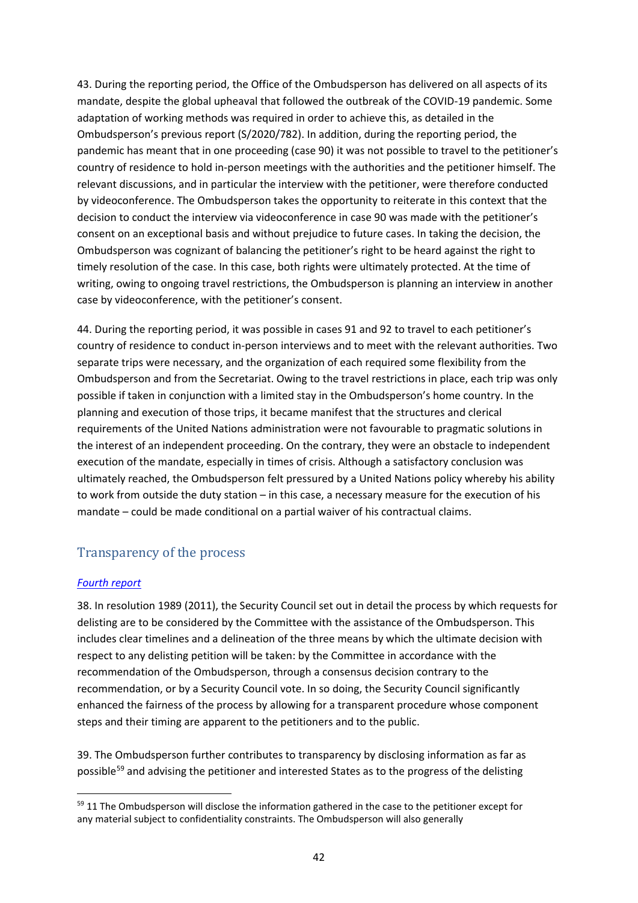43. During the reporting period, the Office of the Ombudsperson has delivered on all aspects of its mandate, despite the global upheaval that followed the outbreak of the COVID-19 pandemic. Some adaptation of working methods was required in order to achieve this, as detailed in the Ombudsperson's previous report (S/2020/782). In addition, during the reporting period, the pandemic has meant that in one proceeding (case 90) it was not possible to travel to the petitioner's country of residence to hold in-person meetings with the authorities and the petitioner himself. The relevant discussions, and in particular the interview with the petitioner, were therefore conducted by videoconference. The Ombudsperson takes the opportunity to reiterate in this context that the decision to conduct the interview via videoconference in case 90 was made with the petitioner's consent on an exceptional basis and without prejudice to future cases. In taking the decision, the Ombudsperson was cognizant of balancing the petitioner's right to be heard against the right to timely resolution of the case. In this case, both rights were ultimately protected. At the time of writing, owing to ongoing travel restrictions, the Ombudsperson is planning an interview in another case by videoconference, with the petitioner's consent.

44. During the reporting period, it was possible in cases 91 and 92 to travel to each petitioner's country of residence to conduct in-person interviews and to meet with the relevant authorities. Two separate trips were necessary, and the organization of each required some flexibility from the Ombudsperson and from the Secretariat. Owing to the travel restrictions in place, each trip was only possible if taken in conjunction with a limited stay in the Ombudsperson's home country. In the planning and execution of those trips, it became manifest that the structures and clerical requirements of the United Nations administration were not favourable to pragmatic solutions in the interest of an independent proceeding. On the contrary, they were an obstacle to independent execution of the mandate, especially in times of crisis. Although a satisfactory conclusion was ultimately reached, the Ombudsperson felt pressured by a United Nations policy whereby his ability to work from outside the duty station – in this case, a necessary measure for the execution of his mandate – could be made conditional on a partial waiver of his contractual claims.

## Transparency of the process

### *Fourth report*

38. In resolution 1989 (2011), the Security Council set out in detail the process by which requests for delisting are to be considered by the Committee with the assistance of the Ombudsperson. This includes clear timelines and a delineation of the three means by which the ultimate decision with respect to any delisting petition will be taken: by the Committee in accordance with the recommendation of the Ombudsperson, through a consensus decision contrary to the recommendation, or by a Security Council vote. In so doing, the Security Council significantly enhanced the fairness of the process by allowing for a transparent procedure whose component steps and their timing are apparent to the petitioners and to the public.

39. The Ombudsperson further contributes to transparency by disclosing information as far as possible[59] and advising the petitioner and interested States as to the progress of the delisting

[59] 11 The Ombudsperson will disclose the information gathered in the case to the petitioner except for any material subject to confidentiality constraints. The Ombudsperson will also generally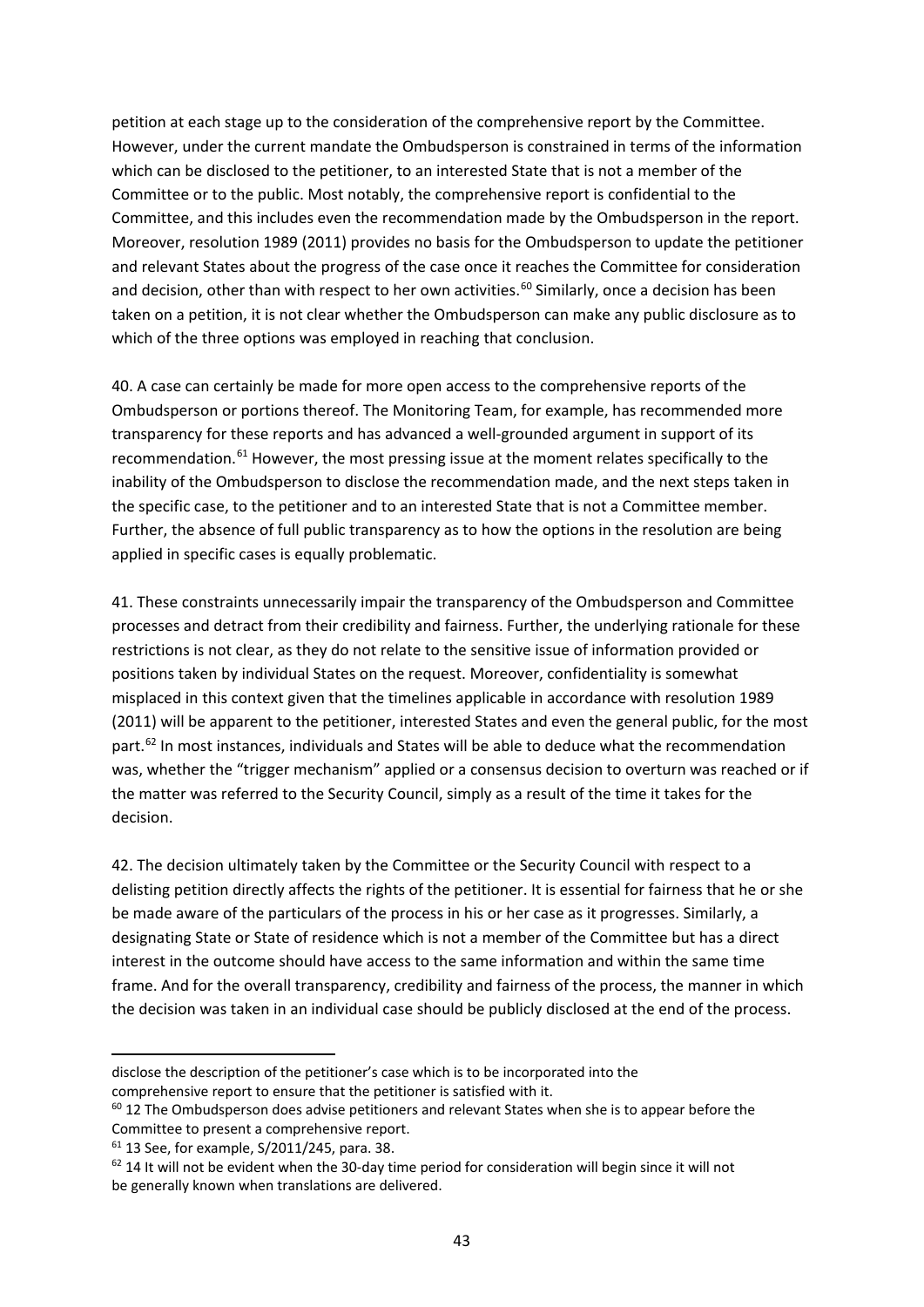petition at each stage up to the consideration of the comprehensive report by the Committee. However, under the current mandate the Ombudsperson is constrained in terms of the information which can be disclosed to the petitioner, to an interested State that is not a member of the Committee or to the public. Most notably, the comprehensive report is confidential to the Committee, and this includes even the recommendation made by the Ombudsperson in the report. Moreover, resolution 1989 (2011) provides no basis for the Ombudsperson to update the petitioner and relevant States about the progress of the case once it reaches the Committee for consideration and decision, other than with respect to her own activities.[60] Similarly, once a decision has been taken on a petition, it is not clear whether the Ombudsperson can make any public disclosure as to which of the three options was employed in reaching that conclusion.

40. A case can certainly be made for more open access to the comprehensive reports of the Ombudsperson or portions thereof. The Monitoring Team, for example, has recommended more transparency for these reports and has advanced a well-grounded argument in support of its recommendation.[61] However, the most pressing issue at the moment relates specifically to the inability of the Ombudsperson to disclose the recommendation made, and the next steps taken in the specific case, to the petitioner and to an interested State that is not a Committee member. Further, the absence of full public transparency as to how the options in the resolution are being applied in specific cases is equally problematic.

41. These constraints unnecessarily impair the transparency of the Ombudsperson and Committee processes and detract from their credibility and fairness. Further, the underlying rationale for these restrictions is not clear, as they do not relate to the sensitive issue of information provided or positions taken by individual States on the request. Moreover, confidentiality is somewhat misplaced in this context given that the timelines applicable in accordance with resolution 1989 (2011) will be apparent to the petitioner, interested States and even the general public, for the most part.[62] In most instances, individuals and States will be able to deduce what the recommendation was, whether the "trigger mechanism" applied or a consensus decision to overturn was reached or if the matter was referred to the Security Council, simply as a result of the time it takes for the decision.

42. The decision ultimately taken by the Committee or the Security Council with respect to a delisting petition directly affects the rights of the petitioner. It is essential for fairness that he or she be made aware of the particulars of the process in his or her case as it progresses. Similarly, a designating State or State of residence which is not a member of the Committee but has a direct interest in the outcome should have access to the same information and within the same time frame. And for the overall transparency, credibility and fairness of the process, the manner in which the decision was taken in an individual case should be publicly disclosed at the end of the process.

---

disclose the description of the petitioner's case which is to be incorporated into the comprehensive report to ensure that the petitioner is satisfied with it.

[60] 12 The Ombudsperson does advise petitioners and relevant States when she is to appear before the Committee to present a comprehensive report.

[61] 13 See, for example, S/2011/245, para. 38.

[62] 14 It will not be evident when the 30-day time period for consideration will begin since it will not be generally known when translations are delivered.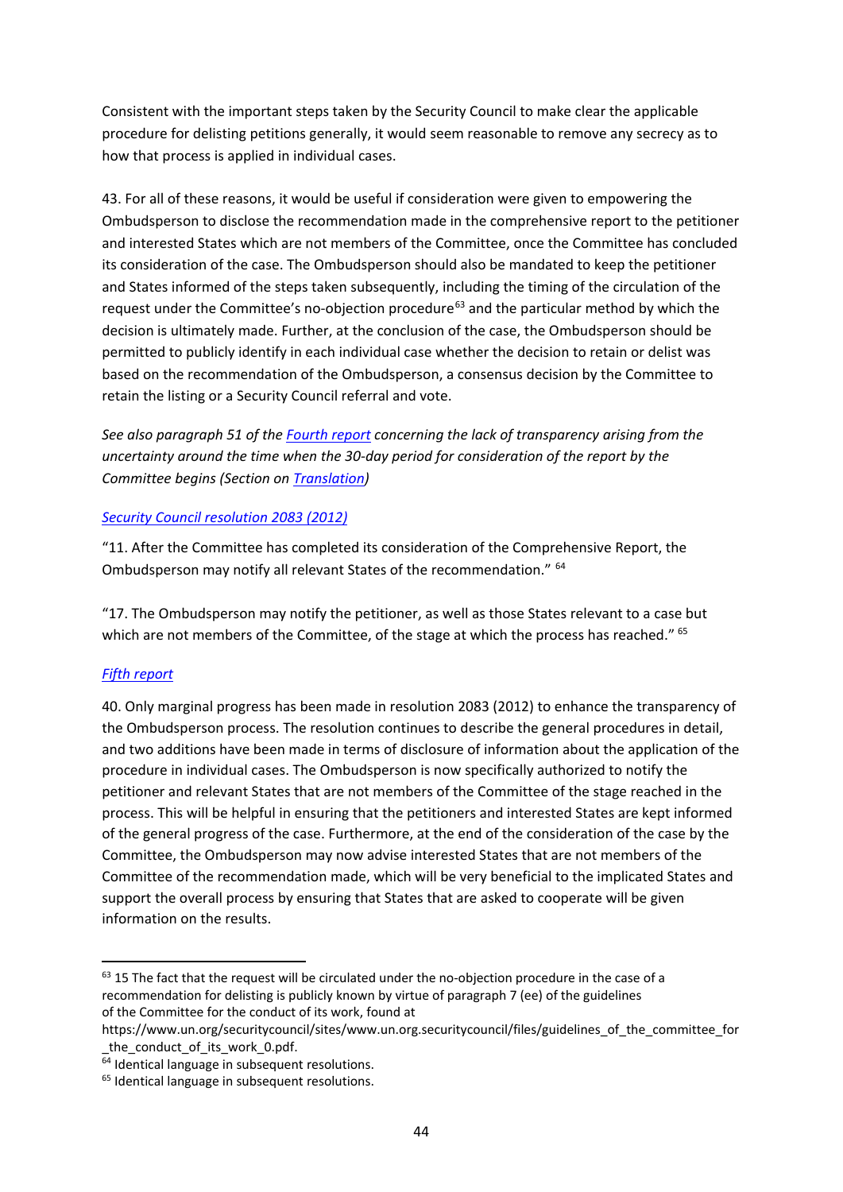Consistent with the important steps taken by the Security Council to make clear the applicable procedure for delisting petitions generally, it would seem reasonable to remove any secrecy as to how that process is applied in individual cases.

43. For all of these reasons, it would be useful if consideration were given to empowering the Ombudsperson to disclose the recommendation made in the comprehensive report to the petitioner and interested States which are not members of the Committee, once the Committee has concluded its consideration of the case. The Ombudsperson should also be mandated to keep the petitioner and States informed of the steps taken subsequently, including the timing of the circulation of the request under the Committee's no-objection procedure[63] and the particular method by which the decision is ultimately made. Further, at the conclusion of the case, the Ombudsperson should be permitted to publicly identify in each individual case whether the decision to retain or delist was based on the recommendation of the Ombudsperson, a consensus decision by the Committee to retain the listing or a Security Council referral and vote.

*See also paragraph 51 of the [Fourth report](#) concerning the lack of transparency arising from the uncertainty around the time when the 30-day period for consideration of the report by the Committee begins (Section on [Translation](#))*

[Security Council resolution 2083 (2012)](#)

"11. After the Committee has completed its consideration of the Comprehensive Report, the Ombudsperson may notify all relevant States of the recommendation." [64]

"17. The Ombudsperson may notify the petitioner, as well as those States relevant to a case but which are not members of the Committee, of the stage at which the process has reached." [65]

[Fifth report](#)

40. Only marginal progress has been made in resolution 2083 (2012) to enhance the transparency of the Ombudsperson process. The resolution continues to describe the general procedures in detail, and two additions have been made in terms of disclosure of information about the application of the procedure in individual cases. The Ombudsperson is now specifically authorized to notify the petitioner and relevant States that are not members of the Committee of the stage reached in the process. This will be helpful in ensuring that the petitioners and interested States are kept informed of the general progress of the case. Furthermore, at the end of the consideration of the case by the Committee, the Ombudsperson may now advise interested States that are not members of the Committee of the recommendation made, which will be very beneficial to the implicated States and support the overall process by ensuring that States that are asked to cooperate will be given information on the results.

---

[63] 15 The fact that the request will be circulated under the no-objection procedure in the case of a recommendation for delisting is publicly known by virtue of paragraph 7 (ee) of the guidelines of the Committee for the conduct of its work, found at https://www.un.org/securitycouncil/sites/www.un.org.securitycouncil/files/guidelines_of_the_committee_for_the_conduct_of_its_work_0.pdf.

[64] Identical language in subsequent resolutions.

[65] Identical language in subsequent resolutions.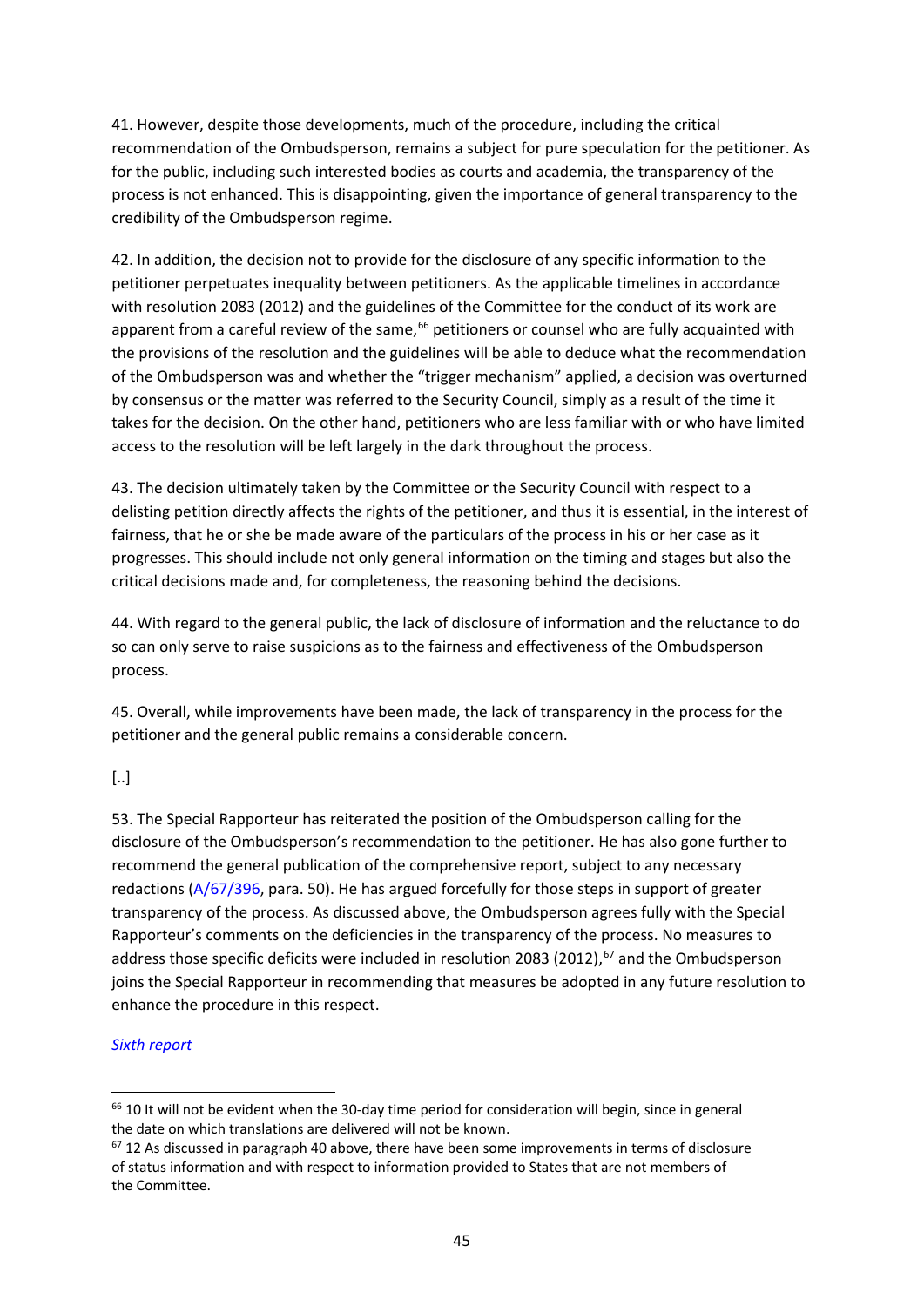41. However, despite those developments, much of the procedure, including the critical recommendation of the Ombudsperson, remains a subject for pure speculation for the petitioner. As for the public, including such interested bodies as courts and academia, the transparency of the process is not enhanced. This is disappointing, given the importance of general transparency to the credibility of the Ombudsperson regime.

42. In addition, the decision not to provide for the disclosure of any specific information to the petitioner perpetuates inequality between petitioners. As the applicable timelines in accordance with resolution 2083 (2012) and the guidelines of the Committee for the conduct of its work are apparent from a careful review of the same,[66] petitioners or counsel who are fully acquainted with the provisions of the resolution and the guidelines will be able to deduce what the recommendation of the Ombudsperson was and whether the "trigger mechanism" applied, a decision was overturned by consensus or the matter was referred to the Security Council, simply as a result of the time it takes for the decision. On the other hand, petitioners who are less familiar with or who have limited access to the resolution will be left largely in the dark throughout the process.

43. The decision ultimately taken by the Committee or the Security Council with respect to a delisting petition directly affects the rights of the petitioner, and thus it is essential, in the interest of fairness, that he or she be made aware of the particulars of the process in his or her case as it progresses. This should include not only general information on the timing and stages but also the critical decisions made and, for completeness, the reasoning behind the decisions.

44. With regard to the general public, the lack of disclosure of information and the reluctance to do so can only serve to raise suspicions as to the fairness and effectiveness of the Ombudsperson process.

45. Overall, while improvements have been made, the lack of transparency in the process for the petitioner and the general public remains a considerable concern.

[..]

53. The Special Rapporteur has reiterated the position of the Ombudsperson calling for the disclosure of the Ombudsperson's recommendation to the petitioner. He has also gone further to recommend the general publication of the comprehensive report, subject to any necessary redactions (A/67/396, para. 50). He has argued forcefully for those steps in support of greater transparency of the process. As discussed above, the Ombudsperson agrees fully with the Special Rapporteur's comments on the deficiencies in the transparency of the process. No measures to address those specific deficits were included in resolution 2083 (2012),[67] and the Ombudsperson joins the Special Rapporteur in recommending that measures be adopted in any future resolution to enhance the procedure in this respect.

*Sixth report*

---

[66] 10 It will not be evident when the 30-day time period for consideration will begin, since in general the date on which translations are delivered will not be known.

[67] 12 As discussed in paragraph 40 above, there have been some improvements in terms of disclosure of status information and with respect to information provided to States that are not members of the Committee.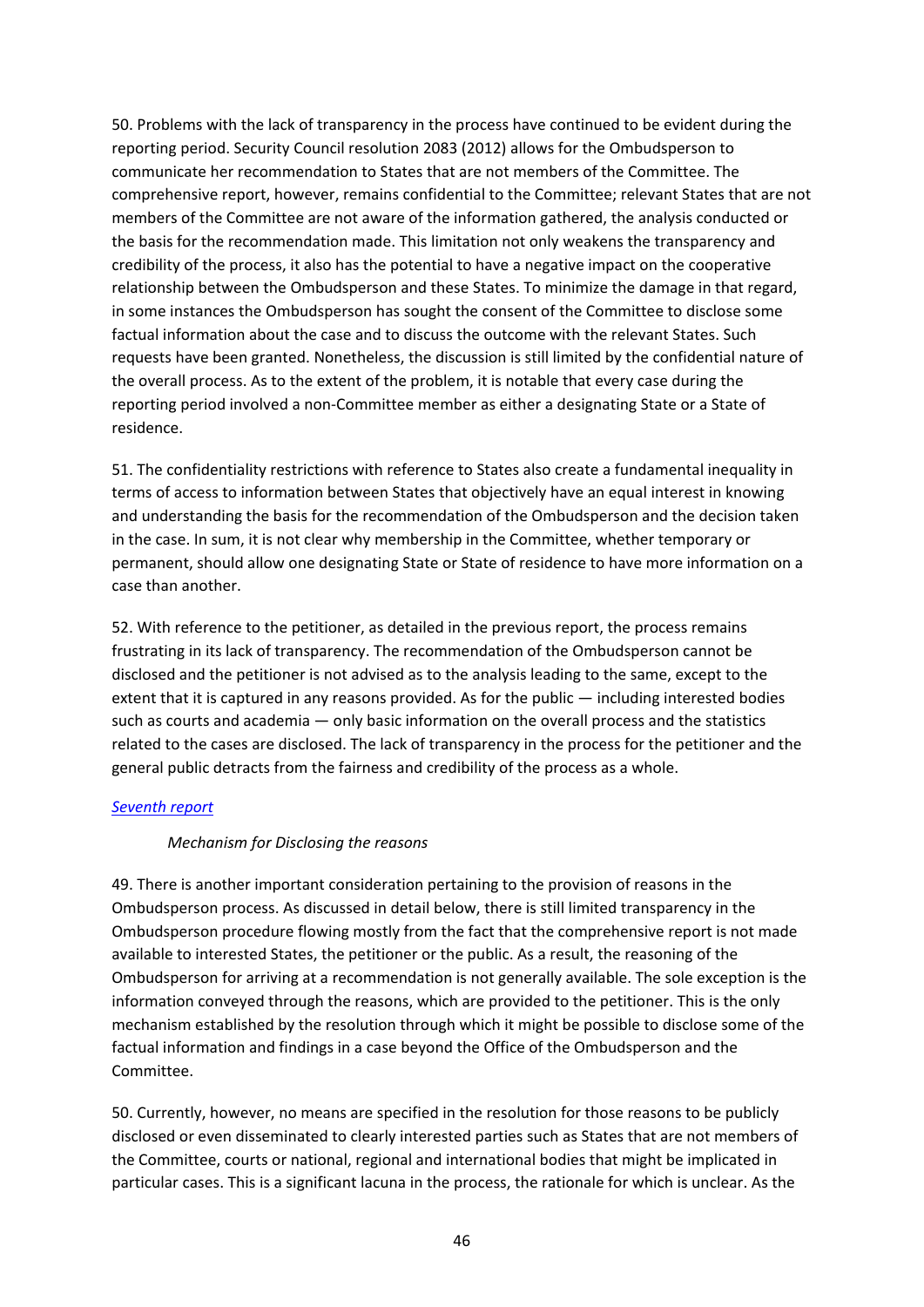50. Problems with the lack of transparency in the process have continued to be evident during the reporting period. Security Council resolution 2083 (2012) allows for the Ombudsperson to communicate her recommendation to States that are not members of the Committee. The comprehensive report, however, remains confidential to the Committee; relevant States that are not members of the Committee are not aware of the information gathered, the analysis conducted or the basis for the recommendation made. This limitation not only weakens the transparency and credibility of the process, it also has the potential to have a negative impact on the cooperative relationship between the Ombudsperson and these States. To minimize the damage in that regard, in some instances the Ombudsperson has sought the consent of the Committee to disclose some factual information about the case and to discuss the outcome with the relevant States. Such requests have been granted. Nonetheless, the discussion is still limited by the confidential nature of the overall process. As to the extent of the problem, it is notable that every case during the reporting period involved a non-Committee member as either a designating State or a State of residence.

51. The confidentiality restrictions with reference to States also create a fundamental inequality in terms of access to information between States that objectively have an equal interest in knowing and understanding the basis for the recommendation of the Ombudsperson and the decision taken in the case. In sum, it is not clear why membership in the Committee, whether temporary or permanent, should allow one designating State or State of residence to have more information on a case than another.

52. With reference to the petitioner, as detailed in the previous report, the process remains frustrating in its lack of transparency. The recommendation of the Ombudsperson cannot be disclosed and the petitioner is not advised as to the analysis leading to the same, except to the extent that it is captured in any reasons provided. As for the public — including interested bodies such as courts and academia — only basic information on the overall process and the statistics related to the cases are disclosed. The lack of transparency in the process for the petitioner and the general public detracts from the fairness and credibility of the process as a whole.

[Seventh report]

*Mechanism for Disclosing the reasons*

49. There is another important consideration pertaining to the provision of reasons in the Ombudsperson process. As discussed in detail below, there is still limited transparency in the Ombudsperson procedure flowing mostly from the fact that the comprehensive report is not made available to interested States, the petitioner or the public. As a result, the reasoning of the Ombudsperson for arriving at a recommendation is not generally available. The sole exception is the information conveyed through the reasons, which are provided to the petitioner. This is the only mechanism established by the resolution through which it might be possible to disclose some of the factual information and findings in a case beyond the Office of the Ombudsperson and the Committee.

50. Currently, however, no means are specified in the resolution for those reasons to be publicly disclosed or even disseminated to clearly interested parties such as States that are not members of the Committee, courts or national, regional and international bodies that might be implicated in particular cases. This is a significant lacuna in the process, the rationale for which is unclear. As the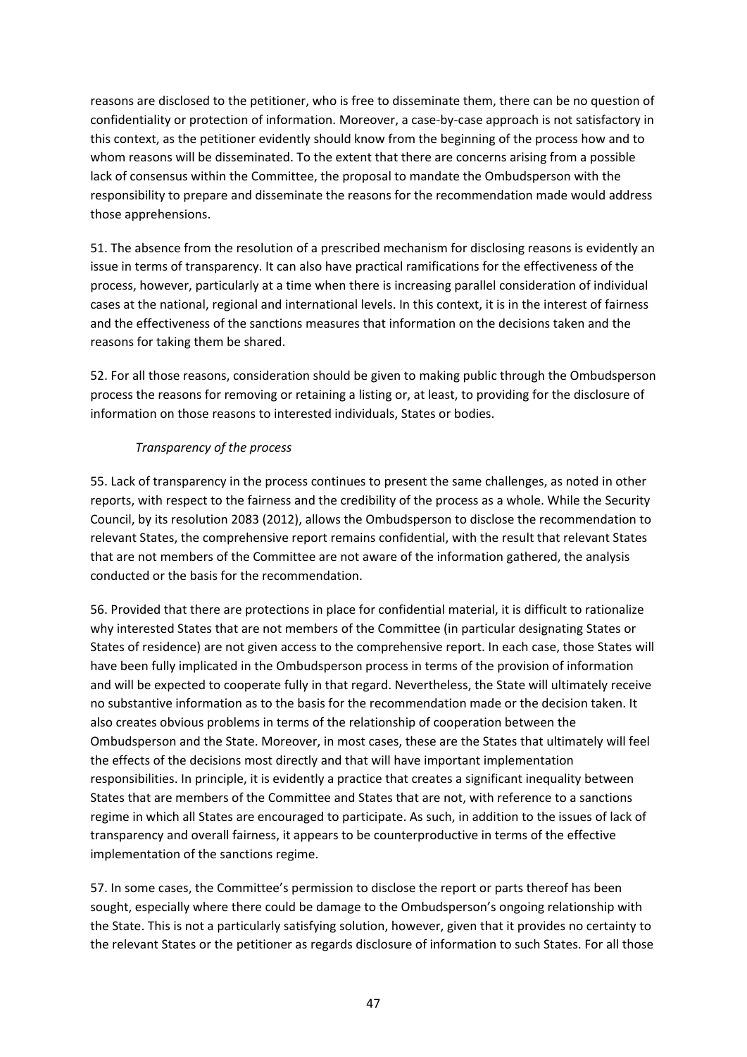reasons are disclosed to the petitioner, who is free to disseminate them, there can be no question of confidentiality or protection of information. Moreover, a case-by-case approach is not satisfactory in this context, as the petitioner evidently should know from the beginning of the process how and to whom reasons will be disseminated. To the extent that there are concerns arising from a possible lack of consensus within the Committee, the proposal to mandate the Ombudsperson with the responsibility to prepare and disseminate the reasons for the recommendation made would address those apprehensions.

51. The absence from the resolution of a prescribed mechanism for disclosing reasons is evidently an issue in terms of transparency. It can also have practical ramifications for the effectiveness of the process, however, particularly at a time when there is increasing parallel consideration of individual cases at the national, regional and international levels. In this context, it is in the interest of fairness and the effectiveness of the sanctions measures that information on the decisions taken and the reasons for taking them be shared.

52. For all those reasons, consideration should be given to making public through the Ombudsperson process the reasons for removing or retaining a listing or, at least, to providing for the disclosure of information on those reasons to interested individuals, States or bodies.

*Transparency of the process*

55. Lack of transparency in the process continues to present the same challenges, as noted in other reports, with respect to the fairness and the credibility of the process as a whole. While the Security Council, by its resolution 2083 (2012), allows the Ombudsperson to disclose the recommendation to relevant States, the comprehensive report remains confidential, with the result that relevant States that are not members of the Committee are not aware of the information gathered, the analysis conducted or the basis for the recommendation.

56. Provided that there are protections in place for confidential material, it is difficult to rationalize why interested States that are not members of the Committee (in particular designating States or States of residence) are not given access to the comprehensive report. In each case, those States will have been fully implicated in the Ombudsperson process in terms of the provision of information and will be expected to cooperate fully in that regard. Nevertheless, the State will ultimately receive no substantive information as to the basis for the recommendation made or the decision taken. It also creates obvious problems in terms of the relationship of cooperation between the Ombudsperson and the State. Moreover, in most cases, these are the States that ultimately will feel the effects of the decisions most directly and that will have important implementation responsibilities. In principle, it is evidently a practice that creates a significant inequality between States that are members of the Committee and States that are not, with reference to a sanctions regime in which all States are encouraged to participate. As such, in addition to the issues of lack of transparency and overall fairness, it appears to be counterproductive in terms of the effective implementation of the sanctions regime.

57. In some cases, the Committee's permission to disclose the report or parts thereof has been sought, especially where there could be damage to the Ombudsperson's ongoing relationship with the State. This is not a particularly satisfying solution, however, given that it provides no certainty to the relevant States or the petitioner as regards disclosure of information to such States. For all those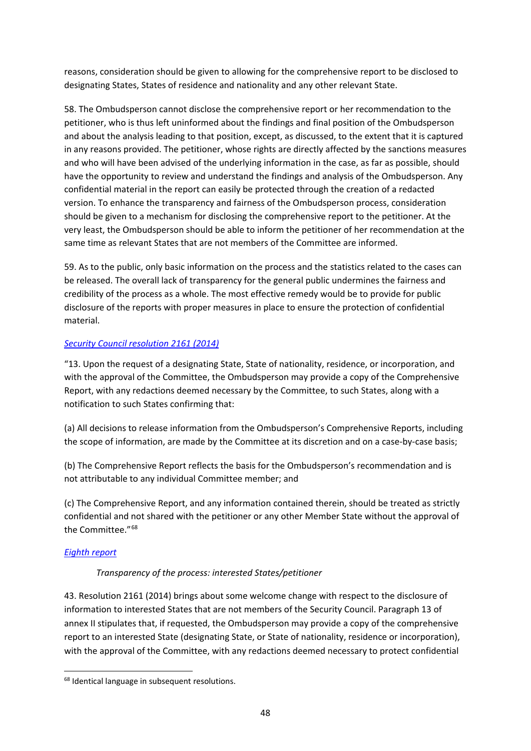reasons, consideration should be given to allowing for the comprehensive report to be disclosed to designating States, States of residence and nationality and any other relevant State.

58. The Ombudsperson cannot disclose the comprehensive report or her recommendation to the petitioner, who is thus left uninformed about the findings and final position of the Ombudsperson and about the analysis leading to that position, except, as discussed, to the extent that it is captured in any reasons provided. The petitioner, whose rights are directly affected by the sanctions measures and who will have been advised of the underlying information in the case, as far as possible, should have the opportunity to review and understand the findings and analysis of the Ombudsperson. Any confidential material in the report can easily be protected through the creation of a redacted version. To enhance the transparency and fairness of the Ombudsperson process, consideration should be given to a mechanism for disclosing the comprehensive report to the petitioner. At the very least, the Ombudsperson should be able to inform the petitioner of her recommendation at the same time as relevant States that are not members of the Committee are informed.

59. As to the public, only basic information on the process and the statistics related to the cases can be released. The overall lack of transparency for the general public undermines the fairness and credibility of the process as a whole. The most effective remedy would be to provide for public disclosure of the reports with proper measures in place to ensure the protection of confidential material.

*Security Council resolution 2161 (2014)*

"13. Upon the request of a designating State, State of nationality, residence, or incorporation, and with the approval of the Committee, the Ombudsperson may provide a copy of the Comprehensive Report, with any redactions deemed necessary by the Committee, to such States, along with a notification to such States confirming that:

(a) All decisions to release information from the Ombudsperson's Comprehensive Reports, including the scope of information, are made by the Committee at its discretion and on a case-by-case basis;

(b) The Comprehensive Report reflects the basis for the Ombudsperson's recommendation and is not attributable to any individual Committee member; and

(c) The Comprehensive Report, and any information contained therein, should be treated as strictly confidential and not shared with the petitioner or any other Member State without the approval of the Committee."[68]

*Eighth report*

*Transparency of the process: interested States/petitioner*

43. Resolution 2161 (2014) brings about some welcome change with respect to the disclosure of information to interested States that are not members of the Security Council. Paragraph 13 of annex II stipulates that, if requested, the Ombudsperson may provide a copy of the comprehensive report to an interested State (designating State, or State of nationality, residence or incorporation), with the approval of the Committee, with any redactions deemed necessary to protect confidential

[68] Identical language in subsequent resolutions.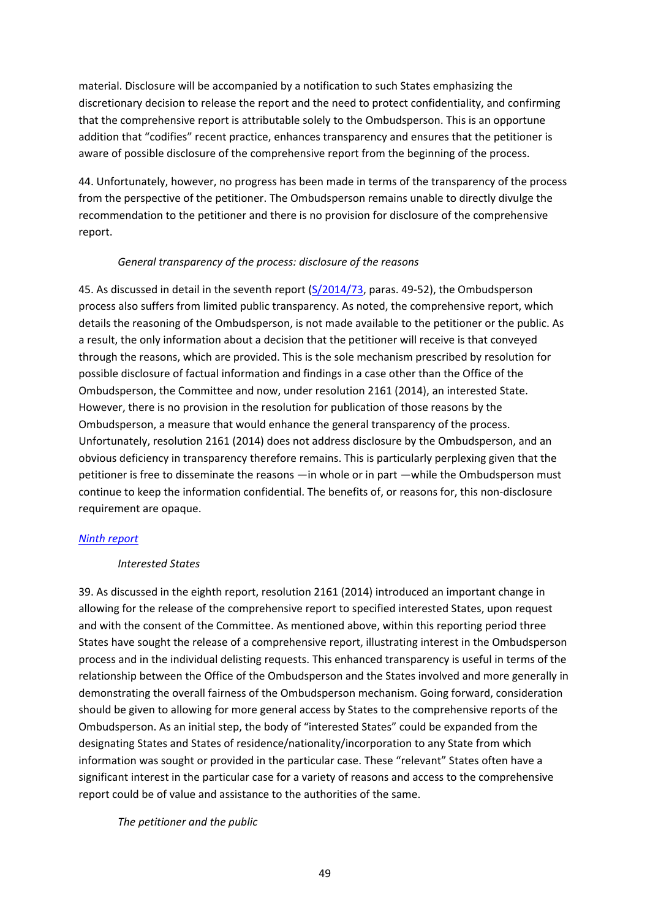material. Disclosure will be accompanied by a notification to such States emphasizing the discretionary decision to release the report and the need to protect confidentiality, and confirming that the comprehensive report is attributable solely to the Ombudsperson. This is an opportune addition that "codifies" recent practice, enhances transparency and ensures that the petitioner is aware of possible disclosure of the comprehensive report from the beginning of the process.

44. Unfortunately, however, no progress has been made in terms of the transparency of the process from the perspective of the petitioner. The Ombudsperson remains unable to directly divulge the recommendation to the petitioner and there is no provision for disclosure of the comprehensive report.

*General transparency of the process: disclosure of the reasons*

45. As discussed in detail in the seventh report (S/2014/73, paras. 49-52), the Ombudsperson process also suffers from limited public transparency. As noted, the comprehensive report, which details the reasoning of the Ombudsperson, is not made available to the petitioner or the public. As a result, the only information about a decision that the petitioner will receive is that conveyed through the reasons, which are provided. This is the sole mechanism prescribed by resolution for possible disclosure of factual information and findings in a case other than the Office of the Ombudsperson, the Committee and now, under resolution 2161 (2014), an interested State. However, there is no provision in the resolution for publication of those reasons by the Ombudsperson, a measure that would enhance the general transparency of the process. Unfortunately, resolution 2161 (2014) does not address disclosure by the Ombudsperson, and an obvious deficiency in transparency therefore remains. This is particularly perplexing given that the petitioner is free to disseminate the reasons —in whole or in part —while the Ombudsperson must continue to keep the information confidential. The benefits of, or reasons for, this non-disclosure requirement are opaque.

*Ninth report*

*Interested States*

39. As discussed in the eighth report, resolution 2161 (2014) introduced an important change in allowing for the release of the comprehensive report to specified interested States, upon request and with the consent of the Committee. As mentioned above, within this reporting period three States have sought the release of a comprehensive report, illustrating interest in the Ombudsperson process and in the individual delisting requests. This enhanced transparency is useful in terms of the relationship between the Office of the Ombudsperson and the States involved and more generally in demonstrating the overall fairness of the Ombudsperson mechanism. Going forward, consideration should be given to allowing for more general access by States to the comprehensive reports of the Ombudsperson. As an initial step, the body of "interested States" could be expanded from the designating States and States of residence/nationality/incorporation to any State from which information was sought or provided in the particular case. These "relevant" States often have a significant interest in the particular case for a variety of reasons and access to the comprehensive report could be of value and assistance to the authorities of the same.

*The petitioner and the public*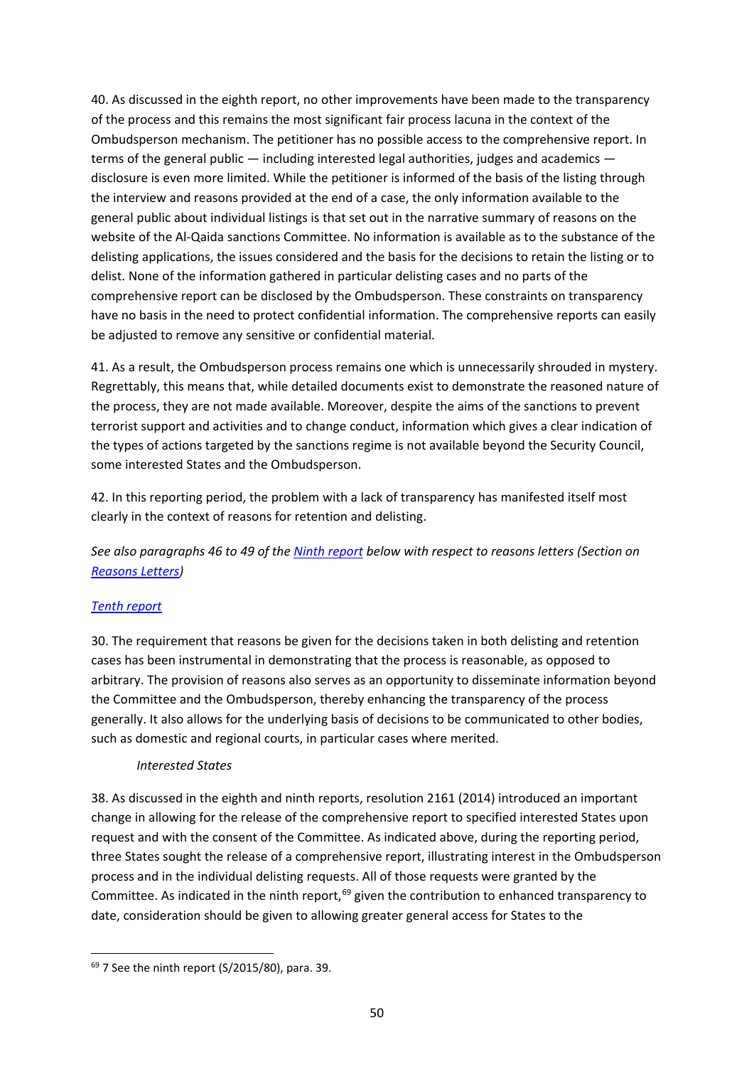40. As discussed in the eighth report, no other improvements have been made to the transparency of the process and this remains the most significant fair process lacuna in the context of the Ombudsperson mechanism. The petitioner has no possible access to the comprehensive report. In terms of the general public — including interested legal authorities, judges and academics — disclosure is even more limited. While the petitioner is informed of the basis of the listing through the interview and reasons provided at the end of a case, the only information available to the general public about individual listings is that set out in the narrative summary of reasons on the website of the Al-Qaida sanctions Committee. No information is available as to the substance of the delisting applications, the issues considered and the basis for the decisions to retain the listing or to delist. None of the information gathered in particular delisting cases and no parts of the comprehensive report can be disclosed by the Ombudsperson. These constraints on transparency have no basis in the need to protect confidential information. The comprehensive reports can easily be adjusted to remove any sensitive or confidential material.

41. As a result, the Ombudsperson process remains one which is unnecessarily shrouded in mystery. Regrettably, this means that, while detailed documents exist to demonstrate the reasoned nature of the process, they are not made available. Moreover, despite the aims of the sanctions to prevent terrorist support and activities and to change conduct, information which gives a clear indication of the types of actions targeted by the sanctions regime is not available beyond the Security Council, some interested States and the Ombudsperson.

42. In this reporting period, the problem with a lack of transparency has manifested itself most clearly in the context of reasons for retention and delisting.

*See also paragraphs 46 to 49 of the [Ninth report](#) below with respect to reasons letters (Section on [Reasons Letters](#))*

*[Tenth report](#)*

30. The requirement that reasons be given for the decisions taken in both delisting and retention cases has been instrumental in demonstrating that the process is reasonable, as opposed to arbitrary. The provision of reasons also serves as an opportunity to disseminate information beyond the Committee and the Ombudsperson, thereby enhancing the transparency of the process generally. It also allows for the underlying basis of decisions to be communicated to other bodies, such as domestic and regional courts, in particular cases where merited.

*Interested States*

38. As discussed in the eighth and ninth reports, resolution 2161 (2014) introduced an important change in allowing for the release of the comprehensive report to specified interested States upon request and with the consent of the Committee. As indicated above, during the reporting period, three States sought the release of a comprehensive report, illustrating interest in the Ombudsperson process and in the individual delisting requests. All of those requests were granted by the Committee. As indicated in the ninth report,[69] given the contribution to enhanced transparency to date, consideration should be given to allowing greater general access for States to the

[69] 7 See the ninth report (S/2015/80), para. 39.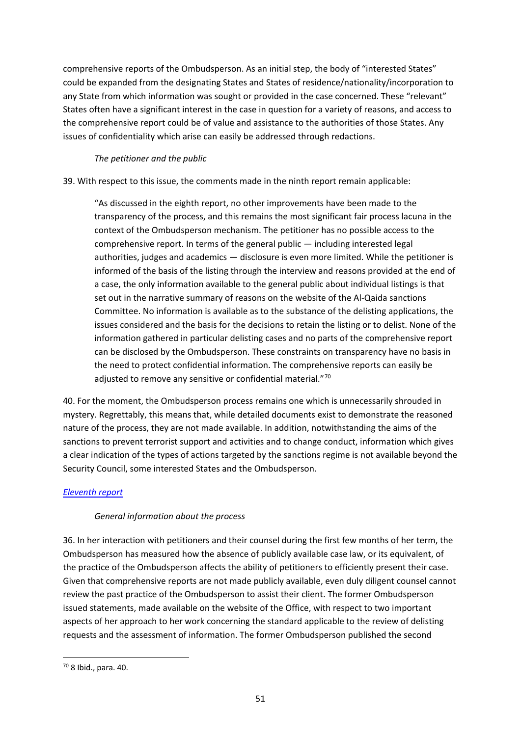comprehensive reports of the Ombudsperson. As an initial step, the body of "interested States" could be expanded from the designating States and States of residence/nationality/incorporation to any State from which information was sought or provided in the case concerned. These "relevant" States often have a significant interest in the case in question for a variety of reasons, and access to the comprehensive report could be of value and assistance to the authorities of those States. Any issues of confidentiality which arise can easily be addressed through redactions.

*The petitioner and the public*

39. With respect to this issue, the comments made in the ninth report remain applicable:

> "As discussed in the eighth report, no other improvements have been made to the transparency of the process, and this remains the most significant fair process lacuna in the context of the Ombudsperson mechanism. The petitioner has no possible access to the comprehensive report. In terms of the general public — including interested legal authorities, judges and academics — disclosure is even more limited. While the petitioner is informed of the basis of the listing through the interview and reasons provided at the end of a case, the only information available to the general public about individual listings is that set out in the narrative summary of reasons on the website of the Al-Qaida sanctions Committee. No information is available as to the substance of the delisting applications, the issues considered and the basis for the decisions to retain the listing or to delist. None of the information gathered in particular delisting cases and no parts of the comprehensive report can be disclosed by the Ombudsperson. These constraints on transparency have no basis in the need to protect confidential information. The comprehensive reports can easily be adjusted to remove any sensitive or confidential material."[70]

40. For the moment, the Ombudsperson process remains one which is unnecessarily shrouded in mystery. Regrettably, this means that, while detailed documents exist to demonstrate the reasoned nature of the process, they are not made available. In addition, notwithstanding the aims of the sanctions to prevent terrorist support and activities and to change conduct, information which gives a clear indication of the types of actions targeted by the sanctions regime is not available beyond the Security Council, some interested States and the Ombudsperson.

[Eleventh report]

*General information about the process*

36. In her interaction with petitioners and their counsel during the first few months of her term, the Ombudsperson has measured how the absence of publicly available case law, or its equivalent, of the practice of the Ombudsperson affects the ability of petitioners to efficiently present their case. Given that comprehensive reports are not made publicly available, even duly diligent counsel cannot review the past practice of the Ombudsperson to assist their client. The former Ombudsperson issued statements, made available on the website of the Office, with respect to two important aspects of her approach to her work concerning the standard applicable to the review of delisting requests and the assessment of information. The former Ombudsperson published the second

---

[70] 8 Ibid., para. 40.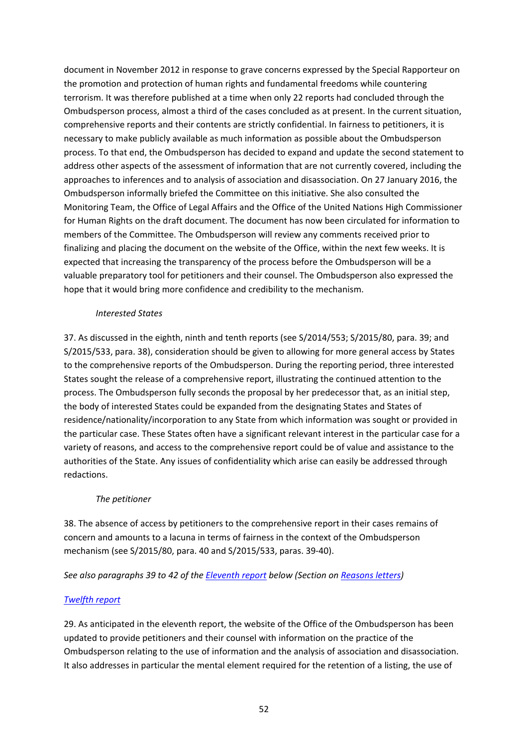document in November 2012 in response to grave concerns expressed by the Special Rapporteur on the promotion and protection of human rights and fundamental freedoms while countering terrorism. It was therefore published at a time when only 22 reports had concluded through the Ombudsperson process, almost a third of the cases concluded as at present. In the current situation, comprehensive reports and their contents are strictly confidential. In fairness to petitioners, it is necessary to make publicly available as much information as possible about the Ombudsperson process. To that end, the Ombudsperson has decided to expand and update the second statement to address other aspects of the assessment of information that are not currently covered, including the approaches to inferences and to analysis of association and disassociation. On 27 January 2016, the Ombudsperson informally briefed the Committee on this initiative. She also consulted the Monitoring Team, the Office of Legal Affairs and the Office of the United Nations High Commissioner for Human Rights on the draft document. The document has now been circulated for information to members of the Committee. The Ombudsperson will review any comments received prior to finalizing and placing the document on the website of the Office, within the next few weeks. It is expected that increasing the transparency of the process before the Ombudsperson will be a valuable preparatory tool for petitioners and their counsel. The Ombudsperson also expressed the hope that it would bring more confidence and credibility to the mechanism.

*Interested States*

37. As discussed in the eighth, ninth and tenth reports (see S/2014/553; S/2015/80, para. 39; and S/2015/533, para. 38), consideration should be given to allowing for more general access by States to the comprehensive reports of the Ombudsperson. During the reporting period, three interested States sought the release of a comprehensive report, illustrating the continued attention to the process. The Ombudsperson fully seconds the proposal by her predecessor that, as an initial step, the body of interested States could be expanded from the designating States and States of residence/nationality/incorporation to any State from which information was sought or provided in the particular case. These States often have a significant relevant interest in the particular case for a variety of reasons, and access to the comprehensive report could be of value and assistance to the authorities of the State. Any issues of confidentiality which arise can easily be addressed through redactions.

*The petitioner*

38. The absence of access by petitioners to the comprehensive report in their cases remains of concern and amounts to a lacuna in terms of fairness in the context of the Ombudsperson mechanism (see S/2015/80, para. 40 and S/2015/533, paras. 39-40).

*See also paragraphs 39 to 42 of the [Eleventh report]() below (Section on [Reasons letters]())*

[*Twelfth report*]()

29. As anticipated in the eleventh report, the website of the Office of the Ombudsperson has been updated to provide petitioners and their counsel with information on the practice of the Ombudsperson relating to the use of information and the analysis of association and disassociation. It also addresses in particular the mental element required for the retention of a listing, the use of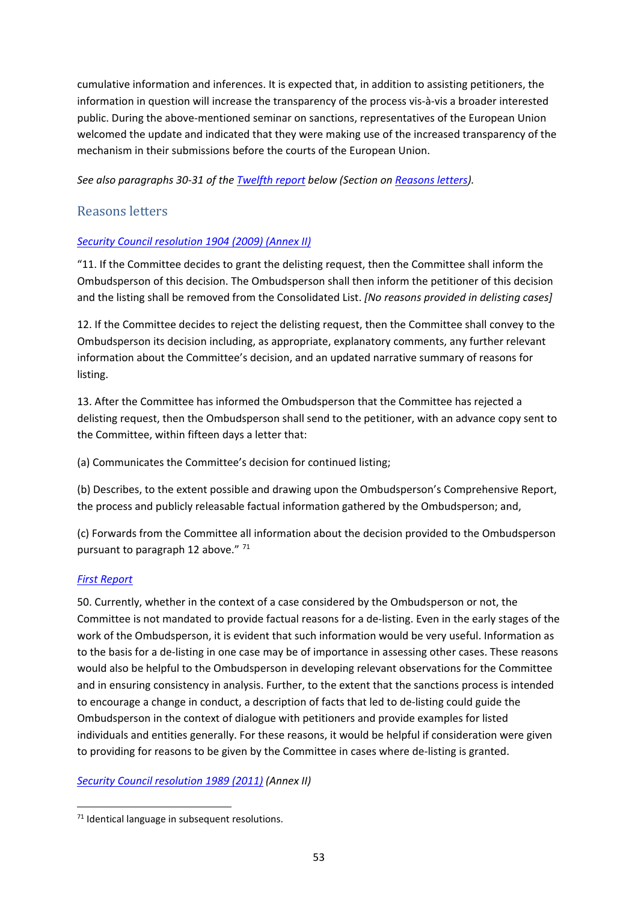cumulative information and inferences. It is expected that, in addition to assisting petitioners, the information in question will increase the transparency of the process vis-à-vis a broader interested public. During the above-mentioned seminar on sanctions, representatives of the European Union welcomed the update and indicated that they were making use of the increased transparency of the mechanism in their submissions before the courts of the European Union.

*See also paragraphs 30-31 of the Twelfth report below (Section on Reasons letters).*

## Reasons letters

*Security Council resolution 1904 (2009) (Annex II)*

"11. If the Committee decides to grant the delisting request, then the Committee shall inform the Ombudsperson of this decision. The Ombudsperson shall then inform the petitioner of this decision and the listing shall be removed from the Consolidated List. *[No reasons provided in delisting cases]*

12. If the Committee decides to reject the delisting request, then the Committee shall convey to the Ombudsperson its decision including, as appropriate, explanatory comments, any further relevant information about the Committee's decision, and an updated narrative summary of reasons for listing.

13. After the Committee has informed the Ombudsperson that the Committee has rejected a delisting request, then the Ombudsperson shall send to the petitioner, with an advance copy sent to the Committee, within fifteen days a letter that:

(a) Communicates the Committee's decision for continued listing;

(b) Describes, to the extent possible and drawing upon the Ombudsperson's Comprehensive Report, the process and publicly releasable factual information gathered by the Ombudsperson; and,

(c) Forwards from the Committee all information about the decision provided to the Ombudsperson pursuant to paragraph 12 above." [71]

*First Report*

50. Currently, whether in the context of a case considered by the Ombudsperson or not, the Committee is not mandated to provide factual reasons for a de-listing. Even in the early stages of the work of the Ombudsperson, it is evident that such information would be very useful. Information as to the basis for a de-listing in one case may be of importance in assessing other cases. These reasons would also be helpful to the Ombudsperson in developing relevant observations for the Committee and in ensuring consistency in analysis. Further, to the extent that the sanctions process is intended to encourage a change in conduct, a description of facts that led to de-listing could guide the Ombudsperson in the context of dialogue with petitioners and provide examples for listed individuals and entities generally. For these reasons, it would be helpful if consideration were given to providing for reasons to be given by the Committee in cases where de-listing is granted.

*Security Council resolution 1989 (2011) (Annex II)*

[71] Identical language in subsequent resolutions.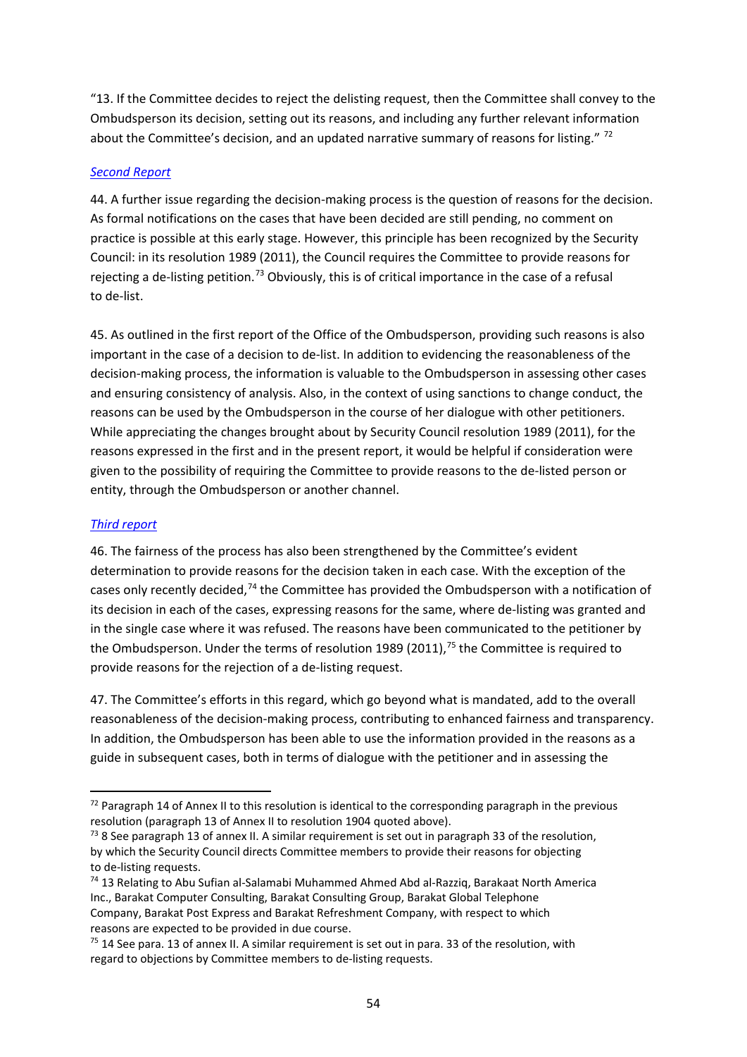"13. If the Committee decides to reject the delisting request, then the Committee shall convey to the Ombudsperson its decision, setting out its reasons, and including any further relevant information about the Committee's decision, and an updated narrative summary of reasons for listing." [72]

*Second Report*

44. A further issue regarding the decision-making process is the question of reasons for the decision. As formal notifications on the cases that have been decided are still pending, no comment on practice is possible at this early stage. However, this principle has been recognized by the Security Council: in its resolution 1989 (2011), the Council requires the Committee to provide reasons for rejecting a de-listing petition.[73] Obviously, this is of critical importance in the case of a refusal to de-list.

45. As outlined in the first report of the Office of the Ombudsperson, providing such reasons is also important in the case of a decision to de-list. In addition to evidencing the reasonableness of the decision-making process, the information is valuable to the Ombudsperson in assessing other cases and ensuring consistency of analysis. Also, in the context of using sanctions to change conduct, the reasons can be used by the Ombudsperson in the course of her dialogue with other petitioners. While appreciating the changes brought about by Security Council resolution 1989 (2011), for the reasons expressed in the first and in the present report, it would be helpful if consideration were given to the possibility of requiring the Committee to provide reasons to the de-listed person or entity, through the Ombudsperson or another channel.

*Third report*

46. The fairness of the process has also been strengthened by the Committee's evident determination to provide reasons for the decision taken in each case. With the exception of the cases only recently decided,[74] the Committee has provided the Ombudsperson with a notification of its decision in each of the cases, expressing reasons for the same, where de-listing was granted and in the single case where it was refused. The reasons have been communicated to the petitioner by the Ombudsperson. Under the terms of resolution 1989 (2011),[75] the Committee is required to provide reasons for the rejection of a de-listing request.

47. The Committee's efforts in this regard, which go beyond what is mandated, add to the overall reasonableness of the decision-making process, contributing to enhanced fairness and transparency. In addition, the Ombudsperson has been able to use the information provided in the reasons as a guide in subsequent cases, both in terms of dialogue with the petitioner and in assessing the

---

[72] Paragraph 14 of Annex II to this resolution is identical to the corresponding paragraph in the previous resolution (paragraph 13 of Annex II to resolution 1904 quoted above).

[73] 8 See paragraph 13 of annex II. A similar requirement is set out in paragraph 33 of the resolution, by which the Security Council directs Committee members to provide their reasons for objecting to de-listing requests.

[74] 13 Relating to Abu Sufian al-Salamabi Muhammed Ahmed Abd al-Razziq, Barakaat North America Inc., Barakat Computer Consulting, Barakat Consulting Group, Barakat Global Telephone Company, Barakat Post Express and Barakat Refreshment Company, with respect to which reasons are expected to be provided in due course.

[75] 14 See para. 13 of annex II. A similar requirement is set out in para. 33 of the resolution, with regard to objections by Committee members to de-listing requests.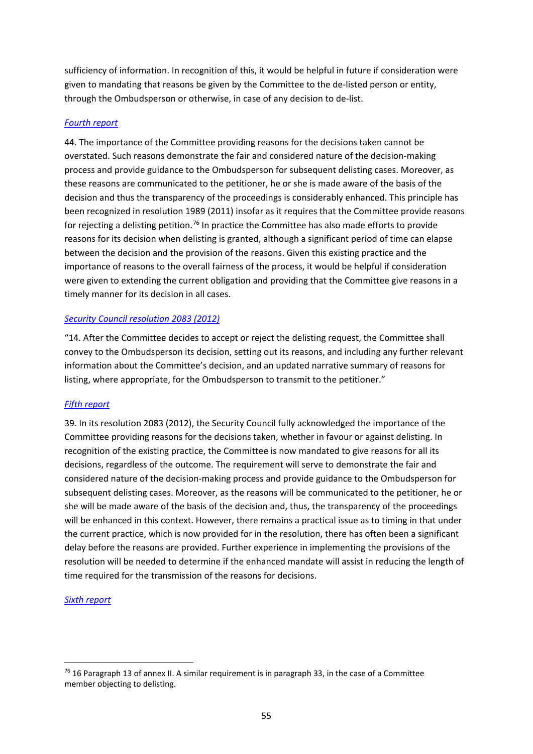sufficiency of information. In recognition of this, it would be helpful in future if consideration were given to mandating that reasons be given by the Committee to the de-listed person or entity, through the Ombudsperson or otherwise, in case of any decision to de-list.

*Fourth report*

44. The importance of the Committee providing reasons for the decisions taken cannot be overstated. Such reasons demonstrate the fair and considered nature of the decision-making process and provide guidance to the Ombudsperson for subsequent delisting cases. Moreover, as these reasons are communicated to the petitioner, he or she is made aware of the basis of the decision and thus the transparency of the proceedings is considerably enhanced. This principle has been recognized in resolution 1989 (2011) insofar as it requires that the Committee provide reasons for rejecting a delisting petition.[76] In practice the Committee has also made efforts to provide reasons for its decision when delisting is granted, although a significant period of time can elapse between the decision and the provision of the reasons. Given this existing practice and the importance of reasons to the overall fairness of the process, it would be helpful if consideration were given to extending the current obligation and providing that the Committee give reasons in a timely manner for its decision in all cases.

*Security Council resolution 2083 (2012)*

"14. After the Committee decides to accept or reject the delisting request, the Committee shall convey to the Ombudsperson its decision, setting out its reasons, and including any further relevant information about the Committee's decision, and an updated narrative summary of reasons for listing, where appropriate, for the Ombudsperson to transmit to the petitioner."

*Fifth report*

39. In its resolution 2083 (2012), the Security Council fully acknowledged the importance of the Committee providing reasons for the decisions taken, whether in favour or against delisting. In recognition of the existing practice, the Committee is now mandated to give reasons for all its decisions, regardless of the outcome. The requirement will serve to demonstrate the fair and considered nature of the decision-making process and provide guidance to the Ombudsperson for subsequent delisting cases. Moreover, as the reasons will be communicated to the petitioner, he or she will be made aware of the basis of the decision and, thus, the transparency of the proceedings will be enhanced in this context. However, there remains a practical issue as to timing in that under the current practice, which is now provided for in the resolution, there has often been a significant delay before the reasons are provided. Further experience in implementing the provisions of the resolution will be needed to determine if the enhanced mandate will assist in reducing the length of time required for the transmission of the reasons for decisions.

*Sixth report*

---

[76] 16 Paragraph 13 of annex II. A similar requirement is in paragraph 33, in the case of a Committee member objecting to delisting.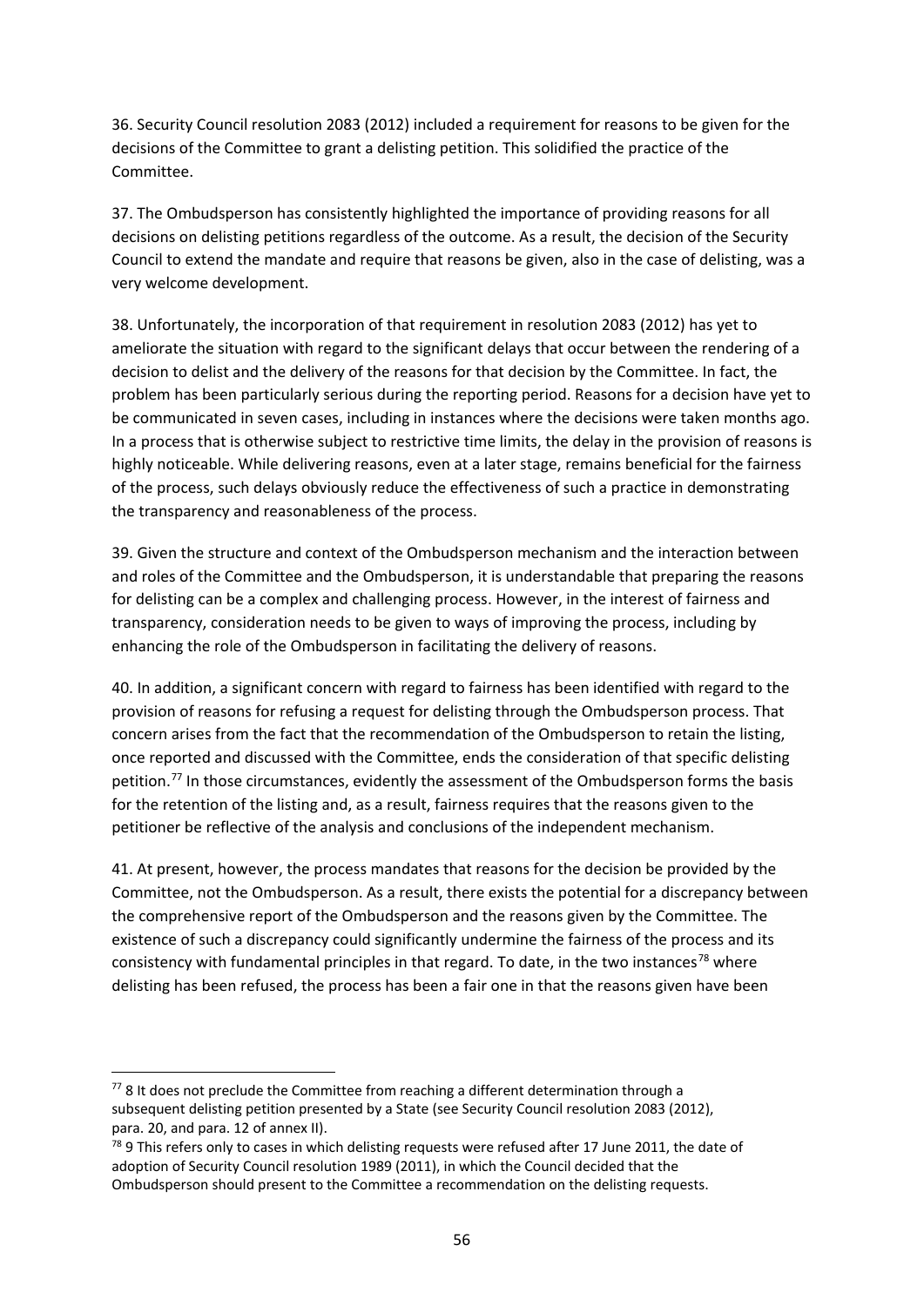36. Security Council resolution 2083 (2012) included a requirement for reasons to be given for the decisions of the Committee to grant a delisting petition. This solidified the practice of the Committee.

37. The Ombudsperson has consistently highlighted the importance of providing reasons for all decisions on delisting petitions regardless of the outcome. As a result, the decision of the Security Council to extend the mandate and require that reasons be given, also in the case of delisting, was a very welcome development.

38. Unfortunately, the incorporation of that requirement in resolution 2083 (2012) has yet to ameliorate the situation with regard to the significant delays that occur between the rendering of a decision to delist and the delivery of the reasons for that decision by the Committee. In fact, the problem has been particularly serious during the reporting period. Reasons for a decision have yet to be communicated in seven cases, including in instances where the decisions were taken months ago. In a process that is otherwise subject to restrictive time limits, the delay in the provision of reasons is highly noticeable. While delivering reasons, even at a later stage, remains beneficial for the fairness of the process, such delays obviously reduce the effectiveness of such a practice in demonstrating the transparency and reasonableness of the process.

39. Given the structure and context of the Ombudsperson mechanism and the interaction between and roles of the Committee and the Ombudsperson, it is understandable that preparing the reasons for delisting can be a complex and challenging process. However, in the interest of fairness and transparency, consideration needs to be given to ways of improving the process, including by enhancing the role of the Ombudsperson in facilitating the delivery of reasons.

40. In addition, a significant concern with regard to fairness has been identified with regard to the provision of reasons for refusing a request for delisting through the Ombudsperson process. That concern arises from the fact that the recommendation of the Ombudsperson to retain the listing, once reported and discussed with the Committee, ends the consideration of that specific delisting petition.[77] In those circumstances, evidently the assessment of the Ombudsperson forms the basis for the retention of the listing and, as a result, fairness requires that the reasons given to the petitioner be reflective of the analysis and conclusions of the independent mechanism.

41. At present, however, the process mandates that reasons for the decision be provided by the Committee, not the Ombudsperson. As a result, there exists the potential for a discrepancy between the comprehensive report of the Ombudsperson and the reasons given by the Committee. The existence of such a discrepancy could significantly undermine the fairness of the process and its consistency with fundamental principles in that regard. To date, in the two instances[78] where delisting has been refused, the process has been a fair one in that the reasons given have been

---

[77] 8 It does not preclude the Committee from reaching a different determination through a subsequent delisting petition presented by a State (see Security Council resolution 2083 (2012), para. 20, and para. 12 of annex II).

[78] 9 This refers only to cases in which delisting requests were refused after 17 June 2011, the date of adoption of Security Council resolution 1989 (2011), in which the Council decided that the Ombudsperson should present to the Committee a recommendation on the delisting requests.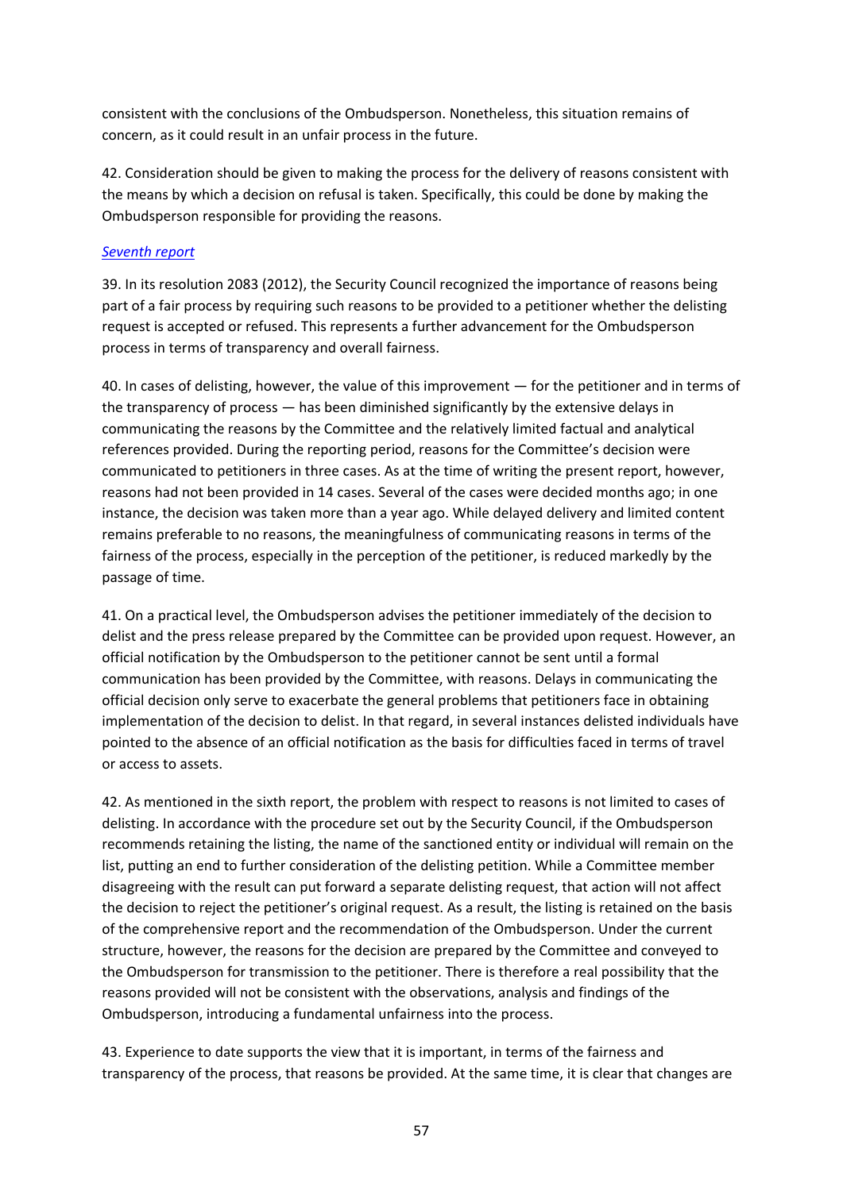consistent with the conclusions of the Ombudsperson. Nonetheless, this situation remains of concern, as it could result in an unfair process in the future.

42. Consideration should be given to making the process for the delivery of reasons consistent with the means by which a decision on refusal is taken. Specifically, this could be done by making the Ombudsperson responsible for providing the reasons.

*Seventh report*

39. In its resolution 2083 (2012), the Security Council recognized the importance of reasons being part of a fair process by requiring such reasons to be provided to a petitioner whether the delisting request is accepted or refused. This represents a further advancement for the Ombudsperson process in terms of transparency and overall fairness.

40. In cases of delisting, however, the value of this improvement — for the petitioner and in terms of the transparency of process — has been diminished significantly by the extensive delays in communicating the reasons by the Committee and the relatively limited factual and analytical references provided. During the reporting period, reasons for the Committee's decision were communicated to petitioners in three cases. As at the time of writing the present report, however, reasons had not been provided in 14 cases. Several of the cases were decided months ago; in one instance, the decision was taken more than a year ago. While delayed delivery and limited content remains preferable to no reasons, the meaningfulness of communicating reasons in terms of the fairness of the process, especially in the perception of the petitioner, is reduced markedly by the passage of time.

41. On a practical level, the Ombudsperson advises the petitioner immediately of the decision to delist and the press release prepared by the Committee can be provided upon request. However, an official notification by the Ombudsperson to the petitioner cannot be sent until a formal communication has been provided by the Committee, with reasons. Delays in communicating the official decision only serve to exacerbate the general problems that petitioners face in obtaining implementation of the decision to delist. In that regard, in several instances delisted individuals have pointed to the absence of an official notification as the basis for difficulties faced in terms of travel or access to assets.

42. As mentioned in the sixth report, the problem with respect to reasons is not limited to cases of delisting. In accordance with the procedure set out by the Security Council, if the Ombudsperson recommends retaining the listing, the name of the sanctioned entity or individual will remain on the list, putting an end to further consideration of the delisting petition. While a Committee member disagreeing with the result can put forward a separate delisting request, that action will not affect the decision to reject the petitioner's original request. As a result, the listing is retained on the basis of the comprehensive report and the recommendation of the Ombudsperson. Under the current structure, however, the reasons for the decision are prepared by the Committee and conveyed to the Ombudsperson for transmission to the petitioner. There is therefore a real possibility that the reasons provided will not be consistent with the observations, analysis and findings of the Ombudsperson, introducing a fundamental unfairness into the process.

43. Experience to date supports the view that it is important, in terms of the fairness and transparency of the process, that reasons be provided. At the same time, it is clear that changes are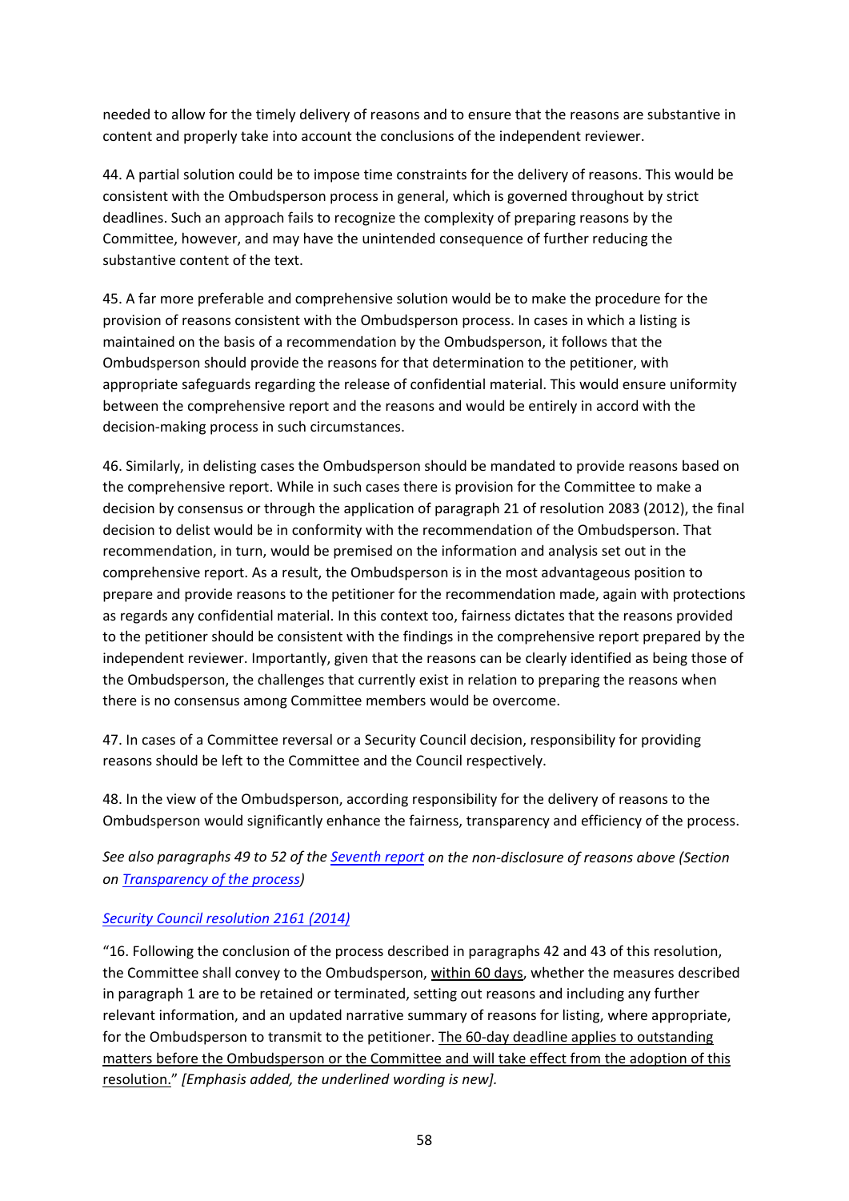needed to allow for the timely delivery of reasons and to ensure that the reasons are substantive in content and properly take into account the conclusions of the independent reviewer.

44. A partial solution could be to impose time constraints for the delivery of reasons. This would be consistent with the Ombudsperson process in general, which is governed throughout by strict deadlines. Such an approach fails to recognize the complexity of preparing reasons by the Committee, however, and may have the unintended consequence of further reducing the substantive content of the text.

45. A far more preferable and comprehensive solution would be to make the procedure for the provision of reasons consistent with the Ombudsperson process. In cases in which a listing is maintained on the basis of a recommendation by the Ombudsperson, it follows that the Ombudsperson should provide the reasons for that determination to the petitioner, with appropriate safeguards regarding the release of confidential material. This would ensure uniformity between the comprehensive report and the reasons and would be entirely in accord with the decision-making process in such circumstances.

46. Similarly, in delisting cases the Ombudsperson should be mandated to provide reasons based on the comprehensive report. While in such cases there is provision for the Committee to make a decision by consensus or through the application of paragraph 21 of resolution 2083 (2012), the final decision to delist would be in conformity with the recommendation of the Ombudsperson. That recommendation, in turn, would be premised on the information and analysis set out in the comprehensive report. As a result, the Ombudsperson is in the most advantageous position to prepare and provide reasons to the petitioner for the recommendation made, again with protections as regards any confidential material. In this context too, fairness dictates that the reasons provided to the petitioner should be consistent with the findings in the comprehensive report prepared by the independent reviewer. Importantly, given that the reasons can be clearly identified as being those of the Ombudsperson, the challenges that currently exist in relation to preparing the reasons when there is no consensus among Committee members would be overcome.

47. In cases of a Committee reversal or a Security Council decision, responsibility for providing reasons should be left to the Committee and the Council respectively.

48. In the view of the Ombudsperson, according responsibility for the delivery of reasons to the Ombudsperson would significantly enhance the fairness, transparency and efficiency of the process.

*See also paragraphs 49 to 52 of the Seventh report on the non-disclosure of reasons above (Section on Transparency of the process)*

Security Council resolution 2161 (2014)

"16. Following the conclusion of the process described in paragraphs 42 and 43 of this resolution, the Committee shall convey to the Ombudsperson, within 60 days, whether the measures described in paragraph 1 are to be retained or terminated, setting out reasons and including any further relevant information, and an updated narrative summary of reasons for listing, where appropriate, for the Ombudsperson to transmit to the petitioner. The 60-day deadline applies to outstanding matters before the Ombudsperson or the Committee and will take effect from the adoption of this resolution." *[Emphasis added, the underlined wording is new].*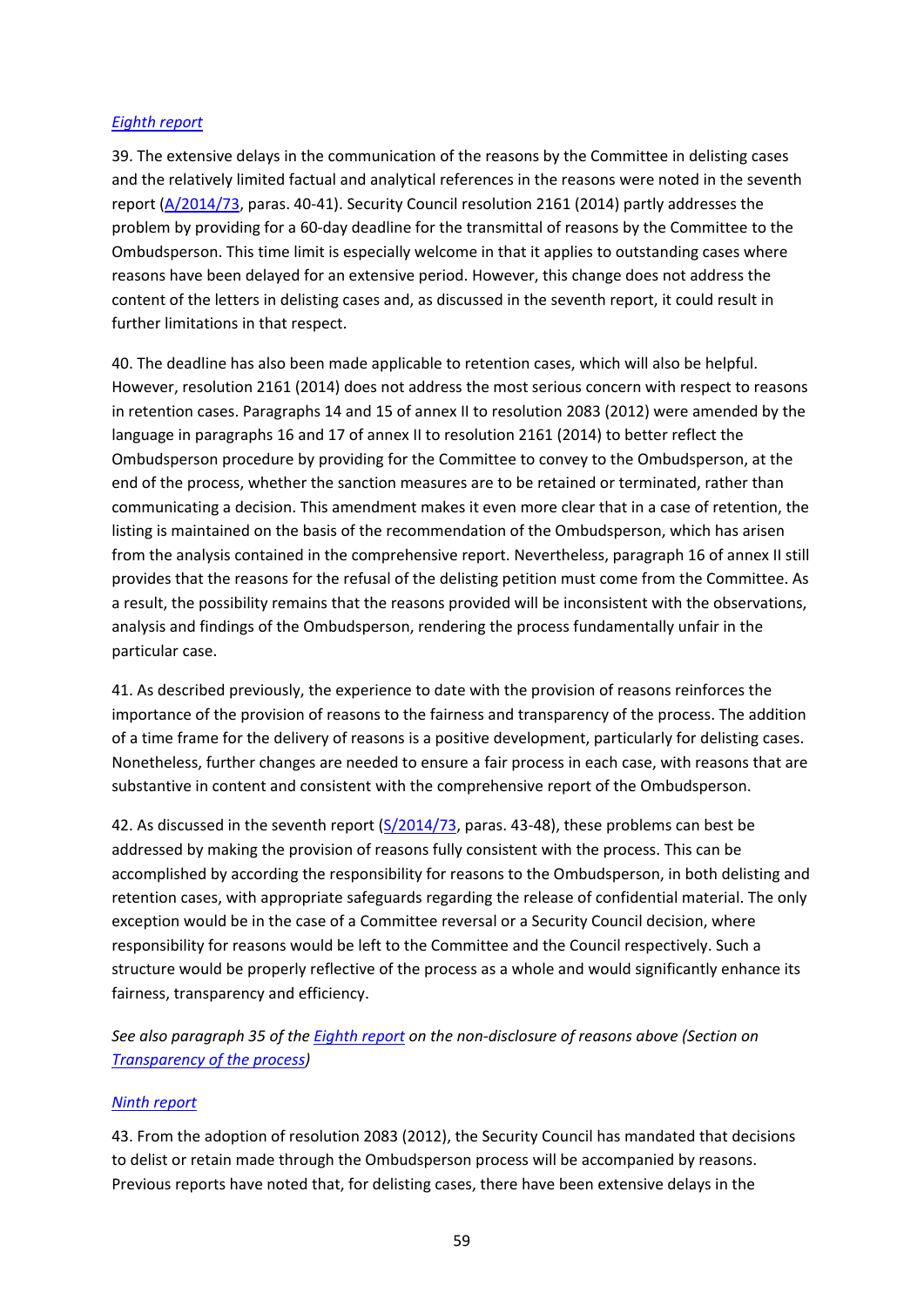*Eighth report*

39. The extensive delays in the communication of the reasons by the Committee in delisting cases and the relatively limited factual and analytical references in the reasons were noted in the seventh report (A/2014/73, paras. 40-41). Security Council resolution 2161 (2014) partly addresses the problem by providing for a 60-day deadline for the transmittal of reasons by the Committee to the Ombudsperson. This time limit is especially welcome in that it applies to outstanding cases where reasons have been delayed for an extensive period. However, this change does not address the content of the letters in delisting cases and, as discussed in the seventh report, it could result in further limitations in that respect.

40. The deadline has also been made applicable to retention cases, which will also be helpful. However, resolution 2161 (2014) does not address the most serious concern with respect to reasons in retention cases. Paragraphs 14 and 15 of annex II to resolution 2083 (2012) were amended by the language in paragraphs 16 and 17 of annex II to resolution 2161 (2014) to better reflect the Ombudsperson procedure by providing for the Committee to convey to the Ombudsperson, at the end of the process, whether the sanction measures are to be retained or terminated, rather than communicating a decision. This amendment makes it even more clear that in a case of retention, the listing is maintained on the basis of the recommendation of the Ombudsperson, which has arisen from the analysis contained in the comprehensive report. Nevertheless, paragraph 16 of annex II still provides that the reasons for the refusal of the delisting petition must come from the Committee. As a result, the possibility remains that the reasons provided will be inconsistent with the observations, analysis and findings of the Ombudsperson, rendering the process fundamentally unfair in the particular case.

41. As described previously, the experience to date with the provision of reasons reinforces the importance of the provision of reasons to the fairness and transparency of the process. The addition of a time frame for the delivery of reasons is a positive development, particularly for delisting cases. Nonetheless, further changes are needed to ensure a fair process in each case, with reasons that are substantive in content and consistent with the comprehensive report of the Ombudsperson.

42. As discussed in the seventh report (S/2014/73, paras. 43-48), these problems can best be addressed by making the provision of reasons fully consistent with the process. This can be accomplished by according the responsibility for reasons to the Ombudsperson, in both delisting and retention cases, with appropriate safeguards regarding the release of confidential material. The only exception would be in the case of a Committee reversal or a Security Council decision, where responsibility for reasons would be left to the Committee and the Council respectively. Such a structure would be properly reflective of the process as a whole and would significantly enhance its fairness, transparency and efficiency.

*See also paragraph 35 of the Eighth report on the non-disclosure of reasons above (Section on Transparency of the process)*

*Ninth report*

43. From the adoption of resolution 2083 (2012), the Security Council has mandated that decisions to delist or retain made through the Ombudsperson process will be accompanied by reasons. Previous reports have noted that, for delisting cases, there have been extensive delays in the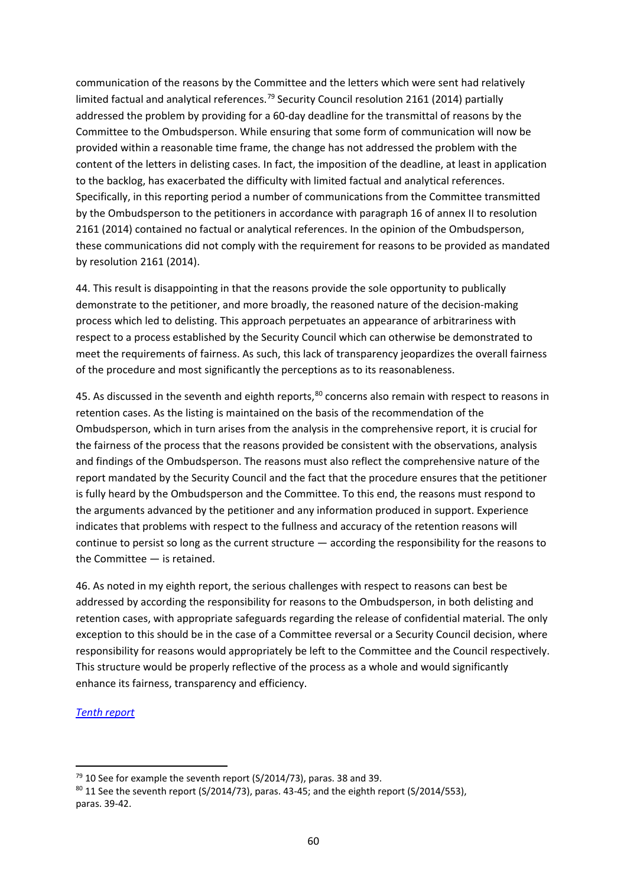communication of the reasons by the Committee and the letters which were sent had relatively limited factual and analytical references.[79] Security Council resolution 2161 (2014) partially addressed the problem by providing for a 60-day deadline for the transmittal of reasons by the Committee to the Ombudsperson. While ensuring that some form of communication will now be provided within a reasonable time frame, the change has not addressed the problem with the content of the letters in delisting cases. In fact, the imposition of the deadline, at least in application to the backlog, has exacerbated the difficulty with limited factual and analytical references. Specifically, in this reporting period a number of communications from the Committee transmitted by the Ombudsperson to the petitioners in accordance with paragraph 16 of annex II to resolution 2161 (2014) contained no factual or analytical references. In the opinion of the Ombudsperson, these communications did not comply with the requirement for reasons to be provided as mandated by resolution 2161 (2014).

44. This result is disappointing in that the reasons provide the sole opportunity to publically demonstrate to the petitioner, and more broadly, the reasoned nature of the decision-making process which led to delisting. This approach perpetuates an appearance of arbitrariness with respect to a process established by the Security Council which can otherwise be demonstrated to meet the requirements of fairness. As such, this lack of transparency jeopardizes the overall fairness of the procedure and most significantly the perceptions as to its reasonableness.

45. As discussed in the seventh and eighth reports,[80] concerns also remain with respect to reasons in retention cases. As the listing is maintained on the basis of the recommendation of the Ombudsperson, which in turn arises from the analysis in the comprehensive report, it is crucial for the fairness of the process that the reasons provided be consistent with the observations, analysis and findings of the Ombudsperson. The reasons must also reflect the comprehensive nature of the report mandated by the Security Council and the fact that the procedure ensures that the petitioner is fully heard by the Ombudsperson and the Committee. To this end, the reasons must respond to the arguments advanced by the petitioner and any information produced in support. Experience indicates that problems with respect to the fullness and accuracy of the retention reasons will continue to persist so long as the current structure — according the responsibility for the reasons to the Committee — is retained.

46. As noted in my eighth report, the serious challenges with respect to reasons can best be addressed by according the responsibility for reasons to the Ombudsperson, in both delisting and retention cases, with appropriate safeguards regarding the release of confidential material. The only exception to this should be in the case of a Committee reversal or a Security Council decision, where responsibility for reasons would appropriately be left to the Committee and the Council respectively. This structure would be properly reflective of the process as a whole and would significantly enhance its fairness, transparency and efficiency.

*Tenth report*

---

[79] 10 See for example the seventh report (S/2014/73), paras. 38 and 39.

[80] 11 See the seventh report (S/2014/73), paras. 43-45; and the eighth report (S/2014/553), paras. 39-42.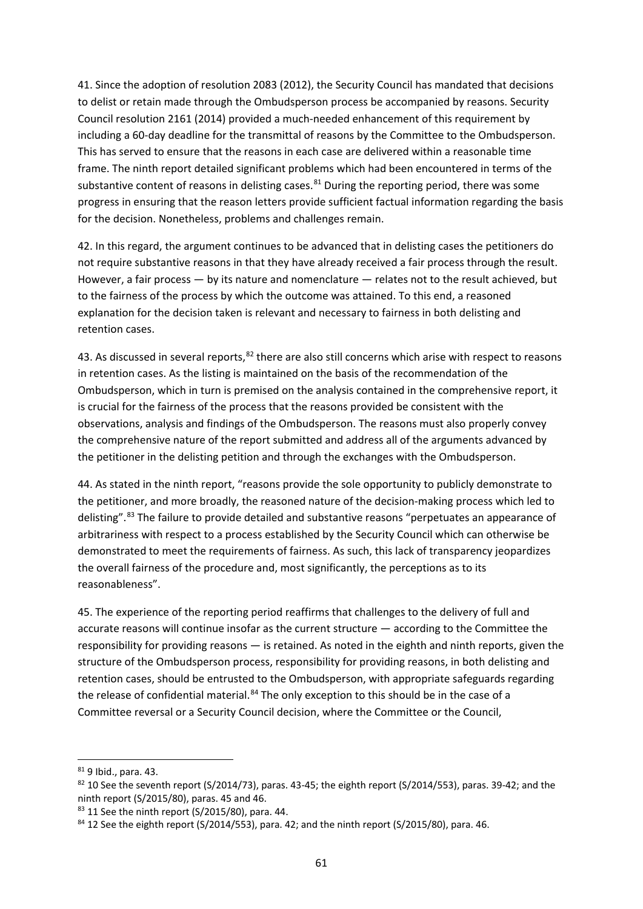41. Since the adoption of resolution 2083 (2012), the Security Council has mandated that decisions to delist or retain made through the Ombudsperson process be accompanied by reasons. Security Council resolution 2161 (2014) provided a much-needed enhancement of this requirement by including a 60-day deadline for the transmittal of reasons by the Committee to the Ombudsperson. This has served to ensure that the reasons in each case are delivered within a reasonable time frame. The ninth report detailed significant problems which had been encountered in terms of the substantive content of reasons in delisting cases.[81] During the reporting period, there was some progress in ensuring that the reason letters provide sufficient factual information regarding the basis for the decision. Nonetheless, problems and challenges remain.

42. In this regard, the argument continues to be advanced that in delisting cases the petitioners do not require substantive reasons in that they have already received a fair process through the result. However, a fair process — by its nature and nomenclature — relates not to the result achieved, but to the fairness of the process by which the outcome was attained. To this end, a reasoned explanation for the decision taken is relevant and necessary to fairness in both delisting and retention cases.

43. As discussed in several reports,[82] there are also still concerns which arise with respect to reasons in retention cases. As the listing is maintained on the basis of the recommendation of the Ombudsperson, which in turn is premised on the analysis contained in the comprehensive report, it is crucial for the fairness of the process that the reasons provided be consistent with the observations, analysis and findings of the Ombudsperson. The reasons must also properly convey the comprehensive nature of the report submitted and address all of the arguments advanced by the petitioner in the delisting petition and through the exchanges with the Ombudsperson.

44. As stated in the ninth report, "reasons provide the sole opportunity to publicly demonstrate to the petitioner, and more broadly, the reasoned nature of the decision-making process which led to delisting".[83] The failure to provide detailed and substantive reasons "perpetuates an appearance of arbitrariness with respect to a process established by the Security Council which can otherwise be demonstrated to meet the requirements of fairness. As such, this lack of transparency jeopardizes the overall fairness of the procedure and, most significantly, the perceptions as to its reasonableness".

45. The experience of the reporting period reaffirms that challenges to the delivery of full and accurate reasons will continue insofar as the current structure — according to the Committee the responsibility for providing reasons — is retained. As noted in the eighth and ninth reports, given the structure of the Ombudsperson process, responsibility for providing reasons, in both delisting and retention cases, should be entrusted to the Ombudsperson, with appropriate safeguards regarding the release of confidential material.[84] The only exception to this should be in the case of a Committee reversal or a Security Council decision, where the Committee or the Council,

---

[81] 9 Ibid., para. 43.

[82] 10 See the seventh report (S/2014/73), paras. 43-45; the eighth report (S/2014/553), paras. 39-42; and the ninth report (S/2015/80), paras. 45 and 46.

[83] 11 See the ninth report (S/2015/80), para. 44.

[84] 12 See the eighth report (S/2014/553), para. 42; and the ninth report (S/2015/80), para. 46.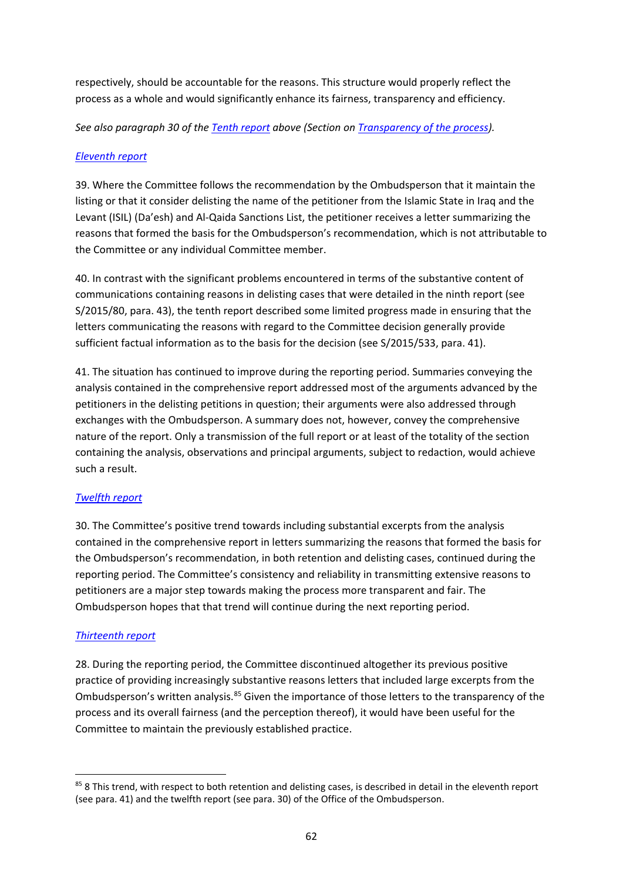respectively, should be accountable for the reasons. This structure would properly reflect the process as a whole and would significantly enhance its fairness, transparency and efficiency.

*See also paragraph 30 of the Tenth report above (Section on Transparency of the process).*

*Eleventh report*

39. Where the Committee follows the recommendation by the Ombudsperson that it maintain the listing or that it consider delisting the name of the petitioner from the Islamic State in Iraq and the Levant (ISIL) (Da'esh) and Al-Qaida Sanctions List, the petitioner receives a letter summarizing the reasons that formed the basis for the Ombudsperson's recommendation, which is not attributable to the Committee or any individual Committee member.

40. In contrast with the significant problems encountered in terms of the substantive content of communications containing reasons in delisting cases that were detailed in the ninth report (see S/2015/80, para. 43), the tenth report described some limited progress made in ensuring that the letters communicating the reasons with regard to the Committee decision generally provide sufficient factual information as to the basis for the decision (see S/2015/533, para. 41).

41. The situation has continued to improve during the reporting period. Summaries conveying the analysis contained in the comprehensive report addressed most of the arguments advanced by the petitioners in the delisting petitions in question; their arguments were also addressed through exchanges with the Ombudsperson. A summary does not, however, convey the comprehensive nature of the report. Only a transmission of the full report or at least of the totality of the section containing the analysis, observations and principal arguments, subject to redaction, would achieve such a result.

*Twelfth report*

30. The Committee's positive trend towards including substantial excerpts from the analysis contained in the comprehensive report in letters summarizing the reasons that formed the basis for the Ombudsperson's recommendation, in both retention and delisting cases, continued during the reporting period. The Committee's consistency and reliability in transmitting extensive reasons to petitioners are a major step towards making the process more transparent and fair. The Ombudsperson hopes that that trend will continue during the next reporting period.

*Thirteenth report*

28. During the reporting period, the Committee discontinued altogether its previous positive practice of providing increasingly substantive reasons letters that included large excerpts from the Ombudsperson's written analysis.[85] Given the importance of those letters to the transparency of the process and its overall fairness (and the perception thereof), it would have been useful for the Committee to maintain the previously established practice.

---

[85] 8 This trend, with respect to both retention and delisting cases, is described in detail in the eleventh report (see para. 41) and the twelfth report (see para. 30) of the Office of the Ombudsperson.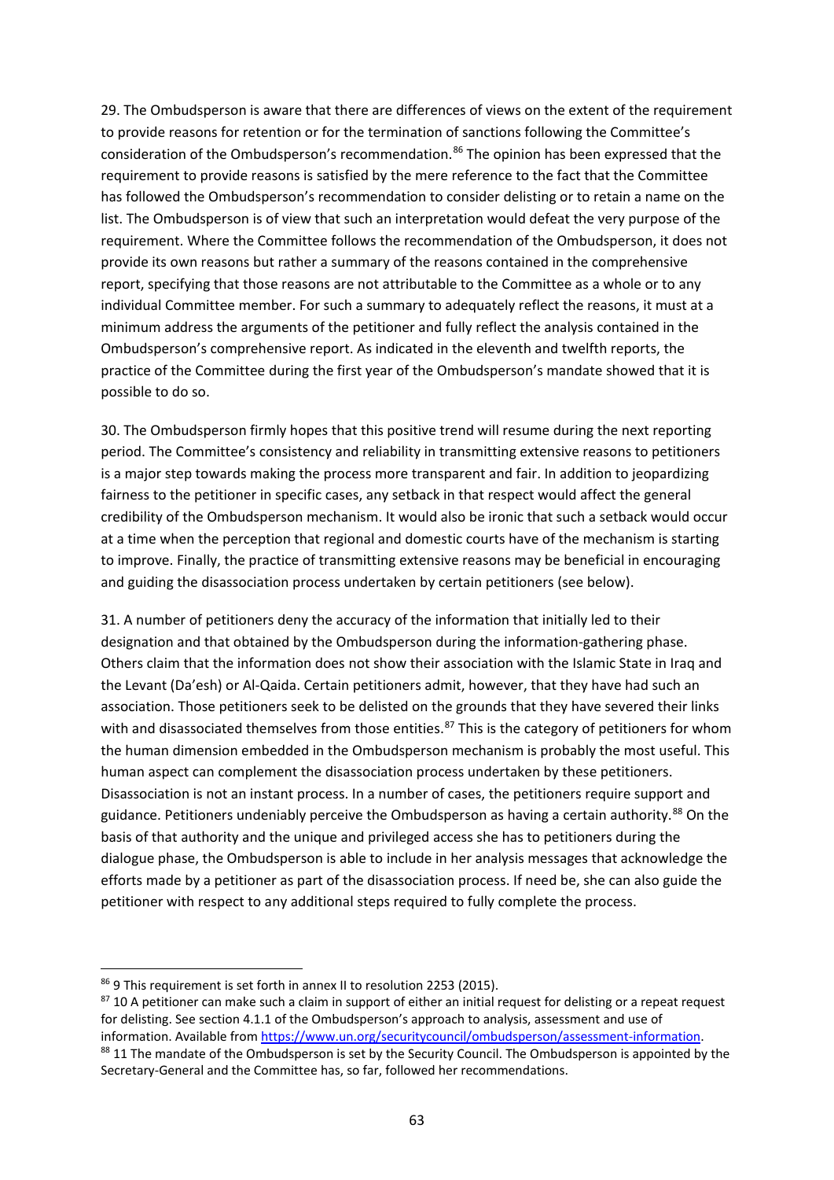29. The Ombudsperson is aware that there are differences of views on the extent of the requirement to provide reasons for retention or for the termination of sanctions following the Committee's consideration of the Ombudsperson's recommendation.[86] The opinion has been expressed that the requirement to provide reasons is satisfied by the mere reference to the fact that the Committee has followed the Ombudsperson's recommendation to consider delisting or to retain a name on the list. The Ombudsperson is of view that such an interpretation would defeat the very purpose of the requirement. Where the Committee follows the recommendation of the Ombudsperson, it does not provide its own reasons but rather a summary of the reasons contained in the comprehensive report, specifying that those reasons are not attributable to the Committee as a whole or to any individual Committee member. For such a summary to adequately reflect the reasons, it must at a minimum address the arguments of the petitioner and fully reflect the analysis contained in the Ombudsperson's comprehensive report. As indicated in the eleventh and twelfth reports, the practice of the Committee during the first year of the Ombudsperson's mandate showed that it is possible to do so.

30. The Ombudsperson firmly hopes that this positive trend will resume during the next reporting period. The Committee's consistency and reliability in transmitting extensive reasons to petitioners is a major step towards making the process more transparent and fair. In addition to jeopardizing fairness to the petitioner in specific cases, any setback in that respect would affect the general credibility of the Ombudsperson mechanism. It would also be ironic that such a setback would occur at a time when the perception that regional and domestic courts have of the mechanism is starting to improve. Finally, the practice of transmitting extensive reasons may be beneficial in encouraging and guiding the disassociation process undertaken by certain petitioners (see below).

31. A number of petitioners deny the accuracy of the information that initially led to their designation and that obtained by the Ombudsperson during the information-gathering phase. Others claim that the information does not show their association with the Islamic State in Iraq and the Levant (Da'esh) or Al-Qaida. Certain petitioners admit, however, that they have had such an association. Those petitioners seek to be delisted on the grounds that they have severed their links with and disassociated themselves from those entities.[87] This is the category of petitioners for whom the human dimension embedded in the Ombudsperson mechanism is probably the most useful. This human aspect can complement the disassociation process undertaken by these petitioners. Disassociation is not an instant process. In a number of cases, the petitioners require support and guidance. Petitioners undeniably perceive the Ombudsperson as having a certain authority.[88] On the basis of that authority and the unique and privileged access she has to petitioners during the dialogue phase, the Ombudsperson is able to include in her analysis messages that acknowledge the efforts made by a petitioner as part of the disassociation process. If need be, she can also guide the petitioner with respect to any additional steps required to fully complete the process.

---

[86] 9 This requirement is set forth in annex II to resolution 2253 (2015).

[87] 10 A petitioner can make such a claim in support of either an initial request for delisting or a repeat request for delisting. See section 4.1.1 of the Ombudsperson's approach to analysis, assessment and use of information. Available from https://www.un.org/securitycouncil/ombudsperson/assessment-information.

[88] 11 The mandate of the Ombudsperson is set by the Security Council. The Ombudsperson is appointed by the Secretary-General and the Committee has, so far, followed her recommendations.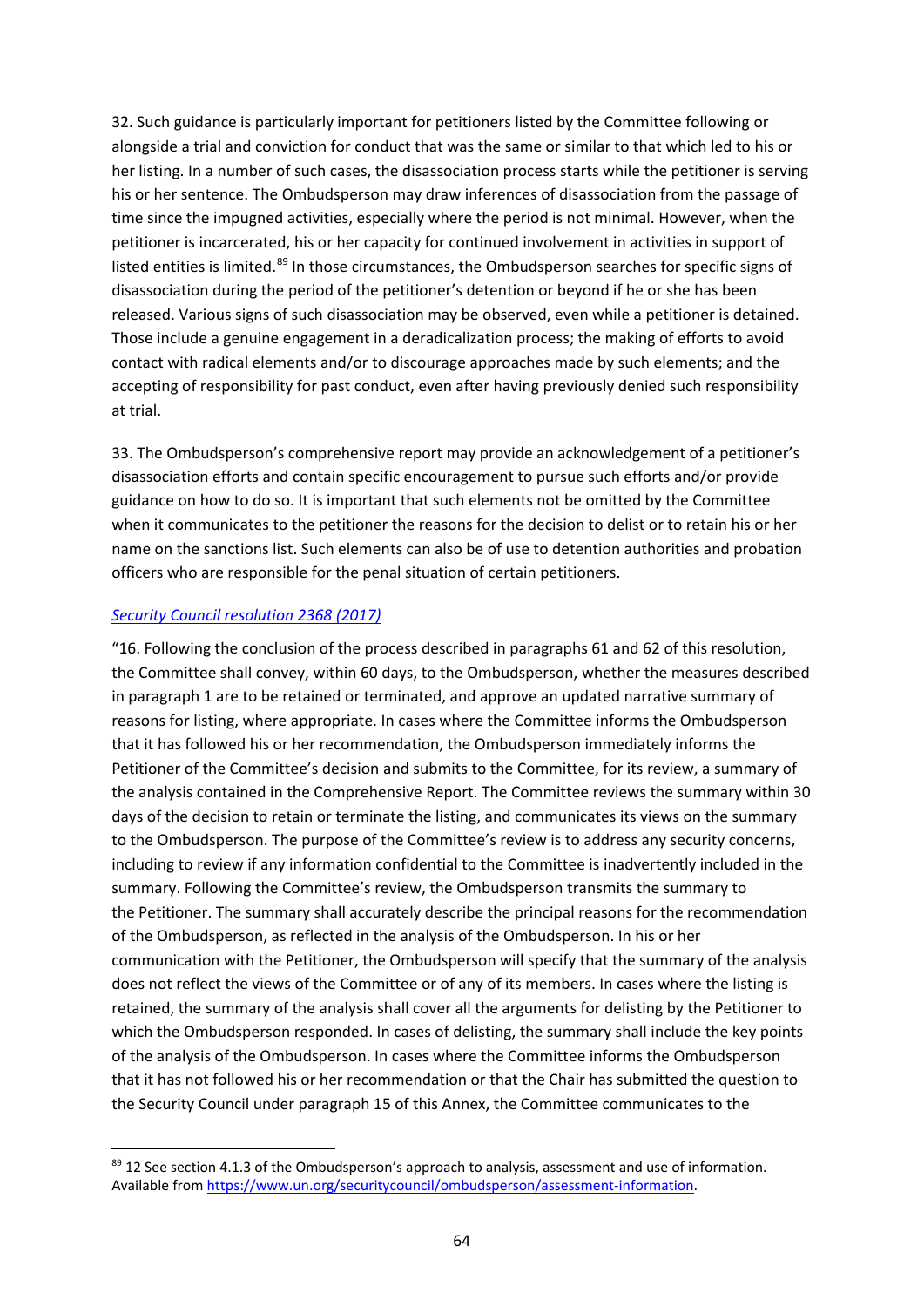32. Such guidance is particularly important for petitioners listed by the Committee following or alongside a trial and conviction for conduct that was the same or similar to that which led to his or her listing. In a number of such cases, the disassociation process starts while the petitioner is serving his or her sentence. The Ombudsperson may draw inferences of disassociation from the passage of time since the impugned activities, especially where the period is not minimal. However, when the petitioner is incarcerated, his or her capacity for continued involvement in activities in support of listed entities is limited.[89] In those circumstances, the Ombudsperson searches for specific signs of disassociation during the period of the petitioner's detention or beyond if he or she has been released. Various signs of such disassociation may be observed, even while a petitioner is detained. Those include a genuine engagement in a deradicalization process; the making of efforts to avoid contact with radical elements and/or to discourage approaches made by such elements; and the accepting of responsibility for past conduct, even after having previously denied such responsibility at trial.

33. The Ombudsperson's comprehensive report may provide an acknowledgement of a petitioner's disassociation efforts and contain specific encouragement to pursue such efforts and/or provide guidance on how to do so. It is important that such elements not be omitted by the Committee when it communicates to the petitioner the reasons for the decision to delist or to retain his or her name on the sanctions list. Such elements can also be of use to detention authorities and probation officers who are responsible for the penal situation of certain petitioners.

*Security Council resolution 2368 (2017)*

"16. Following the conclusion of the process described in paragraphs 61 and 62 of this resolution, the Committee shall convey, within 60 days, to the Ombudsperson, whether the measures described in paragraph 1 are to be retained or terminated, and approve an updated narrative summary of reasons for listing, where appropriate. In cases where the Committee informs the Ombudsperson that it has followed his or her recommendation, the Ombudsperson immediately informs the Petitioner of the Committee's decision and submits to the Committee, for its review, a summary of the analysis contained in the Comprehensive Report. The Committee reviews the summary within 30 days of the decision to retain or terminate the listing, and communicates its views on the summary to the Ombudsperson. The purpose of the Committee's review is to address any security concerns, including to review if any information confidential to the Committee is inadvertently included in the summary. Following the Committee's review, the Ombudsperson transmits the summary to the Petitioner. The summary shall accurately describe the principal reasons for the recommendation of the Ombudsperson, as reflected in the analysis of the Ombudsperson. In his or her communication with the Petitioner, the Ombudsperson will specify that the summary of the analysis does not reflect the views of the Committee or of any of its members. In cases where the listing is retained, the summary of the analysis shall cover all the arguments for delisting by the Petitioner to which the Ombudsperson responded. In cases of delisting, the summary shall include the key points of the analysis of the Ombudsperson. In cases where the Committee informs the Ombudsperson that it has not followed his or her recommendation or that the Chair has submitted the question to the Security Council under paragraph 15 of this Annex, the Committee communicates to the

---

[89] 12 See section 4.1.3 of the Ombudsperson's approach to analysis, assessment and use of information. Available from https://www.un.org/securitycouncil/ombudsperson/assessment-information.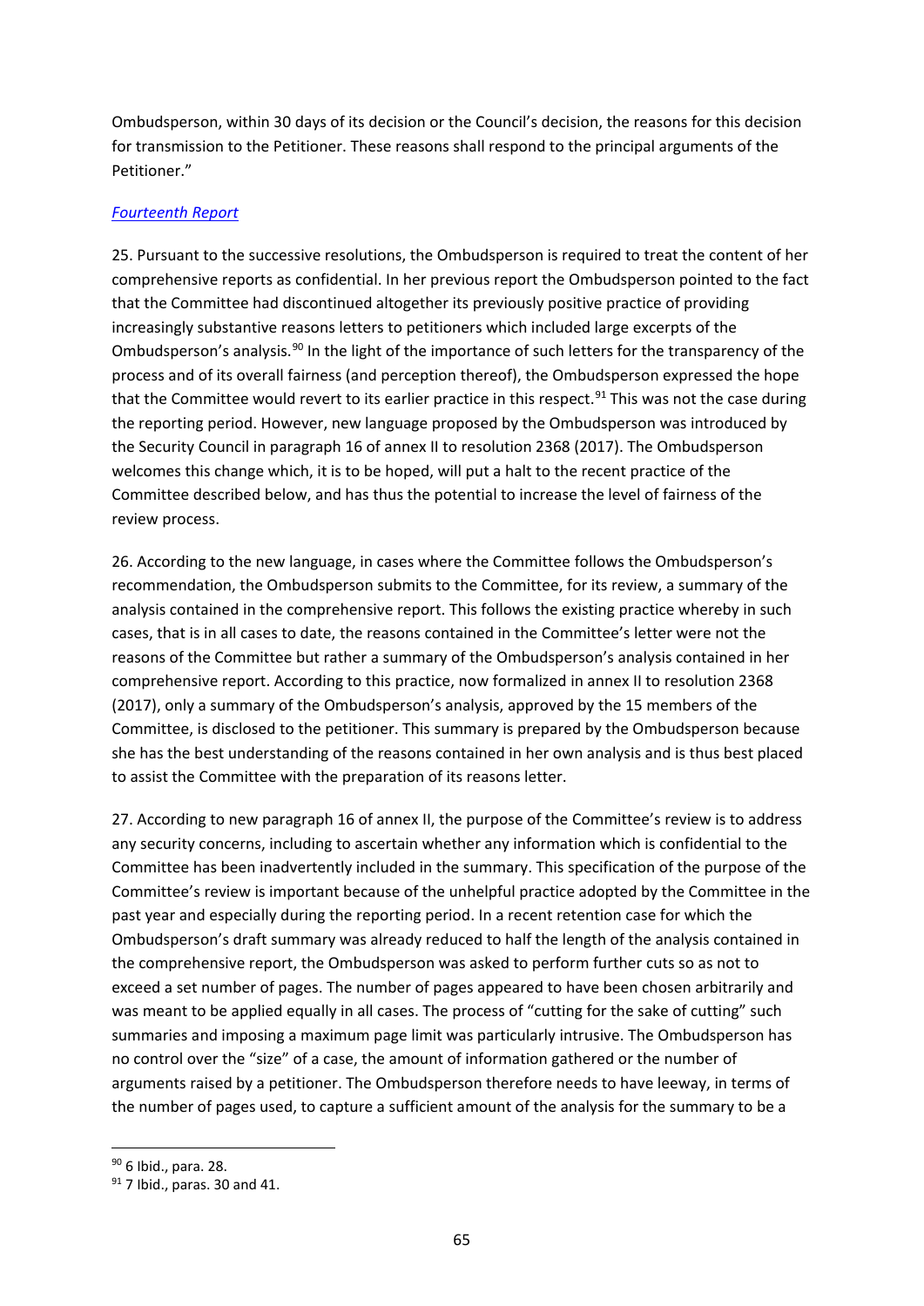Ombudsperson, within 30 days of its decision or the Council's decision, the reasons for this decision for transmission to the Petitioner. These reasons shall respond to the principal arguments of the Petitioner."

*Fourteenth Report*

25. Pursuant to the successive resolutions, the Ombudsperson is required to treat the content of her comprehensive reports as confidential. In her previous report the Ombudsperson pointed to the fact that the Committee had discontinued altogether its previously positive practice of providing increasingly substantive reasons letters to petitioners which included large excerpts of the Ombudsperson's analysis.[90] In the light of the importance of such letters for the transparency of the process and of its overall fairness (and perception thereof), the Ombudsperson expressed the hope that the Committee would revert to its earlier practice in this respect.[91] This was not the case during the reporting period. However, new language proposed by the Ombudsperson was introduced by the Security Council in paragraph 16 of annex II to resolution 2368 (2017). The Ombudsperson welcomes this change which, it is to be hoped, will put a halt to the recent practice of the Committee described below, and has thus the potential to increase the level of fairness of the review process.

26. According to the new language, in cases where the Committee follows the Ombudsperson's recommendation, the Ombudsperson submits to the Committee, for its review, a summary of the analysis contained in the comprehensive report. This follows the existing practice whereby in such cases, that is in all cases to date, the reasons contained in the Committee's letter were not the reasons of the Committee but rather a summary of the Ombudsperson's analysis contained in her comprehensive report. According to this practice, now formalized in annex II to resolution 2368 (2017), only a summary of the Ombudsperson's analysis, approved by the 15 members of the Committee, is disclosed to the petitioner. This summary is prepared by the Ombudsperson because she has the best understanding of the reasons contained in her own analysis and is thus best placed to assist the Committee with the preparation of its reasons letter.

27. According to new paragraph 16 of annex II, the purpose of the Committee's review is to address any security concerns, including to ascertain whether any information which is confidential to the Committee has been inadvertently included in the summary. This specification of the purpose of the Committee's review is important because of the unhelpful practice adopted by the Committee in the past year and especially during the reporting period. In a recent retention case for which the Ombudsperson's draft summary was already reduced to half the length of the analysis contained in the comprehensive report, the Ombudsperson was asked to perform further cuts so as not to exceed a set number of pages. The number of pages appeared to have been chosen arbitrarily and was meant to be applied equally in all cases. The process of "cutting for the sake of cutting" such summaries and imposing a maximum page limit was particularly intrusive. The Ombudsperson has no control over the "size" of a case, the amount of information gathered or the number of arguments raised by a petitioner. The Ombudsperson therefore needs to have leeway, in terms of the number of pages used, to capture a sufficient amount of the analysis for the summary to be a

[90] 6 Ibid., para. 28.

[91] 7 Ibid., paras. 30 and 41.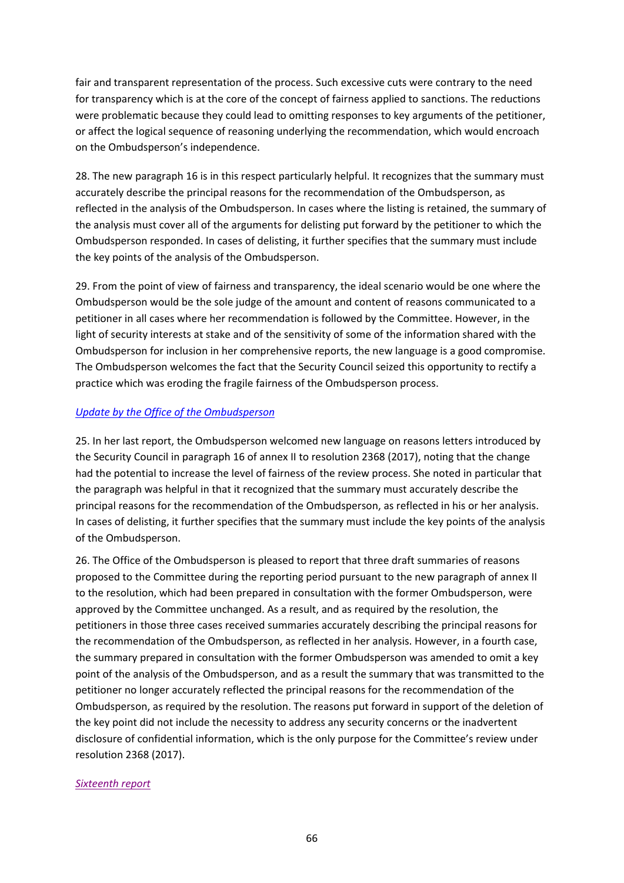fair and transparent representation of the process. Such excessive cuts were contrary to the need for transparency which is at the core of the concept of fairness applied to sanctions. The reductions were problematic because they could lead to omitting responses to key arguments of the petitioner, or affect the logical sequence of reasoning underlying the recommendation, which would encroach on the Ombudsperson's independence.

28. The new paragraph 16 is in this respect particularly helpful. It recognizes that the summary must accurately describe the principal reasons for the recommendation of the Ombudsperson, as reflected in the analysis of the Ombudsperson. In cases where the listing is retained, the summary of the analysis must cover all of the arguments for delisting put forward by the petitioner to which the Ombudsperson responded. In cases of delisting, it further specifies that the summary must include the key points of the analysis of the Ombudsperson.

29. From the point of view of fairness and transparency, the ideal scenario would be one where the Ombudsperson would be the sole judge of the amount and content of reasons communicated to a petitioner in all cases where her recommendation is followed by the Committee. However, in the light of security interests at stake and of the sensitivity of some of the information shared with the Ombudsperson for inclusion in her comprehensive reports, the new language is a good compromise. The Ombudsperson welcomes the fact that the Security Council seized this opportunity to rectify a practice which was eroding the fragile fairness of the Ombudsperson process.

*Update by the Office of the Ombudsperson*

25. In her last report, the Ombudsperson welcomed new language on reasons letters introduced by the Security Council in paragraph 16 of annex II to resolution 2368 (2017), noting that the change had the potential to increase the level of fairness of the review process. She noted in particular that the paragraph was helpful in that it recognized that the summary must accurately describe the principal reasons for the recommendation of the Ombudsperson, as reflected in his or her analysis. In cases of delisting, it further specifies that the summary must include the key points of the analysis of the Ombudsperson.

26. The Office of the Ombudsperson is pleased to report that three draft summaries of reasons proposed to the Committee during the reporting period pursuant to the new paragraph of annex II to the resolution, which had been prepared in consultation with the former Ombudsperson, were approved by the Committee unchanged. As a result, and as required by the resolution, the petitioners in those three cases received summaries accurately describing the principal reasons for the recommendation of the Ombudsperson, as reflected in her analysis. However, in a fourth case, the summary prepared in consultation with the former Ombudsperson was amended to omit a key point of the analysis of the Ombudsperson, and as a result the summary that was transmitted to the petitioner no longer accurately reflected the principal reasons for the recommendation of the Ombudsperson, as required by the resolution. The reasons put forward in support of the deletion of the key point did not include the necessity to address any security concerns or the inadvertent disclosure of confidential information, which is the only purpose for the Committee's review under resolution 2368 (2017).

*Sixteenth report*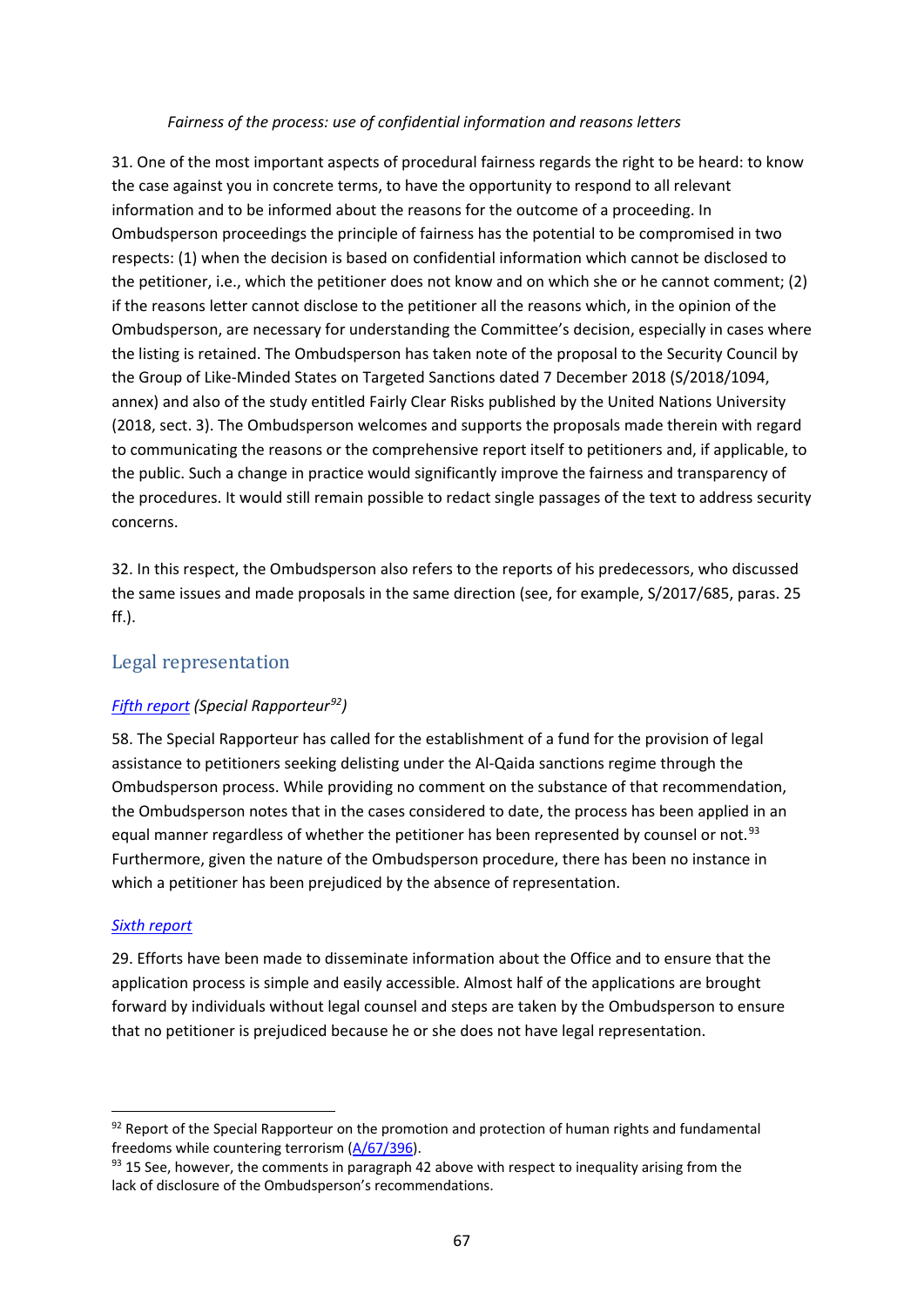*Fairness of the process: use of confidential information and reasons letters*

31. One of the most important aspects of procedural fairness regards the right to be heard: to know the case against you in concrete terms, to have the opportunity to respond to all relevant information and to be informed about the reasons for the outcome of a proceeding. In Ombudsperson proceedings the principle of fairness has the potential to be compromised in two respects: (1) when the decision is based on confidential information which cannot be disclosed to the petitioner, i.e., which the petitioner does not know and on which she or he cannot comment; (2) if the reasons letter cannot disclose to the petitioner all the reasons which, in the opinion of the Ombudsperson, are necessary for understanding the Committee's decision, especially in cases where the listing is retained. The Ombudsperson has taken note of the proposal to the Security Council by the Group of Like-Minded States on Targeted Sanctions dated 7 December 2018 (S/2018/1094, annex) and also of the study entitled Fairly Clear Risks published by the United Nations University (2018, sect. 3). The Ombudsperson welcomes and supports the proposals made therein with regard to communicating the reasons or the comprehensive report itself to petitioners and, if applicable, to the public. Such a change in practice would significantly improve the fairness and transparency of the procedures. It would still remain possible to redact single passages of the text to address security concerns.

32. In this respect, the Ombudsperson also refers to the reports of his predecessors, who discussed the same issues and made proposals in the same direction (see, for example, S/2017/685, paras. 25 ff.).

## Legal representation

*Fifth report (Special Rapporteur[92])*

58. The Special Rapporteur has called for the establishment of a fund for the provision of legal assistance to petitioners seeking delisting under the Al-Qaida sanctions regime through the Ombudsperson process. While providing no comment on the substance of that recommendation, the Ombudsperson notes that in the cases considered to date, the process has been applied in an equal manner regardless of whether the petitioner has been represented by counsel or not.[93] Furthermore, given the nature of the Ombudsperson procedure, there has been no instance in which a petitioner has been prejudiced by the absence of representation.

*Sixth report*

29. Efforts have been made to disseminate information about the Office and to ensure that the application process is simple and easily accessible. Almost half of the applications are brought forward by individuals without legal counsel and steps are taken by the Ombudsperson to ensure that no petitioner is prejudiced because he or she does not have legal representation.

---

[92] Report of the Special Rapporteur on the promotion and protection of human rights and fundamental freedoms while countering terrorism (A/67/396).

[93] 15 See, however, the comments in paragraph 42 above with respect to inequality arising from the lack of disclosure of the Ombudsperson's recommendations.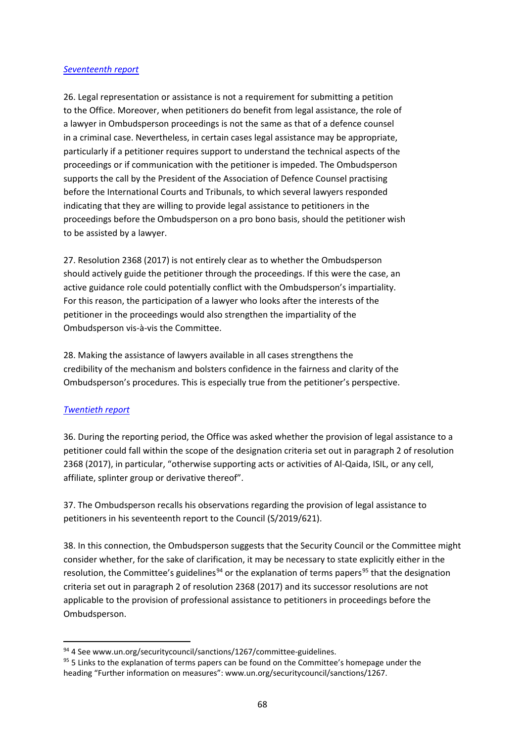*Seventeenth report*

26. Legal representation or assistance is not a requirement for submitting a petition to the Office. Moreover, when petitioners do benefit from legal assistance, the role of a lawyer in Ombudsperson proceedings is not the same as that of a defence counsel in a criminal case. Nevertheless, in certain cases legal assistance may be appropriate, particularly if a petitioner requires support to understand the technical aspects of the proceedings or if communication with the petitioner is impeded. The Ombudsperson supports the call by the President of the Association of Defence Counsel practising before the International Courts and Tribunals, to which several lawyers responded indicating that they are willing to provide legal assistance to petitioners in the proceedings before the Ombudsperson on a pro bono basis, should the petitioner wish to be assisted by a lawyer.

27. Resolution 2368 (2017) is not entirely clear as to whether the Ombudsperson should actively guide the petitioner through the proceedings. If this were the case, an active guidance role could potentially conflict with the Ombudsperson's impartiality. For this reason, the participation of a lawyer who looks after the interests of the petitioner in the proceedings would also strengthen the impartiality of the Ombudsperson vis-à-vis the Committee.

28. Making the assistance of lawyers available in all cases strengthens the credibility of the mechanism and bolsters confidence in the fairness and clarity of the Ombudsperson's procedures. This is especially true from the petitioner's perspective.

*Twentieth report*

36. During the reporting period, the Office was asked whether the provision of legal assistance to a petitioner could fall within the scope of the designation criteria set out in paragraph 2 of resolution 2368 (2017), in particular, "otherwise supporting acts or activities of Al-Qaida, ISIL, or any cell, affiliate, splinter group or derivative thereof".

37. The Ombudsperson recalls his observations regarding the provision of legal assistance to petitioners in his seventeenth report to the Council (S/2019/621).

38. In this connection, the Ombudsperson suggests that the Security Council or the Committee might consider whether, for the sake of clarification, it may be necessary to state explicitly either in the resolution, the Committee's guidelines[94] or the explanation of terms papers[95] that the designation criteria set out in paragraph 2 of resolution 2368 (2017) and its successor resolutions are not applicable to the provision of professional assistance to petitioners in proceedings before the Ombudsperson.

---

[94] 4 See www.un.org/securitycouncil/sanctions/1267/committee-guidelines.

[95] 5 Links to the explanation of terms papers can be found on the Committee's homepage under the heading "Further information on measures": www.un.org/securitycouncil/sanctions/1267.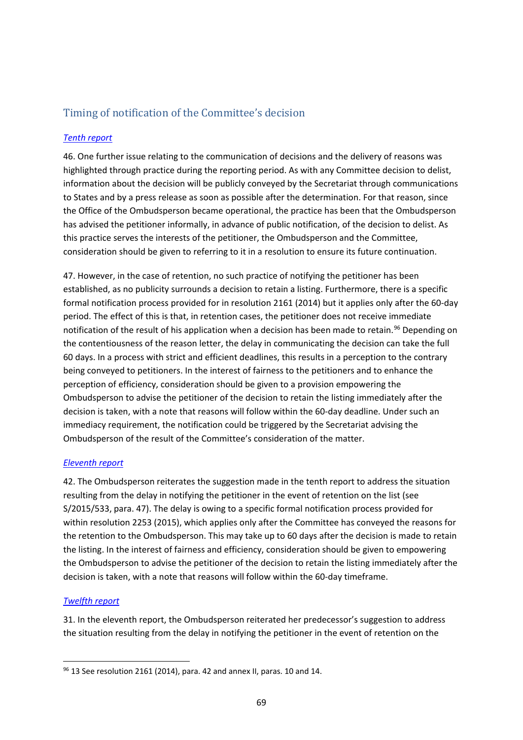## Timing of notification of the Committee's decision

*Tenth report*

46. One further issue relating to the communication of decisions and the delivery of reasons was highlighted through practice during the reporting period. As with any Committee decision to delist, information about the decision will be publicly conveyed by the Secretariat through communications to States and by a press release as soon as possible after the determination. For that reason, since the Office of the Ombudsperson became operational, the practice has been that the Ombudsperson has advised the petitioner informally, in advance of public notification, of the decision to delist. As this practice serves the interests of the petitioner, the Ombudsperson and the Committee, consideration should be given to referring to it in a resolution to ensure its future continuation.

47. However, in the case of retention, no such practice of notifying the petitioner has been established, as no publicity surrounds a decision to retain a listing. Furthermore, there is a specific formal notification process provided for in resolution 2161 (2014) but it applies only after the 60-day period. The effect of this is that, in retention cases, the petitioner does not receive immediate notification of the result of his application when a decision has been made to retain.[96] Depending on the contentiousness of the reason letter, the delay in communicating the decision can take the full 60 days. In a process with strict and efficient deadlines, this results in a perception to the contrary being conveyed to petitioners. In the interest of fairness to the petitioners and to enhance the perception of efficiency, consideration should be given to a provision empowering the Ombudsperson to advise the petitioner of the decision to retain the listing immediately after the decision is taken, with a note that reasons will follow within the 60-day deadline. Under such an immediacy requirement, the notification could be triggered by the Secretariat advising the Ombudsperson of the result of the Committee's consideration of the matter.

*Eleventh report*

42. The Ombudsperson reiterates the suggestion made in the tenth report to address the situation resulting from the delay in notifying the petitioner in the event of retention on the list (see S/2015/533, para. 47). The delay is owing to a specific formal notification process provided for within resolution 2253 (2015), which applies only after the Committee has conveyed the reasons for the retention to the Ombudsperson. This may take up to 60 days after the decision is made to retain the listing. In the interest of fairness and efficiency, consideration should be given to empowering the Ombudsperson to advise the petitioner of the decision to retain the listing immediately after the decision is taken, with a note that reasons will follow within the 60-day timeframe.

*Twelfth report*

31. In the eleventh report, the Ombudsperson reiterated her predecessor's suggestion to address the situation resulting from the delay in notifying the petitioner in the event of retention on the

---

[96] 13 See resolution 2161 (2014), para. 42 and annex II, paras. 10 and 14.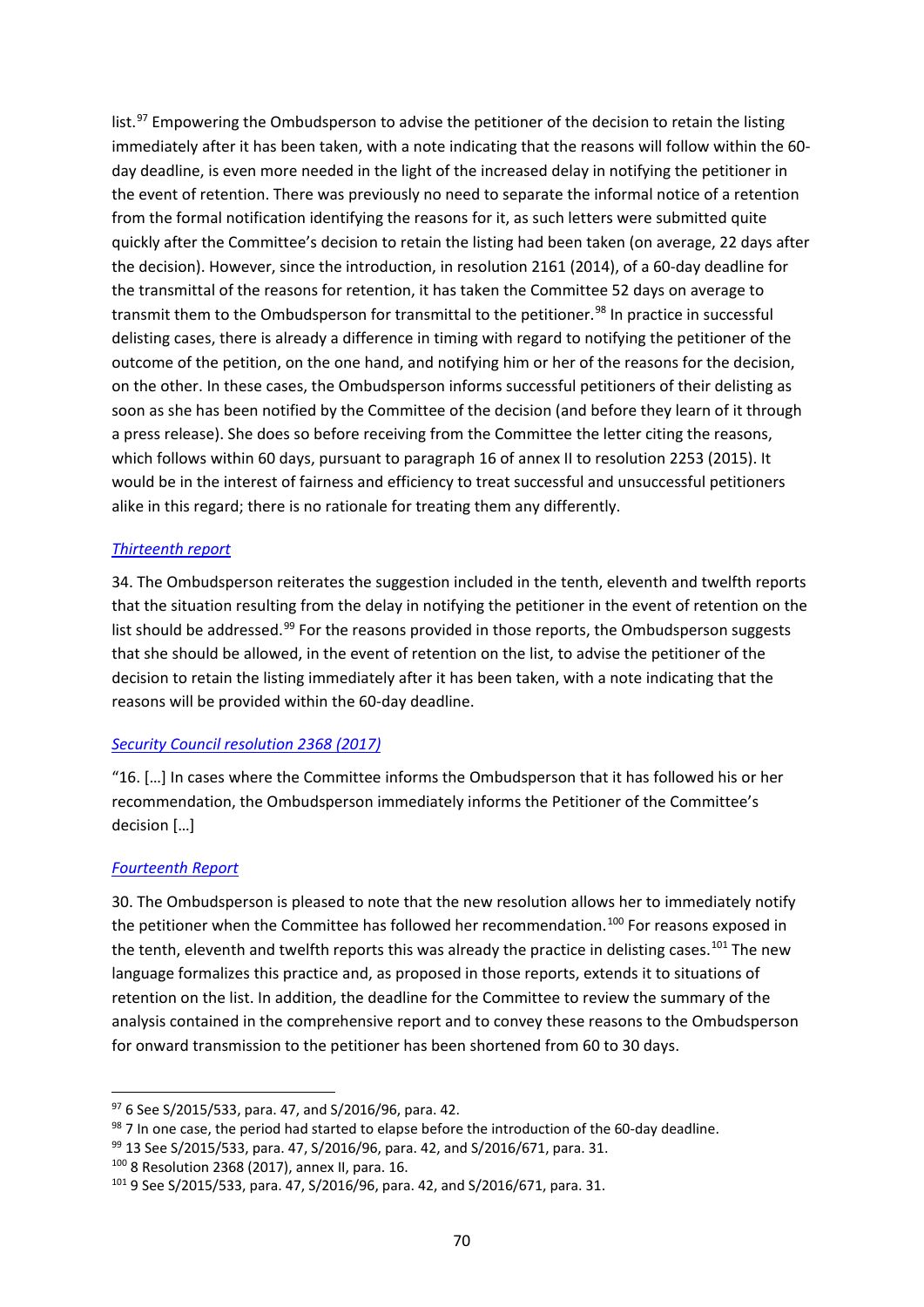list.[97] Empowering the Ombudsperson to advise the petitioner of the decision to retain the listing immediately after it has been taken, with a note indicating that the reasons will follow within the 60-day deadline, is even more needed in the light of the increased delay in notifying the petitioner in the event of retention. There was previously no need to separate the informal notice of a retention from the formal notification identifying the reasons for it, as such letters were submitted quite quickly after the Committee's decision to retain the listing had been taken (on average, 22 days after the decision). However, since the introduction, in resolution 2161 (2014), of a 60-day deadline for the transmittal of the reasons for retention, it has taken the Committee 52 days on average to transmit them to the Ombudsperson for transmittal to the petitioner.[98] In practice in successful delisting cases, there is already a difference in timing with regard to notifying the petitioner of the outcome of the petition, on the one hand, and notifying him or her of the reasons for the decision, on the other. In these cases, the Ombudsperson informs successful petitioners of their delisting as soon as she has been notified by the Committee of the decision (and before they learn of it through a press release). She does so before receiving from the Committee the letter citing the reasons, which follows within 60 days, pursuant to paragraph 16 of annex II to resolution 2253 (2015). It would be in the interest of fairness and efficiency to treat successful and unsuccessful petitioners alike in this regard; there is no rationale for treating them any differently.

*Thirteenth report*

34. The Ombudsperson reiterates the suggestion included in the tenth, eleventh and twelfth reports that the situation resulting from the delay in notifying the petitioner in the event of retention on the list should be addressed.[99] For the reasons provided in those reports, the Ombudsperson suggests that she should be allowed, in the event of retention on the list, to advise the petitioner of the decision to retain the listing immediately after it has been taken, with a note indicating that the reasons will be provided within the 60-day deadline.

*Security Council resolution 2368 (2017)*

"16. […] In cases where the Committee informs the Ombudsperson that it has followed his or her recommendation, the Ombudsperson immediately informs the Petitioner of the Committee's decision […]

*Fourteenth Report*

30. The Ombudsperson is pleased to note that the new resolution allows her to immediately notify the petitioner when the Committee has followed her recommendation.[100] For reasons exposed in the tenth, eleventh and twelfth reports this was already the practice in delisting cases.[101] The new language formalizes this practice and, as proposed in those reports, extends it to situations of retention on the list. In addition, the deadline for the Committee to review the summary of the analysis contained in the comprehensive report and to convey these reasons to the Ombudsperson for onward transmission to the petitioner has been shortened from 60 to 30 days.

---

[97] 6 See S/2015/533, para. 47, and S/2016/96, para. 42.

[98] 7 In one case, the period had started to elapse before the introduction of the 60-day deadline.

[99] 13 See S/2015/533, para. 47, S/2016/96, para. 42, and S/2016/671, para. 31.

[100] 8 Resolution 2368 (2017), annex II, para. 16.

[101] 9 See S/2015/533, para. 47, S/2016/96, para. 42, and S/2016/671, para. 31.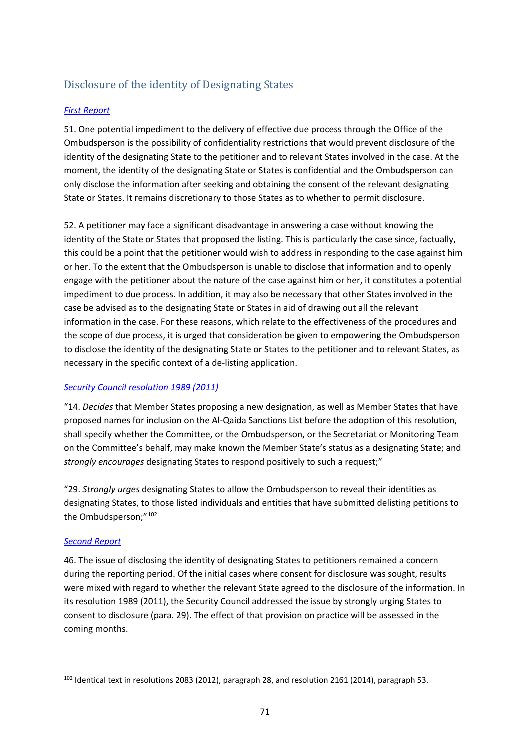## Disclosure of the identity of Designating States

*First Report*

51. One potential impediment to the delivery of effective due process through the Office of the Ombudsperson is the possibility of confidentiality restrictions that would prevent disclosure of the identity of the designating State to the petitioner and to relevant States involved in the case. At the moment, the identity of the designating State or States is confidential and the Ombudsperson can only disclose the information after seeking and obtaining the consent of the relevant designating State or States. It remains discretionary to those States as to whether to permit disclosure.

52. A petitioner may face a significant disadvantage in answering a case without knowing the identity of the State or States that proposed the listing. This is particularly the case since, factually, this could be a point that the petitioner would wish to address in responding to the case against him or her. To the extent that the Ombudsperson is unable to disclose that information and to openly engage with the petitioner about the nature of the case against him or her, it constitutes a potential impediment to due process. In addition, it may also be necessary that other States involved in the case be advised as to the designating State or States in aid of drawing out all the relevant information in the case. For these reasons, which relate to the effectiveness of the procedures and the scope of due process, it is urged that consideration be given to empowering the Ombudsperson to disclose the identity of the designating State or States to the petitioner and to relevant States, as necessary in the specific context of a de-listing application.

*Security Council resolution 1989 (2011)*

"14. *Decides* that Member States proposing a new designation, as well as Member States that have proposed names for inclusion on the Al-Qaida Sanctions List before the adoption of this resolution, shall specify whether the Committee, or the Ombudsperson, or the Secretariat or Monitoring Team on the Committee's behalf, may make known the Member State's status as a designating State; and *strongly encourages* designating States to respond positively to such a request;"

"29. *Strongly urges* designating States to allow the Ombudsperson to reveal their identities as designating States, to those listed individuals and entities that have submitted delisting petitions to the Ombudsperson;"[102]

*Second Report*

46. The issue of disclosing the identity of designating States to petitioners remained a concern during the reporting period. Of the initial cases where consent for disclosure was sought, results were mixed with regard to whether the relevant State agreed to the disclosure of the information. In its resolution 1989 (2011), the Security Council addressed the issue by strongly urging States to consent to disclosure (para. 29). The effect of that provision on practice will be assessed in the coming months.

---

[102] Identical text in resolutions 2083 (2012), paragraph 28, and resolution 2161 (2014), paragraph 53.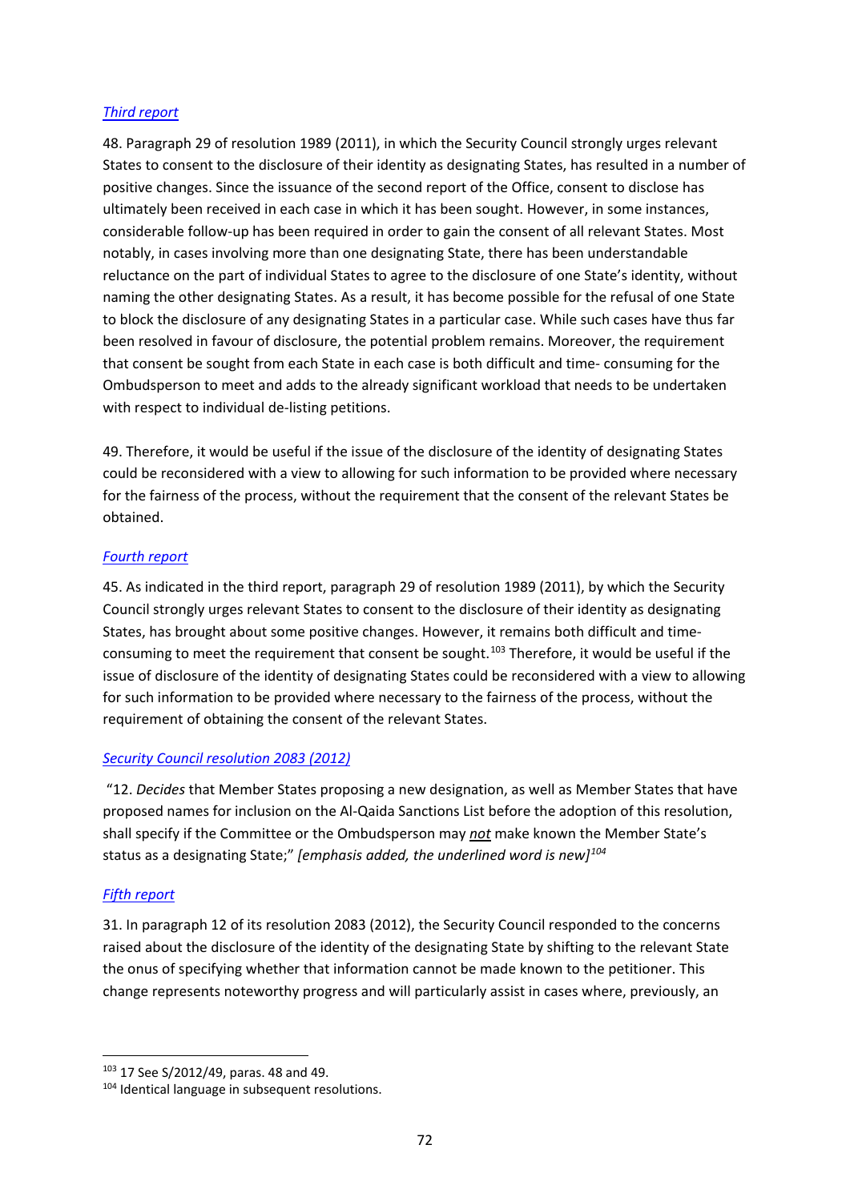*Third report*

48. Paragraph 29 of resolution 1989 (2011), in which the Security Council strongly urges relevant States to consent to the disclosure of their identity as designating States, has resulted in a number of positive changes. Since the issuance of the second report of the Office, consent to disclose has ultimately been received in each case in which it has been sought. However, in some instances, considerable follow-up has been required in order to gain the consent of all relevant States. Most notably, in cases involving more than one designating State, there has been understandable reluctance on the part of individual States to agree to the disclosure of one State's identity, without naming the other designating States. As a result, it has become possible for the refusal of one State to block the disclosure of any designating States in a particular case. While such cases have thus far been resolved in favour of disclosure, the potential problem remains. Moreover, the requirement that consent be sought from each State in each case is both difficult and time- consuming for the Ombudsperson to meet and adds to the already significant workload that needs to be undertaken with respect to individual de-listing petitions.

49. Therefore, it would be useful if the issue of the disclosure of the identity of designating States could be reconsidered with a view to allowing for such information to be provided where necessary for the fairness of the process, without the requirement that the consent of the relevant States be obtained.

*Fourth report*

45. As indicated in the third report, paragraph 29 of resolution 1989 (2011), by which the Security Council strongly urges relevant States to consent to the disclosure of their identity as designating States, has brought about some positive changes. However, it remains both difficult and time-consuming to meet the requirement that consent be sought.[103] Therefore, it would be useful if the issue of disclosure of the identity of designating States could be reconsidered with a view to allowing for such information to be provided where necessary to the fairness of the process, without the requirement of obtaining the consent of the relevant States.

*Security Council resolution 2083 (2012)*

"12. *Decides* that Member States proposing a new designation, as well as Member States that have proposed names for inclusion on the Al-Qaida Sanctions List before the adoption of this resolution, shall specify if the Committee or the Ombudsperson may ***not*** make known the Member State's status as a designating State;" *[emphasis added, the underlined word is new]*[104]

*Fifth report*

31. In paragraph 12 of its resolution 2083 (2012), the Security Council responded to the concerns raised about the disclosure of the identity of the designating State by shifting to the relevant State the onus of specifying whether that information cannot be made known to the petitioner. This change represents noteworthy progress and will particularly assist in cases where, previously, an

[103] 17 See S/2012/49, paras. 48 and 49.

[104] Identical language in subsequent resolutions.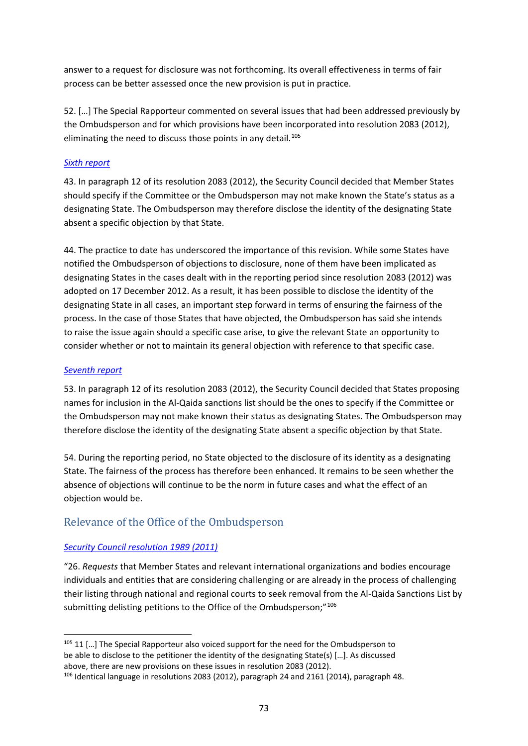answer to a request for disclosure was not forthcoming. Its overall effectiveness in terms of fair process can be better assessed once the new provision is put in practice.

52. […] The Special Rapporteur commented on several issues that had been addressed previously by the Ombudsperson and for which provisions have been incorporated into resolution 2083 (2012), eliminating the need to discuss those points in any detail.[105]

*Sixth report*

43. In paragraph 12 of its resolution 2083 (2012), the Security Council decided that Member States should specify if the Committee or the Ombudsperson may not make known the State's status as a designating State. The Ombudsperson may therefore disclose the identity of the designating State absent a specific objection by that State.

44. The practice to date has underscored the importance of this revision. While some States have notified the Ombudsperson of objections to disclosure, none of them have been implicated as designating States in the cases dealt with in the reporting period since resolution 2083 (2012) was adopted on 17 December 2012. As a result, it has been possible to disclose the identity of the designating State in all cases, an important step forward in terms of ensuring the fairness of the process. In the case of those States that have objected, the Ombudsperson has said she intends to raise the issue again should a specific case arise, to give the relevant State an opportunity to consider whether or not to maintain its general objection with reference to that specific case.

*Seventh report*

53. In paragraph 12 of its resolution 2083 (2012), the Security Council decided that States proposing names for inclusion in the Al-Qaida sanctions list should be the ones to specify if the Committee or the Ombudsperson may not make known their status as designating States. The Ombudsperson may therefore disclose the identity of the designating State absent a specific objection by that State.

54. During the reporting period, no State objected to the disclosure of its identity as a designating State. The fairness of the process has therefore been enhanced. It remains to be seen whether the absence of objections will continue to be the norm in future cases and what the effect of an objection would be.

## Relevance of the Office of the Ombudsperson

*Security Council resolution 1989 (2011)*

"26. *Requests* that Member States and relevant international organizations and bodies encourage individuals and entities that are considering challenging or are already in the process of challenging their listing through national and regional courts to seek removal from the Al-Qaida Sanctions List by submitting delisting petitions to the Office of the Ombudsperson;"[106]

---

[105] 11 […] The Special Rapporteur also voiced support for the need for the Ombudsperson to be able to disclose to the petitioner the identity of the designating State(s) […]. As discussed above, there are new provisions on these issues in resolution 2083 (2012).

[106] Identical language in resolutions 2083 (2012), paragraph 24 and 2161 (2014), paragraph 48.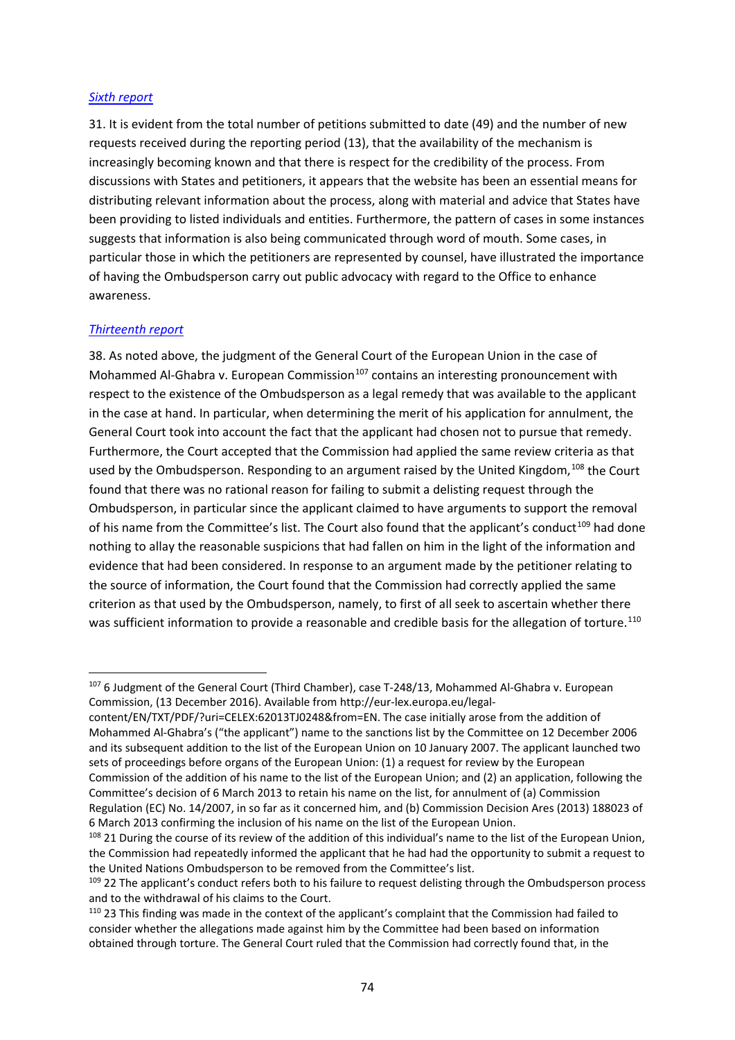*Sixth report*

31. It is evident from the total number of petitions submitted to date (49) and the number of new requests received during the reporting period (13), that the availability of the mechanism is increasingly becoming known and that there is respect for the credibility of the process. From discussions with States and petitioners, it appears that the website has been an essential means for distributing relevant information about the process, along with material and advice that States have been providing to listed individuals and entities. Furthermore, the pattern of cases in some instances suggests that information is also being communicated through word of mouth. Some cases, in particular those in which the petitioners are represented by counsel, have illustrated the importance of having the Ombudsperson carry out public advocacy with regard to the Office to enhance awareness.

*Thirteenth report*

38. As noted above, the judgment of the General Court of the European Union in the case of Mohammed Al-Ghabra v. European Commission[107] contains an interesting pronouncement with respect to the existence of the Ombudsperson as a legal remedy that was available to the applicant in the case at hand. In particular, when determining the merit of his application for annulment, the General Court took into account the fact that the applicant had chosen not to pursue that remedy. Furthermore, the Court accepted that the Commission had applied the same review criteria as that used by the Ombudsperson. Responding to an argument raised by the United Kingdom,[108] the Court found that there was no rational reason for failing to submit a delisting request through the Ombudsperson, in particular since the applicant claimed to have arguments to support the removal of his name from the Committee's list. The Court also found that the applicant's conduct[109] had done nothing to allay the reasonable suspicions that had fallen on him in the light of the information and evidence that had been considered. In response to an argument made by the petitioner relating to the source of information, the Court found that the Commission had correctly applied the same criterion as that used by the Ombudsperson, namely, to first of all seek to ascertain whether there was sufficient information to provide a reasonable and credible basis for the allegation of torture.[110]

---

[107] 6 Judgment of the General Court (Third Chamber), case T-248/13, Mohammed Al-Ghabra v. European Commission, (13 December 2016). Available from http://eur-lex.europa.eu/legal-content/EN/TXT/PDF/?uri=CELEX:62013TJ0248&from=EN. The case initially arose from the addition of Mohammed Al-Ghabra's ("the applicant") name to the sanctions list by the Committee on 12 December 2006 and its subsequent addition to the list of the European Union on 10 January 2007. The applicant launched two sets of proceedings before organs of the European Union: (1) a request for review by the European Commission of the addition of his name to the list of the European Union; and (2) an application, following the Committee's decision of 6 March 2013 to retain his name on the list, for annulment of (a) Commission Regulation (EC) No. 14/2007, in so far as it concerned him, and (b) Commission Decision Ares (2013) 188023 of 6 March 2013 confirming the inclusion of his name on the list of the European Union.

[108] 21 During the course of its review of the addition of this individual's name to the list of the European Union, the Commission had repeatedly informed the applicant that he had had the opportunity to submit a request to the United Nations Ombudsperson to be removed from the Committee's list.

[109] 22 The applicant's conduct refers both to his failure to request delisting through the Ombudsperson process and to the withdrawal of his claims to the Court.

[110] 23 This finding was made in the context of the applicant's complaint that the Commission had failed to consider whether the allegations made against him by the Committee had been based on information obtained through torture. The General Court ruled that the Commission had correctly found that, in the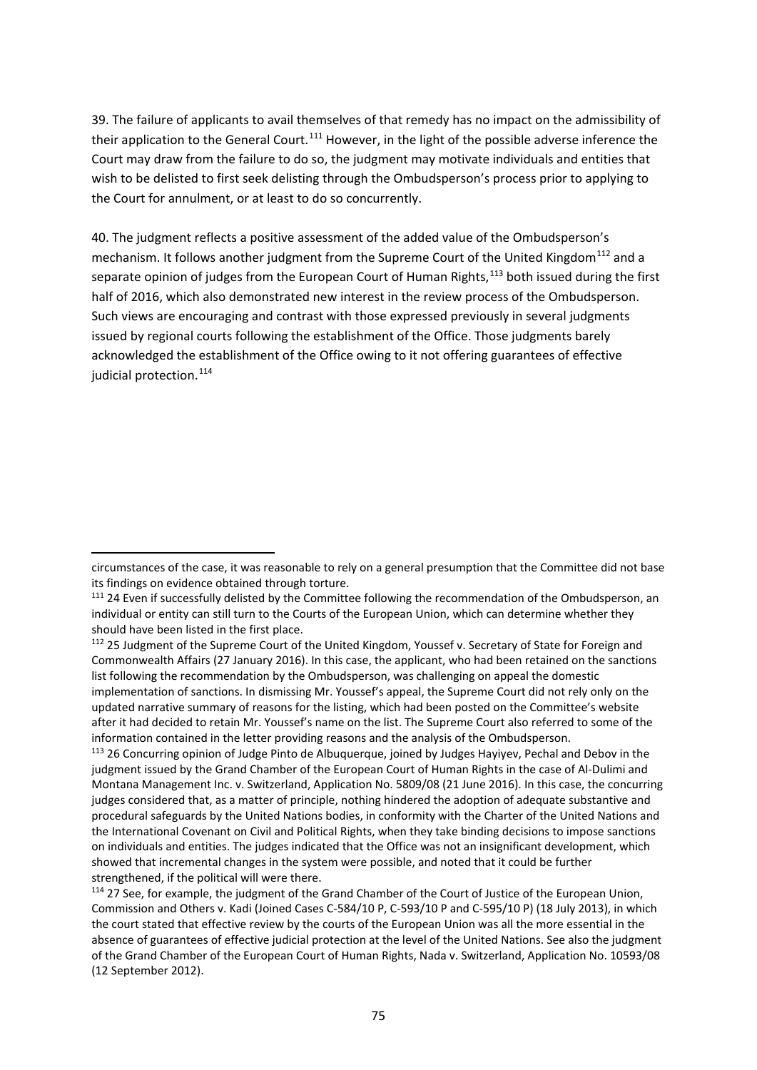39. The failure of applicants to avail themselves of that remedy has no impact on the admissibility of their application to the General Court.[111] However, in the light of the possible adverse inference the Court may draw from the failure to do so, the judgment may motivate individuals and entities that wish to be delisted to first seek delisting through the Ombudsperson's process prior to applying to the Court for annulment, or at least to do so concurrently.

40. The judgment reflects a positive assessment of the added value of the Ombudsperson's mechanism. It follows another judgment from the Supreme Court of the United Kingdom[112] and a separate opinion of judges from the European Court of Human Rights,[113] both issued during the first half of 2016, which also demonstrated new interest in the review process of the Ombudsperson. Such views are encouraging and contrast with those expressed previously in several judgments issued by regional courts following the establishment of the Office. Those judgments barely acknowledged the establishment of the Office owing to it not offering guarantees of effective judicial protection.[114]

---

circumstances of the case, it was reasonable to rely on a general presumption that the Committee did not base its findings on evidence obtained through torture.

[111] 24 Even if successfully delisted by the Committee following the recommendation of the Ombudsperson, an individual or entity can still turn to the Courts of the European Union, which can determine whether they should have been listed in the first place.

[112] 25 Judgment of the Supreme Court of the United Kingdom, Youssef v. Secretary of State for Foreign and Commonwealth Affairs (27 January 2016). In this case, the applicant, who had been retained on the sanctions list following the recommendation by the Ombudsperson, was challenging on appeal the domestic implementation of sanctions. In dismissing Mr. Youssef's appeal, the Supreme Court did not rely only on the updated narrative summary of reasons for the listing, which had been posted on the Committee's website after it had decided to retain Mr. Youssef's name on the list. The Supreme Court also referred to some of the information contained in the letter providing reasons and the analysis of the Ombudsperson.

[113] 26 Concurring opinion of Judge Pinto de Albuquerque, joined by Judges Hayiyev, Pechal and Debov in the judgment issued by the Grand Chamber of the European Court of Human Rights in the case of Al-Dulimi and Montana Management Inc. v. Switzerland, Application No. 5809/08 (21 June 2016). In this case, the concurring judges considered that, as a matter of principle, nothing hindered the adoption of adequate substantive and procedural safeguards by the United Nations bodies, in conformity with the Charter of the United Nations and the International Covenant on Civil and Political Rights, when they take binding decisions to impose sanctions on individuals and entities. The judges indicated that the Office was not an insignificant development, which showed that incremental changes in the system were possible, and noted that it could be further strengthened, if the political will were there.

[114] 27 See, for example, the judgment of the Grand Chamber of the Court of Justice of the European Union, Commission and Others v. Kadi (Joined Cases C-584/10 P, C-593/10 P and C-595/10 P) (18 July 2013), in which the court stated that effective review by the courts of the European Union was all the more essential in the absence of guarantees of effective judicial protection at the level of the United Nations. See also the judgment of the Grand Chamber of the European Court of Human Rights, Nada v. Switzerland, Application No. 10593/08 (12 September 2012).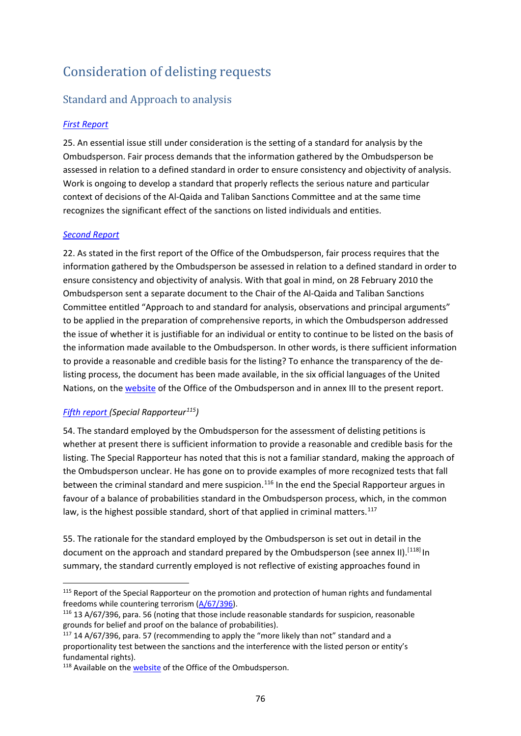# Consideration of delisting requests

## Standard and Approach to analysis

### *First Report*

25. An essential issue still under consideration is the setting of a standard for analysis by the Ombudsperson. Fair process demands that the information gathered by the Ombudsperson be assessed in relation to a defined standard in order to ensure consistency and objectivity of analysis. Work is ongoing to develop a standard that properly reflects the serious nature and particular context of decisions of the Al-Qaida and Taliban Sanctions Committee and at the same time recognizes the significant effect of the sanctions on listed individuals and entities.

### *Second Report*

22. As stated in the first report of the Office of the Ombudsperson, fair process requires that the information gathered by the Ombudsperson be assessed in relation to a defined standard in order to ensure consistency and objectivity of analysis. With that goal in mind, on 28 February 2010 the Ombudsperson sent a separate document to the Chair of the Al-Qaida and Taliban Sanctions Committee entitled "Approach to and standard for analysis, observations and principal arguments" to be applied in the preparation of comprehensive reports, in which the Ombudsperson addressed the issue of whether it is justifiable for an individual or entity to continue to be listed on the basis of the information made available to the Ombudsperson. In other words, is there sufficient information to provide a reasonable and credible basis for the listing? To enhance the transparency of the de-listing process, the document has been made available, in the six official languages of the United Nations, on the website of the Office of the Ombudsperson and in annex III to the present report.

### *Fifth report (Special Rapporteur[115])*

54. The standard employed by the Ombudsperson for the assessment of delisting petitions is whether at present there is sufficient information to provide a reasonable and credible basis for the listing. The Special Rapporteur has noted that this is not a familiar standard, making the approach of the Ombudsperson unclear. He has gone on to provide examples of more recognized tests that fall between the criminal standard and mere suspicion.[116] In the end the Special Rapporteur argues in favour of a balance of probabilities standard in the Ombudsperson process, which, in the common law, is the highest possible standard, short of that applied in criminal matters.[117]

55. The rationale for the standard employed by the Ombudsperson is set out in detail in the document on the approach and standard prepared by the Ombudsperson (see annex II).[118] In summary, the standard currently employed is not reflective of existing approaches found in

---

[115] Report of the Special Rapporteur on the promotion and protection of human rights and fundamental freedoms while countering terrorism (A/67/396).

[116] 13 A/67/396, para. 56 (noting that those include reasonable standards for suspicion, reasonable grounds for belief and proof on the balance of probabilities).

[117] 14 A/67/396, para. 57 (recommending to apply the "more likely than not" standard and a proportionality test between the sanctions and the interference with the listed person or entity's fundamental rights).

[118] Available on the website of the Office of the Ombudsperson.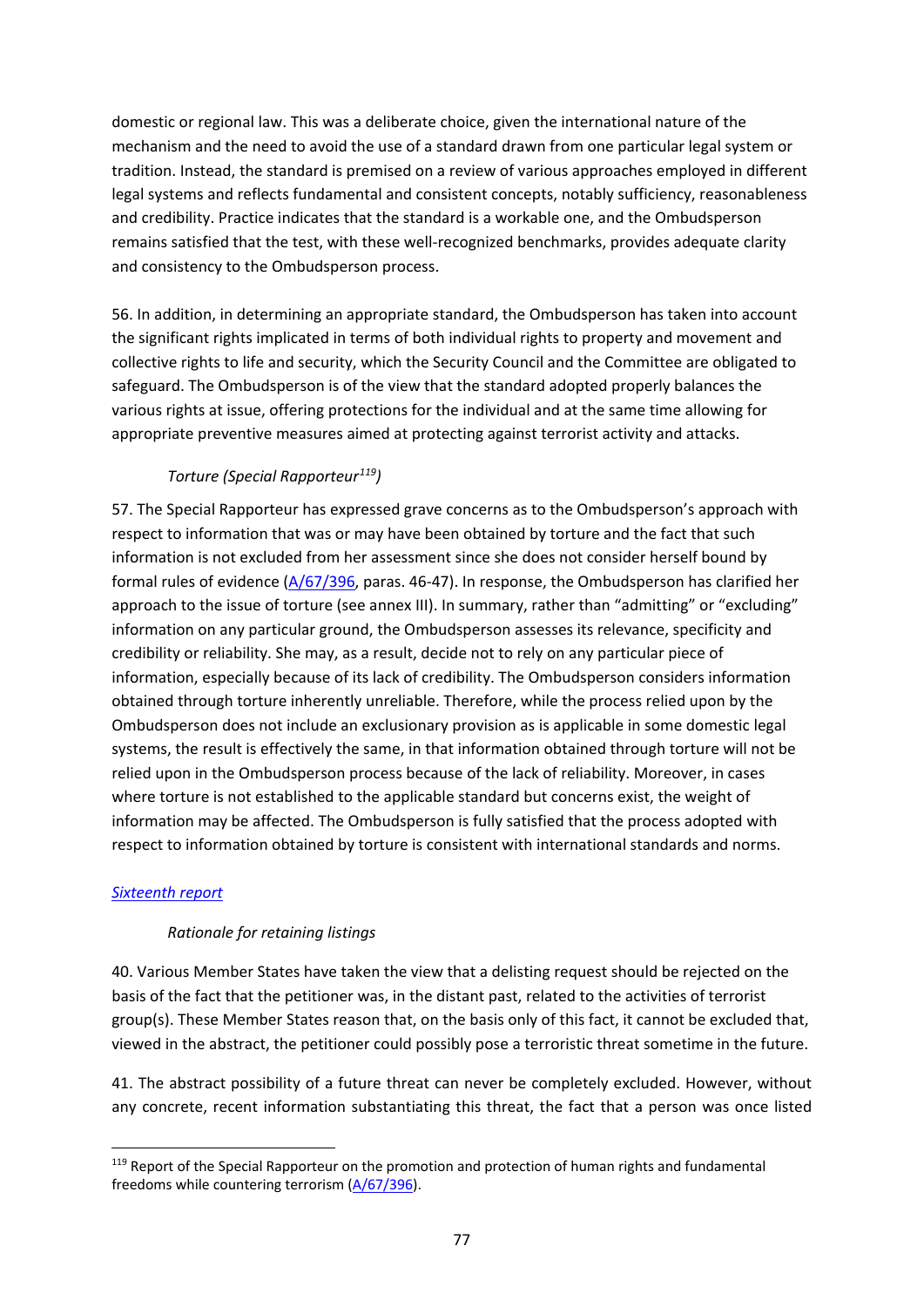domestic or regional law. This was a deliberate choice, given the international nature of the mechanism and the need to avoid the use of a standard drawn from one particular legal system or tradition. Instead, the standard is premised on a review of various approaches employed in different legal systems and reflects fundamental and consistent concepts, notably sufficiency, reasonableness and credibility. Practice indicates that the standard is a workable one, and the Ombudsperson remains satisfied that the test, with these well-recognized benchmarks, provides adequate clarity and consistency to the Ombudsperson process.

56. In addition, in determining an appropriate standard, the Ombudsperson has taken into account the significant rights implicated in terms of both individual rights to property and movement and collective rights to life and security, which the Security Council and the Committee are obligated to safeguard. The Ombudsperson is of the view that the standard adopted properly balances the various rights at issue, offering protections for the individual and at the same time allowing for appropriate preventive measures aimed at protecting against terrorist activity and attacks.

*Torture (Special Rapporteur[119])*

57. The Special Rapporteur has expressed grave concerns as to the Ombudsperson's approach with respect to information that was or may have been obtained by torture and the fact that such information is not excluded from her assessment since she does not consider herself bound by formal rules of evidence (A/67/396, paras. 46-47). In response, the Ombudsperson has clarified her approach to the issue of torture (see annex III). In summary, rather than "admitting" or "excluding" information on any particular ground, the Ombudsperson assesses its relevance, specificity and credibility or reliability. She may, as a result, decide not to rely on any particular piece of information, especially because of its lack of credibility. The Ombudsperson considers information obtained through torture inherently unreliable. Therefore, while the process relied upon by the Ombudsperson does not include an exclusionary provision as is applicable in some domestic legal systems, the result is effectively the same, in that information obtained through torture will not be relied upon in the Ombudsperson process because of the lack of reliability. Moreover, in cases where torture is not established to the applicable standard but concerns exist, the weight of information may be affected. The Ombudsperson is fully satisfied that the process adopted with respect to information obtained by torture is consistent with international standards and norms.

*Sixteenth report*

*Rationale for retaining listings*

40. Various Member States have taken the view that a delisting request should be rejected on the basis of the fact that the petitioner was, in the distant past, related to the activities of terrorist group(s). These Member States reason that, on the basis only of this fact, it cannot be excluded that, viewed in the abstract, the petitioner could possibly pose a terroristic threat sometime in the future.

41. The abstract possibility of a future threat can never be completely excluded. However, without any concrete, recent information substantiating this threat, the fact that a person was once listed

[119] Report of the Special Rapporteur on the promotion and protection of human rights and fundamental freedoms while countering terrorism (A/67/396).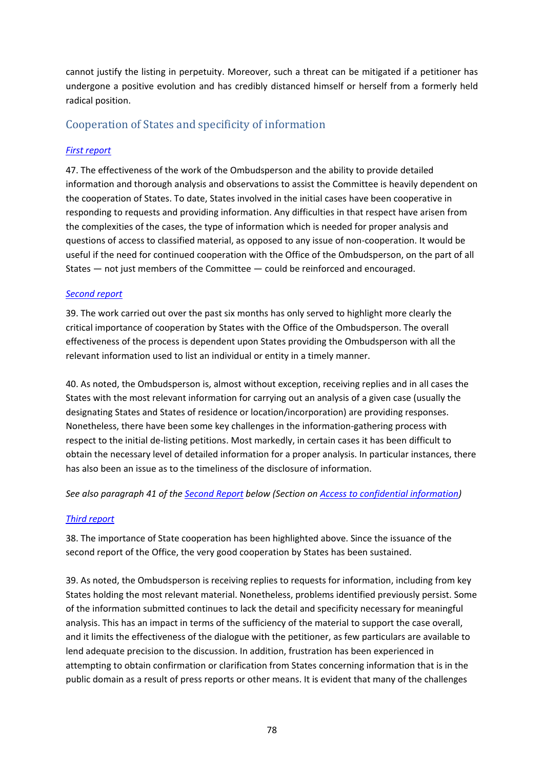cannot justify the listing in perpetuity. Moreover, such a threat can be mitigated if a petitioner has undergone a positive evolution and has credibly distanced himself or herself from a formerly held radical position.

## Cooperation of States and specificity of information

*First report*

47. The effectiveness of the work of the Ombudsperson and the ability to provide detailed information and thorough analysis and observations to assist the Committee is heavily dependent on the cooperation of States. To date, States involved in the initial cases have been cooperative in responding to requests and providing information. Any difficulties in that respect have arisen from the complexities of the cases, the type of information which is needed for proper analysis and questions of access to classified material, as opposed to any issue of non-cooperation. It would be useful if the need for continued cooperation with the Office of the Ombudsperson, on the part of all States — not just members of the Committee — could be reinforced and encouraged.

*Second report*

39. The work carried out over the past six months has only served to highlight more clearly the critical importance of cooperation by States with the Office of the Ombudsperson. The overall effectiveness of the process is dependent upon States providing the Ombudsperson with all the relevant information used to list an individual or entity in a timely manner.

40. As noted, the Ombudsperson is, almost without exception, receiving replies and in all cases the States with the most relevant information for carrying out an analysis of a given case (usually the designating States and States of residence or location/incorporation) are providing responses. Nonetheless, there have been some key challenges in the information-gathering process with respect to the initial de-listing petitions. Most markedly, in certain cases it has been difficult to obtain the necessary level of detailed information for a proper analysis. In particular instances, there has also been an issue as to the timeliness of the disclosure of information.

*See also paragraph 41 of the Second Report below (Section on Access to confidential information)*

*Third report*

38. The importance of State cooperation has been highlighted above. Since the issuance of the second report of the Office, the very good cooperation by States has been sustained.

39. As noted, the Ombudsperson is receiving replies to requests for information, including from key States holding the most relevant material. Nonetheless, problems identified previously persist. Some of the information submitted continues to lack the detail and specificity necessary for meaningful analysis. This has an impact in terms of the sufficiency of the material to support the case overall, and it limits the effectiveness of the dialogue with the petitioner, as few particulars are available to lend adequate precision to the discussion. In addition, frustration has been experienced in attempting to obtain confirmation or clarification from States concerning information that is in the public domain as a result of press reports or other means. It is evident that many of the challenges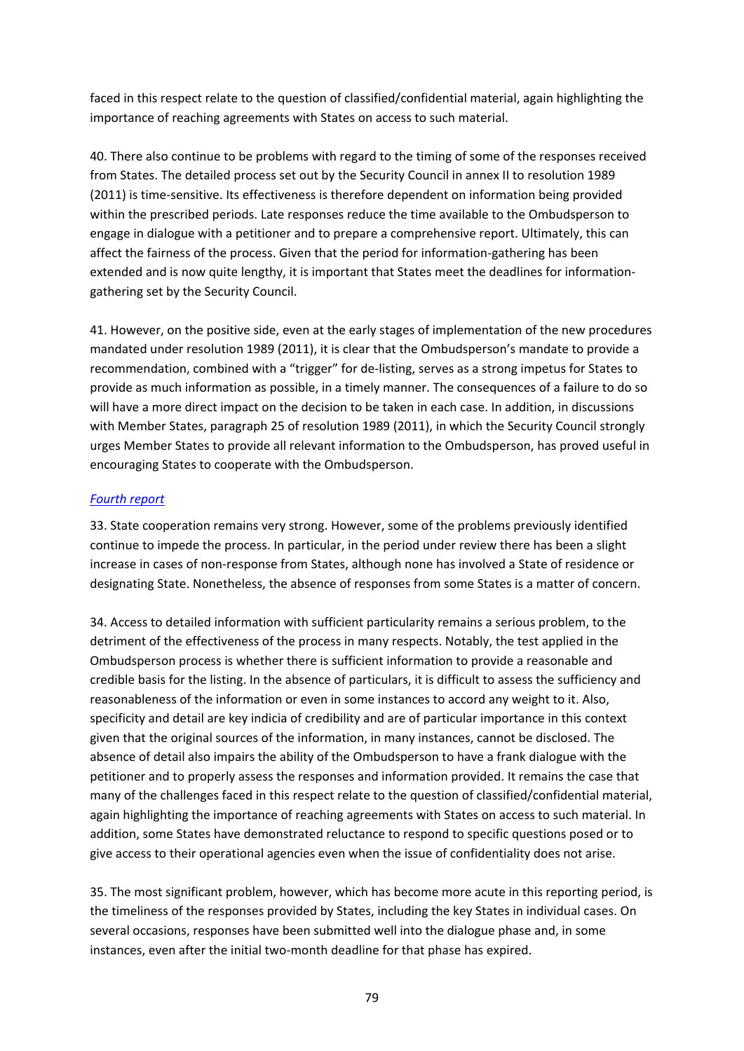faced in this respect relate to the question of classified/confidential material, again highlighting the importance of reaching agreements with States on access to such material.

40. There also continue to be problems with regard to the timing of some of the responses received from States. The detailed process set out by the Security Council in annex II to resolution 1989 (2011) is time-sensitive. Its effectiveness is therefore dependent on information being provided within the prescribed periods. Late responses reduce the time available to the Ombudsperson to engage in dialogue with a petitioner and to prepare a comprehensive report. Ultimately, this can affect the fairness of the process. Given that the period for information-gathering has been extended and is now quite lengthy, it is important that States meet the deadlines for information-gathering set by the Security Council.

41. However, on the positive side, even at the early stages of implementation of the new procedures mandated under resolution 1989 (2011), it is clear that the Ombudsperson's mandate to provide a recommendation, combined with a "trigger" for de-listing, serves as a strong impetus for States to provide as much information as possible, in a timely manner. The consequences of a failure to do so will have a more direct impact on the decision to be taken in each case. In addition, in discussions with Member States, paragraph 25 of resolution 1989 (2011), in which the Security Council strongly urges Member States to provide all relevant information to the Ombudsperson, has proved useful in encouraging States to cooperate with the Ombudsperson.

*Fourth report*

33. State cooperation remains very strong. However, some of the problems previously identified continue to impede the process. In particular, in the period under review there has been a slight increase in cases of non-response from States, although none has involved a State of residence or designating State. Nonetheless, the absence of responses from some States is a matter of concern.

34. Access to detailed information with sufficient particularity remains a serious problem, to the detriment of the effectiveness of the process in many respects. Notably, the test applied in the Ombudsperson process is whether there is sufficient information to provide a reasonable and credible basis for the listing. In the absence of particulars, it is difficult to assess the sufficiency and reasonableness of the information or even in some instances to accord any weight to it. Also, specificity and detail are key indicia of credibility and are of particular importance in this context given that the original sources of the information, in many instances, cannot be disclosed. The absence of detail also impairs the ability of the Ombudsperson to have a frank dialogue with the petitioner and to properly assess the responses and information provided. It remains the case that many of the challenges faced in this respect relate to the question of classified/confidential material, again highlighting the importance of reaching agreements with States on access to such material. In addition, some States have demonstrated reluctance to respond to specific questions posed or to give access to their operational agencies even when the issue of confidentiality does not arise.

35. The most significant problem, however, which has become more acute in this reporting period, is the timeliness of the responses provided by States, including the key States in individual cases. On several occasions, responses have been submitted well into the dialogue phase and, in some instances, even after the initial two-month deadline for that phase has expired.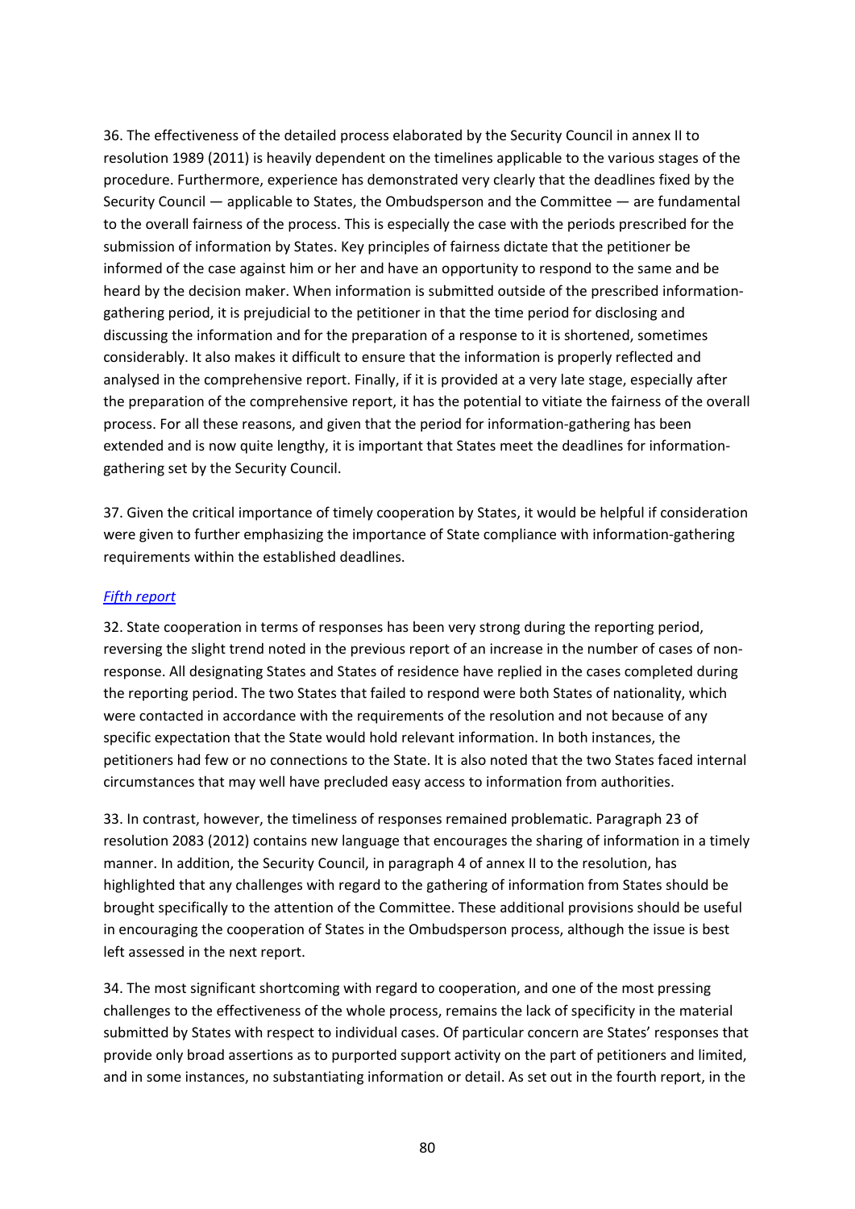36. The effectiveness of the detailed process elaborated by the Security Council in annex II to resolution 1989 (2011) is heavily dependent on the timelines applicable to the various stages of the procedure. Furthermore, experience has demonstrated very clearly that the deadlines fixed by the Security Council — applicable to States, the Ombudsperson and the Committee — are fundamental to the overall fairness of the process. This is especially the case with the periods prescribed for the submission of information by States. Key principles of fairness dictate that the petitioner be informed of the case against him or her and have an opportunity to respond to the same and be heard by the decision maker. When information is submitted outside of the prescribed information-gathering period, it is prejudicial to the petitioner in that the time period for disclosing and discussing the information and for the preparation of a response to it is shortened, sometimes considerably. It also makes it difficult to ensure that the information is properly reflected and analysed in the comprehensive report. Finally, if it is provided at a very late stage, especially after the preparation of the comprehensive report, it has the potential to vitiate the fairness of the overall process. For all these reasons, and given that the period for information-gathering has been extended and is now quite lengthy, it is important that States meet the deadlines for information-gathering set by the Security Council.

37. Given the critical importance of timely cooperation by States, it would be helpful if consideration were given to further emphasizing the importance of State compliance with information-gathering requirements within the established deadlines.

*Fifth report*

32. State cooperation in terms of responses has been very strong during the reporting period, reversing the slight trend noted in the previous report of an increase in the number of cases of non-response. All designating States and States of residence have replied in the cases completed during the reporting period. The two States that failed to respond were both States of nationality, which were contacted in accordance with the requirements of the resolution and not because of any specific expectation that the State would hold relevant information. In both instances, the petitioners had few or no connections to the State. It is also noted that the two States faced internal circumstances that may well have precluded easy access to information from authorities.

33. In contrast, however, the timeliness of responses remained problematic. Paragraph 23 of resolution 2083 (2012) contains new language that encourages the sharing of information in a timely manner. In addition, the Security Council, in paragraph 4 of annex II to the resolution, has highlighted that any challenges with regard to the gathering of information from States should be brought specifically to the attention of the Committee. These additional provisions should be useful in encouraging the cooperation of States in the Ombudsperson process, although the issue is best left assessed in the next report.

34. The most significant shortcoming with regard to cooperation, and one of the most pressing challenges to the effectiveness of the whole process, remains the lack of specificity in the material submitted by States with respect to individual cases. Of particular concern are States' responses that provide only broad assertions as to purported support activity on the part of petitioners and limited, and in some instances, no substantiating information or detail. As set out in the fourth report, in the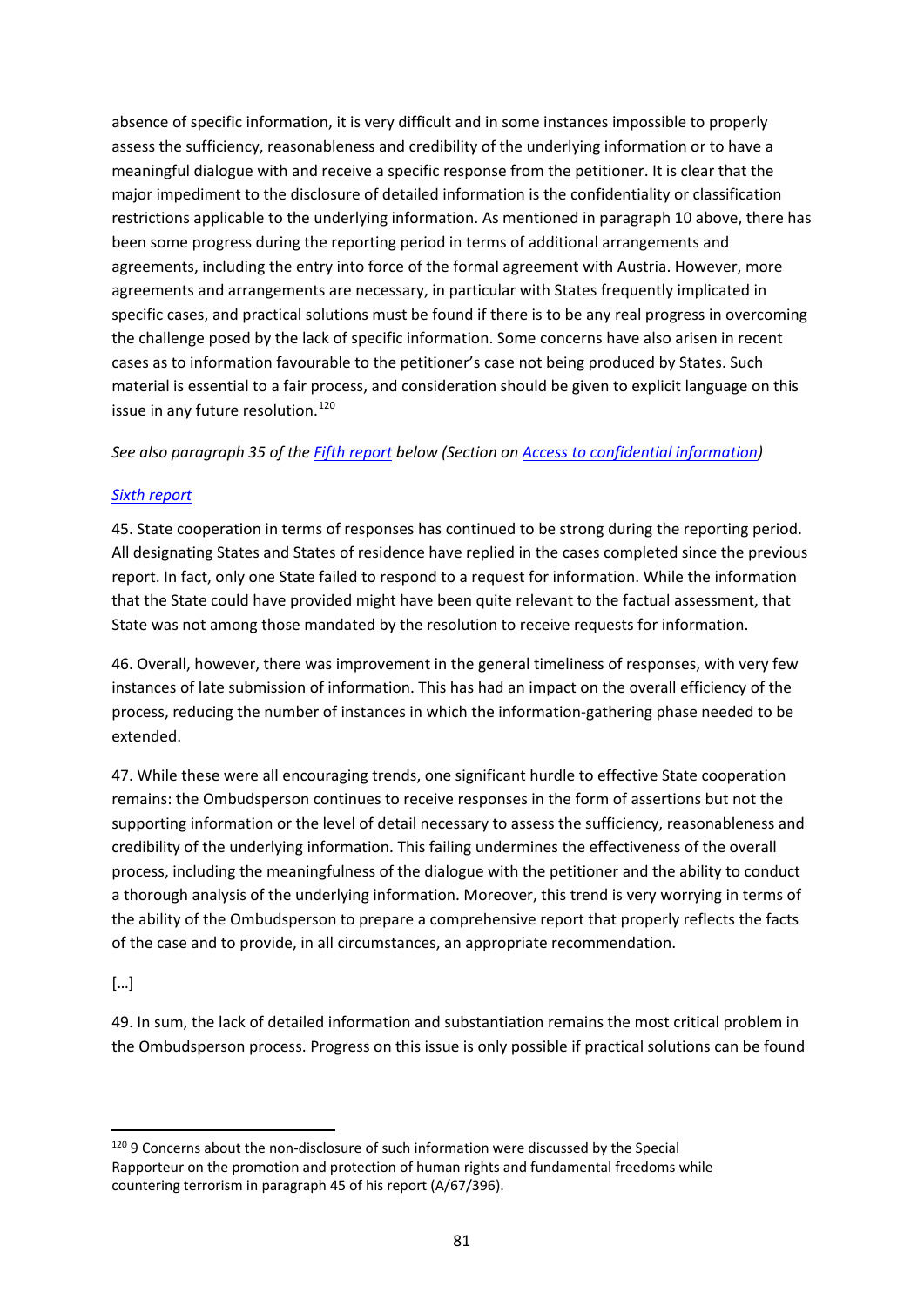absence of specific information, it is very difficult and in some instances impossible to properly assess the sufficiency, reasonableness and credibility of the underlying information or to have a meaningful dialogue with and receive a specific response from the petitioner. It is clear that the major impediment to the disclosure of detailed information is the confidentiality or classification restrictions applicable to the underlying information. As mentioned in paragraph 10 above, there has been some progress during the reporting period in terms of additional arrangements and agreements, including the entry into force of the formal agreement with Austria. However, more agreements and arrangements are necessary, in particular with States frequently implicated in specific cases, and practical solutions must be found if there is to be any real progress in overcoming the challenge posed by the lack of specific information. Some concerns have also arisen in recent cases as to information favourable to the petitioner's case not being produced by States. Such material is essential to a fair process, and consideration should be given to explicit language on this issue in any future resolution.[120]

*See also paragraph 35 of the Fifth report below (Section on Access to confidential information)*

*Sixth report*

45. State cooperation in terms of responses has continued to be strong during the reporting period. All designating States and States of residence have replied in the cases completed since the previous report. In fact, only one State failed to respond to a request for information. While the information that the State could have provided might have been quite relevant to the factual assessment, that State was not among those mandated by the resolution to receive requests for information.

46. Overall, however, there was improvement in the general timeliness of responses, with very few instances of late submission of information. This has had an impact on the overall efficiency of the process, reducing the number of instances in which the information-gathering phase needed to be extended.

47. While these were all encouraging trends, one significant hurdle to effective State cooperation remains: the Ombudsperson continues to receive responses in the form of assertions but not the supporting information or the level of detail necessary to assess the sufficiency, reasonableness and credibility of the underlying information. This failing undermines the effectiveness of the overall process, including the meaningfulness of the dialogue with the petitioner and the ability to conduct a thorough analysis of the underlying information. Moreover, this trend is very worrying in terms of the ability of the Ombudsperson to prepare a comprehensive report that properly reflects the facts of the case and to provide, in all circumstances, an appropriate recommendation.

[…]

49. In sum, the lack of detailed information and substantiation remains the most critical problem in the Ombudsperson process. Progress on this issue is only possible if practical solutions can be found

---

[120] 9 Concerns about the non-disclosure of such information were discussed by the Special Rapporteur on the promotion and protection of human rights and fundamental freedoms while countering terrorism in paragraph 45 of his report (A/67/396).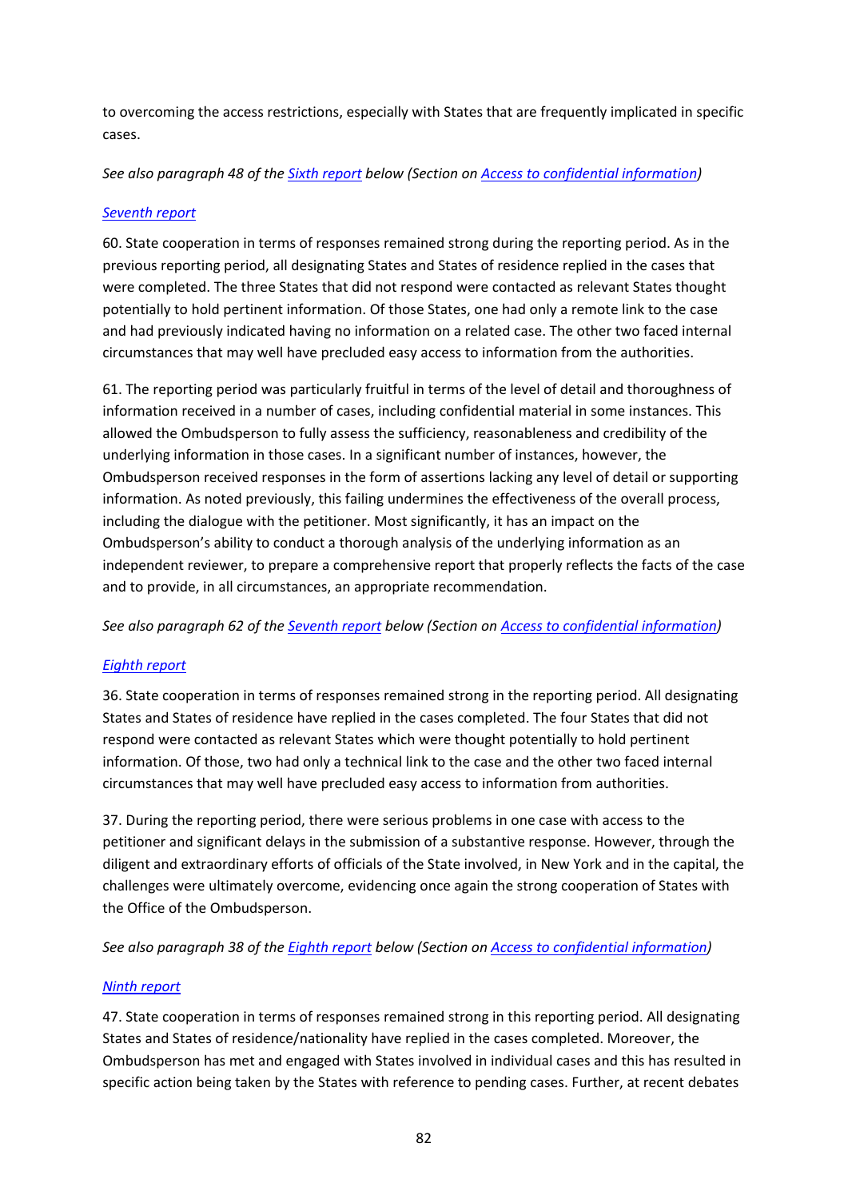to overcoming the access restrictions, especially with States that are frequently implicated in specific cases.

*See also paragraph 48 of the Sixth report below (Section on Access to confidential information)*

*Seventh report*

60. State cooperation in terms of responses remained strong during the reporting period. As in the previous reporting period, all designating States and States of residence replied in the cases that were completed. The three States that did not respond were contacted as relevant States thought potentially to hold pertinent information. Of those States, one had only a remote link to the case and had previously indicated having no information on a related case. The other two faced internal circumstances that may well have precluded easy access to information from the authorities.

61. The reporting period was particularly fruitful in terms of the level of detail and thoroughness of information received in a number of cases, including confidential material in some instances. This allowed the Ombudsperson to fully assess the sufficiency, reasonableness and credibility of the underlying information in those cases. In a significant number of instances, however, the Ombudsperson received responses in the form of assertions lacking any level of detail or supporting information. As noted previously, this failing undermines the effectiveness of the overall process, including the dialogue with the petitioner. Most significantly, it has an impact on the Ombudsperson's ability to conduct a thorough analysis of the underlying information as an independent reviewer, to prepare a comprehensive report that properly reflects the facts of the case and to provide, in all circumstances, an appropriate recommendation.

*See also paragraph 62 of the Seventh report below (Section on Access to confidential information)*

*Eighth report*

36. State cooperation in terms of responses remained strong in the reporting period. All designating States and States of residence have replied in the cases completed. The four States that did not respond were contacted as relevant States which were thought potentially to hold pertinent information. Of those, two had only a technical link to the case and the other two faced internal circumstances that may well have precluded easy access to information from authorities.

37. During the reporting period, there were serious problems in one case with access to the petitioner and significant delays in the submission of a substantive response. However, through the diligent and extraordinary efforts of officials of the State involved, in New York and in the capital, the challenges were ultimately overcome, evidencing once again the strong cooperation of States with the Office of the Ombudsperson.

*See also paragraph 38 of the Eighth report below (Section on Access to confidential information)*

*Ninth report*

47. State cooperation in terms of responses remained strong in this reporting period. All designating States and States of residence/nationality have replied in the cases completed. Moreover, the Ombudsperson has met and engaged with States involved in individual cases and this has resulted in specific action being taken by the States with reference to pending cases. Further, at recent debates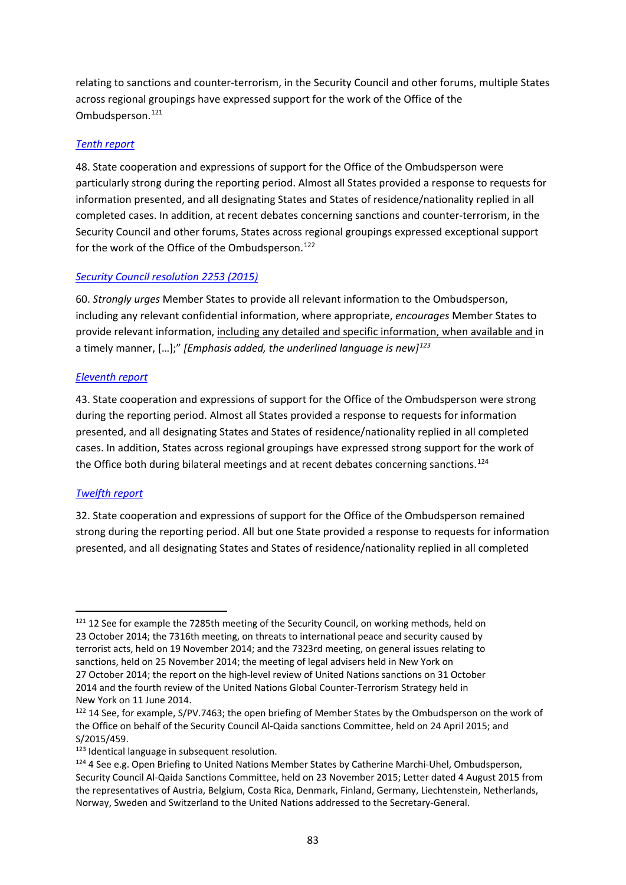relating to sanctions and counter-terrorism, in the Security Council and other forums, multiple States across regional groupings have expressed support for the work of the Office of the Ombudsperson.[121]

*Tenth report*

48. State cooperation and expressions of support for the Office of the Ombudsperson were particularly strong during the reporting period. Almost all States provided a response to requests for information presented, and all designating States and States of residence/nationality replied in all completed cases. In addition, at recent debates concerning sanctions and counter-terrorism, in the Security Council and other forums, States across regional groupings expressed exceptional support for the work of the Office of the Ombudsperson.[122]

*Security Council resolution 2253 (2015)*

60. *Strongly urges* Member States to provide all relevant information to the Ombudsperson, including any relevant confidential information, where appropriate, *encourages* Member States to provide relevant information, <u>including any detailed and specific information, when available and</u> in a timely manner, […];" *[Emphasis added, the underlined language is new]*[123]

*Eleventh report*

43. State cooperation and expressions of support for the Office of the Ombudsperson were strong during the reporting period. Almost all States provided a response to requests for information presented, and all designating States and States of residence/nationality replied in all completed cases. In addition, States across regional groupings have expressed strong support for the work of the Office both during bilateral meetings and at recent debates concerning sanctions.[124]

*Twelfth report*

32. State cooperation and expressions of support for the Office of the Ombudsperson remained strong during the reporting period. All but one State provided a response to requests for information presented, and all designating States and States of residence/nationality replied in all completed

---

[121] 12 See for example the 7285th meeting of the Security Council, on working methods, held on 23 October 2014; the 7316th meeting, on threats to international peace and security caused by terrorist acts, held on 19 November 2014; and the 7323rd meeting, on general issues relating to sanctions, held on 25 November 2014; the meeting of legal advisers held in New York on 27 October 2014; the report on the high-level review of United Nations sanctions on 31 October 2014 and the fourth review of the United Nations Global Counter-Terrorism Strategy held in New York on 11 June 2014.

[122] 14 See, for example, S/PV.7463; the open briefing of Member States by the Ombudsperson on the work of the Office on behalf of the Security Council Al-Qaida sanctions Committee, held on 24 April 2015; and S/2015/459.

[123] Identical language in subsequent resolution.

[124] 4 See e.g. Open Briefing to United Nations Member States by Catherine Marchi-Uhel, Ombudsperson, Security Council Al-Qaida Sanctions Committee, held on 23 November 2015; Letter dated 4 August 2015 from the representatives of Austria, Belgium, Costa Rica, Denmark, Finland, Germany, Liechtenstein, Netherlands, Norway, Sweden and Switzerland to the United Nations addressed to the Secretary-General.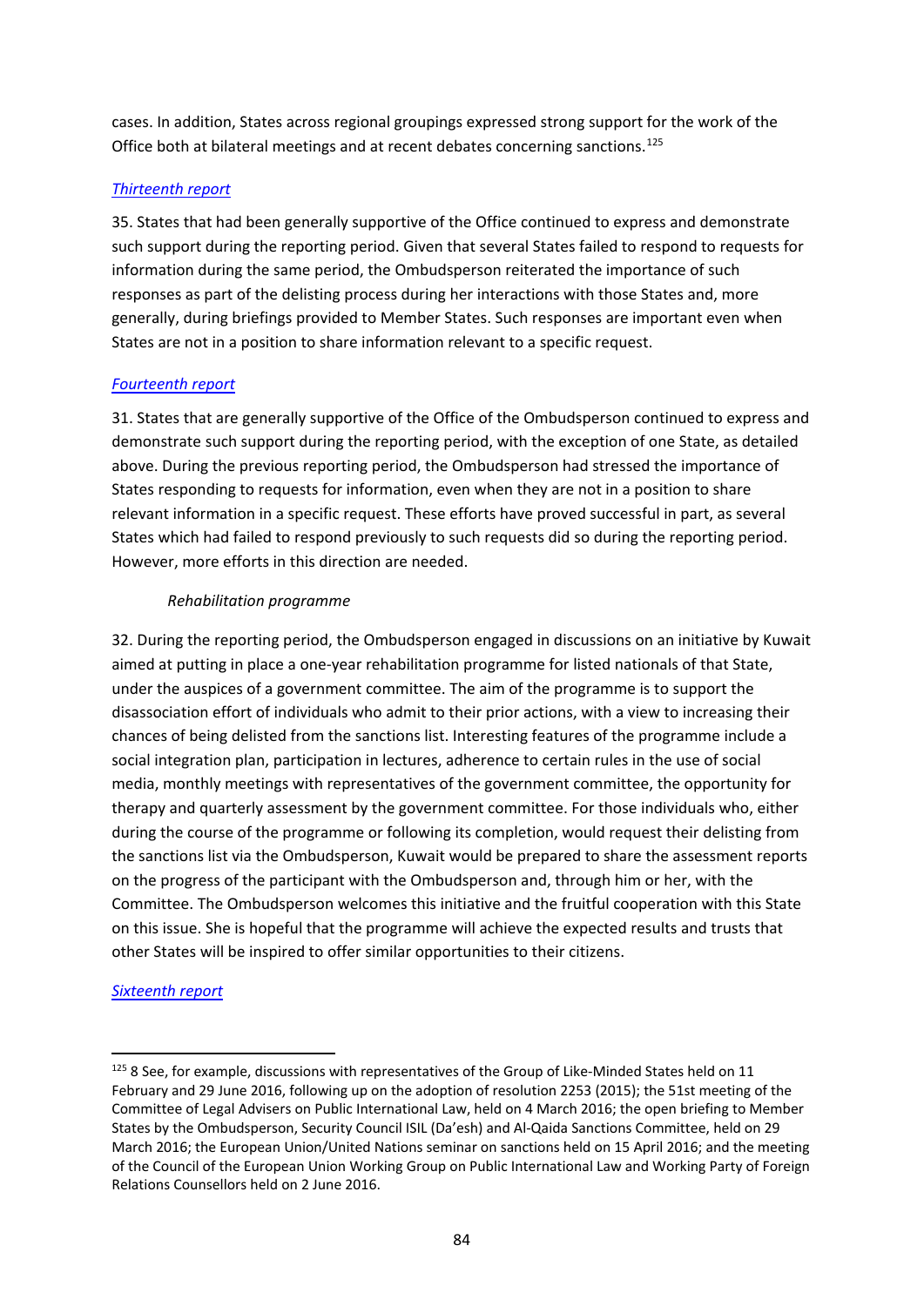cases. In addition, States across regional groupings expressed strong support for the work of the Office both at bilateral meetings and at recent debates concerning sanctions.[125]

*Thirteenth report*

35. States that had been generally supportive of the Office continued to express and demonstrate such support during the reporting period. Given that several States failed to respond to requests for information during the same period, the Ombudsperson reiterated the importance of such responses as part of the delisting process during her interactions with those States and, more generally, during briefings provided to Member States. Such responses are important even when States are not in a position to share information relevant to a specific request.

*Fourteenth report*

31. States that are generally supportive of the Office of the Ombudsperson continued to express and demonstrate such support during the reporting period, with the exception of one State, as detailed above. During the previous reporting period, the Ombudsperson had stressed the importance of States responding to requests for information, even when they are not in a position to share relevant information in a specific request. These efforts have proved successful in part, as several States which had failed to respond previously to such requests did so during the reporting period. However, more efforts in this direction are needed.

*Rehabilitation programme*

32. During the reporting period, the Ombudsperson engaged in discussions on an initiative by Kuwait aimed at putting in place a one-year rehabilitation programme for listed nationals of that State, under the auspices of a government committee. The aim of the programme is to support the disassociation effort of individuals who admit to their prior actions, with a view to increasing their chances of being delisted from the sanctions list. Interesting features of the programme include a social integration plan, participation in lectures, adherence to certain rules in the use of social media, monthly meetings with representatives of the government committee, the opportunity for therapy and quarterly assessment by the government committee. For those individuals who, either during the course of the programme or following its completion, would request their delisting from the sanctions list via the Ombudsperson, Kuwait would be prepared to share the assessment reports on the progress of the participant with the Ombudsperson and, through him or her, with the Committee. The Ombudsperson welcomes this initiative and the fruitful cooperation with this State on this issue. She is hopeful that the programme will achieve the expected results and trusts that other States will be inspired to offer similar opportunities to their citizens.

*Sixteenth report*

---

[125] 8 See, for example, discussions with representatives of the Group of Like-Minded States held on 11 February and 29 June 2016, following up on the adoption of resolution 2253 (2015); the 51st meeting of the Committee of Legal Advisers on Public International Law, held on 4 March 2016; the open briefing to Member States by the Ombudsperson, Security Council ISIL (Da'esh) and Al-Qaida Sanctions Committee, held on 29 March 2016; the European Union/United Nations seminar on sanctions held on 15 April 2016; and the meeting of the Council of the European Union Working Group on Public International Law and Working Party of Foreign Relations Counsellors held on 2 June 2016.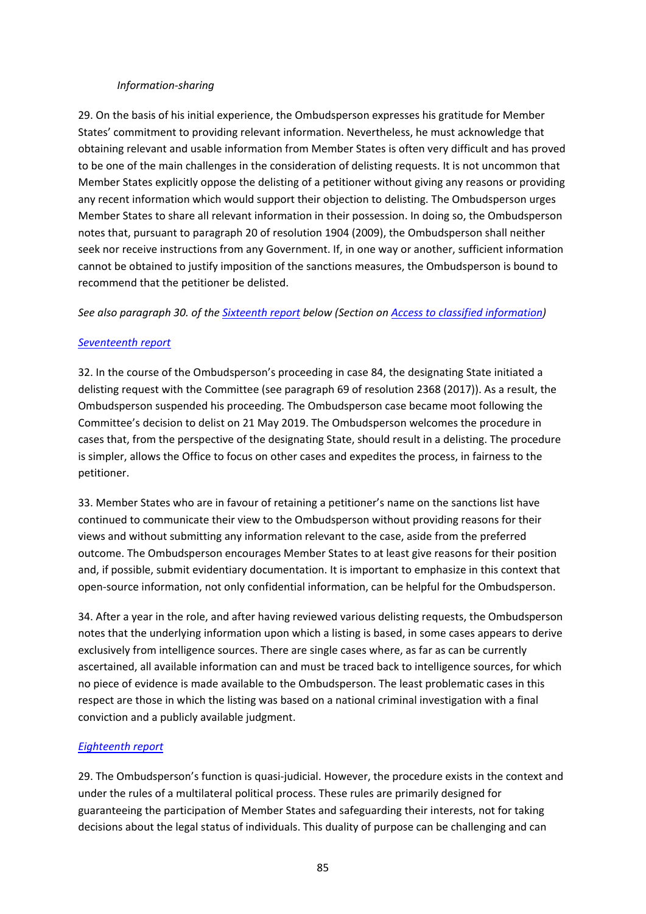*Information-sharing*

29. On the basis of his initial experience, the Ombudsperson expresses his gratitude for Member States' commitment to providing relevant information. Nevertheless, he must acknowledge that obtaining relevant and usable information from Member States is often very difficult and has proved to be one of the main challenges in the consideration of delisting requests. It is not uncommon that Member States explicitly oppose the delisting of a petitioner without giving any reasons or providing any recent information which would support their objection to delisting. The Ombudsperson urges Member States to share all relevant information in their possession. In doing so, the Ombudsperson notes that, pursuant to paragraph 20 of resolution 1904 (2009), the Ombudsperson shall neither seek nor receive instructions from any Government. If, in one way or another, sufficient information cannot be obtained to justify imposition of the sanctions measures, the Ombudsperson is bound to recommend that the petitioner be delisted.

*See also paragraph 30. of the [Sixteenth report]() below (Section on [Access to classified information]())*

[*Seventeenth report*]()

32. In the course of the Ombudsperson's proceeding in case 84, the designating State initiated a delisting request with the Committee (see paragraph 69 of resolution 2368 (2017)). As a result, the Ombudsperson suspended his proceeding. The Ombudsperson case became moot following the Committee's decision to delist on 21 May 2019. The Ombudsperson welcomes the procedure in cases that, from the perspective of the designating State, should result in a delisting. The procedure is simpler, allows the Office to focus on other cases and expedites the process, in fairness to the petitioner.

33. Member States who are in favour of retaining a petitioner's name on the sanctions list have continued to communicate their view to the Ombudsperson without providing reasons for their views and without submitting any information relevant to the case, aside from the preferred outcome. The Ombudsperson encourages Member States to at least give reasons for their position and, if possible, submit evidentiary documentation. It is important to emphasize in this context that open-source information, not only confidential information, can be helpful for the Ombudsperson.

34. After a year in the role, and after having reviewed various delisting requests, the Ombudsperson notes that the underlying information upon which a listing is based, in some cases appears to derive exclusively from intelligence sources. There are single cases where, as far as can be currently ascertained, all available information can and must be traced back to intelligence sources, for which no piece of evidence is made available to the Ombudsperson. The least problematic cases in this respect are those in which the listing was based on a national criminal investigation with a final conviction and a publicly available judgment.

[*Eighteenth report*]()

29. The Ombudsperson's function is quasi-judicial. However, the procedure exists in the context and under the rules of a multilateral political process. These rules are primarily designed for guaranteeing the participation of Member States and safeguarding their interests, not for taking decisions about the legal status of individuals. This duality of purpose can be challenging and can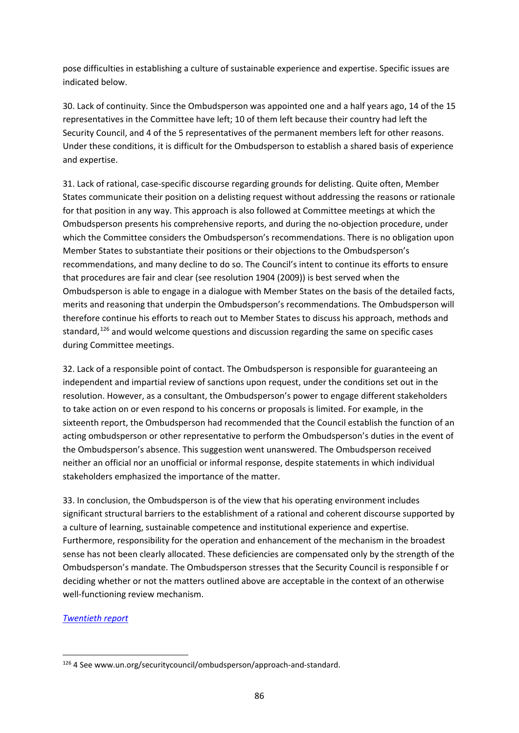pose difficulties in establishing a culture of sustainable experience and expertise. Specific issues are indicated below.

30. Lack of continuity. Since the Ombudsperson was appointed one and a half years ago, 14 of the 15 representatives in the Committee have left; 10 of them left because their country had left the Security Council, and 4 of the 5 representatives of the permanent members left for other reasons. Under these conditions, it is difficult for the Ombudsperson to establish a shared basis of experience and expertise.

31. Lack of rational, case-specific discourse regarding grounds for delisting. Quite often, Member States communicate their position on a delisting request without addressing the reasons or rationale for that position in any way. This approach is also followed at Committee meetings at which the Ombudsperson presents his comprehensive reports, and during the no-objection procedure, under which the Committee considers the Ombudsperson's recommendations. There is no obligation upon Member States to substantiate their positions or their objections to the Ombudsperson's recommendations, and many decline to do so. The Council's intent to continue its efforts to ensure that procedures are fair and clear (see resolution 1904 (2009)) is best served when the Ombudsperson is able to engage in a dialogue with Member States on the basis of the detailed facts, merits and reasoning that underpin the Ombudsperson's recommendations. The Ombudsperson will therefore continue his efforts to reach out to Member States to discuss his approach, methods and standard,[126] and would welcome questions and discussion regarding the same on specific cases during Committee meetings.

32. Lack of a responsible point of contact. The Ombudsperson is responsible for guaranteeing an independent and impartial review of sanctions upon request, under the conditions set out in the resolution. However, as a consultant, the Ombudsperson's power to engage different stakeholders to take action on or even respond to his concerns or proposals is limited. For example, in the sixteenth report, the Ombudsperson had recommended that the Council establish the function of an acting ombudsperson or other representative to perform the Ombudsperson's duties in the event of the Ombudsperson's absence. This suggestion went unanswered. The Ombudsperson received neither an official nor an unofficial or informal response, despite statements in which individual stakeholders emphasized the importance of the matter.

33. In conclusion, the Ombudsperson is of the view that his operating environment includes significant structural barriers to the establishment of a rational and coherent discourse supported by a culture of learning, sustainable competence and institutional experience and expertise. Furthermore, responsibility for the operation and enhancement of the mechanism in the broadest sense has not been clearly allocated. These deficiencies are compensated only by the strength of the Ombudsperson's mandate. The Ombudsperson stresses that the Security Council is responsible f or deciding whether or not the matters outlined above are acceptable in the context of an otherwise well-functioning review mechanism.

*Twentieth report*

---

[126] 4 See www.un.org/securitycouncil/ombudsperson/approach-and-standard.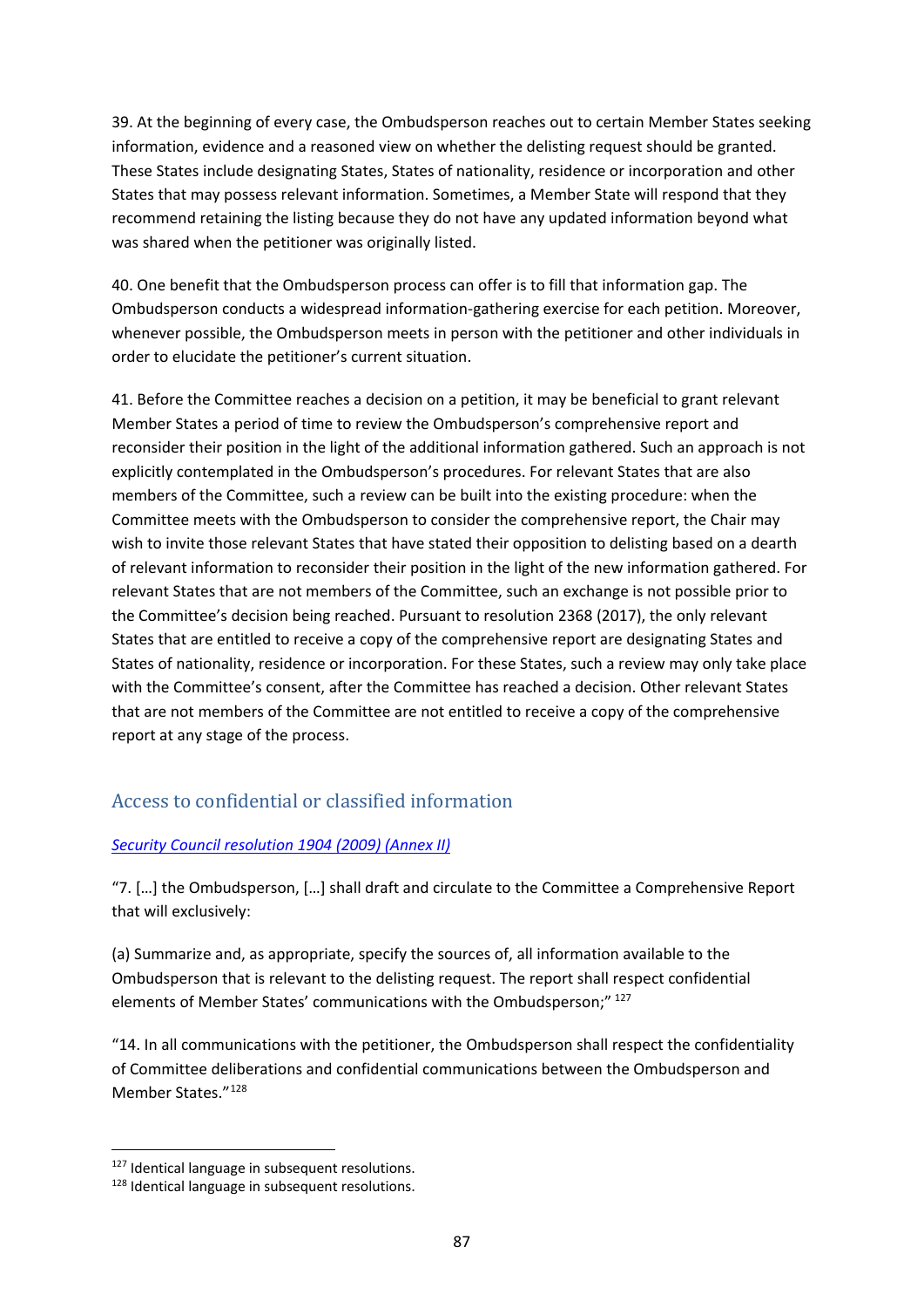39. At the beginning of every case, the Ombudsperson reaches out to certain Member States seeking information, evidence and a reasoned view on whether the delisting request should be granted. These States include designating States, States of nationality, residence or incorporation and other States that may possess relevant information. Sometimes, a Member State will respond that they recommend retaining the listing because they do not have any updated information beyond what was shared when the petitioner was originally listed.

40. One benefit that the Ombudsperson process can offer is to fill that information gap. The Ombudsperson conducts a widespread information-gathering exercise for each petition. Moreover, whenever possible, the Ombudsperson meets in person with the petitioner and other individuals in order to elucidate the petitioner's current situation.

41. Before the Committee reaches a decision on a petition, it may be beneficial to grant relevant Member States a period of time to review the Ombudsperson's comprehensive report and reconsider their position in the light of the additional information gathered. Such an approach is not explicitly contemplated in the Ombudsperson's procedures. For relevant States that are also members of the Committee, such a review can be built into the existing procedure: when the Committee meets with the Ombudsperson to consider the comprehensive report, the Chair may wish to invite those relevant States that have stated their opposition to delisting based on a dearth of relevant information to reconsider their position in the light of the new information gathered. For relevant States that are not members of the Committee, such an exchange is not possible prior to the Committee's decision being reached. Pursuant to resolution 2368 (2017), the only relevant States that are entitled to receive a copy of the comprehensive report are designating States and States of nationality, residence or incorporation. For these States, such a review may only take place with the Committee's consent, after the Committee has reached a decision. Other relevant States that are not members of the Committee are not entitled to receive a copy of the comprehensive report at any stage of the process.

## Access to confidential or classified information

*Security Council resolution 1904 (2009) (Annex II)*

"7. […] the Ombudsperson, […] shall draft and circulate to the Committee a Comprehensive Report that will exclusively:

(a) Summarize and, as appropriate, specify the sources of, all information available to the Ombudsperson that is relevant to the delisting request. The report shall respect confidential elements of Member States' communications with the Ombudsperson;" [127]

"14. In all communications with the petitioner, the Ombudsperson shall respect the confidentiality of Committee deliberations and confidential communications between the Ombudsperson and Member States." [128]

[127] Identical language in subsequent resolutions.
[128] Identical language in subsequent resolutions.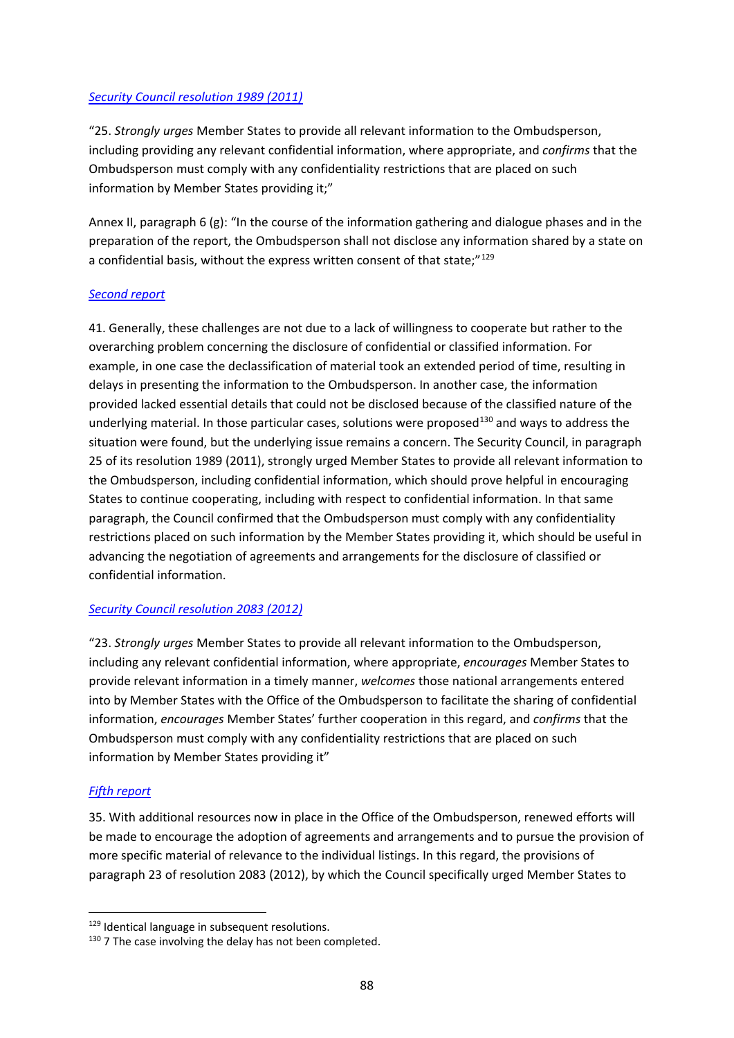[*Security Council resolution 1989 (2011)*]

"25. *Strongly urges* Member States to provide all relevant information to the Ombudsperson, including providing any relevant confidential information, where appropriate, and *confirms* that the Ombudsperson must comply with any confidentiality restrictions that are placed on such information by Member States providing it;"

Annex II, paragraph 6 (g): "In the course of the information gathering and dialogue phases and in the preparation of the report, the Ombudsperson shall not disclose any information shared by a state on a confidential basis, without the express written consent of that state;"[129]

[*Second report*]

41. Generally, these challenges are not due to a lack of willingness to cooperate but rather to the overarching problem concerning the disclosure of confidential or classified information. For example, in one case the declassification of material took an extended period of time, resulting in delays in presenting the information to the Ombudsperson. In another case, the information provided lacked essential details that could not be disclosed because of the classified nature of the underlying material. In those particular cases, solutions were proposed[130] and ways to address the situation were found, but the underlying issue remains a concern. The Security Council, in paragraph 25 of its resolution 1989 (2011), strongly urged Member States to provide all relevant information to the Ombudsperson, including confidential information, which should prove helpful in encouraging States to continue cooperating, including with respect to confidential information. In that same paragraph, the Council confirmed that the Ombudsperson must comply with any confidentiality restrictions placed on such information by the Member States providing it, which should be useful in advancing the negotiation of agreements and arrangements for the disclosure of classified or confidential information.

[*Security Council resolution 2083 (2012)*]

"23. *Strongly urges* Member States to provide all relevant information to the Ombudsperson, including any relevant confidential information, where appropriate, *encourages* Member States to provide relevant information in a timely manner, *welcomes* those national arrangements entered into by Member States with the Office of the Ombudsperson to facilitate the sharing of confidential information, *encourages* Member States' further cooperation in this regard, and *confirms* that the Ombudsperson must comply with any confidentiality restrictions that are placed on such information by Member States providing it"

[*Fifth report*]

35. With additional resources now in place in the Office of the Ombudsperson, renewed efforts will be made to encourage the adoption of agreements and arrangements and to pursue the provision of more specific material of relevance to the individual listings. In this regard, the provisions of paragraph 23 of resolution 2083 (2012), by which the Council specifically urged Member States to

[129] Identical language in subsequent resolutions.

[130] 7 The case involving the delay has not been completed.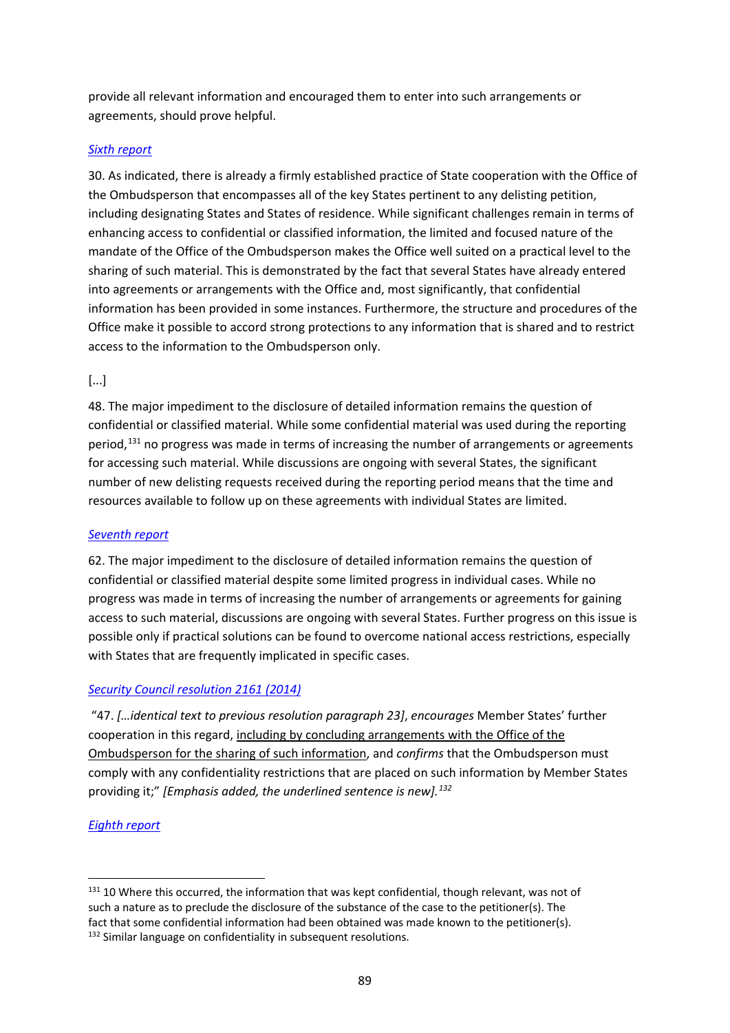provide all relevant information and encouraged them to enter into such arrangements or agreements, should prove helpful.

*Sixth report*

30. As indicated, there is already a firmly established practice of State cooperation with the Office of the Ombudsperson that encompasses all of the key States pertinent to any delisting petition, including designating States and States of residence. While significant challenges remain in terms of enhancing access to confidential or classified information, the limited and focused nature of the mandate of the Office of the Ombudsperson makes the Office well suited on a practical level to the sharing of such material. This is demonstrated by the fact that several States have already entered into agreements or arrangements with the Office and, most significantly, that confidential information has been provided in some instances. Furthermore, the structure and procedures of the Office make it possible to accord strong protections to any information that is shared and to restrict access to the information to the Ombudsperson only.

[...]

48. The major impediment to the disclosure of detailed information remains the question of confidential or classified material. While some confidential material was used during the reporting period,[131] no progress was made in terms of increasing the number of arrangements or agreements for accessing such material. While discussions are ongoing with several States, the significant number of new delisting requests received during the reporting period means that the time and resources available to follow up on these agreements with individual States are limited.

*Seventh report*

62. The major impediment to the disclosure of detailed information remains the question of confidential or classified material despite some limited progress in individual cases. While no progress was made in terms of increasing the number of arrangements or agreements for gaining access to such material, discussions are ongoing with several States. Further progress on this issue is possible only if practical solutions can be found to overcome national access restrictions, especially with States that are frequently implicated in specific cases.

*Security Council resolution 2161 (2014)*

"47. *[…identical text to previous resolution paragraph 23]*, *encourages* Member States' further cooperation in this regard, <u>including by concluding arrangements with the Office of the Ombudsperson for the sharing of such information</u>, and *confirms* that the Ombudsperson must comply with any confidentiality restrictions that are placed on such information by Member States providing it;" *[Emphasis added, the underlined sentence is new].*[132]

*Eighth report*

---

[131] 10 Where this occurred, the information that was kept confidential, though relevant, was not of such a nature as to preclude the disclosure of the substance of the case to the petitioner(s). The fact that some confidential information had been obtained was made known to the petitioner(s).

[132] Similar language on confidentiality in subsequent resolutions.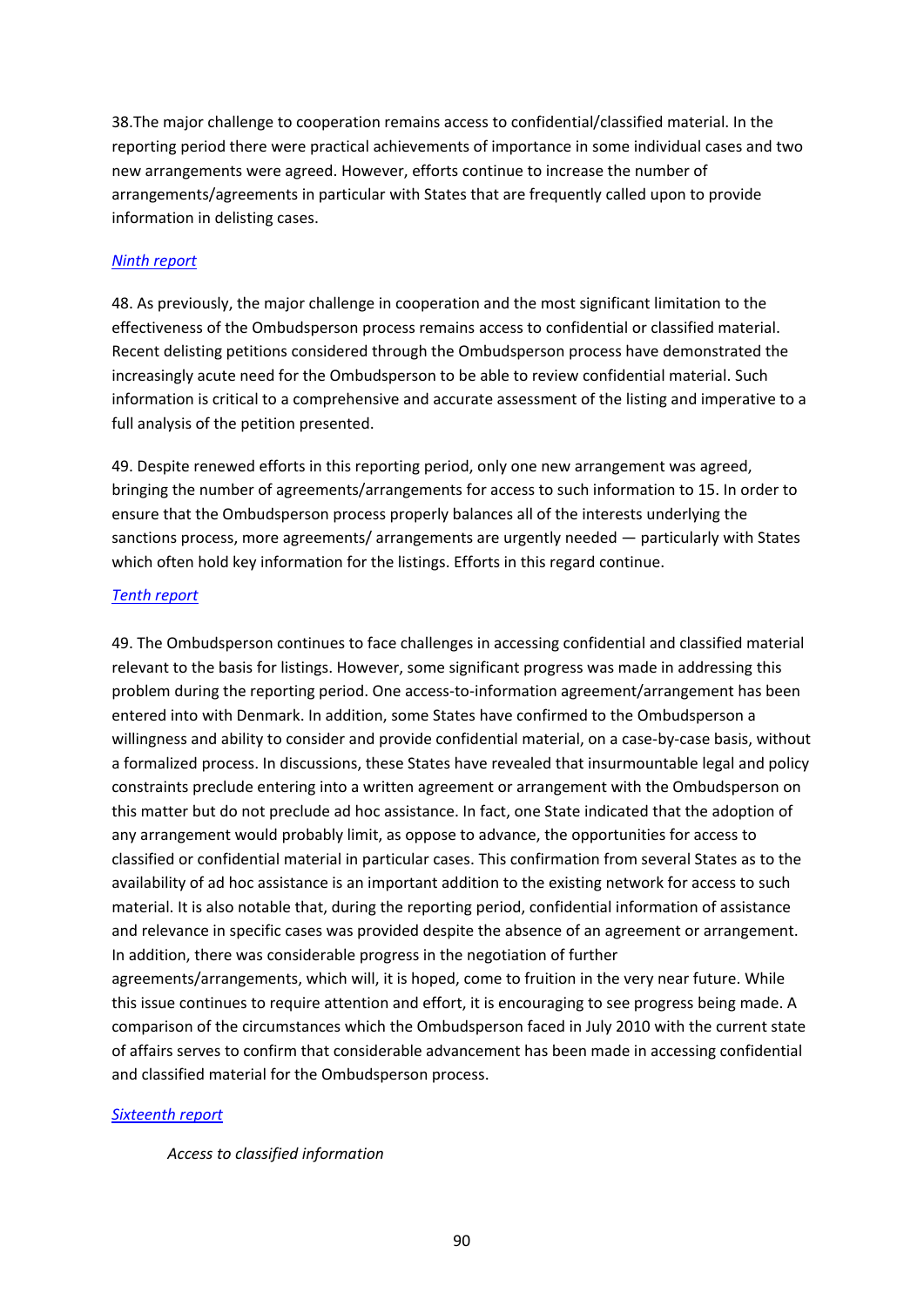38.The major challenge to cooperation remains access to confidential/classified material. In the reporting period there were practical achievements of importance in some individual cases and two new arrangements were agreed. However, efforts continue to increase the number of arrangements/agreements in particular with States that are frequently called upon to provide information in delisting cases.

*Ninth report*

48. As previously, the major challenge in cooperation and the most significant limitation to the effectiveness of the Ombudsperson process remains access to confidential or classified material. Recent delisting petitions considered through the Ombudsperson process have demonstrated the increasingly acute need for the Ombudsperson to be able to review confidential material. Such information is critical to a comprehensive and accurate assessment of the listing and imperative to a full analysis of the petition presented.

49. Despite renewed efforts in this reporting period, only one new arrangement was agreed, bringing the number of agreements/arrangements for access to such information to 15. In order to ensure that the Ombudsperson process properly balances all of the interests underlying the sanctions process, more agreements/ arrangements are urgently needed — particularly with States which often hold key information for the listings. Efforts in this regard continue.

*Tenth report*

49. The Ombudsperson continues to face challenges in accessing confidential and classified material relevant to the basis for listings. However, some significant progress was made in addressing this problem during the reporting period. One access-to-information agreement/arrangement has been entered into with Denmark. In addition, some States have confirmed to the Ombudsperson a willingness and ability to consider and provide confidential material, on a case-by-case basis, without a formalized process. In discussions, these States have revealed that insurmountable legal and policy constraints preclude entering into a written agreement or arrangement with the Ombudsperson on this matter but do not preclude ad hoc assistance. In fact, one State indicated that the adoption of any arrangement would probably limit, as oppose to advance, the opportunities for access to classified or confidential material in particular cases. This confirmation from several States as to the availability of ad hoc assistance is an important addition to the existing network for access to such material. It is also notable that, during the reporting period, confidential information of assistance and relevance in specific cases was provided despite the absence of an agreement or arrangement. In addition, there was considerable progress in the negotiation of further agreements/arrangements, which will, it is hoped, come to fruition in the very near future. While this issue continues to require attention and effort, it is encouraging to see progress being made. A comparison of the circumstances which the Ombudsperson faced in July 2010 with the current state of affairs serves to confirm that considerable advancement has been made in accessing confidential and classified material for the Ombudsperson process.

*Sixteenth report*

*Access to classified information*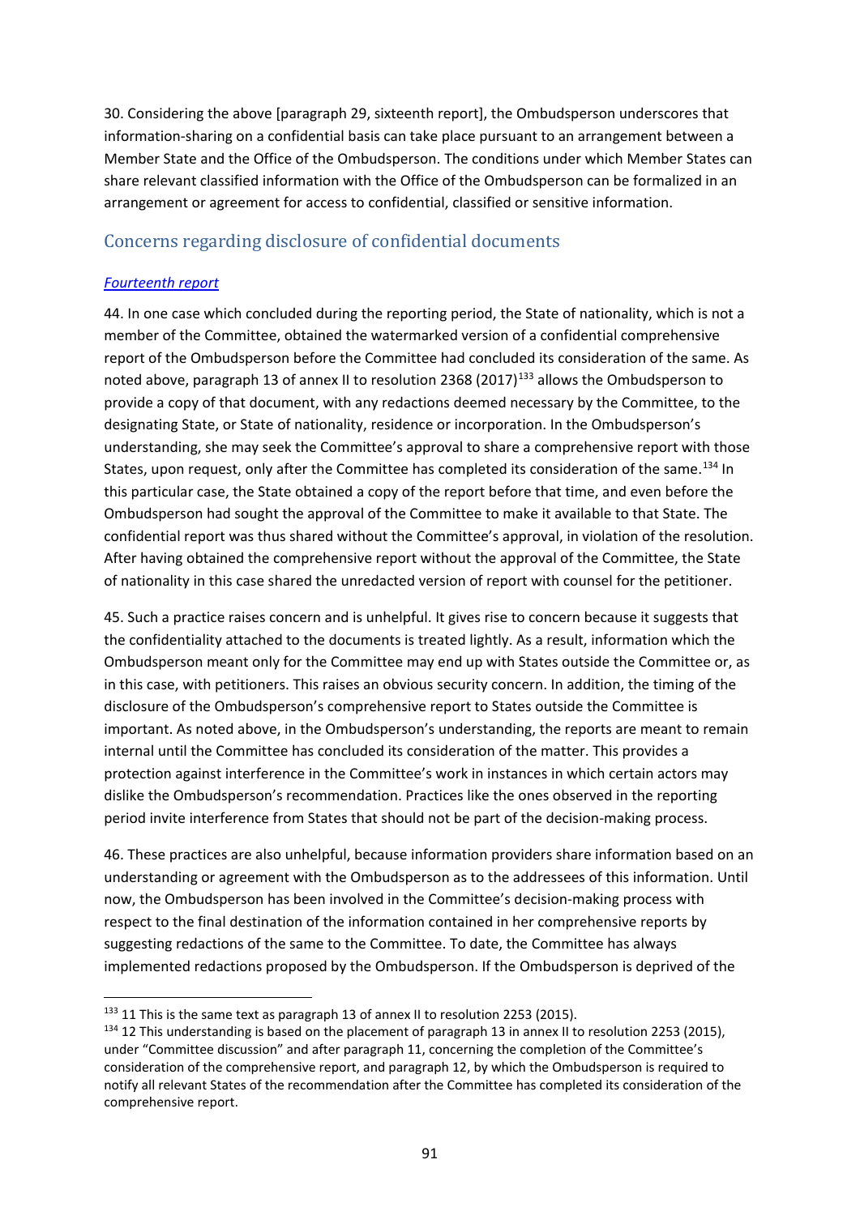30. Considering the above [paragraph 29, sixteenth report], the Ombudsperson underscores that information-sharing on a confidential basis can take place pursuant to an arrangement between a Member State and the Office of the Ombudsperson. The conditions under which Member States can share relevant classified information with the Office of the Ombudsperson can be formalized in an arrangement or agreement for access to confidential, classified or sensitive information.

## Concerns regarding disclosure of confidential documents

*Fourteenth report*

44. In one case which concluded during the reporting period, the State of nationality, which is not a member of the Committee, obtained the watermarked version of a confidential comprehensive report of the Ombudsperson before the Committee had concluded its consideration of the same. As noted above, paragraph 13 of annex II to resolution 2368 (2017)[133] allows the Ombudsperson to provide a copy of that document, with any redactions deemed necessary by the Committee, to the designating State, or State of nationality, residence or incorporation. In the Ombudsperson's understanding, she may seek the Committee's approval to share a comprehensive report with those States, upon request, only after the Committee has completed its consideration of the same.[134] In this particular case, the State obtained a copy of the report before that time, and even before the Ombudsperson had sought the approval of the Committee to make it available to that State. The confidential report was thus shared without the Committee's approval, in violation of the resolution. After having obtained the comprehensive report without the approval of the Committee, the State of nationality in this case shared the unredacted version of report with counsel for the petitioner.

45. Such a practice raises concern and is unhelpful. It gives rise to concern because it suggests that the confidentiality attached to the documents is treated lightly. As a result, information which the Ombudsperson meant only for the Committee may end up with States outside the Committee or, as in this case, with petitioners. This raises an obvious security concern. In addition, the timing of the disclosure of the Ombudsperson's comprehensive report to States outside the Committee is important. As noted above, in the Ombudsperson's understanding, the reports are meant to remain internal until the Committee has concluded its consideration of the matter. This provides a protection against interference in the Committee's work in instances in which certain actors may dislike the Ombudsperson's recommendation. Practices like the ones observed in the reporting period invite interference from States that should not be part of the decision-making process.

46. These practices are also unhelpful, because information providers share information based on an understanding or agreement with the Ombudsperson as to the addressees of this information. Until now, the Ombudsperson has been involved in the Committee's decision-making process with respect to the final destination of the information contained in her comprehensive reports by suggesting redactions of the same to the Committee. To date, the Committee has always implemented redactions proposed by the Ombudsperson. If the Ombudsperson is deprived of the

---

[133] 11 This is the same text as paragraph 13 of annex II to resolution 2253 (2015).

[134] 12 This understanding is based on the placement of paragraph 13 in annex II to resolution 2253 (2015), under "Committee discussion" and after paragraph 11, concerning the completion of the Committee's consideration of the comprehensive report, and paragraph 12, by which the Ombudsperson is required to notify all relevant States of the recommendation after the Committee has completed its consideration of the comprehensive report.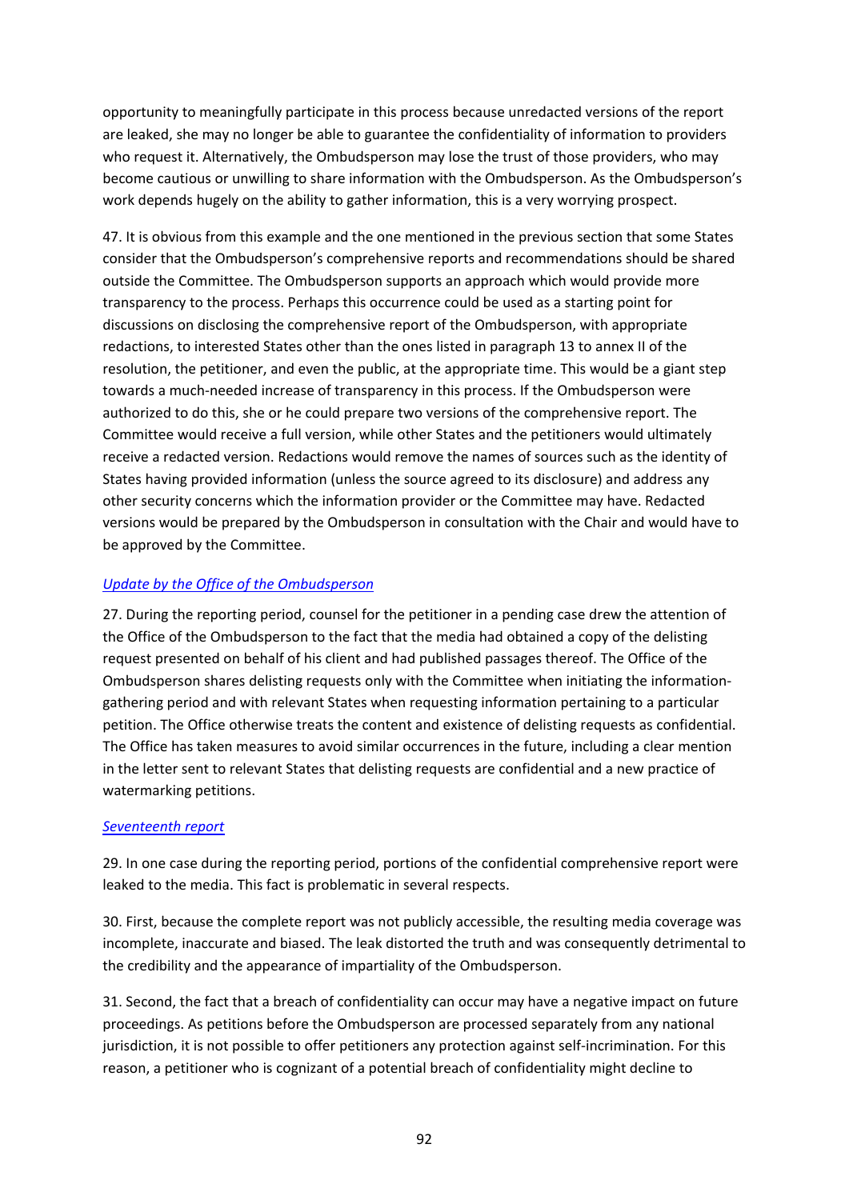opportunity to meaningfully participate in this process because unredacted versions of the report are leaked, she may no longer be able to guarantee the confidentiality of information to providers who request it. Alternatively, the Ombudsperson may lose the trust of those providers, who may become cautious or unwilling to share information with the Ombudsperson. As the Ombudsperson's work depends hugely on the ability to gather information, this is a very worrying prospect.

47. It is obvious from this example and the one mentioned in the previous section that some States consider that the Ombudsperson's comprehensive reports and recommendations should be shared outside the Committee. The Ombudsperson supports an approach which would provide more transparency to the process. Perhaps this occurrence could be used as a starting point for discussions on disclosing the comprehensive report of the Ombudsperson, with appropriate redactions, to interested States other than the ones listed in paragraph 13 to annex II of the resolution, the petitioner, and even the public, at the appropriate time. This would be a giant step towards a much-needed increase of transparency in this process. If the Ombudsperson were authorized to do this, she or he could prepare two versions of the comprehensive report. The Committee would receive a full version, while other States and the petitioners would ultimately receive a redacted version. Redactions would remove the names of sources such as the identity of States having provided information (unless the source agreed to its disclosure) and address any other security concerns which the information provider or the Committee may have. Redacted versions would be prepared by the Ombudsperson in consultation with the Chair and would have to be approved by the Committee.

*Update by the Office of the Ombudsperson*

27. During the reporting period, counsel for the petitioner in a pending case drew the attention of the Office of the Ombudsperson to the fact that the media had obtained a copy of the delisting request presented on behalf of his client and had published passages thereof. The Office of the Ombudsperson shares delisting requests only with the Committee when initiating the information-gathering period and with relevant States when requesting information pertaining to a particular petition. The Office otherwise treats the content and existence of delisting requests as confidential. The Office has taken measures to avoid similar occurrences in the future, including a clear mention in the letter sent to relevant States that delisting requests are confidential and a new practice of watermarking petitions.

*Seventeenth report*

29. In one case during the reporting period, portions of the confidential comprehensive report were leaked to the media. This fact is problematic in several respects.

30. First, because the complete report was not publicly accessible, the resulting media coverage was incomplete, inaccurate and biased. The leak distorted the truth and was consequently detrimental to the credibility and the appearance of impartiality of the Ombudsperson.

31. Second, the fact that a breach of confidentiality can occur may have a negative impact on future proceedings. As petitions before the Ombudsperson are processed separately from any national jurisdiction, it is not possible to offer petitioners any protection against self-incrimination. For this reason, a petitioner who is cognizant of a potential breach of confidentiality might decline to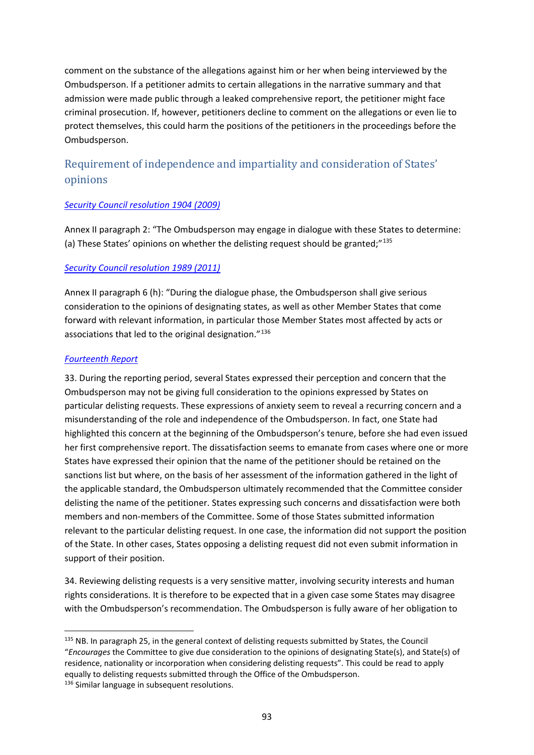comment on the substance of the allegations against him or her when being interviewed by the Ombudsperson. If a petitioner admits to certain allegations in the narrative summary and that admission were made public through a leaked comprehensive report, the petitioner might face criminal prosecution. If, however, petitioners decline to comment on the allegations or even lie to protect themselves, this could harm the positions of the petitioners in the proceedings before the Ombudsperson.

## Requirement of independence and impartiality and consideration of States' opinions

*Security Council resolution 1904 (2009)*

Annex II paragraph 2: "The Ombudsperson may engage in dialogue with these States to determine: (a) These States' opinions on whether the delisting request should be granted;"[135]

*Security Council resolution 1989 (2011)*

Annex II paragraph 6 (h): "During the dialogue phase, the Ombudsperson shall give serious consideration to the opinions of designating states, as well as other Member States that come forward with relevant information, in particular those Member States most affected by acts or associations that led to the original designation."[136]

*Fourteenth Report*

33. During the reporting period, several States expressed their perception and concern that the Ombudsperson may not be giving full consideration to the opinions expressed by States on particular delisting requests. These expressions of anxiety seem to reveal a recurring concern and a misunderstanding of the role and independence of the Ombudsperson. In fact, one State had highlighted this concern at the beginning of the Ombudsperson's tenure, before she had even issued her first comprehensive report. The dissatisfaction seems to emanate from cases where one or more States have expressed their opinion that the name of the petitioner should be retained on the sanctions list but where, on the basis of her assessment of the information gathered in the light of the applicable standard, the Ombudsperson ultimately recommended that the Committee consider delisting the name of the petitioner. States expressing such concerns and dissatisfaction were both members and non-members of the Committee. Some of those States submitted information relevant to the particular delisting request. In one case, the information did not support the position of the State. In other cases, States opposing a delisting request did not even submit information in support of their position.

34. Reviewing delisting requests is a very sensitive matter, involving security interests and human rights considerations. It is therefore to be expected that in a given case some States may disagree with the Ombudsperson's recommendation. The Ombudsperson is fully aware of her obligation to

---

[135] NB. In paragraph 25, in the general context of delisting requests submitted by States, the Council "*Encourages* the Committee to give due consideration to the opinions of designating State(s), and State(s) of residence, nationality or incorporation when considering delisting requests". This could be read to apply equally to delisting requests submitted through the Office of the Ombudsperson.

[136] Similar language in subsequent resolutions.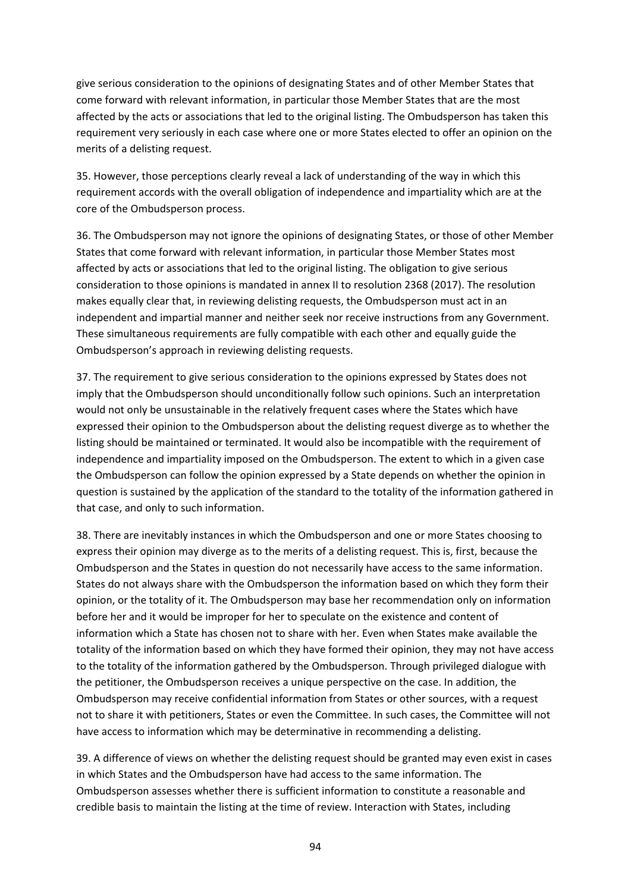give serious consideration to the opinions of designating States and of other Member States that come forward with relevant information, in particular those Member States that are the most affected by the acts or associations that led to the original listing. The Ombudsperson has taken this requirement very seriously in each case where one or more States elected to offer an opinion on the merits of a delisting request.

35. However, those perceptions clearly reveal a lack of understanding of the way in which this requirement accords with the overall obligation of independence and impartiality which are at the core of the Ombudsperson process.

36. The Ombudsperson may not ignore the opinions of designating States, or those of other Member States that come forward with relevant information, in particular those Member States most affected by acts or associations that led to the original listing. The obligation to give serious consideration to those opinions is mandated in annex II to resolution 2368 (2017). The resolution makes equally clear that, in reviewing delisting requests, the Ombudsperson must act in an independent and impartial manner and neither seek nor receive instructions from any Government. These simultaneous requirements are fully compatible with each other and equally guide the Ombudsperson's approach in reviewing delisting requests.

37. The requirement to give serious consideration to the opinions expressed by States does not imply that the Ombudsperson should unconditionally follow such opinions. Such an interpretation would not only be unsustainable in the relatively frequent cases where the States which have expressed their opinion to the Ombudsperson about the delisting request diverge as to whether the listing should be maintained or terminated. It would also be incompatible with the requirement of independence and impartiality imposed on the Ombudsperson. The extent to which in a given case the Ombudsperson can follow the opinion expressed by a State depends on whether the opinion in question is sustained by the application of the standard to the totality of the information gathered in that case, and only to such information.

38. There are inevitably instances in which the Ombudsperson and one or more States choosing to express their opinion may diverge as to the merits of a delisting request. This is, first, because the Ombudsperson and the States in question do not necessarily have access to the same information. States do not always share with the Ombudsperson the information based on which they form their opinion, or the totality of it. The Ombudsperson may base her recommendation only on information before her and it would be improper for her to speculate on the existence and content of information which a State has chosen not to share with her. Even when States make available the totality of the information based on which they have formed their opinion, they may not have access to the totality of the information gathered by the Ombudsperson. Through privileged dialogue with the petitioner, the Ombudsperson receives a unique perspective on the case. In addition, the Ombudsperson may receive confidential information from States or other sources, with a request not to share it with petitioners, States or even the Committee. In such cases, the Committee will not have access to information which may be determinative in recommending a delisting.

39. A difference of views on whether the delisting request should be granted may even exist in cases in which States and the Ombudsperson have had access to the same information. The Ombudsperson assesses whether there is sufficient information to constitute a reasonable and credible basis to maintain the listing at the time of review. Interaction with States, including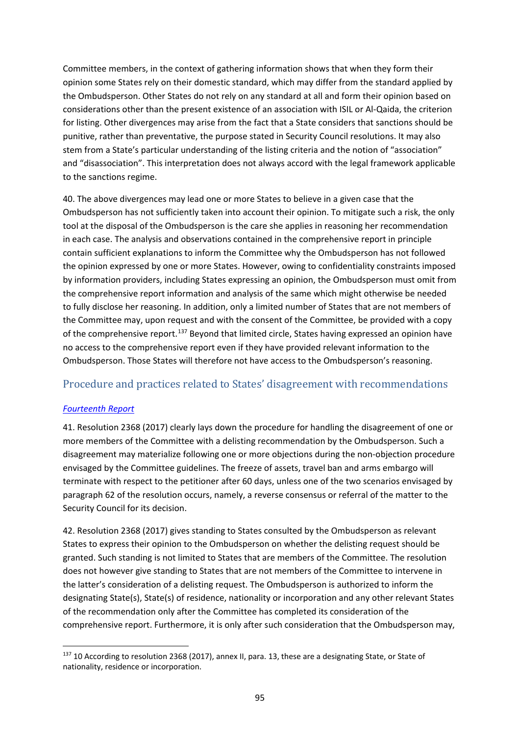Committee members, in the context of gathering information shows that when they form their opinion some States rely on their domestic standard, which may differ from the standard applied by the Ombudsperson. Other States do not rely on any standard at all and form their opinion based on considerations other than the present existence of an association with ISIL or Al-Qaida, the criterion for listing. Other divergences may arise from the fact that a State considers that sanctions should be punitive, rather than preventative, the purpose stated in Security Council resolutions. It may also stem from a State's particular understanding of the listing criteria and the notion of "association" and "disassociation". This interpretation does not always accord with the legal framework applicable to the sanctions regime.

40. The above divergences may lead one or more States to believe in a given case that the Ombudsperson has not sufficiently taken into account their opinion. To mitigate such a risk, the only tool at the disposal of the Ombudsperson is the care she applies in reasoning her recommendation in each case. The analysis and observations contained in the comprehensive report in principle contain sufficient explanations to inform the Committee why the Ombudsperson has not followed the opinion expressed by one or more States. However, owing to confidentiality constraints imposed by information providers, including States expressing an opinion, the Ombudsperson must omit from the comprehensive report information and analysis of the same which might otherwise be needed to fully disclose her reasoning. In addition, only a limited number of States that are not members of the Committee may, upon request and with the consent of the Committee, be provided with a copy of the comprehensive report.[137] Beyond that limited circle, States having expressed an opinion have no access to the comprehensive report even if they have provided relevant information to the Ombudsperson. Those States will therefore not have access to the Ombudsperson's reasoning.

## Procedure and practices related to States' disagreement with recommendations

*Fourteenth Report*

41. Resolution 2368 (2017) clearly lays down the procedure for handling the disagreement of one or more members of the Committee with a delisting recommendation by the Ombudsperson. Such a disagreement may materialize following one or more objections during the non-objection procedure envisaged by the Committee guidelines. The freeze of assets, travel ban and arms embargo will terminate with respect to the petitioner after 60 days, unless one of the two scenarios envisaged by paragraph 62 of the resolution occurs, namely, a reverse consensus or referral of the matter to the Security Council for its decision.

42. Resolution 2368 (2017) gives standing to States consulted by the Ombudsperson as relevant States to express their opinion to the Ombudsperson on whether the delisting request should be granted. Such standing is not limited to States that are members of the Committee. The resolution does not however give standing to States that are not members of the Committee to intervene in the latter's consideration of a delisting request. The Ombudsperson is authorized to inform the designating State(s), State(s) of residence, nationality or incorporation and any other relevant States of the recommendation only after the Committee has completed its consideration of the comprehensive report. Furthermore, it is only after such consideration that the Ombudsperson may,

---

[137] 10 According to resolution 2368 (2017), annex II, para. 13, these are a designating State, or State of nationality, residence or incorporation.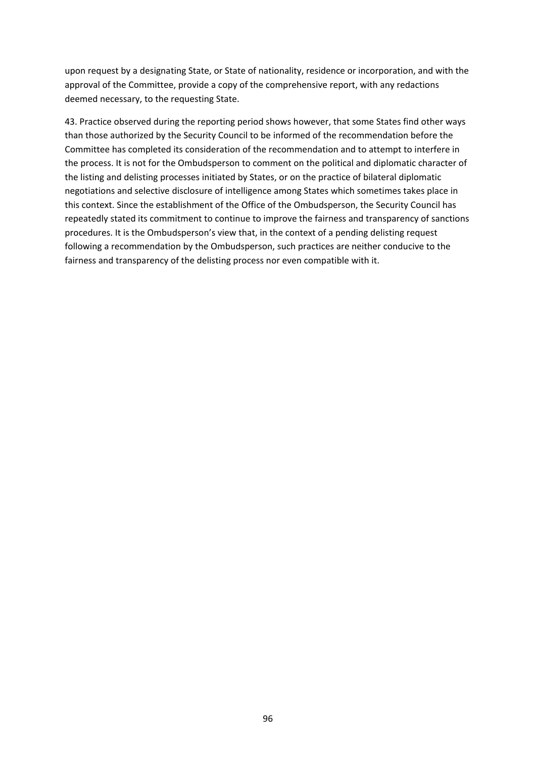upon request by a designating State, or State of nationality, residence or incorporation, and with the approval of the Committee, provide a copy of the comprehensive report, with any redactions deemed necessary, to the requesting State.

43. Practice observed during the reporting period shows however, that some States find other ways than those authorized by the Security Council to be informed of the recommendation before the Committee has completed its consideration of the recommendation and to attempt to interfere in the process. It is not for the Ombudsperson to comment on the political and diplomatic character of the listing and delisting processes initiated by States, or on the practice of bilateral diplomatic negotiations and selective disclosure of intelligence among States which sometimes takes place in this context. Since the establishment of the Office of the Ombudsperson, the Security Council has repeatedly stated its commitment to continue to improve the fairness and transparency of sanctions procedures. It is the Ombudsperson's view that, in the context of a pending delisting request following a recommendation by the Ombudsperson, such practices are neither conducive to the fairness and transparency of the delisting process nor even compatible with it.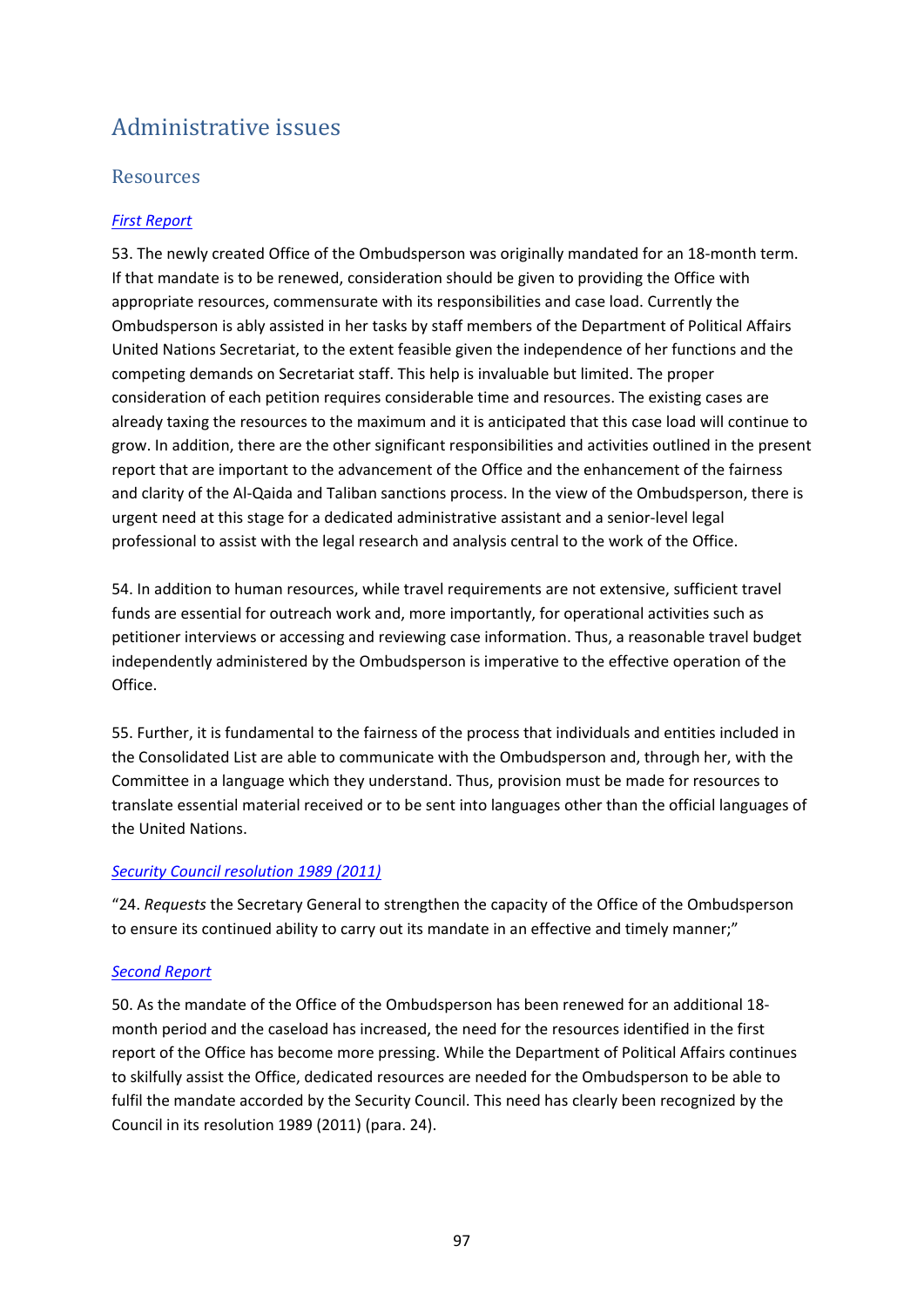# Administrative issues

## Resources

*First Report*

53. The newly created Office of the Ombudsperson was originally mandated for an 18-month term. If that mandate is to be renewed, consideration should be given to providing the Office with appropriate resources, commensurate with its responsibilities and case load. Currently the Ombudsperson is ably assisted in her tasks by staff members of the Department of Political Affairs United Nations Secretariat, to the extent feasible given the independence of her functions and the competing demands on Secretariat staff. This help is invaluable but limited. The proper consideration of each petition requires considerable time and resources. The existing cases are already taxing the resources to the maximum and it is anticipated that this case load will continue to grow. In addition, there are the other significant responsibilities and activities outlined in the present report that are important to the advancement of the Office and the enhancement of the fairness and clarity of the Al-Qaida and Taliban sanctions process. In the view of the Ombudsperson, there is urgent need at this stage for a dedicated administrative assistant and a senior-level legal professional to assist with the legal research and analysis central to the work of the Office.

54. In addition to human resources, while travel requirements are not extensive, sufficient travel funds are essential for outreach work and, more importantly, for operational activities such as petitioner interviews or accessing and reviewing case information. Thus, a reasonable travel budget independently administered by the Ombudsperson is imperative to the effective operation of the Office.

55. Further, it is fundamental to the fairness of the process that individuals and entities included in the Consolidated List are able to communicate with the Ombudsperson and, through her, with the Committee in a language which they understand. Thus, provision must be made for resources to translate essential material received or to be sent into languages other than the official languages of the United Nations.

*Security Council resolution 1989 (2011)*

"24. *Requests* the Secretary General to strengthen the capacity of the Office of the Ombudsperson to ensure its continued ability to carry out its mandate in an effective and timely manner;"

*Second Report*

50. As the mandate of the Office of the Ombudsperson has been renewed for an additional 18-month period and the caseload has increased, the need for the resources identified in the first report of the Office has become more pressing. While the Department of Political Affairs continues to skilfully assist the Office, dedicated resources are needed for the Ombudsperson to be able to fulfil the mandate accorded by the Security Council. This need has clearly been recognized by the Council in its resolution 1989 (2011) (para. 24).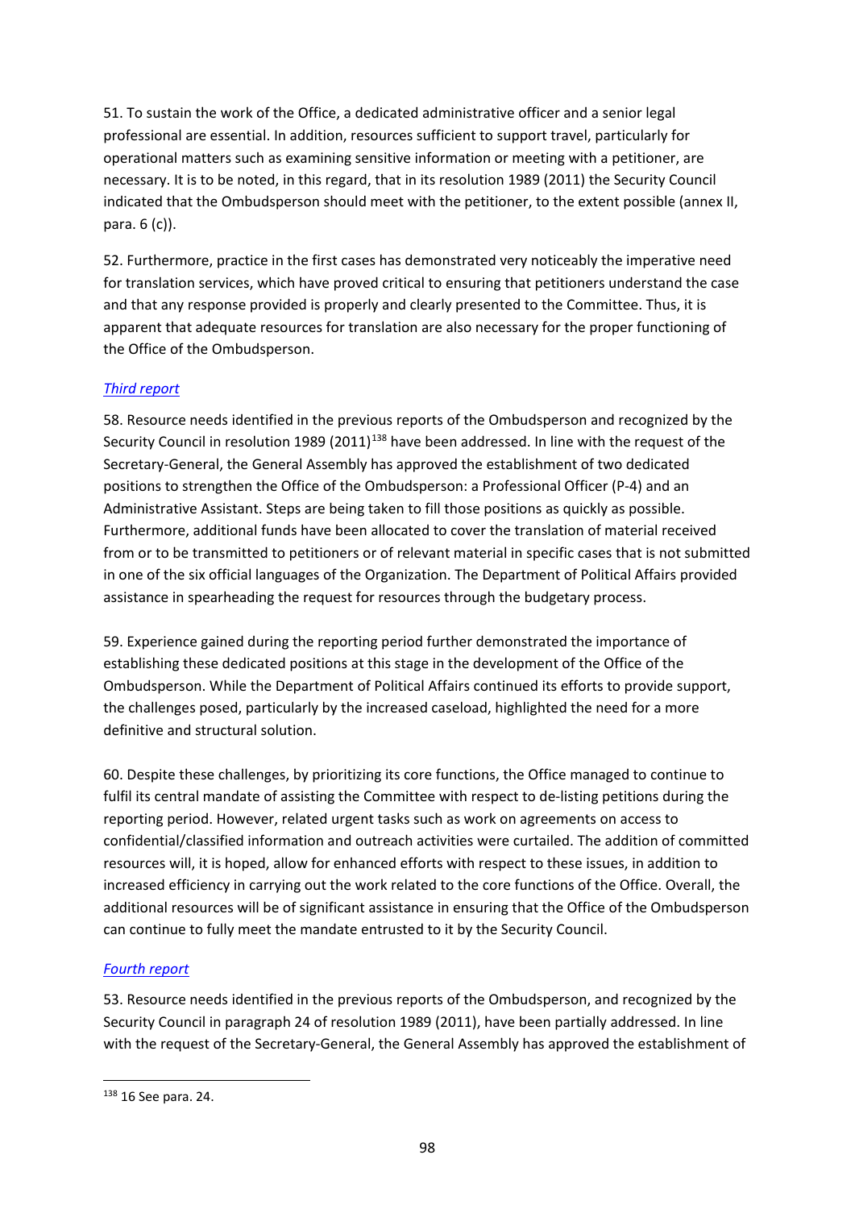51. To sustain the work of the Office, a dedicated administrative officer and a senior legal professional are essential. In addition, resources sufficient to support travel, particularly for operational matters such as examining sensitive information or meeting with a petitioner, are necessary. It is to be noted, in this regard, that in its resolution 1989 (2011) the Security Council indicated that the Ombudsperson should meet with the petitioner, to the extent possible (annex II, para. 6 (c)).

52. Furthermore, practice in the first cases has demonstrated very noticeably the imperative need for translation services, which have proved critical to ensuring that petitioners understand the case and that any response provided is properly and clearly presented to the Committee. Thus, it is apparent that adequate resources for translation are also necessary for the proper functioning of the Office of the Ombudsperson.

*Third report*

58. Resource needs identified in the previous reports of the Ombudsperson and recognized by the Security Council in resolution 1989 (2011)[138] have been addressed. In line with the request of the Secretary-General, the General Assembly has approved the establishment of two dedicated positions to strengthen the Office of the Ombudsperson: a Professional Officer (P-4) and an Administrative Assistant. Steps are being taken to fill those positions as quickly as possible. Furthermore, additional funds have been allocated to cover the translation of material received from or to be transmitted to petitioners or of relevant material in specific cases that is not submitted in one of the six official languages of the Organization. The Department of Political Affairs provided assistance in spearheading the request for resources through the budgetary process.

59. Experience gained during the reporting period further demonstrated the importance of establishing these dedicated positions at this stage in the development of the Office of the Ombudsperson. While the Department of Political Affairs continued its efforts to provide support, the challenges posed, particularly by the increased caseload, highlighted the need for a more definitive and structural solution.

60. Despite these challenges, by prioritizing its core functions, the Office managed to continue to fulfil its central mandate of assisting the Committee with respect to de-listing petitions during the reporting period. However, related urgent tasks such as work on agreements on access to confidential/classified information and outreach activities were curtailed. The addition of committed resources will, it is hoped, allow for enhanced efforts with respect to these issues, in addition to increased efficiency in carrying out the work related to the core functions of the Office. Overall, the additional resources will be of significant assistance in ensuring that the Office of the Ombudsperson can continue to fully meet the mandate entrusted to it by the Security Council.

*Fourth report*

53. Resource needs identified in the previous reports of the Ombudsperson, and recognized by the Security Council in paragraph 24 of resolution 1989 (2011), have been partially addressed. In line with the request of the Secretary-General, the General Assembly has approved the establishment of

[138] 16 See para. 24.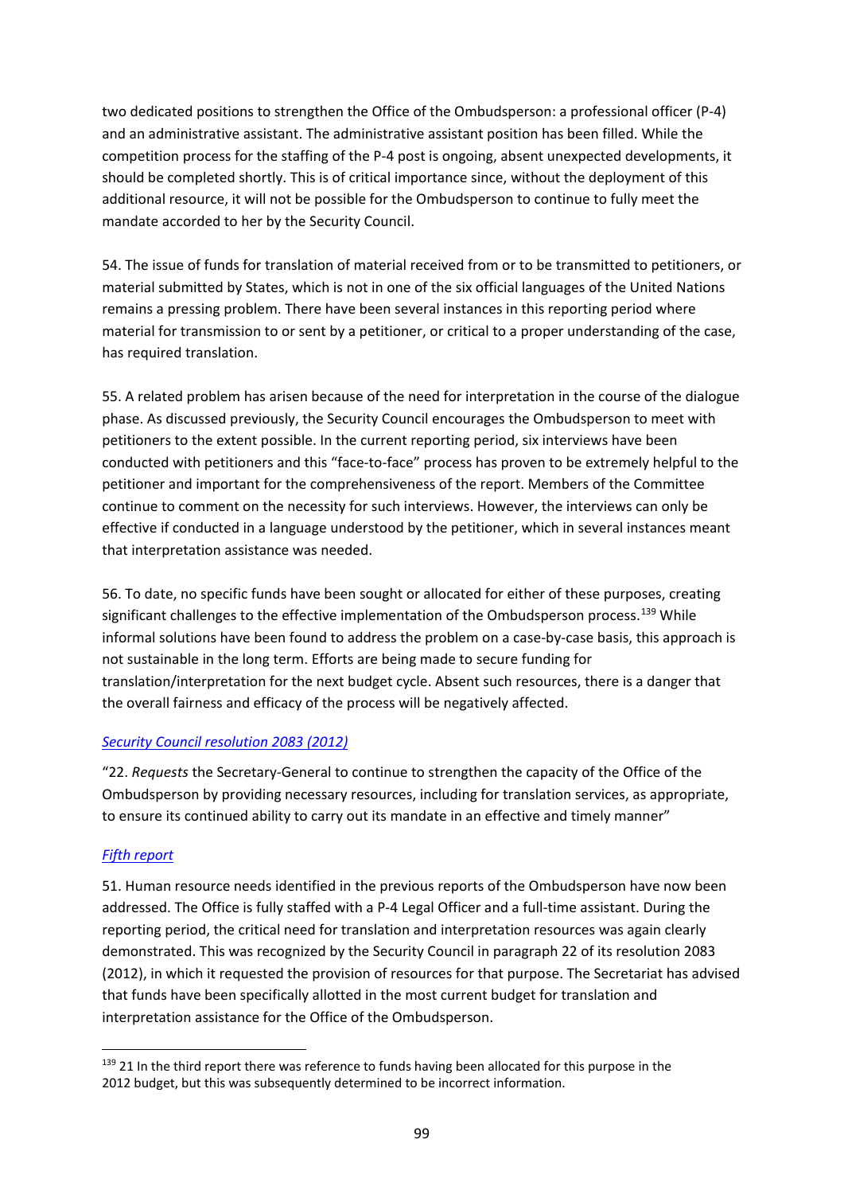two dedicated positions to strengthen the Office of the Ombudsperson: a professional officer (P-4) and an administrative assistant. The administrative assistant position has been filled. While the competition process for the staffing of the P-4 post is ongoing, absent unexpected developments, it should be completed shortly. This is of critical importance since, without the deployment of this additional resource, it will not be possible for the Ombudsperson to continue to fully meet the mandate accorded to her by the Security Council.

54. The issue of funds for translation of material received from or to be transmitted to petitioners, or material submitted by States, which is not in one of the six official languages of the United Nations remains a pressing problem. There have been several instances in this reporting period where material for transmission to or sent by a petitioner, or critical to a proper understanding of the case, has required translation.

55. A related problem has arisen because of the need for interpretation in the course of the dialogue phase. As discussed previously, the Security Council encourages the Ombudsperson to meet with petitioners to the extent possible. In the current reporting period, six interviews have been conducted with petitioners and this "face-to-face" process has proven to be extremely helpful to the petitioner and important for the comprehensiveness of the report. Members of the Committee continue to comment on the necessity for such interviews. However, the interviews can only be effective if conducted in a language understood by the petitioner, which in several instances meant that interpretation assistance was needed.

56. To date, no specific funds have been sought or allocated for either of these purposes, creating significant challenges to the effective implementation of the Ombudsperson process.[139] While informal solutions have been found to address the problem on a case-by-case basis, this approach is not sustainable in the long term. Efforts are being made to secure funding for translation/interpretation for the next budget cycle. Absent such resources, there is a danger that the overall fairness and efficacy of the process will be negatively affected.

*Security Council resolution 2083 (2012)*

"22. *Requests* the Secretary-General to continue to strengthen the capacity of the Office of the Ombudsperson by providing necessary resources, including for translation services, as appropriate, to ensure its continued ability to carry out its mandate in an effective and timely manner"

*Fifth report*

51. Human resource needs identified in the previous reports of the Ombudsperson have now been addressed. The Office is fully staffed with a P-4 Legal Officer and a full-time assistant. During the reporting period, the critical need for translation and interpretation resources was again clearly demonstrated. This was recognized by the Security Council in paragraph 22 of its resolution 2083 (2012), in which it requested the provision of resources for that purpose. The Secretariat has advised that funds have been specifically allotted in the most current budget for translation and interpretation assistance for the Office of the Ombudsperson.

[139] 21 In the third report there was reference to funds having been allocated for this purpose in the 2012 budget, but this was subsequently determined to be incorrect information.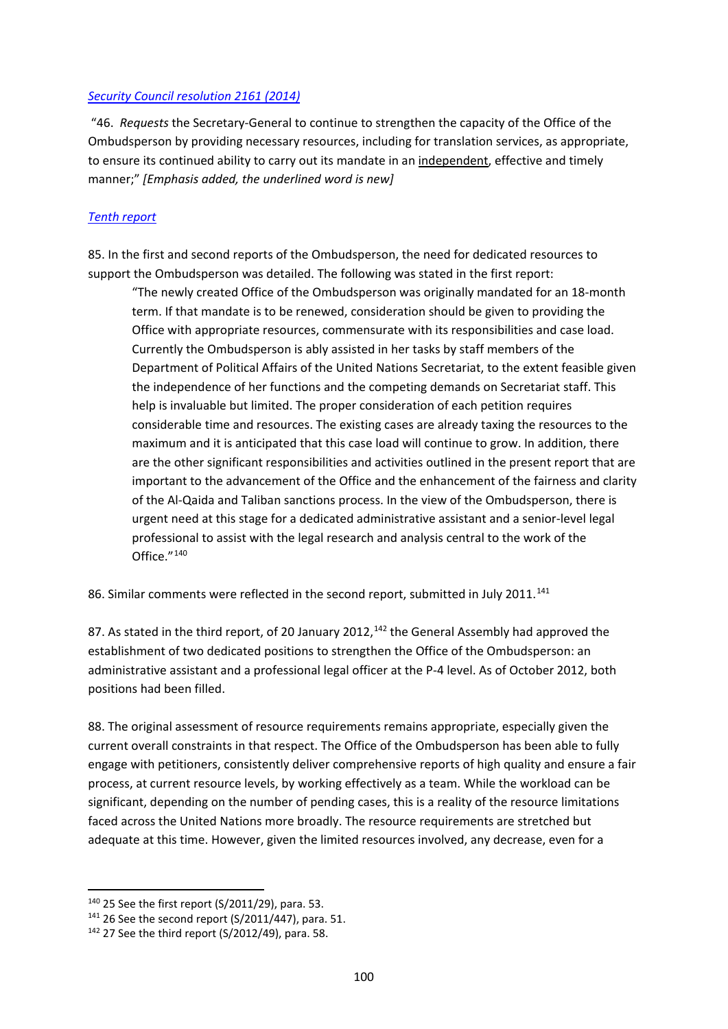[Security Council resolution 2161 (2014)](#)

"46. *Requests* the Secretary-General to continue to strengthen the capacity of the Office of the Ombudsperson by providing necessary resources, including for translation services, as appropriate, to ensure its continued ability to carry out its mandate in an <u>independent</u>, effective and timely manner;" *[Emphasis added, the underlined word is new]*

[Tenth report](#)

85. In the first and second reports of the Ombudsperson, the need for dedicated resources to support the Ombudsperson was detailed. The following was stated in the first report:

> "The newly created Office of the Ombudsperson was originally mandated for an 18-month term. If that mandate is to be renewed, consideration should be given to providing the Office with appropriate resources, commensurate with its responsibilities and case load. Currently the Ombudsperson is ably assisted in her tasks by staff members of the Department of Political Affairs of the United Nations Secretariat, to the extent feasible given the independence of her functions and the competing demands on Secretariat staff. This help is invaluable but limited. The proper consideration of each petition requires considerable time and resources. The existing cases are already taxing the resources to the maximum and it is anticipated that this case load will continue to grow. In addition, there are the other significant responsibilities and activities outlined in the present report that are important to the advancement of the Office and the enhancement of the fairness and clarity of the Al-Qaida and Taliban sanctions process. In the view of the Ombudsperson, there is urgent need at this stage for a dedicated administrative assistant and a senior-level legal professional to assist with the legal research and analysis central to the work of the Office."[140]

86. Similar comments were reflected in the second report, submitted in July 2011.[141]

87. As stated in the third report, of 20 January 2012,[142] the General Assembly had approved the establishment of two dedicated positions to strengthen the Office of the Ombudsperson: an administrative assistant and a professional legal officer at the P-4 level. As of October 2012, both positions had been filled.

88. The original assessment of resource requirements remains appropriate, especially given the current overall constraints in that respect. The Office of the Ombudsperson has been able to fully engage with petitioners, consistently deliver comprehensive reports of high quality and ensure a fair process, at current resource levels, by working effectively as a team. While the workload can be significant, depending on the number of pending cases, this is a reality of the resource limitations faced across the United Nations more broadly. The resource requirements are stretched but adequate at this time. However, given the limited resources involved, any decrease, even for a

---

[140] 25 See the first report (S/2011/29), para. 53.

[141] 26 See the second report (S/2011/447), para. 51.

[142] 27 See the third report (S/2012/49), para. 58.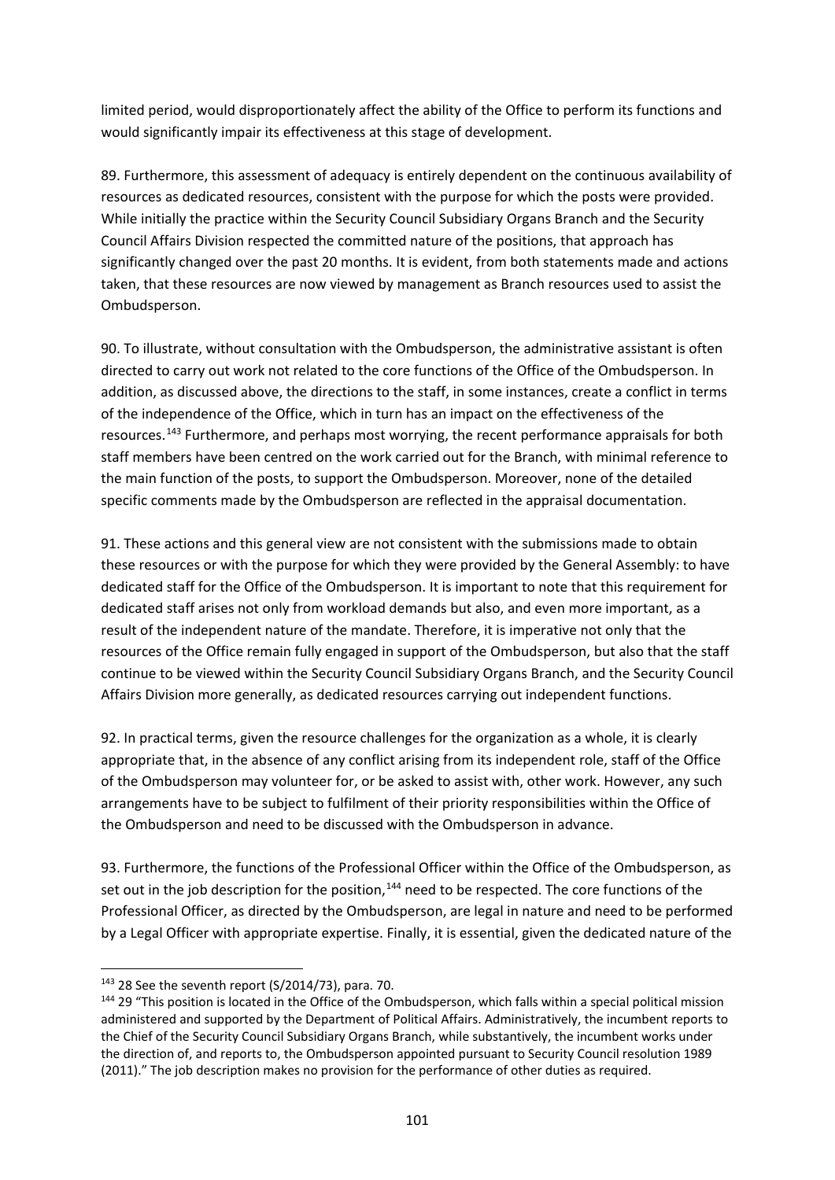limited period, would disproportionately affect the ability of the Office to perform its functions and would significantly impair its effectiveness at this stage of development.

89. Furthermore, this assessment of adequacy is entirely dependent on the continuous availability of resources as dedicated resources, consistent with the purpose for which the posts were provided. While initially the practice within the Security Council Subsidiary Organs Branch and the Security Council Affairs Division respected the committed nature of the positions, that approach has significantly changed over the past 20 months. It is evident, from both statements made and actions taken, that these resources are now viewed by management as Branch resources used to assist the Ombudsperson.

90. To illustrate, without consultation with the Ombudsperson, the administrative assistant is often directed to carry out work not related to the core functions of the Office of the Ombudsperson. In addition, as discussed above, the directions to the staff, in some instances, create a conflict in terms of the independence of the Office, which in turn has an impact on the effectiveness of the resources.[143] Furthermore, and perhaps most worrying, the recent performance appraisals for both staff members have been centred on the work carried out for the Branch, with minimal reference to the main function of the posts, to support the Ombudsperson. Moreover, none of the detailed specific comments made by the Ombudsperson are reflected in the appraisal documentation.

91. These actions and this general view are not consistent with the submissions made to obtain these resources or with the purpose for which they were provided by the General Assembly: to have dedicated staff for the Office of the Ombudsperson. It is important to note that this requirement for dedicated staff arises not only from workload demands but also, and even more important, as a result of the independent nature of the mandate. Therefore, it is imperative not only that the resources of the Office remain fully engaged in support of the Ombudsperson, but also that the staff continue to be viewed within the Security Council Subsidiary Organs Branch, and the Security Council Affairs Division more generally, as dedicated resources carrying out independent functions.

92. In practical terms, given the resource challenges for the organization as a whole, it is clearly appropriate that, in the absence of any conflict arising from its independent role, staff of the Office of the Ombudsperson may volunteer for, or be asked to assist with, other work. However, any such arrangements have to be subject to fulfilment of their priority responsibilities within the Office of the Ombudsperson and need to be discussed with the Ombudsperson in advance.

93. Furthermore, the functions of the Professional Officer within the Office of the Ombudsperson, as set out in the job description for the position,[144] need to be respected. The core functions of the Professional Officer, as directed by the Ombudsperson, are legal in nature and need to be performed by a Legal Officer with appropriate expertise. Finally, it is essential, given the dedicated nature of the

---

[143] 28 See the seventh report (S/2014/73), para. 70.

[144] 29 "This position is located in the Office of the Ombudsperson, which falls within a special political mission administered and supported by the Department of Political Affairs. Administratively, the incumbent reports to the Chief of the Security Council Subsidiary Organs Branch, while substantively, the incumbent works under the direction of, and reports to, the Ombudsperson appointed pursuant to Security Council resolution 1989 (2011)." The job description makes no provision for the performance of other duties as required.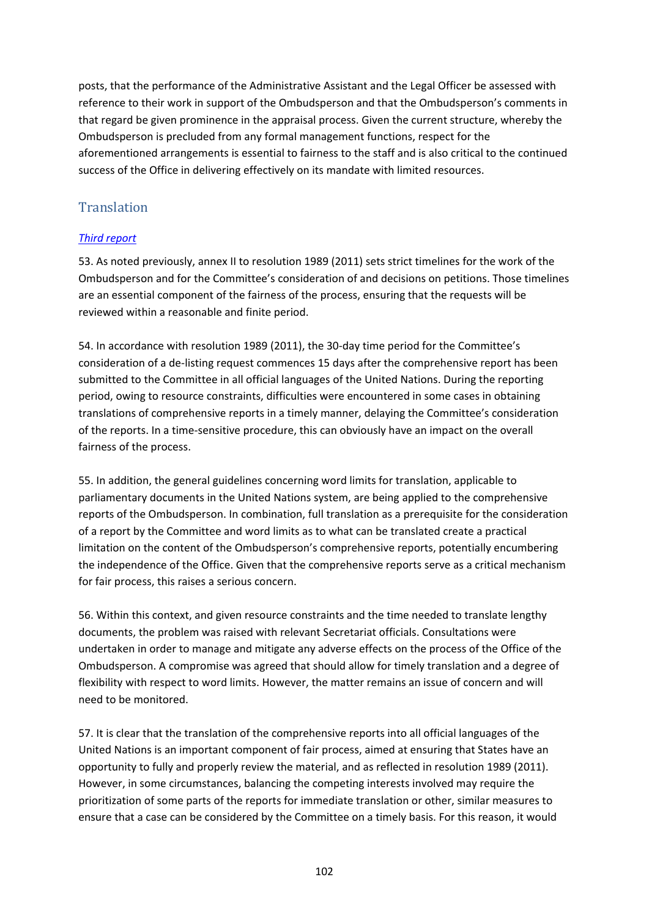posts, that the performance of the Administrative Assistant and the Legal Officer be assessed with reference to their work in support of the Ombudsperson and that the Ombudsperson's comments in that regard be given prominence in the appraisal process. Given the current structure, whereby the Ombudsperson is precluded from any formal management functions, respect for the aforementioned arrangements is essential to fairness to the staff and is also critical to the continued success of the Office in delivering effectively on its mandate with limited resources.

## Translation

### *Third report*

53. As noted previously, annex II to resolution 1989 (2011) sets strict timelines for the work of the Ombudsperson and for the Committee's consideration of and decisions on petitions. Those timelines are an essential component of the fairness of the process, ensuring that the requests will be reviewed within a reasonable and finite period.

54. In accordance with resolution 1989 (2011), the 30-day time period for the Committee's consideration of a de-listing request commences 15 days after the comprehensive report has been submitted to the Committee in all official languages of the United Nations. During the reporting period, owing to resource constraints, difficulties were encountered in some cases in obtaining translations of comprehensive reports in a timely manner, delaying the Committee's consideration of the reports. In a time-sensitive procedure, this can obviously have an impact on the overall fairness of the process.

55. In addition, the general guidelines concerning word limits for translation, applicable to parliamentary documents in the United Nations system, are being applied to the comprehensive reports of the Ombudsperson. In combination, full translation as a prerequisite for the consideration of a report by the Committee and word limits as to what can be translated create a practical limitation on the content of the Ombudsperson's comprehensive reports, potentially encumbering the independence of the Office. Given that the comprehensive reports serve as a critical mechanism for fair process, this raises a serious concern.

56. Within this context, and given resource constraints and the time needed to translate lengthy documents, the problem was raised with relevant Secretariat officials. Consultations were undertaken in order to manage and mitigate any adverse effects on the process of the Office of the Ombudsperson. A compromise was agreed that should allow for timely translation and a degree of flexibility with respect to word limits. However, the matter remains an issue of concern and will need to be monitored.

57. It is clear that the translation of the comprehensive reports into all official languages of the United Nations is an important component of fair process, aimed at ensuring that States have an opportunity to fully and properly review the material, and as reflected in resolution 1989 (2011). However, in some circumstances, balancing the competing interests involved may require the prioritization of some parts of the reports for immediate translation or other, similar measures to ensure that a case can be considered by the Committee on a timely basis. For this reason, it would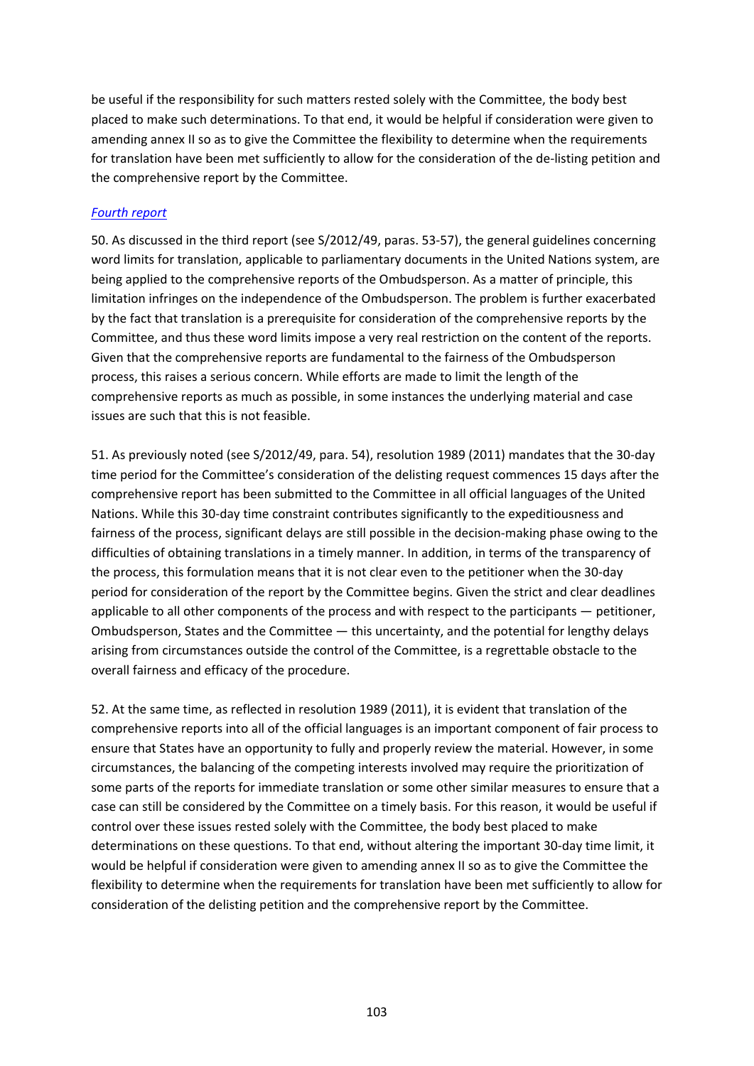be useful if the responsibility for such matters rested solely with the Committee, the body best placed to make such determinations. To that end, it would be helpful if consideration were given to amending annex II so as to give the Committee the flexibility to determine when the requirements for translation have been met sufficiently to allow for the consideration of the de-listing petition and the comprehensive report by the Committee.

*Fourth report*

50. As discussed in the third report (see S/2012/49, paras. 53-57), the general guidelines concerning word limits for translation, applicable to parliamentary documents in the United Nations system, are being applied to the comprehensive reports of the Ombudsperson. As a matter of principle, this limitation infringes on the independence of the Ombudsperson. The problem is further exacerbated by the fact that translation is a prerequisite for consideration of the comprehensive reports by the Committee, and thus these word limits impose a very real restriction on the content of the reports. Given that the comprehensive reports are fundamental to the fairness of the Ombudsperson process, this raises a serious concern. While efforts are made to limit the length of the comprehensive reports as much as possible, in some instances the underlying material and case issues are such that this is not feasible.

51. As previously noted (see S/2012/49, para. 54), resolution 1989 (2011) mandates that the 30-day time period for the Committee's consideration of the delisting request commences 15 days after the comprehensive report has been submitted to the Committee in all official languages of the United Nations. While this 30-day time constraint contributes significantly to the expeditiousness and fairness of the process, significant delays are still possible in the decision-making phase owing to the difficulties of obtaining translations in a timely manner. In addition, in terms of the transparency of the process, this formulation means that it is not clear even to the petitioner when the 30-day period for consideration of the report by the Committee begins. Given the strict and clear deadlines applicable to all other components of the process and with respect to the participants — petitioner, Ombudsperson, States and the Committee — this uncertainty, and the potential for lengthy delays arising from circumstances outside the control of the Committee, is a regrettable obstacle to the overall fairness and efficacy of the procedure.

52. At the same time, as reflected in resolution 1989 (2011), it is evident that translation of the comprehensive reports into all of the official languages is an important component of fair process to ensure that States have an opportunity to fully and properly review the material. However, in some circumstances, the balancing of the competing interests involved may require the prioritization of some parts of the reports for immediate translation or some other similar measures to ensure that a case can still be considered by the Committee on a timely basis. For this reason, it would be useful if control over these issues rested solely with the Committee, the body best placed to make determinations on these questions. To that end, without altering the important 30-day time limit, it would be helpful if consideration were given to amending annex II so as to give the Committee the flexibility to determine when the requirements for translation have been met sufficiently to allow for consideration of the delisting petition and the comprehensive report by the Committee.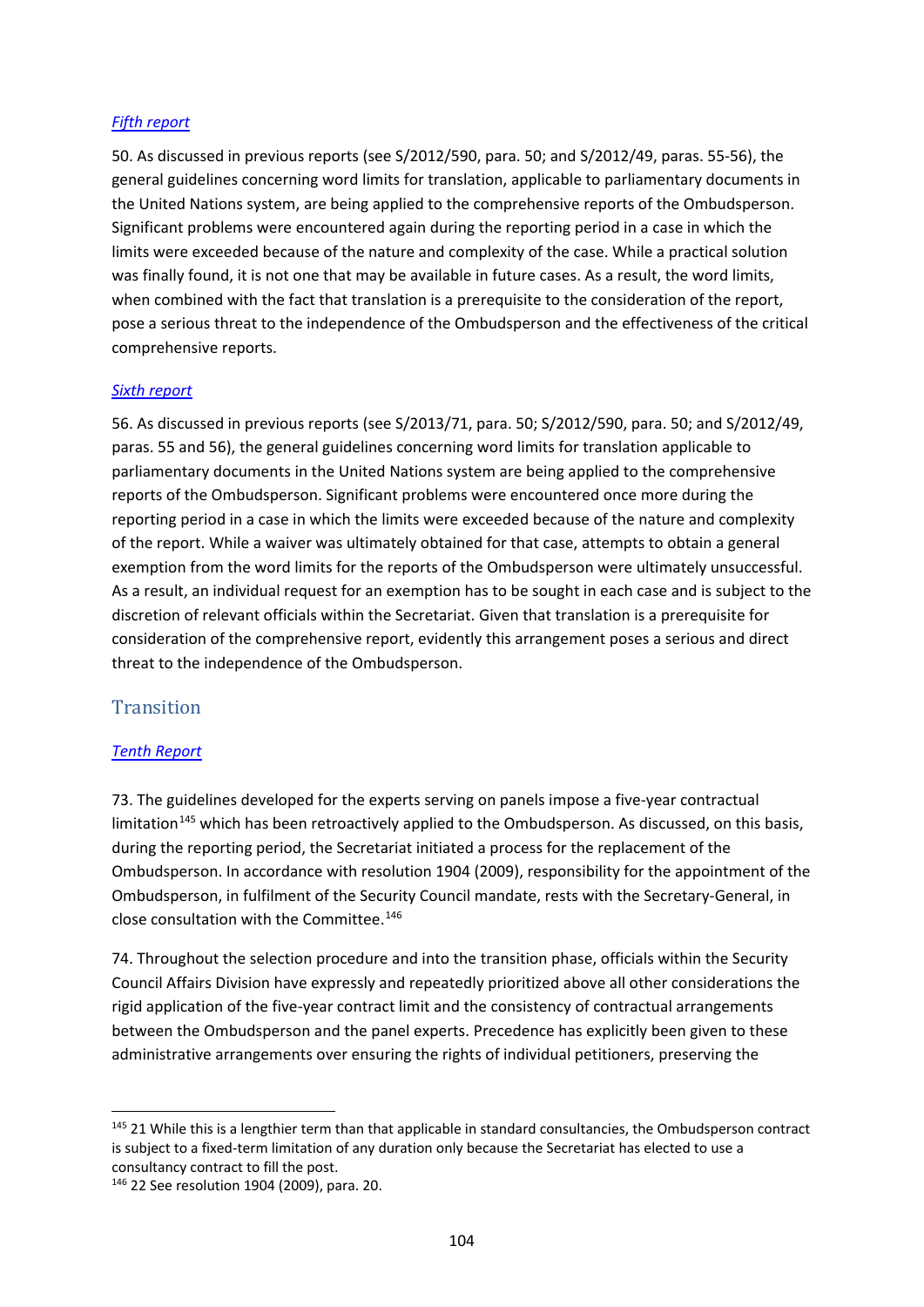*Fifth report*

50. As discussed in previous reports (see S/2012/590, para. 50; and S/2012/49, paras. 55-56), the general guidelines concerning word limits for translation, applicable to parliamentary documents in the United Nations system, are being applied to the comprehensive reports of the Ombudsperson. Significant problems were encountered again during the reporting period in a case in which the limits were exceeded because of the nature and complexity of the case. While a practical solution was finally found, it is not one that may be available in future cases. As a result, the word limits, when combined with the fact that translation is a prerequisite to the consideration of the report, pose a serious threat to the independence of the Ombudsperson and the effectiveness of the critical comprehensive reports.

*Sixth report*

56. As discussed in previous reports (see S/2013/71, para. 50; S/2012/590, para. 50; and S/2012/49, paras. 55 and 56), the general guidelines concerning word limits for translation applicable to parliamentary documents in the United Nations system are being applied to the comprehensive reports of the Ombudsperson. Significant problems were encountered once more during the reporting period in a case in which the limits were exceeded because of the nature and complexity of the report. While a waiver was ultimately obtained for that case, attempts to obtain a general exemption from the word limits for the reports of the Ombudsperson were ultimately unsuccessful. As a result, an individual request for an exemption has to be sought in each case and is subject to the discretion of relevant officials within the Secretariat. Given that translation is a prerequisite for consideration of the comprehensive report, evidently this arrangement poses a serious and direct threat to the independence of the Ombudsperson.

## Transition

*Tenth Report*

73. The guidelines developed for the experts serving on panels impose a five-year contractual limitation[145] which has been retroactively applied to the Ombudsperson. As discussed, on this basis, during the reporting period, the Secretariat initiated a process for the replacement of the Ombudsperson. In accordance with resolution 1904 (2009), responsibility for the appointment of the Ombudsperson, in fulfilment of the Security Council mandate, rests with the Secretary-General, in close consultation with the Committee.[146]

74. Throughout the selection procedure and into the transition phase, officials within the Security Council Affairs Division have expressly and repeatedly prioritized above all other considerations the rigid application of the five-year contract limit and the consistency of contractual arrangements between the Ombudsperson and the panel experts. Precedence has explicitly been given to these administrative arrangements over ensuring the rights of individual petitioners, preserving the

---

[145] 21 While this is a lengthier term than that applicable in standard consultancies, the Ombudsperson contract is subject to a fixed-term limitation of any duration only because the Secretariat has elected to use a consultancy contract to fill the post.

[146] 22 See resolution 1904 (2009), para. 20.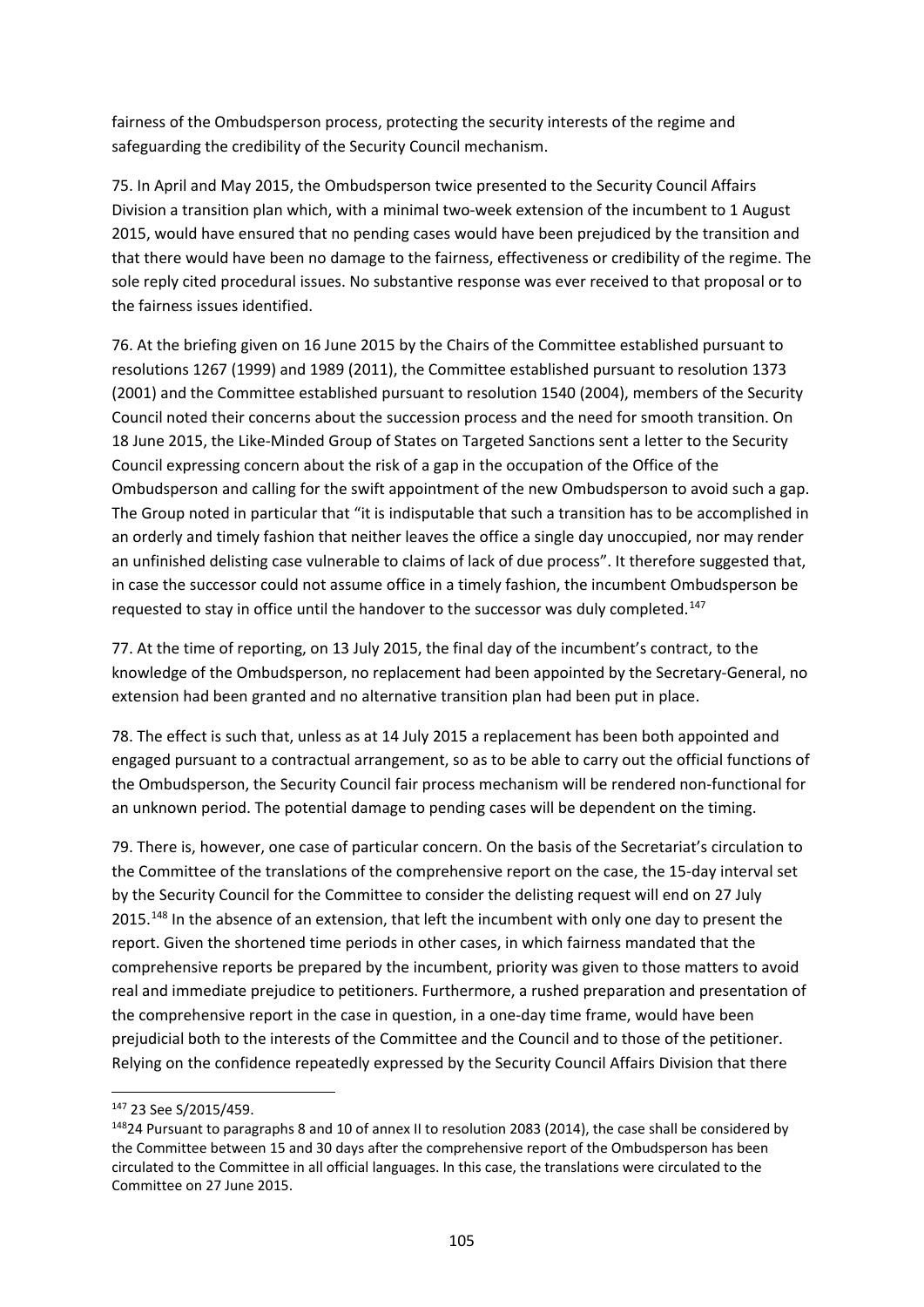fairness of the Ombudsperson process, protecting the security interests of the regime and safeguarding the credibility of the Security Council mechanism.

75. In April and May 2015, the Ombudsperson twice presented to the Security Council Affairs Division a transition plan which, with a minimal two-week extension of the incumbent to 1 August 2015, would have ensured that no pending cases would have been prejudiced by the transition and that there would have been no damage to the fairness, effectiveness or credibility of the regime. The sole reply cited procedural issues. No substantive response was ever received to that proposal or to the fairness issues identified.

76. At the briefing given on 16 June 2015 by the Chairs of the Committee established pursuant to resolutions 1267 (1999) and 1989 (2011), the Committee established pursuant to resolution 1373 (2001) and the Committee established pursuant to resolution 1540 (2004), members of the Security Council noted their concerns about the succession process and the need for smooth transition. On 18 June 2015, the Like-Minded Group of States on Targeted Sanctions sent a letter to the Security Council expressing concern about the risk of a gap in the occupation of the Office of the Ombudsperson and calling for the swift appointment of the new Ombudsperson to avoid such a gap. The Group noted in particular that "it is indisputable that such a transition has to be accomplished in an orderly and timely fashion that neither leaves the office a single day unoccupied, nor may render an unfinished delisting case vulnerable to claims of lack of due process". It therefore suggested that, in case the successor could not assume office in a timely fashion, the incumbent Ombudsperson be requested to stay in office until the handover to the successor was duly completed.[147]

77. At the time of reporting, on 13 July 2015, the final day of the incumbent's contract, to the knowledge of the Ombudsperson, no replacement had been appointed by the Secretary-General, no extension had been granted and no alternative transition plan had been put in place.

78. The effect is such that, unless as at 14 July 2015 a replacement has been both appointed and engaged pursuant to a contractual arrangement, so as to be able to carry out the official functions of the Ombudsperson, the Security Council fair process mechanism will be rendered non-functional for an unknown period. The potential damage to pending cases will be dependent on the timing.

79. There is, however, one case of particular concern. On the basis of the Secretariat's circulation to the Committee of the translations of the comprehensive report on the case, the 15-day interval set by the Security Council for the Committee to consider the delisting request will end on 27 July 2015.[148] In the absence of an extension, that left the incumbent with only one day to present the report. Given the shortened time periods in other cases, in which fairness mandated that the comprehensive reports be prepared by the incumbent, priority was given to those matters to avoid real and immediate prejudice to petitioners. Furthermore, a rushed preparation and presentation of the comprehensive report in the case in question, in a one-day time frame, would have been prejudicial both to the interests of the Committee and the Council and to those of the petitioner. Relying on the confidence repeatedly expressed by the Security Council Affairs Division that there

---

[147] 23 See S/2015/459.

[148] 24 Pursuant to paragraphs 8 and 10 of annex II to resolution 2083 (2014), the case shall be considered by the Committee between 15 and 30 days after the comprehensive report of the Ombudsperson has been circulated to the Committee in all official languages. In this case, the translations were circulated to the Committee on 27 June 2015.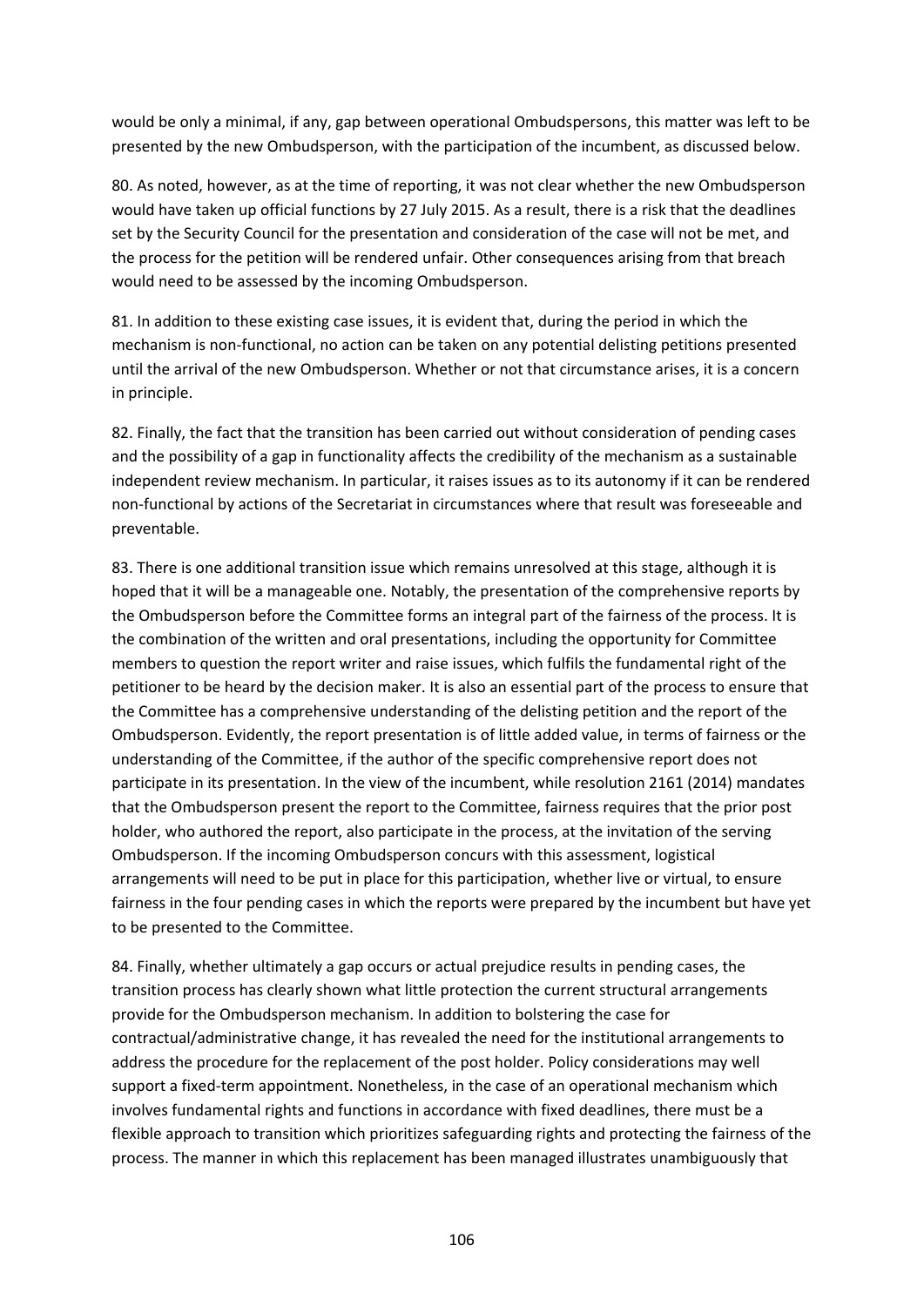would be only a minimal, if any, gap between operational Ombudspersons, this matter was left to be presented by the new Ombudsperson, with the participation of the incumbent, as discussed below.

80. As noted, however, as at the time of reporting, it was not clear whether the new Ombudsperson would have taken up official functions by 27 July 2015. As a result, there is a risk that the deadlines set by the Security Council for the presentation and consideration of the case will not be met, and the process for the petition will be rendered unfair. Other consequences arising from that breach would need to be assessed by the incoming Ombudsperson.

81. In addition to these existing case issues, it is evident that, during the period in which the mechanism is non-functional, no action can be taken on any potential delisting petitions presented until the arrival of the new Ombudsperson. Whether or not that circumstance arises, it is a concern in principle.

82. Finally, the fact that the transition has been carried out without consideration of pending cases and the possibility of a gap in functionality affects the credibility of the mechanism as a sustainable independent review mechanism. In particular, it raises issues as to its autonomy if it can be rendered non-functional by actions of the Secretariat in circumstances where that result was foreseeable and preventable.

83. There is one additional transition issue which remains unresolved at this stage, although it is hoped that it will be a manageable one. Notably, the presentation of the comprehensive reports by the Ombudsperson before the Committee forms an integral part of the fairness of the process. It is the combination of the written and oral presentations, including the opportunity for Committee members to question the report writer and raise issues, which fulfils the fundamental right of the petitioner to be heard by the decision maker. It is also an essential part of the process to ensure that the Committee has a comprehensive understanding of the delisting petition and the report of the Ombudsperson. Evidently, the report presentation is of little added value, in terms of fairness or the understanding of the Committee, if the author of the specific comprehensive report does not participate in its presentation. In the view of the incumbent, while resolution 2161 (2014) mandates that the Ombudsperson present the report to the Committee, fairness requires that the prior post holder, who authored the report, also participate in the process, at the invitation of the serving Ombudsperson. If the incoming Ombudsperson concurs with this assessment, logistical arrangements will need to be put in place for this participation, whether live or virtual, to ensure fairness in the four pending cases in which the reports were prepared by the incumbent but have yet to be presented to the Committee.

84. Finally, whether ultimately a gap occurs or actual prejudice results in pending cases, the transition process has clearly shown what little protection the current structural arrangements provide for the Ombudsperson mechanism. In addition to bolstering the case for contractual/administrative change, it has revealed the need for the institutional arrangements to address the procedure for the replacement of the post holder. Policy considerations may well support a fixed-term appointment. Nonetheless, in the case of an operational mechanism which involves fundamental rights and functions in accordance with fixed deadlines, there must be a flexible approach to transition which prioritizes safeguarding rights and protecting the fairness of the process. The manner in which this replacement has been managed illustrates unambiguously that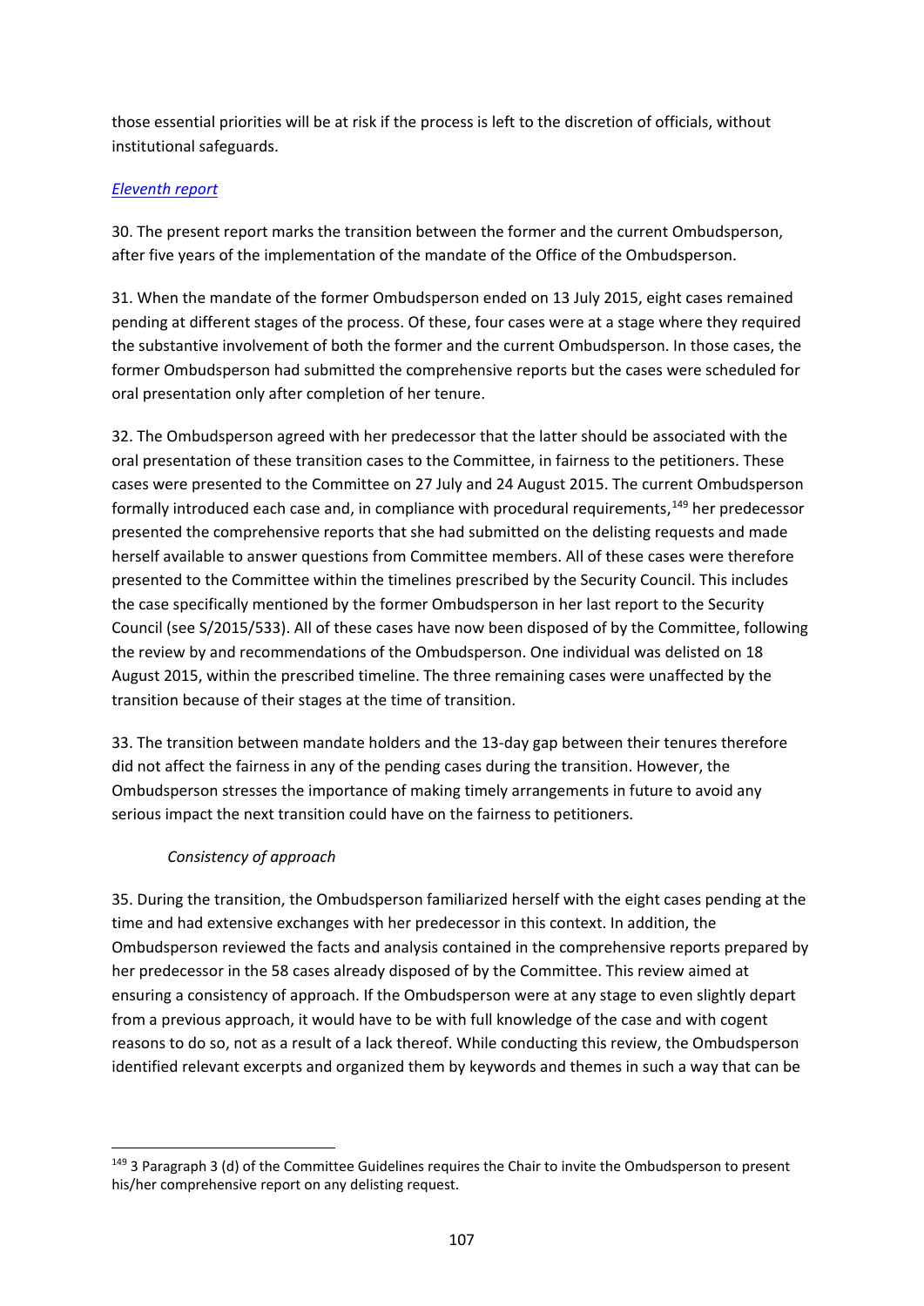those essential priorities will be at risk if the process is left to the discretion of officials, without institutional safeguards.

*Eleventh report*

30. The present report marks the transition between the former and the current Ombudsperson, after five years of the implementation of the mandate of the Office of the Ombudsperson.

31. When the mandate of the former Ombudsperson ended on 13 July 2015, eight cases remained pending at different stages of the process. Of these, four cases were at a stage where they required the substantive involvement of both the former and the current Ombudsperson. In those cases, the former Ombudsperson had submitted the comprehensive reports but the cases were scheduled for oral presentation only after completion of her tenure.

32. The Ombudsperson agreed with her predecessor that the latter should be associated with the oral presentation of these transition cases to the Committee, in fairness to the petitioners. These cases were presented to the Committee on 27 July and 24 August 2015. The current Ombudsperson formally introduced each case and, in compliance with procedural requirements,[149] her predecessor presented the comprehensive reports that she had submitted on the delisting requests and made herself available to answer questions from Committee members. All of these cases were therefore presented to the Committee within the timelines prescribed by the Security Council. This includes the case specifically mentioned by the former Ombudsperson in her last report to the Security Council (see S/2015/533). All of these cases have now been disposed of by the Committee, following the review by and recommendations of the Ombudsperson. One individual was delisted on 18 August 2015, within the prescribed timeline. The three remaining cases were unaffected by the transition because of their stages at the time of transition.

33. The transition between mandate holders and the 13-day gap between their tenures therefore did not affect the fairness in any of the pending cases during the transition. However, the Ombudsperson stresses the importance of making timely arrangements in future to avoid any serious impact the next transition could have on the fairness to petitioners.

*Consistency of approach*

35. During the transition, the Ombudsperson familiarized herself with the eight cases pending at the time and had extensive exchanges with her predecessor in this context. In addition, the Ombudsperson reviewed the facts and analysis contained in the comprehensive reports prepared by her predecessor in the 58 cases already disposed of by the Committee. This review aimed at ensuring a consistency of approach. If the Ombudsperson were at any stage to even slightly depart from a previous approach, it would have to be with full knowledge of the case and with cogent reasons to do so, not as a result of a lack thereof. While conducting this review, the Ombudsperson identified relevant excerpts and organized them by keywords and themes in such a way that can be

---

[149] 3 Paragraph 3 (d) of the Committee Guidelines requires the Chair to invite the Ombudsperson to present his/her comprehensive report on any delisting request.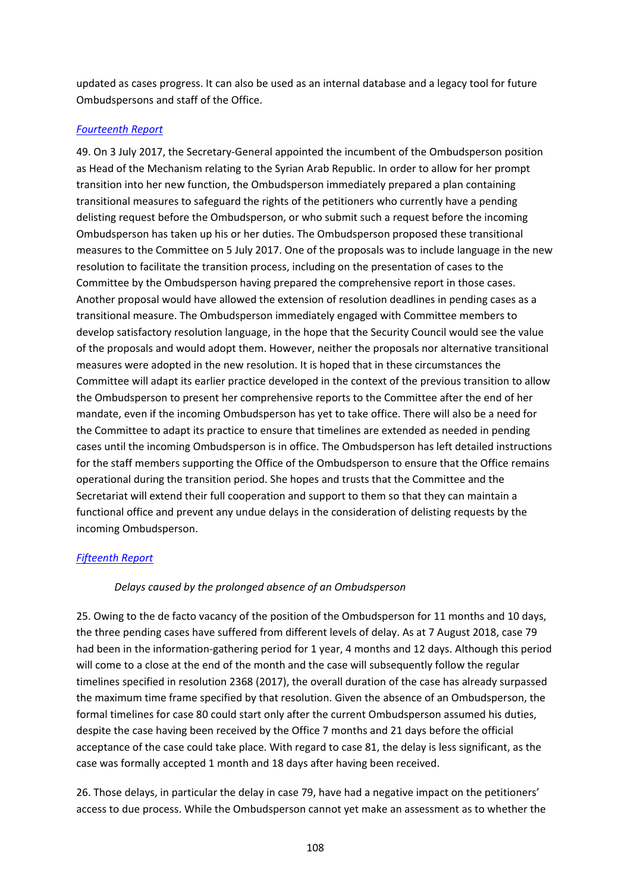updated as cases progress. It can also be used as an internal database and a legacy tool for future Ombudspersons and staff of the Office.

*Fourteenth Report*

49. On 3 July 2017, the Secretary-General appointed the incumbent of the Ombudsperson position as Head of the Mechanism relating to the Syrian Arab Republic. In order to allow for her prompt transition into her new function, the Ombudsperson immediately prepared a plan containing transitional measures to safeguard the rights of the petitioners who currently have a pending delisting request before the Ombudsperson, or who submit such a request before the incoming Ombudsperson has taken up his or her duties. The Ombudsperson proposed these transitional measures to the Committee on 5 July 2017. One of the proposals was to include language in the new resolution to facilitate the transition process, including on the presentation of cases to the Committee by the Ombudsperson having prepared the comprehensive report in those cases. Another proposal would have allowed the extension of resolution deadlines in pending cases as a transitional measure. The Ombudsperson immediately engaged with Committee members to develop satisfactory resolution language, in the hope that the Security Council would see the value of the proposals and would adopt them. However, neither the proposals nor alternative transitional measures were adopted in the new resolution. It is hoped that in these circumstances the Committee will adapt its earlier practice developed in the context of the previous transition to allow the Ombudsperson to present her comprehensive reports to the Committee after the end of her mandate, even if the incoming Ombudsperson has yet to take office. There will also be a need for the Committee to adapt its practice to ensure that timelines are extended as needed in pending cases until the incoming Ombudsperson is in office. The Ombudsperson has left detailed instructions for the staff members supporting the Office of the Ombudsperson to ensure that the Office remains operational during the transition period. She hopes and trusts that the Committee and the Secretariat will extend their full cooperation and support to them so that they can maintain a functional office and prevent any undue delays in the consideration of delisting requests by the incoming Ombudsperson.

*Fifteenth Report*

*Delays caused by the prolonged absence of an Ombudsperson*

25. Owing to the de facto vacancy of the position of the Ombudsperson for 11 months and 10 days, the three pending cases have suffered from different levels of delay. As at 7 August 2018, case 79 had been in the information-gathering period for 1 year, 4 months and 12 days. Although this period will come to a close at the end of the month and the case will subsequently follow the regular timelines specified in resolution 2368 (2017), the overall duration of the case has already surpassed the maximum time frame specified by that resolution. Given the absence of an Ombudsperson, the formal timelines for case 80 could start only after the current Ombudsperson assumed his duties, despite the case having been received by the Office 7 months and 21 days before the official acceptance of the case could take place. With regard to case 81, the delay is less significant, as the case was formally accepted 1 month and 18 days after having been received.

26. Those delays, in particular the delay in case 79, have had a negative impact on the petitioners' access to due process. While the Ombudsperson cannot yet make an assessment as to whether the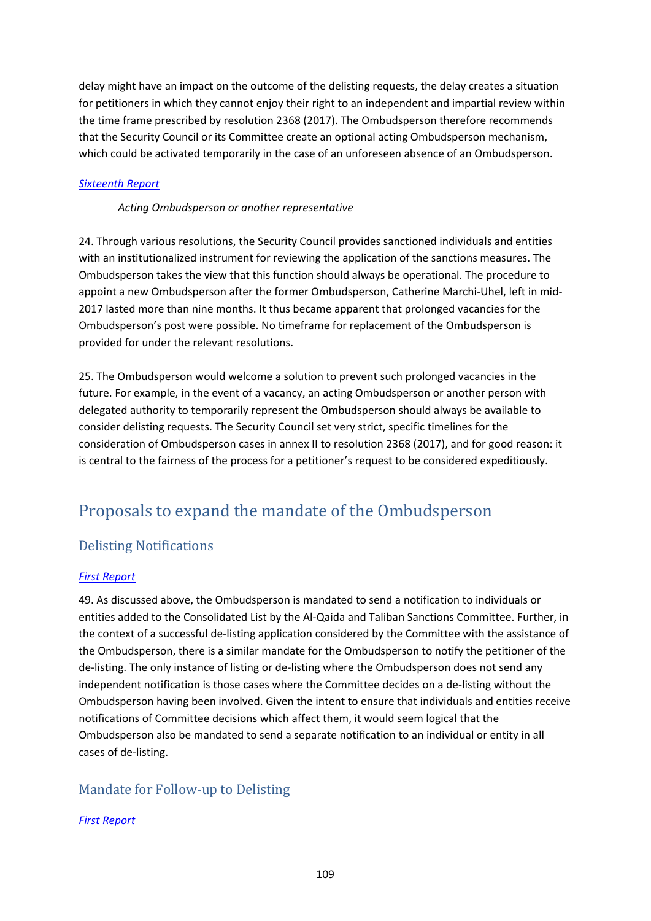delay might have an impact on the outcome of the delisting requests, the delay creates a situation for petitioners in which they cannot enjoy their right to an independent and impartial review within the time frame prescribed by resolution 2368 (2017). The Ombudsperson therefore recommends that the Security Council or its Committee create an optional acting Ombudsperson mechanism, which could be activated temporarily in the case of an unforeseen absence of an Ombudsperson.

*Sixteenth Report*

*Acting Ombudsperson or another representative*

24. Through various resolutions, the Security Council provides sanctioned individuals and entities with an institutionalized instrument for reviewing the application of the sanctions measures. The Ombudsperson takes the view that this function should always be operational. The procedure to appoint a new Ombudsperson after the former Ombudsperson, Catherine Marchi-Uhel, left in mid-2017 lasted more than nine months. It thus became apparent that prolonged vacancies for the Ombudsperson's post were possible. No timeframe for replacement of the Ombudsperson is provided for under the relevant resolutions.

25. The Ombudsperson would welcome a solution to prevent such prolonged vacancies in the future. For example, in the event of a vacancy, an acting Ombudsperson or another person with delegated authority to temporarily represent the Ombudsperson should always be available to consider delisting requests. The Security Council set very strict, specific timelines for the consideration of Ombudsperson cases in annex II to resolution 2368 (2017), and for good reason: it is central to the fairness of the process for a petitioner's request to be considered expeditiously.

## Proposals to expand the mandate of the Ombudsperson

### Delisting Notifications

*First Report*

49. As discussed above, the Ombudsperson is mandated to send a notification to individuals or entities added to the Consolidated List by the Al-Qaida and Taliban Sanctions Committee. Further, in the context of a successful de-listing application considered by the Committee with the assistance of the Ombudsperson, there is a similar mandate for the Ombudsperson to notify the petitioner of the de-listing. The only instance of listing or de-listing where the Ombudsperson does not send any independent notification is those cases where the Committee decides on a de-listing without the Ombudsperson having been involved. Given the intent to ensure that individuals and entities receive notifications of Committee decisions which affect them, it would seem logical that the Ombudsperson also be mandated to send a separate notification to an individual or entity in all cases of de-listing.

### Mandate for Follow-up to Delisting

*First Report*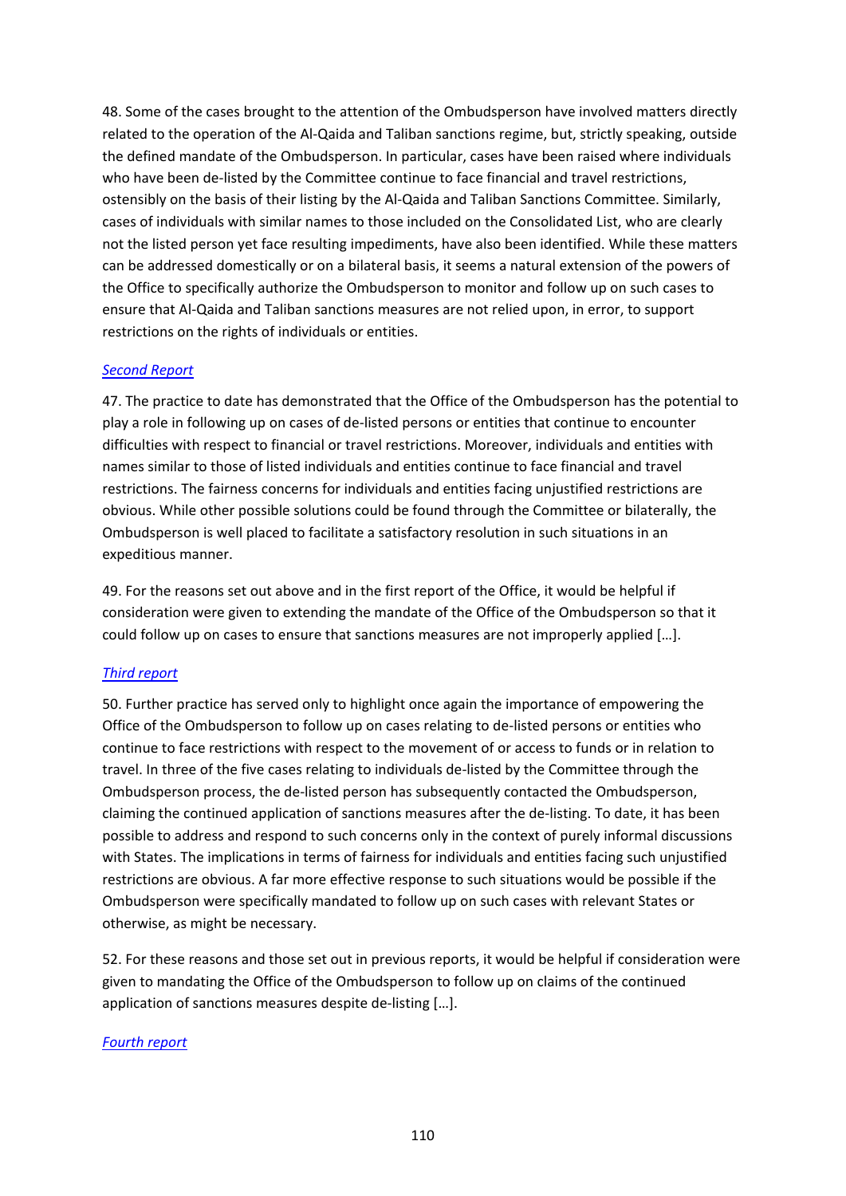48. Some of the cases brought to the attention of the Ombudsperson have involved matters directly related to the operation of the Al-Qaida and Taliban sanctions regime, but, strictly speaking, outside the defined mandate of the Ombudsperson. In particular, cases have been raised where individuals who have been de-listed by the Committee continue to face financial and travel restrictions, ostensibly on the basis of their listing by the Al-Qaida and Taliban Sanctions Committee. Similarly, cases of individuals with similar names to those included on the Consolidated List, who are clearly not the listed person yet face resulting impediments, have also been identified. While these matters can be addressed domestically or on a bilateral basis, it seems a natural extension of the powers of the Office to specifically authorize the Ombudsperson to monitor and follow up on such cases to ensure that Al-Qaida and Taliban sanctions measures are not relied upon, in error, to support restrictions on the rights of individuals or entities.

*Second Report*

47. The practice to date has demonstrated that the Office of the Ombudsperson has the potential to play a role in following up on cases of de-listed persons or entities that continue to encounter difficulties with respect to financial or travel restrictions. Moreover, individuals and entities with names similar to those of listed individuals and entities continue to face financial and travel restrictions. The fairness concerns for individuals and entities facing unjustified restrictions are obvious. While other possible solutions could be found through the Committee or bilaterally, the Ombudsperson is well placed to facilitate a satisfactory resolution in such situations in an expeditious manner.

49. For the reasons set out above and in the first report of the Office, it would be helpful if consideration were given to extending the mandate of the Office of the Ombudsperson so that it could follow up on cases to ensure that sanctions measures are not improperly applied […].

*Third report*

50. Further practice has served only to highlight once again the importance of empowering the Office of the Ombudsperson to follow up on cases relating to de-listed persons or entities who continue to face restrictions with respect to the movement of or access to funds or in relation to travel. In three of the five cases relating to individuals de-listed by the Committee through the Ombudsperson process, the de-listed person has subsequently contacted the Ombudsperson, claiming the continued application of sanctions measures after the de-listing. To date, it has been possible to address and respond to such concerns only in the context of purely informal discussions with States. The implications in terms of fairness for individuals and entities facing such unjustified restrictions are obvious. A far more effective response to such situations would be possible if the Ombudsperson were specifically mandated to follow up on such cases with relevant States or otherwise, as might be necessary.

52. For these reasons and those set out in previous reports, it would be helpful if consideration were given to mandating the Office of the Ombudsperson to follow up on claims of the continued application of sanctions measures despite de-listing […].

*Fourth report*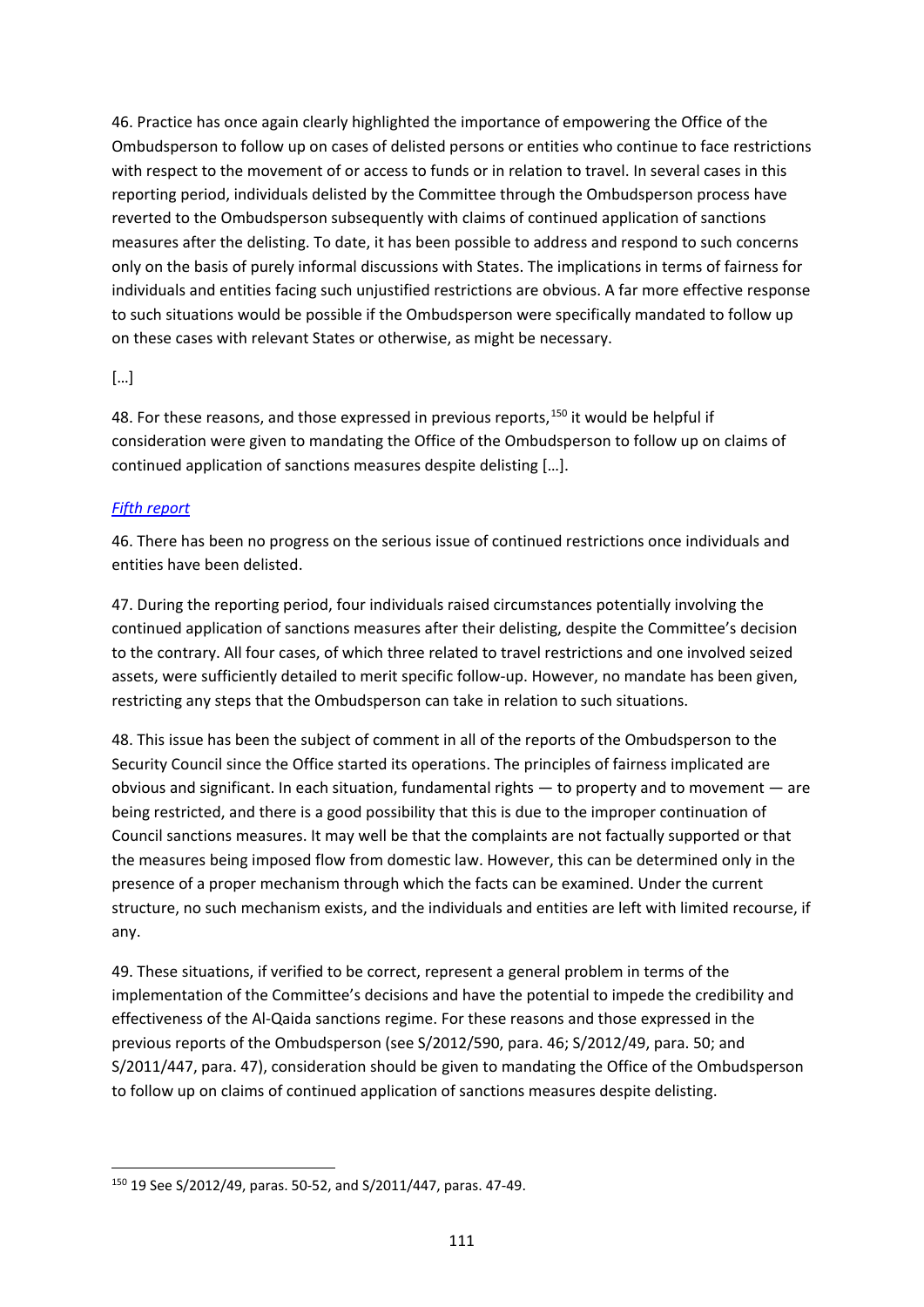46. Practice has once again clearly highlighted the importance of empowering the Office of the Ombudsperson to follow up on cases of delisted persons or entities who continue to face restrictions with respect to the movement of or access to funds or in relation to travel. In several cases in this reporting period, individuals delisted by the Committee through the Ombudsperson process have reverted to the Ombudsperson subsequently with claims of continued application of sanctions measures after the delisting. To date, it has been possible to address and respond to such concerns only on the basis of purely informal discussions with States. The implications in terms of fairness for individuals and entities facing such unjustified restrictions are obvious. A far more effective response to such situations would be possible if the Ombudsperson were specifically mandated to follow up on these cases with relevant States or otherwise, as might be necessary.

[…]

48. For these reasons, and those expressed in previous reports,[150] it would be helpful if consideration were given to mandating the Office of the Ombudsperson to follow up on claims of continued application of sanctions measures despite delisting […].

*Fifth report*

46. There has been no progress on the serious issue of continued restrictions once individuals and entities have been delisted.

47. During the reporting period, four individuals raised circumstances potentially involving the continued application of sanctions measures after their delisting, despite the Committee's decision to the contrary. All four cases, of which three related to travel restrictions and one involved seized assets, were sufficiently detailed to merit specific follow-up. However, no mandate has been given, restricting any steps that the Ombudsperson can take in relation to such situations.

48. This issue has been the subject of comment in all of the reports of the Ombudsperson to the Security Council since the Office started its operations. The principles of fairness implicated are obvious and significant. In each situation, fundamental rights — to property and to movement — are being restricted, and there is a good possibility that this is due to the improper continuation of Council sanctions measures. It may well be that the complaints are not factually supported or that the measures being imposed flow from domestic law. However, this can be determined only in the presence of a proper mechanism through which the facts can be examined. Under the current structure, no such mechanism exists, and the individuals and entities are left with limited recourse, if any.

49. These situations, if verified to be correct, represent a general problem in terms of the implementation of the Committee's decisions and have the potential to impede the credibility and effectiveness of the Al-Qaida sanctions regime. For these reasons and those expressed in the previous reports of the Ombudsperson (see S/2012/590, para. 46; S/2012/49, para. 50; and S/2011/447, para. 47), consideration should be given to mandating the Office of the Ombudsperson to follow up on claims of continued application of sanctions measures despite delisting.

---

[150] 19 See S/2012/49, paras. 50-52, and S/2011/447, paras. 47-49.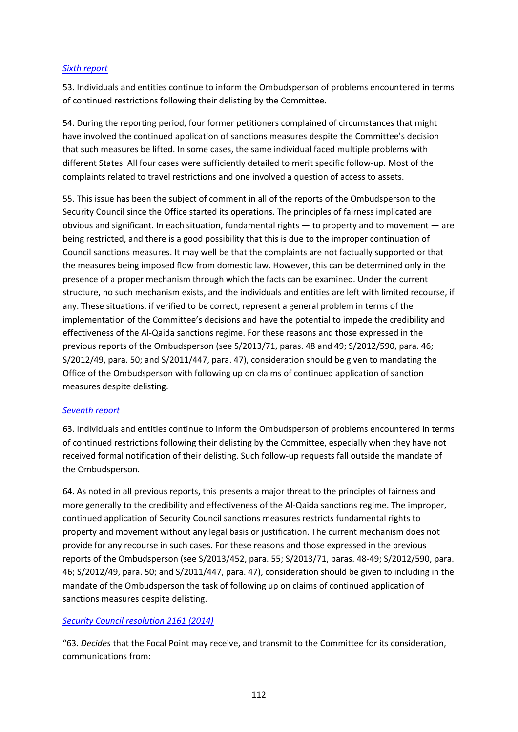*Sixth report*

53. Individuals and entities continue to inform the Ombudsperson of problems encountered in terms of continued restrictions following their delisting by the Committee.

54. During the reporting period, four former petitioners complained of circumstances that might have involved the continued application of sanctions measures despite the Committee's decision that such measures be lifted. In some cases, the same individual faced multiple problems with different States. All four cases were sufficiently detailed to merit specific follow-up. Most of the complaints related to travel restrictions and one involved a question of access to assets.

55. This issue has been the subject of comment in all of the reports of the Ombudsperson to the Security Council since the Office started its operations. The principles of fairness implicated are obvious and significant. In each situation, fundamental rights — to property and to movement — are being restricted, and there is a good possibility that this is due to the improper continuation of Council sanctions measures. It may well be that the complaints are not factually supported or that the measures being imposed flow from domestic law. However, this can be determined only in the presence of a proper mechanism through which the facts can be examined. Under the current structure, no such mechanism exists, and the individuals and entities are left with limited recourse, if any. These situations, if verified to be correct, represent a general problem in terms of the implementation of the Committee's decisions and have the potential to impede the credibility and effectiveness of the Al-Qaida sanctions regime. For these reasons and those expressed in the previous reports of the Ombudsperson (see S/2013/71, paras. 48 and 49; S/2012/590, para. 46; S/2012/49, para. 50; and S/2011/447, para. 47), consideration should be given to mandating the Office of the Ombudsperson with following up on claims of continued application of sanction measures despite delisting.

*Seventh report*

63. Individuals and entities continue to inform the Ombudsperson of problems encountered in terms of continued restrictions following their delisting by the Committee, especially when they have not received formal notification of their delisting. Such follow-up requests fall outside the mandate of the Ombudsperson.

64. As noted in all previous reports, this presents a major threat to the principles of fairness and more generally to the credibility and effectiveness of the Al-Qaida sanctions regime. The improper, continued application of Security Council sanctions measures restricts fundamental rights to property and movement without any legal basis or justification. The current mechanism does not provide for any recourse in such cases. For these reasons and those expressed in the previous reports of the Ombudsperson (see S/2013/452, para. 55; S/2013/71, paras. 48-49; S/2012/590, para. 46; S/2012/49, para. 50; and S/2011/447, para. 47), consideration should be given to including in the mandate of the Ombudsperson the task of following up on claims of continued application of sanctions measures despite delisting.

*Security Council resolution 2161 (2014)*

"63. *Decides* that the Focal Point may receive, and transmit to the Committee for its consideration, communications from: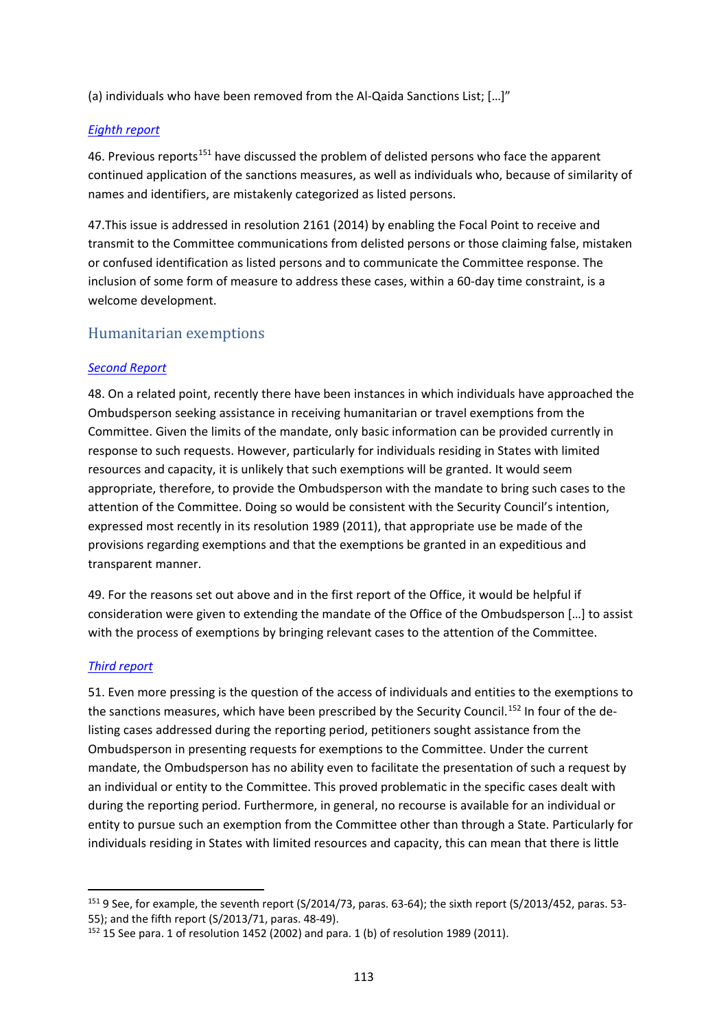(a) individuals who have been removed from the Al-Qaida Sanctions List; […]"

*Eighth report*

46. Previous reports[151] have discussed the problem of delisted persons who face the apparent continued application of the sanctions measures, as well as individuals who, because of similarity of names and identifiers, are mistakenly categorized as listed persons.

47.This issue is addressed in resolution 2161 (2014) by enabling the Focal Point to receive and transmit to the Committee communications from delisted persons or those claiming false, mistaken or confused identification as listed persons and to communicate the Committee response. The inclusion of some form of measure to address these cases, within a 60-day time constraint, is a welcome development.

## Humanitarian exemptions

*Second Report*

48. On a related point, recently there have been instances in which individuals have approached the Ombudsperson seeking assistance in receiving humanitarian or travel exemptions from the Committee. Given the limits of the mandate, only basic information can be provided currently in response to such requests. However, particularly for individuals residing in States with limited resources and capacity, it is unlikely that such exemptions will be granted. It would seem appropriate, therefore, to provide the Ombudsperson with the mandate to bring such cases to the attention of the Committee. Doing so would be consistent with the Security Council's intention, expressed most recently in its resolution 1989 (2011), that appropriate use be made of the provisions regarding exemptions and that the exemptions be granted in an expeditious and transparent manner.

49. For the reasons set out above and in the first report of the Office, it would be helpful if consideration were given to extending the mandate of the Office of the Ombudsperson […] to assist with the process of exemptions by bringing relevant cases to the attention of the Committee.

*Third report*

51. Even more pressing is the question of the access of individuals and entities to the exemptions to the sanctions measures, which have been prescribed by the Security Council.[152] In four of the de-listing cases addressed during the reporting period, petitioners sought assistance from the Ombudsperson in presenting requests for exemptions to the Committee. Under the current mandate, the Ombudsperson has no ability even to facilitate the presentation of such a request by an individual or entity to the Committee. This proved problematic in the specific cases dealt with during the reporting period. Furthermore, in general, no recourse is available for an individual or entity to pursue such an exemption from the Committee other than through a State. Particularly for individuals residing in States with limited resources and capacity, this can mean that there is little

---

[151] 9 See, for example, the seventh report (S/2014/73, paras. 63-64); the sixth report (S/2013/452, paras. 53-55); and the fifth report (S/2013/71, paras. 48-49).

[152] 15 See para. 1 of resolution 1452 (2002) and para. 1 (b) of resolution 1989 (2011).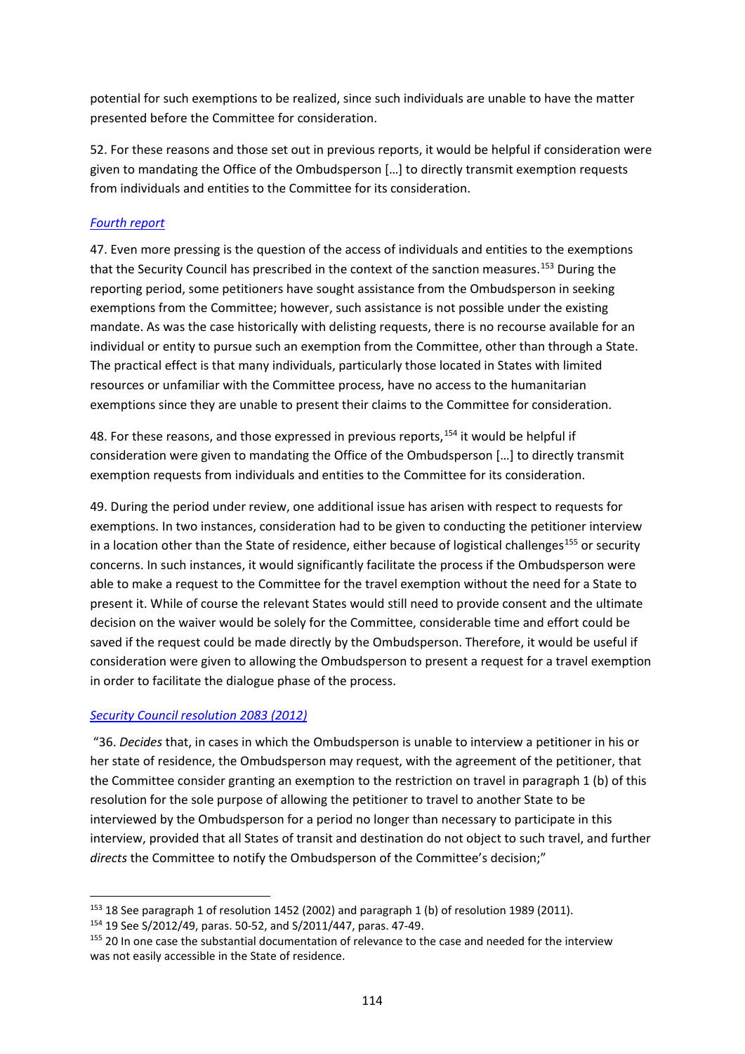potential for such exemptions to be realized, since such individuals are unable to have the matter presented before the Committee for consideration.

52. For these reasons and those set out in previous reports, it would be helpful if consideration were given to mandating the Office of the Ombudsperson […] to directly transmit exemption requests from individuals and entities to the Committee for its consideration.

*Fourth report*

47. Even more pressing is the question of the access of individuals and entities to the exemptions that the Security Council has prescribed in the context of the sanction measures.[153] During the reporting period, some petitioners have sought assistance from the Ombudsperson in seeking exemptions from the Committee; however, such assistance is not possible under the existing mandate. As was the case historically with delisting requests, there is no recourse available for an individual or entity to pursue such an exemption from the Committee, other than through a State. The practical effect is that many individuals, particularly those located in States with limited resources or unfamiliar with the Committee process, have no access to the humanitarian exemptions since they are unable to present their claims to the Committee for consideration.

48. For these reasons, and those expressed in previous reports,[154] it would be helpful if consideration were given to mandating the Office of the Ombudsperson […] to directly transmit exemption requests from individuals and entities to the Committee for its consideration.

49. During the period under review, one additional issue has arisen with respect to requests for exemptions. In two instances, consideration had to be given to conducting the petitioner interview in a location other than the State of residence, either because of logistical challenges[155] or security concerns. In such instances, it would significantly facilitate the process if the Ombudsperson were able to make a request to the Committee for the travel exemption without the need for a State to present it. While of course the relevant States would still need to provide consent and the ultimate decision on the waiver would be solely for the Committee, considerable time and effort could be saved if the request could be made directly by the Ombudsperson. Therefore, it would be useful if consideration were given to allowing the Ombudsperson to present a request for a travel exemption in order to facilitate the dialogue phase of the process.

*Security Council resolution 2083 (2012)*

"36. *Decides* that, in cases in which the Ombudsperson is unable to interview a petitioner in his or her state of residence, the Ombudsperson may request, with the agreement of the petitioner, that the Committee consider granting an exemption to the restriction on travel in paragraph 1 (b) of this resolution for the sole purpose of allowing the petitioner to travel to another State to be interviewed by the Ombudsperson for a period no longer than necessary to participate in this interview, provided that all States of transit and destination do not object to such travel, and further *directs* the Committee to notify the Ombudsperson of the Committee's decision;"

---

[153] 18 See paragraph 1 of resolution 1452 (2002) and paragraph 1 (b) of resolution 1989 (2011).

[154] 19 See S/2012/49, paras. 50-52, and S/2011/447, paras. 47-49.

[155] 20 In one case the substantial documentation of relevance to the case and needed for the interview was not easily accessible in the State of residence.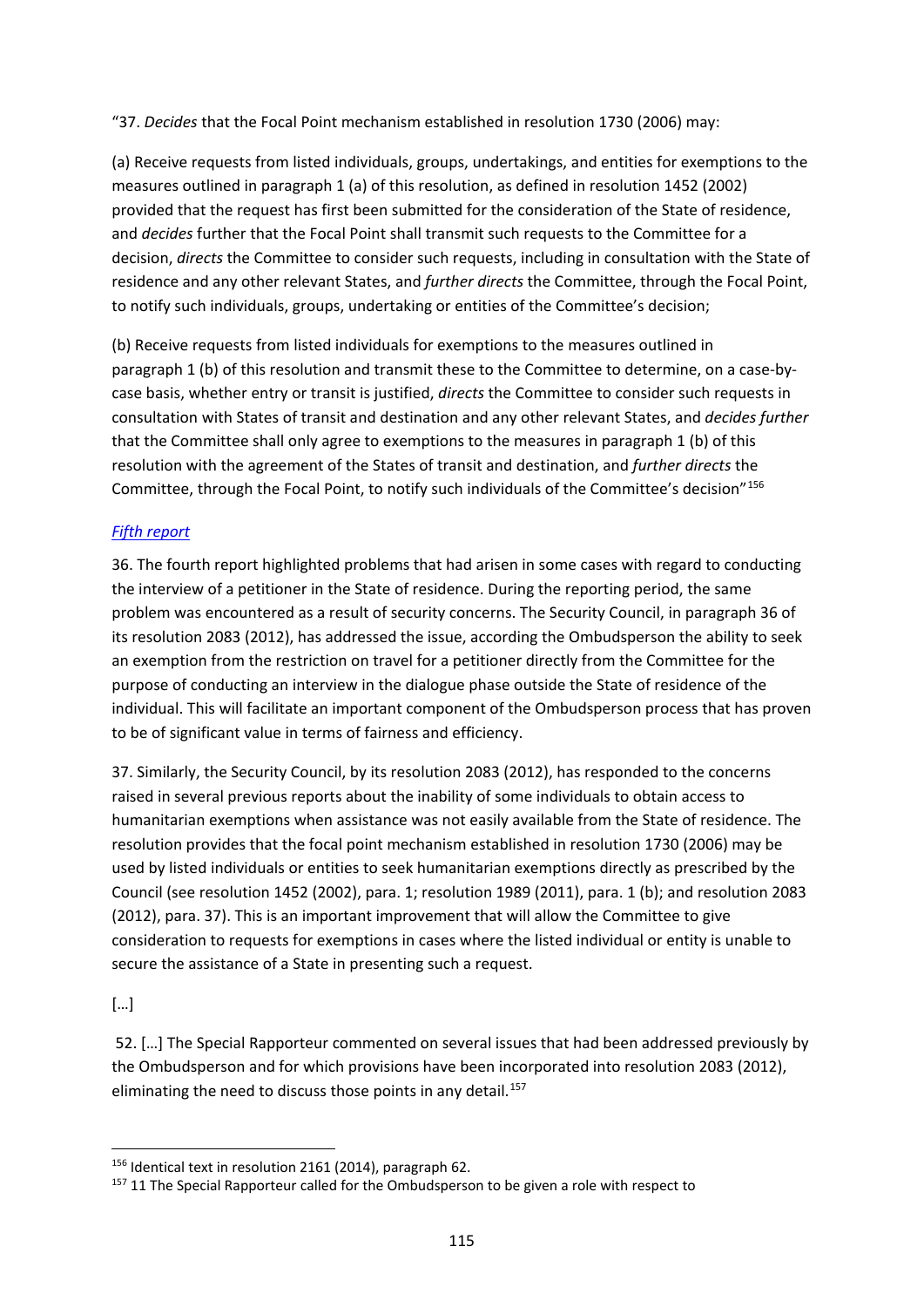"37. *Decides* that the Focal Point mechanism established in resolution 1730 (2006) may:

(a) Receive requests from listed individuals, groups, undertakings, and entities for exemptions to the measures outlined in paragraph 1 (a) of this resolution, as defined in resolution 1452 (2002) provided that the request has first been submitted for the consideration of the State of residence, and *decides* further that the Focal Point shall transmit such requests to the Committee for a decision, *directs* the Committee to consider such requests, including in consultation with the State of residence and any other relevant States, and *further directs* the Committee, through the Focal Point, to notify such individuals, groups, undertaking or entities of the Committee's decision;

(b) Receive requests from listed individuals for exemptions to the measures outlined in paragraph 1 (b) of this resolution and transmit these to the Committee to determine, on a case-by-case basis, whether entry or transit is justified, *directs* the Committee to consider such requests in consultation with States of transit and destination and any other relevant States, and *decides further* that the Committee shall only agree to exemptions to the measures in paragraph 1 (b) of this resolution with the agreement of the States of transit and destination, and *further directs* the Committee, through the Focal Point, to notify such individuals of the Committee's decision"[156]

*Fifth report*

36. The fourth report highlighted problems that had arisen in some cases with regard to conducting the interview of a petitioner in the State of residence. During the reporting period, the same problem was encountered as a result of security concerns. The Security Council, in paragraph 36 of its resolution 2083 (2012), has addressed the issue, according the Ombudsperson the ability to seek an exemption from the restriction on travel for a petitioner directly from the Committee for the purpose of conducting an interview in the dialogue phase outside the State of residence of the individual. This will facilitate an important component of the Ombudsperson process that has proven to be of significant value in terms of fairness and efficiency.

37. Similarly, the Security Council, by its resolution 2083 (2012), has responded to the concerns raised in several previous reports about the inability of some individuals to obtain access to humanitarian exemptions when assistance was not easily available from the State of residence. The resolution provides that the focal point mechanism established in resolution 1730 (2006) may be used by listed individuals or entities to seek humanitarian exemptions directly as prescribed by the Council (see resolution 1452 (2002), para. 1; resolution 1989 (2011), para. 1 (b); and resolution 2083 (2012), para. 37). This is an important improvement that will allow the Committee to give consideration to requests for exemptions in cases where the listed individual or entity is unable to secure the assistance of a State in presenting such a request.

[…]

52. […] The Special Rapporteur commented on several issues that had been addressed previously by the Ombudsperson and for which provisions have been incorporated into resolution 2083 (2012), eliminating the need to discuss those points in any detail.[157]

---

[156] Identical text in resolution 2161 (2014), paragraph 62.

[157] 11 The Special Rapporteur called for the Ombudsperson to be given a role with respect to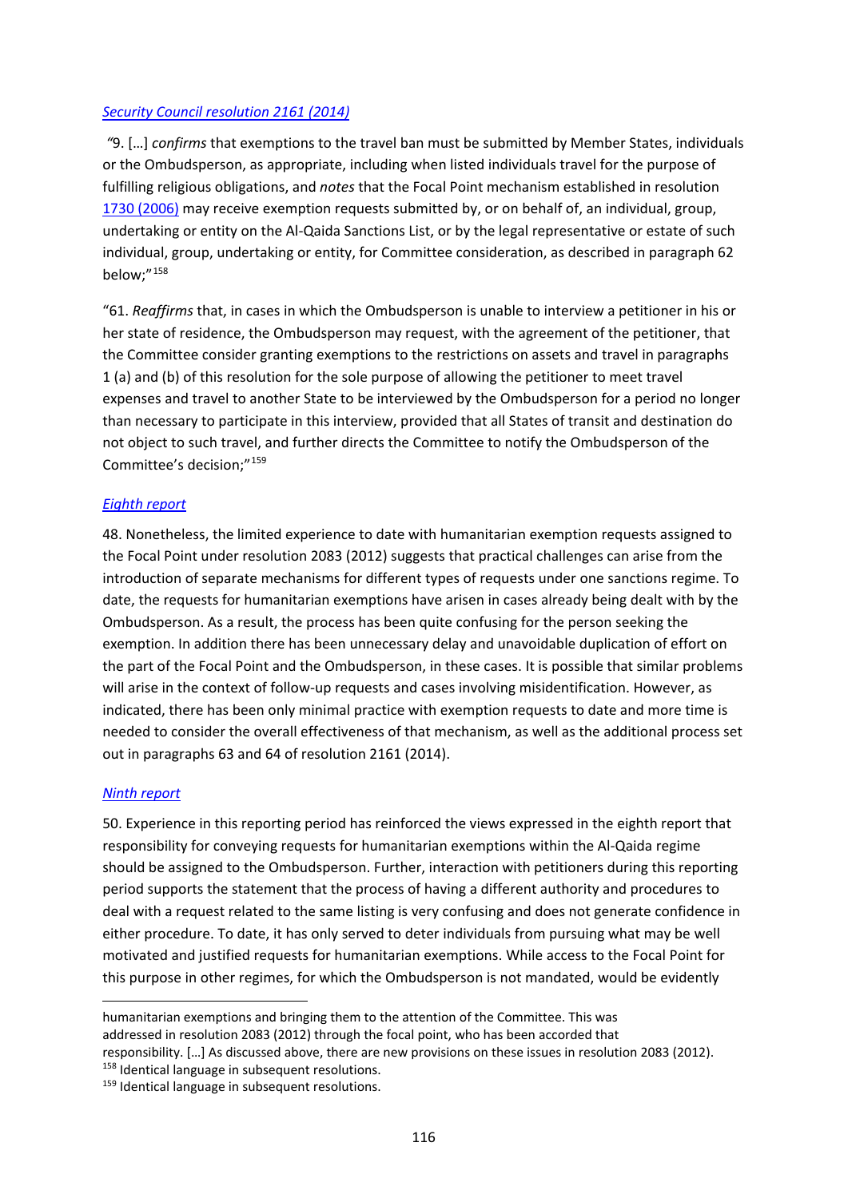[*Security Council resolution 2161 (2014)*](#)

"9. […] *confirms* that exemptions to the travel ban must be submitted by Member States, individuals or the Ombudsperson, as appropriate, including when listed individuals travel for the purpose of fulfilling religious obligations, and *notes* that the Focal Point mechanism established in resolution [1730 (2006)](#) may receive exemption requests submitted by, or on behalf of, an individual, group, undertaking or entity on the Al-Qaida Sanctions List, or by the legal representative or estate of such individual, group, undertaking or entity, for Committee consideration, as described in paragraph 62 below;"[158]

"61. *Reaffirms* that, in cases in which the Ombudsperson is unable to interview a petitioner in his or her state of residence, the Ombudsperson may request, with the agreement of the petitioner, that the Committee consider granting exemptions to the restrictions on assets and travel in paragraphs 1 (a) and (b) of this resolution for the sole purpose of allowing the petitioner to meet travel expenses and travel to another State to be interviewed by the Ombudsperson for a period no longer than necessary to participate in this interview, provided that all States of transit and destination do not object to such travel, and further directs the Committee to notify the Ombudsperson of the Committee's decision;"[159]

[*Eighth report*](#)

48. Nonetheless, the limited experience to date with humanitarian exemption requests assigned to the Focal Point under resolution 2083 (2012) suggests that practical challenges can arise from the introduction of separate mechanisms for different types of requests under one sanctions regime. To date, the requests for humanitarian exemptions have arisen in cases already being dealt with by the Ombudsperson. As a result, the process has been quite confusing for the person seeking the exemption. In addition there has been unnecessary delay and unavoidable duplication of effort on the part of the Focal Point and the Ombudsperson, in these cases. It is possible that similar problems will arise in the context of follow-up requests and cases involving misidentification. However, as indicated, there has been only minimal practice with exemption requests to date and more time is needed to consider the overall effectiveness of that mechanism, as well as the additional process set out in paragraphs 63 and 64 of resolution 2161 (2014).

[*Ninth report*](#)

50. Experience in this reporting period has reinforced the views expressed in the eighth report that responsibility for conveying requests for humanitarian exemptions within the Al-Qaida regime should be assigned to the Ombudsperson. Further, interaction with petitioners during this reporting period supports the statement that the process of having a different authority and procedures to deal with a request related to the same listing is very confusing and does not generate confidence in either procedure. To date, it has only served to deter individuals from pursuing what may be well motivated and justified requests for humanitarian exemptions. While access to the Focal Point for this purpose in other regimes, for which the Ombudsperson is not mandated, would be evidently

---

humanitarian exemptions and bringing them to the attention of the Committee. This was addressed in resolution 2083 (2012) through the focal point, who has been accorded that responsibility. […] As discussed above, there are new provisions on these issues in resolution 2083 (2012).

[158] Identical language in subsequent resolutions.

[159] Identical language in subsequent resolutions.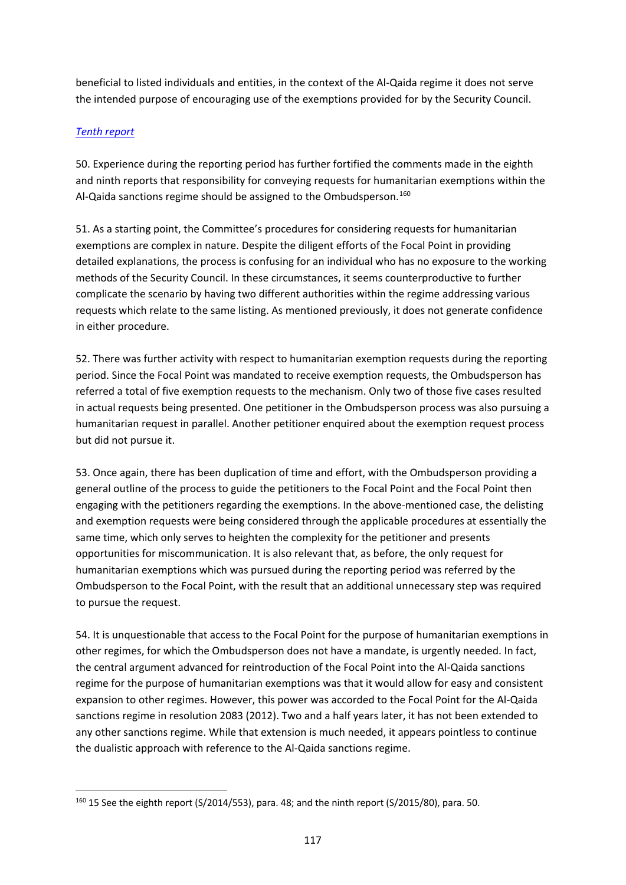beneficial to listed individuals and entities, in the context of the Al-Qaida regime it does not serve the intended purpose of encouraging use of the exemptions provided for by the Security Council.

*Tenth report*

50. Experience during the reporting period has further fortified the comments made in the eighth and ninth reports that responsibility for conveying requests for humanitarian exemptions within the Al-Qaida sanctions regime should be assigned to the Ombudsperson.[160]

51. As a starting point, the Committee's procedures for considering requests for humanitarian exemptions are complex in nature. Despite the diligent efforts of the Focal Point in providing detailed explanations, the process is confusing for an individual who has no exposure to the working methods of the Security Council. In these circumstances, it seems counterproductive to further complicate the scenario by having two different authorities within the regime addressing various requests which relate to the same listing. As mentioned previously, it does not generate confidence in either procedure.

52. There was further activity with respect to humanitarian exemption requests during the reporting period. Since the Focal Point was mandated to receive exemption requests, the Ombudsperson has referred a total of five exemption requests to the mechanism. Only two of those five cases resulted in actual requests being presented. One petitioner in the Ombudsperson process was also pursuing a humanitarian request in parallel. Another petitioner enquired about the exemption request process but did not pursue it.

53. Once again, there has been duplication of time and effort, with the Ombudsperson providing a general outline of the process to guide the petitioners to the Focal Point and the Focal Point then engaging with the petitioners regarding the exemptions. In the above-mentioned case, the delisting and exemption requests were being considered through the applicable procedures at essentially the same time, which only serves to heighten the complexity for the petitioner and presents opportunities for miscommunication. It is also relevant that, as before, the only request for humanitarian exemptions which was pursued during the reporting period was referred by the Ombudsperson to the Focal Point, with the result that an additional unnecessary step was required to pursue the request.

54. It is unquestionable that access to the Focal Point for the purpose of humanitarian exemptions in other regimes, for which the Ombudsperson does not have a mandate, is urgently needed. In fact, the central argument advanced for reintroduction of the Focal Point into the Al-Qaida sanctions regime for the purpose of humanitarian exemptions was that it would allow for easy and consistent expansion to other regimes. However, this power was accorded to the Focal Point for the Al-Qaida sanctions regime in resolution 2083 (2012). Two and a half years later, it has not been extended to any other sanctions regime. While that extension is much needed, it appears pointless to continue the dualistic approach with reference to the Al-Qaida sanctions regime.

[160] 15 See the eighth report (S/2014/553), para. 48; and the ninth report (S/2015/80), para. 50.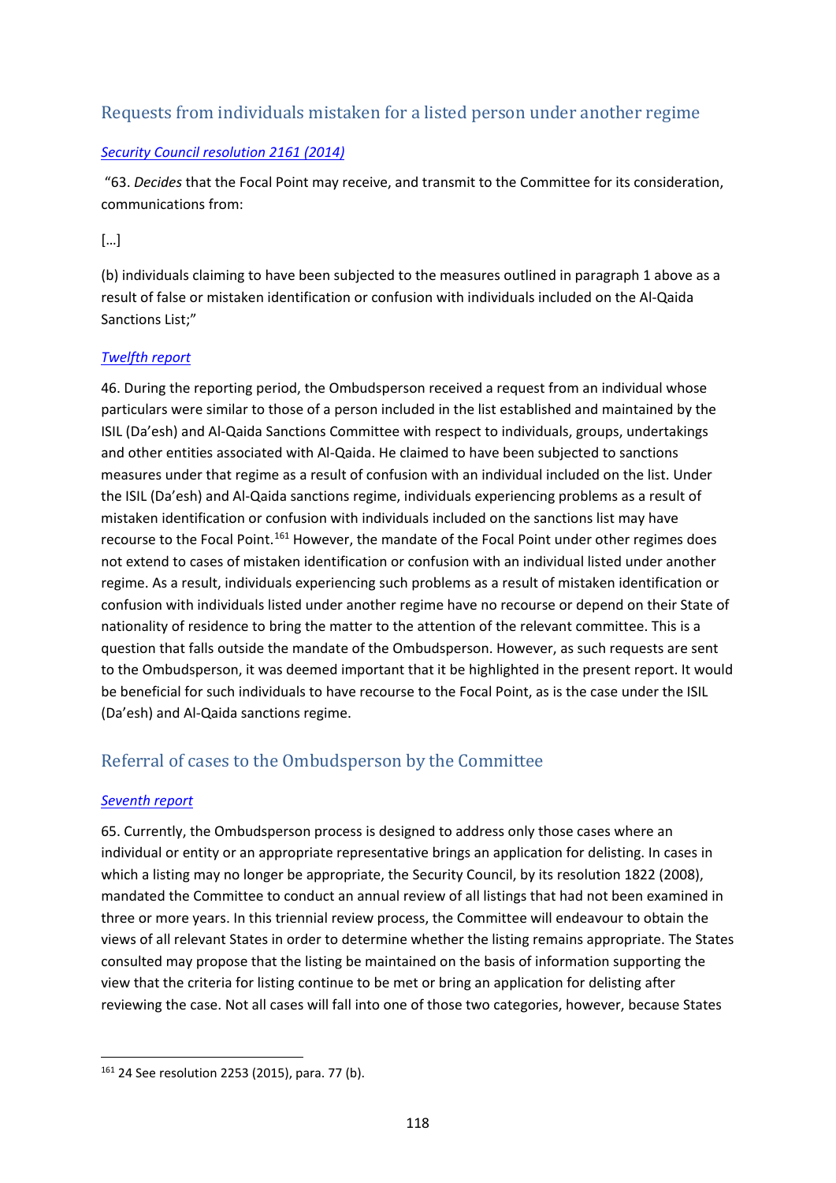## Requests from individuals mistaken for a listed person under another regime

*Security Council resolution 2161 (2014)*

"63. *Decides* that the Focal Point may receive, and transmit to the Committee for its consideration, communications from:

[…]

(b) individuals claiming to have been subjected to the measures outlined in paragraph 1 above as a result of false or mistaken identification or confusion with individuals included on the Al-Qaida Sanctions List;"

*Twelfth report*

46. During the reporting period, the Ombudsperson received a request from an individual whose particulars were similar to those of a person included in the list established and maintained by the ISIL (Da'esh) and Al-Qaida Sanctions Committee with respect to individuals, groups, undertakings and other entities associated with Al-Qaida. He claimed to have been subjected to sanctions measures under that regime as a result of confusion with an individual included on the list. Under the ISIL (Da'esh) and Al-Qaida sanctions regime, individuals experiencing problems as a result of mistaken identification or confusion with individuals included on the sanctions list may have recourse to the Focal Point.[161] However, the mandate of the Focal Point under other regimes does not extend to cases of mistaken identification or confusion with an individual listed under another regime. As a result, individuals experiencing such problems as a result of mistaken identification or confusion with individuals listed under another regime have no recourse or depend on their State of nationality of residence to bring the matter to the attention of the relevant committee. This is a question that falls outside the mandate of the Ombudsperson. However, as such requests are sent to the Ombudsperson, it was deemed important that it be highlighted in the present report. It would be beneficial for such individuals to have recourse to the Focal Point, as is the case under the ISIL (Da'esh) and Al-Qaida sanctions regime.

## Referral of cases to the Ombudsperson by the Committee

*Seventh report*

65. Currently, the Ombudsperson process is designed to address only those cases where an individual or entity or an appropriate representative brings an application for delisting. In cases in which a listing may no longer be appropriate, the Security Council, by its resolution 1822 (2008), mandated the Committee to conduct an annual review of all listings that had not been examined in three or more years. In this triennial review process, the Committee will endeavour to obtain the views of all relevant States in order to determine whether the listing remains appropriate. The States consulted may propose that the listing be maintained on the basis of information supporting the view that the criteria for listing continue to be met or bring an application for delisting after reviewing the case. Not all cases will fall into one of those two categories, however, because States

---

[161] 24 See resolution 2253 (2015), para. 77 (b).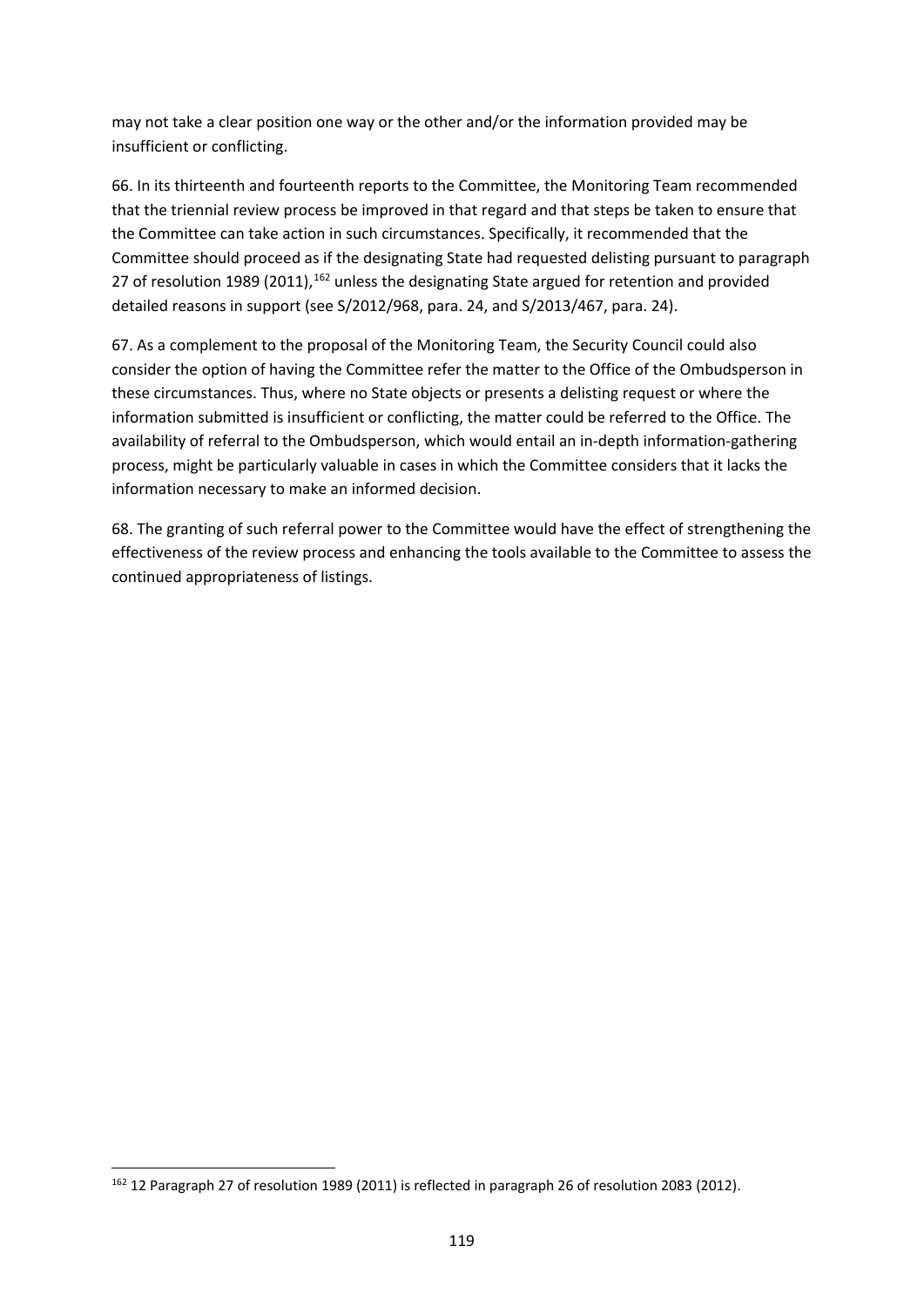may not take a clear position one way or the other and/or the information provided may be insufficient or conflicting.

66. In its thirteenth and fourteenth reports to the Committee, the Monitoring Team recommended that the triennial review process be improved in that regard and that steps be taken to ensure that the Committee can take action in such circumstances. Specifically, it recommended that the Committee should proceed as if the designating State had requested delisting pursuant to paragraph 27 of resolution 1989 (2011),[162] unless the designating State argued for retention and provided detailed reasons in support (see S/2012/968, para. 24, and S/2013/467, para. 24).

67. As a complement to the proposal of the Monitoring Team, the Security Council could also consider the option of having the Committee refer the matter to the Office of the Ombudsperson in these circumstances. Thus, where no State objects or presents a delisting request or where the information submitted is insufficient or conflicting, the matter could be referred to the Office. The availability of referral to the Ombudsperson, which would entail an in-depth information-gathering process, might be particularly valuable in cases in which the Committee considers that it lacks the information necessary to make an informed decision.

68. The granting of such referral power to the Committee would have the effect of strengthening the effectiveness of the review process and enhancing the tools available to the Committee to assess the continued appropriateness of listings.

---

[162] 12 Paragraph 27 of resolution 1989 (2011) is reflected in paragraph 26 of resolution 2083 (2012).